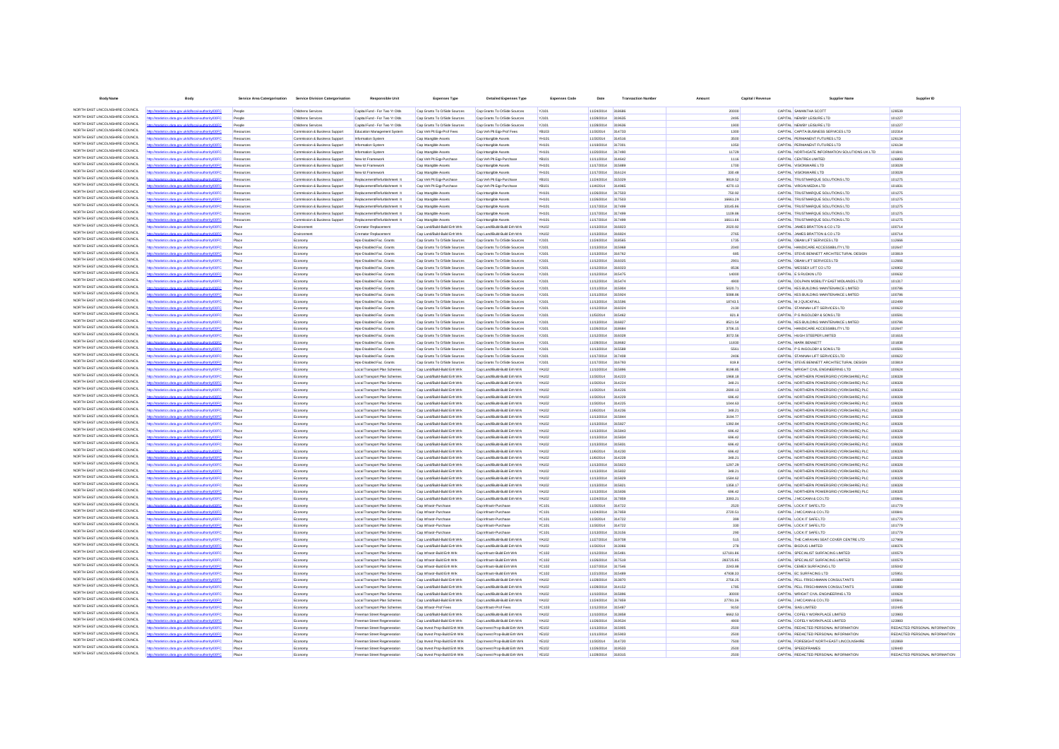| Body Name | Body | Service Area Catergorisation | Service Division Catergorisation | Responsible Unit | Expenses Type | Detailed Expenses Type | Expenses Code | Date | Transaction Number | Amount | Capital / Revenue | Supplier Name | Supplier ID |
|---|---|---|---|---|---|---|---|---|---|---|---|---|---|
| NORTH EAST LINCOLNSHIRE COUNCIL | http://statistics.data.gov.uk/id/local-authority/00FC | People | Childrens Services | Capital Fund - For Two Yr Olds | Cap Grants To O/Side Sources | Cap Grants To O/Side Sources | YJ101 | 11/24/2014 | 319686 | 20000 | CAPITAL | SAMANTHA SCOTT | 128539 |
| NORTH EAST LINCOLNSHIRE COUNCIL | http://statistics.data.gov.uk/id/local-authority/00FC | People | Childrens Services | Capital Fund - For Two Yr Olds | Cap Grants To O/Side Sources | Cap Grants To O/Side Sources | YJ101 | 11/28/2014 | 319635 | 2495 | CAPITAL | NEWBY LEISURE LTD | 101227 |
| NORTH EAST LINCOLNSHIRE COUNCIL | http://statistics.data.gov.uk/id/local-authority/00FC | People | Childrens Services | Capital Fund - For Two Yr Olds | Cap Grants To O/Side Sources | Cap Grants To O/Side Sources | YJ101 | 11/28/2014 | 319636 | 1900 | CAPITAL | NEWBY LEISURE LTD | 101227 |
| NORTH EAST LINCOLNSHIRE COUNCIL | http://statistics.data.gov.uk/id/local-authority/00FC | Resources | Commission & Business Support | Education Management System | Cap Veh Plt Eqp-Prof Fees | Cap Veh Plt Eqp-Prof Fees | YB103 | 11/3/2014 | 314733 | 1300 | CAPITAL | CAPITA BUSINESS SERVICES LTD | 102314 |
| NORTH EAST LINCOLNSHIRE COUNCIL | http://statistics.data.gov.uk/id/local-authority/00FC | Resources | Commission & Business Support | Information System | Cap Intangible Assets | Cap Intangible Assets | YH101 | 11/3/2014 | 314516 | 3500 | CAPITAL | PERMANENT FUTURES LTD | 126134 |
| NORTH EAST LINCOLNSHIRE COUNCIL | http://statistics.data.gov.uk/id/local-authority/00FC | Resources | Commission & Business Support | Information System | Cap Intangible Assets | Cap Intangible Assets | YH101 | 11/18/2014 | 317001 | 1050 | CAPITAL | PERMANENT FUTURES LTD | 126134 |
| NORTH EAST LINCOLNSHIRE COUNCIL | http://statistics.data.gov.uk/id/local-authority/00FC | Resources | Commission & Business Support | Information System | Cap Intangible Assets | Cap Intangible Assets | YH101 | 11/20/2014 | 317490 | 11729 | CAPITAL | NORTHGATE INFORMATION SOLUTIONS UK LTD | 101841 |
| NORTH EAST LINCOLNSHIRE COUNCIL | http://statistics.data.gov.uk/id/local-authority/00FC | Resources | Commission & Business Support | New Ict Framework | Cap Veh Plt Eqp-Purchase | Cap Veh Plt Eqp-Purchase | YB101 | 11/11/2014 | 314642 | 1116 | CAPITAL | CENTREH LIMITED | 126893 |
| NORTH EAST LINCOLNSHIRE COUNCIL | http://statistics.data.gov.uk/id/local-authority/00FC | Resources | Commission & Business Support | New Ict Framework | Cap Intangible Assets | Cap Intangible Assets | YH101 | 11/17/2014 | 315889 | 1700 | CAPITAL | VISIONWARE LTD | 103028 |
| NORTH EAST LINCOLNSHIRE COUNCIL | http://statistics.data.gov.uk/id/local-authority/00FC | Resources | Commission & Business Support | New Ict Framework | Cap Intangible Assets | Cap Intangible Assets | YH101 | 11/17/2014 | 316124 | 338.48 | CAPITAL | VISIONWARE LTD | 103028 |
| NORTH EAST LINCOLNSHIRE COUNCIL | http://statistics.data.gov.uk/id/local-authority/00FC | Resources | Commission & Business Support | Replacement/Refurbishment It | Cap Veh Plt Eqp-Purchase | Cap Veh Plt Eqp-Purchase | YB101 | 11/24/2014 | 315028 | 9819.52 | CAPITAL | TRUSTMARQUE SOLUTIONS LTD | 101275 |
| NORTH EAST LINCOLNSHIRE COUNCIL | http://statistics.data.gov.uk/id/local-authority/00FC | Resources | Commission & Business Support | Replacement/Refurbishment It | Cap Veh Plt Eqp-Purchase | Cap Veh Plt Eqp-Purchase | YB101 | 11/4/2014 | 314965 | 4270.13 | CAPITAL | VIRGIN MEDIA LTD | 101831 |
| NORTH EAST LINCOLNSHIRE COUNCIL | http://statistics.data.gov.uk/id/local-authority/00FC | Resources | Commission & Business Support | Replacement/Refurbishment It | Cap Intangible Assets | Cap Intangible Assets | YH101 | 11/26/2014 | 317503 | 750.92 | CAPITAL | TRUSTMARQUE SOLUTIONS LTD | 101275 |
| NORTH EAST LINCOLNSHIRE COUNCIL | http://statistics.data.gov.uk/id/local-authority/00FC | Resources | Commission & Business Support | Replacement/Refurbishment It | Cap Intangible Assets | Cap Intangible Assets | YH101 | 11/26/2014 | 317503 | 16661.29 | CAPITAL | TRUSTMARQUE SOLUTIONS LTD | 101275 |
| NORTH EAST LINCOLNSHIRE COUNCIL | http://statistics.data.gov.uk/id/local-authority/00FC | Resources | Commission & Business Support | Replacement/Refurbishment It | Cap Intangible Assets | Cap Intangible Assets | YH101 | 11/17/2014 | 317499 | 20145.96 | CAPITAL | TRUSTMARQUE SOLUTIONS LTD | 101275 |
| NORTH EAST LINCOLNSHIRE COUNCIL | http://statistics.data.gov.uk/id/local-authority/00FC | Resources | Commission & Business Support | Replacement/Refurbishment It | Cap Intangible Assets | Cap Intangible Assets | YH101 | 11/17/2014 | 317499 | 1108.86 | CAPITAL | TRUSTMARQUE SOLUTIONS LTD | 101275 |
| NORTH EAST LINCOLNSHIRE COUNCIL | http://statistics.data.gov.uk/id/local-authority/00FC | Resources | Commission & Business Support | Replacement/Refurbishment It | Cap Intangible Assets | Cap Intangible Assets | YH101 | 11/17/2014 | 317499 | 16611.66 | CAPITAL | TRUSTMARQUE SOLUTIONS LTD | 101275 |
| NORTH EAST LINCOLNSHIRE COUNCIL | http://statistics.data.gov.uk/id/local-authority/00FC | Place | Environment | Cremator Replacement | Cap Land/Build-Build Enh Wrk | Cap Land/Build-Build Enh Wrk | YA102 | 11/13/2014 | 316823 | 2020.92 | CAPITAL | JAMES BRATTON & CO LTD | 100714 |
| NORTH EAST LINCOLNSHIRE COUNCIL | http://statistics.data.gov.uk/id/local-authority/00FC | Place | Environment | Cremator Replacement | Cap Land/Build-Build Enh Wrk | Cap Land/Build-Build Enh Wrk | YA102 | 11/13/2014 | 316824 | 2765 | CAPITAL | JAMES BRATTON & CO LTD | 100714 |
| NORTH EAST LINCOLNSHIRE COUNCIL | http://statistics.data.gov.uk/id/local-authority/00FC | Place | Economy | Hsg-Disabled Fac. Grants | Cap Grants To O/Side Sources | Cap Grants To O/Side Sources | YJ101 | 11/24/2014 | 318565 | 1735 | CAPITAL | OBAM LIFT SERVICES LTD | 112966 |
| NORTH EAST LINCOLNSHIRE COUNCIL | http://statistics.data.gov.uk/id/local-authority/00FC | Place | Economy | Hsg-Disabled Fac. Grants | Cap Grants To O/Side Sources | Cap Grants To O/Side Sources | YJ101 | 11/10/2014 | 315968 | 2040 | CAPITAL | HANDICARE ACCESSIBILITY LTD | 102847 |
| NORTH EAST LINCOLNSHIRE COUNCIL | http://statistics.data.gov.uk/id/local-authority/00FC | Place | Economy | Hsg-Disabled Fac. Grants | Cap Grants To O/Side Sources | Cap Grants To O/Side Sources | YJ101 | 11/13/2014 | 316782 | 685 | CAPITAL | STEVE BENNETT ARCHITECTURAL DESIGN | 103819 |
| NORTH EAST LINCOLNSHIRE COUNCIL | http://statistics.data.gov.uk/id/local-authority/00FC | Place | Economy | Hsg-Disabled Fac. Grants | Cap Grants To O/Side Sources | Cap Grants To O/Side Sources | YJ101 | 11/12/2014 | 316025 | 2901 | CAPITAL | OBAM LIFT SERVICES LTD | 112966 |
| NORTH EAST LINCOLNSHIRE COUNCIL | http://statistics.data.gov.uk/id/local-authority/00FC | Place | Economy | Hsg-Disabled Fac. Grants | Cap Grants To O/Side Sources | Cap Grants To O/Side Sources | YJ101 | 11/12/2014 | 316023 | 8536 | CAPITAL | WESSEX LIFT CO LTD | 126802 |
| NORTH EAST LINCOLNSHIRE COUNCIL | http://statistics.data.gov.uk/id/local-authority/00FC | Place | Economy | Hsg-Disabled Fac. Grants | Cap Grants To O/Side Sources | Cap Grants To O/Side Sources | YJ101 | 11/13/2014 | 315475 | 14000 | CAPITAL | E S RIDSKIN LTD | 100632 |
| NORTH EAST LINCOLNSHIRE COUNCIL | http://statistics.data.gov.uk/id/local-authority/00FC | Place | Economy | Hsg-Disabled Fac. Grants | Cap Grants To O/Side Sources | Cap Grants To O/Side Sources | YJ101 | 11/12/2014 | 315474 | 4900 | CAPITAL | DOLPHIN MOBILITY EAST MIDLANDS LTD | 101317 |
| NORTH EAST LINCOLNSHIRE COUNCIL | http://statistics.data.gov.uk/id/local-authority/00FC | Place | Economy | Hsg-Disabled Fac. Grants | Cap Grants To O/Side Sources | Cap Grants To O/Side Sources | YJ101 | 11/11/2014 | 315904 | 5020.71 | CAPITAL | KES BUILDING MAINTENANCE LIMITED | 100786 |
| NORTH EAST LINCOLNSHIRE COUNCIL | http://statistics.data.gov.uk/id/local-authority/00FC | Place | Economy | Hsg-Disabled Fac. Grants | Cap Grants To O/Side Sources | Cap Grants To O/Side Sources | YJ101 | 11/11/2014 | 315024 | 5098.86 | CAPITAL | KES BUILDING MAINTENANCE LIMITED | 100786 |
| NORTH EAST LINCOLNSHIRE COUNCIL | http://statistics.data.gov.uk/id/local-authority/00FC | Place | Economy | Hsg-Disabled Fac. Grants | Cap Grants To O/Side Sources | Cap Grants To O/Side Sources | YJ101 | 11/13/2014 | 315596 | 18783.5 | CAPITAL | M J QUICKFALL | 102499 |
| NORTH EAST LINCOLNSHIRE COUNCIL | http://statistics.data.gov.uk/id/local-authority/00FC | Place | Economy | Hsg-Disabled Fac. Grants | Cap Grants To O/Side Sources | Cap Grants To O/Side Sources | YJ101 | 11/12/2014 | 316024 | 2130 | CAPITAL | STANNAH LIFT SERVICES LTD | 100622 |
| NORTH EAST LINCOLNSHIRE COUNCIL | http://statistics.data.gov.uk/id/local-authority/00FC | Place | Economy | Hsg-Disabled Fac. Grants | Cap Grants To O/Side Sources | Cap Grants To O/Side Sources | YJ101 | 11/5/2014 | 315462 | 601.8 | CAPITAL | P G INGOLDBY & SONS LTD | 100591 |
| NORTH EAST LINCOLNSHIRE COUNCIL | http://statistics.data.gov.uk/id/local-authority/00FC | Place | Economy | Hsg-Disabled Fac. Grants | Cap Grants To O/Side Sources | Cap Grants To O/Side Sources | YJ101 | 11/13/2014 | 316827 | 8523.54 | CAPITAL | KES BUILDING MAINTENANCE LIMITED | 100786 |
| NORTH EAST LINCOLNSHIRE COUNCIL | http://statistics.data.gov.uk/id/local-authority/00FC | Place | Economy | Hsg-Disabled Fac. Grants | Cap Grants To O/Side Sources | Cap Grants To O/Side Sources | YJ101 | 11/26/2014 | 318684 | 2706.15 | CAPITAL | HANDICARE ACCESSIBILITY LTD | 102847 |
| NORTH EAST LINCOLNSHIRE COUNCIL | http://statistics.data.gov.uk/id/local-authority/00FC | Place | Economy | Hsg-Disabled Fac. Grants | Cap Grants To O/Side Sources | Cap Grants To O/Side Sources | YJ101 | 11/12/2014 | 316028 | 3072.59 | CAPITAL | HUGH STEEPER LIMITED | 101616 |
| NORTH EAST LINCOLNSHIRE COUNCIL | http://statistics.data.gov.uk/id/local-authority/00FC | Place | Economy | Hsg-Disabled Fac. Grants | Cap Grants To O/Side Sources | Cap Grants To O/Side Sources | YJ101 | 11/28/2014 | 319682 | 11830 | CAPITAL | MARK BENNETT | 101838 |
| NORTH EAST LINCOLNSHIRE COUNCIL | http://statistics.data.gov.uk/id/local-authority/00FC | Place | Economy | Hsg-Disabled Fac. Grants | Cap Grants To O/Side Sources | Cap Grants To O/Side Sources | YJ101 | 11/13/2014 | 315588 | 5561 | CAPITAL | P G INGOLDBY & SONS LTD | 100591 |
| NORTH EAST LINCOLNSHIRE COUNCIL | http://statistics.data.gov.uk/id/local-authority/00FC | Place | Economy | Hsg-Disabled Fac. Grants | Cap Grants To O/Side Sources | Cap Grants To O/Side Sources | YJ101 | 11/17/2014 | 317408 | 2406 | CAPITAL | STANNAH LIFT SERVICES LTD | 100622 |
| NORTH EAST LINCOLNSHIRE COUNCIL | http://statistics.data.gov.uk/id/local-authority/00FC | Place | Economy | Hsg-Disabled Fac. Grants | Cap Grants To O/Side Sources | Cap Grants To O/Side Sources | YJ101 | 11/17/2014 | 316783 | 818.8 | CAPITAL | STEVE BENNETT ARCHITECTURAL DESIGN | 103819 |
| NORTH EAST LINCOLNSHIRE COUNCIL | http://statistics.data.gov.uk/id/local-authority/00FC | Place | Economy | Local Transport Plan Schemes | Cap Land/Build-Build Enh Wrk | Cap Land/Build-Build Enh Wrk | YA102 | 11/10/2014 | 315986 | 8198.85 | CAPITAL | WRIGHT CIVIL ENGINEERING LTD | 100624 |
| NORTH EAST LINCOLNSHIRE COUNCIL | http://statistics.data.gov.uk/id/local-authority/00FC | Place | Economy | Local Transport Plan Schemes | Cap Land/Build-Build Enh Wrk | Cap Land/Build-Build Enh Wrk | YA102 | 11/3/2014 | 314223 | 1968.18 | CAPITAL | NORTHERN POWERGRID (YORKSHIRE) PLC | 109328 |
| NORTH EAST LINCOLNSHIRE COUNCIL | http://statistics.data.gov.uk/id/local-authority/00FC | Place | Economy | Local Transport Plan Schemes | Cap Land/Build-Build Enh Wrk | Cap Land/Build-Build Enh Wrk | YA102 | 11/3/2014 | 314224 | 348.21 | CAPITAL | NORTHERN POWERGRID (YORKSHIRE) PLC | 109328 |
| NORTH EAST LINCOLNSHIRE COUNCIL | http://statistics.data.gov.uk/id/local-authority/00FC | Place | Economy | Local Transport Plan Schemes | Cap Land/Build-Build Enh Wrk | Cap Land/Build-Build Enh Wrk | YA102 | 11/3/2014 | 314226 | 2690.13 | CAPITAL | NORTHERN POWERGRID (YORKSHIRE) PLC | 109328 |
| NORTH EAST LINCOLNSHIRE COUNCIL | http://statistics.data.gov.uk/id/local-authority/00FC | Place | Economy | Local Transport Plan Schemes | Cap Land/Build-Build Enh Wrk | Cap Land/Build-Build Enh Wrk | YA102 | 11/3/2014 | 314229 | 696.42 | CAPITAL | NORTHERN POWERGRID (YORKSHIRE) PLC | 109328 |
| NORTH EAST LINCOLNSHIRE COUNCIL | http://statistics.data.gov.uk/id/local-authority/00FC | Place | Economy | Local Transport Plan Schemes | Cap Land/Build-Build Enh Wrk | Cap Land/Build-Build Enh Wrk | YA102 | 11/3/2014 | 314225 | 1044.63 | CAPITAL | NORTHERN POWERGRID (YORKSHIRE) PLC | 109328 |
| NORTH EAST LINCOLNSHIRE COUNCIL | http://statistics.data.gov.uk/id/local-authority/00FC | Place | Economy | Local Transport Plan Schemes | Cap Land/Build-Build Enh Wrk | Cap Land/Build-Build Enh Wrk | YA102 | 11/6/2014 | 314236 | 348.21 | CAPITAL | NORTHERN POWERGRID (YORKSHIRE) PLC | 109328 |
| NORTH EAST LINCOLNSHIRE COUNCIL | http://statistics.data.gov.uk/id/local-authority/00FC | Place | Economy | Local Transport Plan Schemes | Cap Land/Build-Build Enh Wrk | Cap Land/Build-Build Enh Wrk | YA102 | 11/13/2014 | 315840 | 3194.77 | CAPITAL | NORTHERN POWERGRID (YORKSHIRE) PLC | 109328 |
| NORTH EAST LINCOLNSHIRE COUNCIL | http://statistics.data.gov.uk/id/local-authority/00FC | Place | Economy | Local Transport Plan Schemes | Cap Land/Build-Build Enh Wrk | Cap Land/Build-Build Enh Wrk | YA102 | 11/13/2014 | 315827 | 1392.84 | CAPITAL | NORTHERN POWERGRID (YORKSHIRE) PLC | 109328 |
| NORTH EAST LINCOLNSHIRE COUNCIL | http://statistics.data.gov.uk/id/local-authority/00FC | Place | Economy | Local Transport Plan Schemes | Cap Land/Build-Build Enh Wrk | Cap Land/Build-Build Enh Wrk | YA102 | 11/13/2014 | 315843 | 696.42 | CAPITAL | NORTHERN POWERGRID (YORKSHIRE) PLC | 109328 |
| NORTH EAST LINCOLNSHIRE COUNCIL | http://statistics.data.gov.uk/id/local-authority/00FC | Place | Economy | Local Transport Plan Schemes | Cap Land/Build-Build Enh Wrk | Cap Land/Build-Build Enh Wrk | YA102 | 11/13/2014 | 315834 | 696.42 | CAPITAL | NORTHERN POWERGRID (YORKSHIRE) PLC | 109328 |
| NORTH EAST LINCOLNSHIRE COUNCIL | http://statistics.data.gov.uk/id/local-authority/00FC | Place | Economy | Local Transport Plan Schemes | Cap Land/Build-Build Enh Wrk | Cap Land/Build-Build Enh Wrk | YA102 | 11/13/2014 | 315831 | 696.42 | CAPITAL | NORTHERN POWERGRID (YORKSHIRE) PLC | 109328 |
| NORTH EAST LINCOLNSHIRE COUNCIL | http://statistics.data.gov.uk/id/local-authority/00FC | Place | Economy | Local Transport Plan Schemes | Cap Land/Build-Build Enh Wrk | Cap Land/Build-Build Enh Wrk | YA102 | 11/6/2014 | 314230 | 696.42 | CAPITAL | NORTHERN POWERGRID (YORKSHIRE) PLC | 109328 |
| NORTH EAST LINCOLNSHIRE COUNCIL | http://statistics.data.gov.uk/id/local-authority/00FC | Place | Economy | Local Transport Plan Schemes | Cap Land/Build-Build Enh Wrk | Cap Land/Build-Build Enh Wrk | YA102 | 11/6/2014 | 314228 | 348.21 | CAPITAL | NORTHERN POWERGRID (YORKSHIRE) PLC | 109328 |
| NORTH EAST LINCOLNSHIRE COUNCIL | http://statistics.data.gov.uk/id/local-authority/00FC | Place | Economy | Local Transport Plan Schemes | Cap Land/Build-Build Enh Wrk | Cap Land/Build-Build Enh Wrk | YA102 | 11/13/2014 | 315823 | 1297.29 | CAPITAL | NORTHERN POWERGRID (YORKSHIRE) PLC | 109328 |
| NORTH EAST LINCOLNSHIRE COUNCIL | http://statistics.data.gov.uk/id/local-authority/00FC | Place | Economy | Local Transport Plan Schemes | Cap Land/Build-Build Enh Wrk | Cap Land/Build-Build Enh Wrk | YA102 | 11/13/2014 | 315832 | 348.21 | CAPITAL | NORTHERN POWERGRID (YORKSHIRE) PLC | 109328 |
| NORTH EAST LINCOLNSHIRE COUNCIL | http://statistics.data.gov.uk/id/local-authority/00FC | Place | Economy | Local Transport Plan Schemes | Cap Land/Build-Build Enh Wrk | Cap Land/Build-Build Enh Wrk | YA102 | 11/13/2014 | 315829 | 1588.63 | CAPITAL | NORTHERN POWERGRID (YORKSHIRE) PLC | 109328 |
| NORTH EAST LINCOLNSHIRE COUNCIL | http://statistics.data.gov.uk/id/local-authority/00FC | Place | Economy | Local Transport Plan Schemes | Cap Land/Build-Build Enh Wrk | Cap Land/Build-Build Enh Wrk | YA102 | 11/13/2014 | 315821 | 1358.17 | CAPITAL | NORTHERN POWERGRID (YORKSHIRE) PLC | 109328 |
| NORTH EAST LINCOLNSHIRE COUNCIL | http://statistics.data.gov.uk/id/local-authority/00FC | Place | Economy | Local Transport Plan Schemes | Cap Land/Build-Build Enh Wrk | Cap Land/Build-Build Enh Wrk | YA102 | 11/13/2014 | 315836 | 696.42 | CAPITAL | NORTHERN POWERGRID (YORKSHIRE) PLC | 109328 |
| NORTH EAST LINCOLNSHIRE COUNCIL | http://statistics.data.gov.uk/id/local-authority/00FC | Place | Economy | Local Transport Plan Schemes | Cap Land/Build-Build Enh Wrk | Cap Land/Build-Build Enh Wrk | YA102 | 11/24/2014 | 317959 | 3393.21 | CAPITAL | J MCCANN & CO LTD | 100841 |
| NORTH EAST LINCOLNSHIRE COUNCIL | http://statistics.data.gov.uk/id/local-authority/00FC | Place | Economy | Local Transport Plan Schemes | Cap Infrastr-Purchase | Cap Infrastr-Purchase | YC101 | 11/3/2014 | 314722 | 2520 | CAPITAL | LOCK IT SAFE LTD | 101779 |
| NORTH EAST LINCOLNSHIRE COUNCIL | http://statistics.data.gov.uk/id/local-authority/00FC | Place | Economy | Local Transport Plan Schemes | Cap Infrastr-Purchase | Cap Infrastr-Purchase | YC101 | 11/24/2014 | 317959 | 2720.51 | CAPITAL | J MCCANN & CO LTD | 100841 |
| NORTH EAST LINCOLNSHIRE COUNCIL | http://statistics.data.gov.uk/id/local-authority/00FC | Place | Economy | Local Transport Plan Schemes | Cap Infrastr-Purchase | Cap Infrastr-Purchase | YC101 | 11/3/2014 | 314722 | 399 | CAPITAL | LOCK IT SAFE LTD | 101779 |
| NORTH EAST LINCOLNSHIRE COUNCIL | http://statistics.data.gov.uk/id/local-authority/00FC | Place | Economy | Local Transport Plan Schemes | Cap Infrastr-Purchase | Cap Infrastr-Purchase | YC101 | 11/3/2014 | 314722 | 330 | CAPITAL | LOCK IT SAFE LTD | 101779 |
| NORTH EAST LINCOLNSHIRE COUNCIL | http://statistics.data.gov.uk/id/local-authority/00FC | Place | Economy | Local Transport Plan Schemes | Cap Infrastr-Purchase | Cap Infrastr-Purchase | YC101 | 11/13/2014 | 313156 | 290 | CAPITAL | LOCK IT SAFE LTD | 101779 |
| NORTH EAST LINCOLNSHIRE COUNCIL | http://statistics.data.gov.uk/id/local-authority/00FC | Place | Economy | Local Transport Plan Schemes | Cap Land/Build-Build Enh Wrk | Cap Land/Build-Build Enh Wrk | YA102 | 11/27/2014 | 319708 | 515 | CAPITAL | THE CARAVAN SEAT COVER CENTRE LTD | 127968 |
| NORTH EAST LINCOLNSHIRE COUNCIL | http://statistics.data.gov.uk/id/local-authority/00FC | Place | Economy | Local Transport Plan Schemes | Cap Land/Build-Build Enh Wrk | Cap Land/Build-Build Enh Wrk | YA102 | 11/3/2014 | 313066 | 278 | CAPITAL | BIGDUG LIMITED | 109376 |
| NORTH EAST LINCOLNSHIRE COUNCIL | http://statistics.data.gov.uk/id/local-authority/00FC | Place | Economy | Local Transport Plan Schemes | Cap Infrastr-Build Enh Wrk | Cap Infrastr-Build Enh Wrk | YC102 | 11/12/2014 | 315481 | 127181.86 | CAPITAL | SPECIALIST SURFACING LIMITED | 100579 |
| NORTH EAST LINCOLNSHIRE COUNCIL | http://statistics.data.gov.uk/id/local-authority/00FC | Place | Economy | Local Transport Plan Schemes | Cap Infrastr-Build Enh Wrk | Cap Infrastr-Build Enh Wrk | YC102 | 11/26/2014 | 317519 | 283725.95 | CAPITAL | SPECIALIST SURFACING LIMITED | 100579 |
| NORTH EAST LINCOLNSHIRE COUNCIL | http://statistics.data.gov.uk/id/local-authority/00FC | Place | Economy | Local Transport Plan Schemes | Cap Infrastr-Build Enh Wrk | Cap Infrastr-Build Enh Wrk | YC102 | 11/27/2014 | 317546 | 2243.88 | CAPITAL | CEMEX SURFACING LTD | 105342 |
| NORTH EAST LINCOLNSHIRE COUNCIL | http://statistics.data.gov.uk/id/local-authority/00FC | Place | Economy | Local Transport Plan Schemes | Cap Infrastr-Build Enh Wrk | Cap Infrastr-Build Enh Wrk | YC102 | 11/21/2014 | 315489 | 47938.33 | CAPITAL | SC SURFACING LTD | 125951 |
| NORTH EAST LINCOLNSHIRE COUNCIL | http://statistics.data.gov.uk/id/local-authority/00FC | Place | Economy | Local Transport Plan Schemes | Cap Land/Build-Build Enh Wrk | Cap Land/Build-Build Enh Wrk | YA102 | 11/28/2014 | 313870 | 2756.25 | CAPITAL | PELL FRISCHMANN CONSULTANTS | 100880 |
| NORTH EAST LINCOLNSHIRE COUNCIL | http://statistics.data.gov.uk/id/local-authority/00FC | Place | Economy | Local Transport Plan Schemes | Cap Land/Build-Build Enh Wrk | Cap Land/Build-Build Enh Wrk | YA102 | 11/28/2014 | 314152 | 1785 | CAPITAL | PELL FRISCHMANN CONSULTANTS | 100880 |
| NORTH EAST LINCOLNSHIRE COUNCIL | http://statistics.data.gov.uk/id/local-authority/00FC | Place | Economy | Local Transport Plan Schemes | Cap Land/Build-Build Enh Wrk | Cap Land/Build-Build Enh Wrk | YA102 | 11/10/2014 | 315986 | 30000 | CAPITAL | WRIGHT CIVIL ENGINEERING LTD | 100624 |
| NORTH EAST LINCOLNSHIRE COUNCIL | http://statistics.data.gov.uk/id/local-authority/00FC | Place | Economy | Local Transport Plan Schemes | Cap Land/Build-Build Enh Wrk | Cap Land/Build-Build Enh Wrk | YA102 | 11/24/2014 | 317959 | 27781.26 | CAPITAL | J MCCANN & CO LTD | 100841 |
| NORTH EAST LINCOLNSHIRE COUNCIL | http://statistics.data.gov.uk/id/local-authority/00FC | Place | Economy | Local Transport Plan Schemes | Cap Infrastr-Prof Fees | Cap Infrastr-Prof Fees | YC103 | 11/12/2014 | 315487 | 9150 | CAPITAL | SIAS LIMITED | 102445 |
| NORTH EAST LINCOLNSHIRE COUNCIL | http://statistics.data.gov.uk/id/local-authority/00FC | Place | Economy | Freeman Street Regeneration | Cap Land/Build-Build Enh Wrk | Cap Land/Build-Build Enh Wrk | YA102 | 11/10/2014 | 313858 | 8662.53 | CAPITAL | COFELY WORKPLACE LIMITED | 123983 |
| NORTH EAST LINCOLNSHIRE COUNCIL | http://statistics.data.gov.uk/id/local-authority/00FC | Place | Economy | Freeman Street Regeneration | Cap Land/Build-Build Enh Wrk | Cap Land/Build-Build Enh Wrk | YA102 | 11/26/2014 | 319534 | 4900 | CAPITAL | COFELY WORKPLACE LIMITED | 123983 |
| NORTH EAST LINCOLNSHIRE COUNCIL | http://statistics.data.gov.uk/id/local-authority/00FC | Place | Economy | Freeman Street Regeneration | Cap Invest Prop-Build Enh Wrk | Cap Invest Prop-Build Enh Wrk | YE102 | 11/13/2014 | 315905 | 2500 | CAPITAL | REDACTED PERSONAL INFORMATION | REDACTED PERSONAL INFORMATION |
| NORTH EAST LINCOLNSHIRE COUNCIL | http://statistics.data.gov.uk/id/local-authority/00FC | Place | Economy | Freeman Street Regeneration | Cap Invest Prop-Build Enh Wrk | Cap Invest Prop-Build Enh Wrk | YE102 | 11/11/2014 | 315903 | 2500 | CAPITAL | REDACTED PERSONAL INFORMATION | REDACTED PERSONAL INFORMATION |
| NORTH EAST LINCOLNSHIRE COUNCIL | http://statistics.data.gov.uk/id/local-authority/00FC | Place | Economy | Freeman Street Regeneration | Cap Invest Prop-Build Enh Wrk | Cap Invest Prop-Build Enh Wrk | YE102 | 11/03/2014 | 314720 | 7500 | CAPITAL | FORESIGHT NORTH EAST LINCOLNSHIRE | 101869 |
| NORTH EAST LINCOLNSHIRE COUNCIL | http://statistics.data.gov.uk/id/local-authority/00FC | Place | Economy | Freeman Street Regeneration | Cap Invest Prop-Build Enh Wrk | Cap Invest Prop-Build Enh Wrk | YE102 | 11/26/2014 | 319533 | 2500 | CAPITAL | SPEEDFRAMES | 128440 |
| NORTH EAST LINCOLNSHIRE COUNCIL | http://statistics.data.gov.uk/id/local-authority/00FC | Place | Economy | Freeman Street Regeneration | Cap Invest Prop-Build Enh Wrk | Cap Invest Prop-Build Enh Wrk | YE102 | 11/28/2014 | 319315 | 2500 | CAPITAL | REDACTED PERSONAL INFORMATION | REDACTED PERSONAL INFORMATION |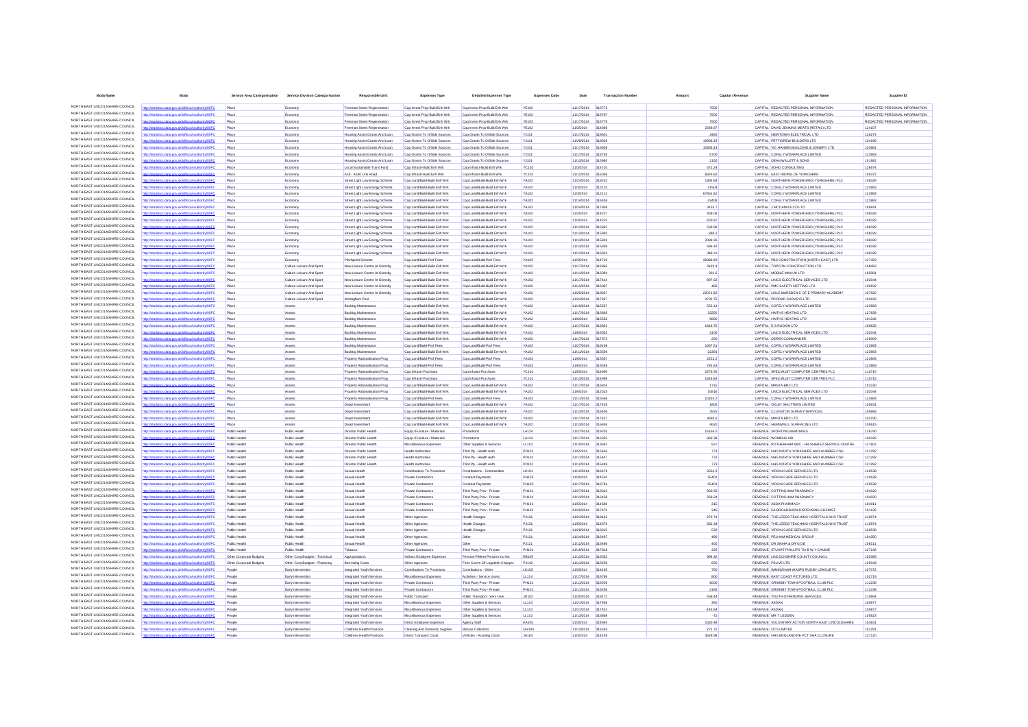| Body Name | Body | Service Area Catergorisation | Service Division Catergorisation | Responsible Unit | Expenses Type | Detailed Expenses Type | Expenses Code | Date | Transaction Number | Amount | Capital / Revenue | Supplier Name | Supplier ID |
|---|---|---|---|---|---|---|---|---|---|---|---|---|---|
| NORTH EAST LINCOLNSHIRE COUNCIL | http://statistics.data.gov.uk/id/local-authority/00FC | Place | Economy | Freeman Street Regeneration | Cap Invest Prop-Build Enh Wrk | Cap Invest Prop-Build Enh Wrk | YE102 | 11/17/2014 | 316773 | 7500 | CAPITAL | REDACTED PERSONAL INFORMATION | REDACTED PERSONAL INFORMATION |
| NORTH EAST LINCOLNSHIRE COUNCIL | http://statistics.data.gov.uk/id/local-authority/00FC | Place | Economy | Freeman Street Regeneration | Cap Invest Prop-Build Enh Wrk | Cap Invest Prop-Build Enh Wrk | YE102 | 11/17/2014 | 316787 | 7500 | CAPITAL | REDACTED PERSONAL INFORMATION | REDACTED PERSONAL INFORMATION |
| NORTH EAST LINCOLNSHIRE COUNCIL | http://statistics.data.gov.uk/id/local-authority/00FC | Place | Economy | Freeman Street Regeneration | Cap Invest Prop-Build Enh Wrk | Cap Invest Prop-Build Enh Wrk | YE102 | 11/17/2014 | 316779 | 7500 | CAPITAL | REDACTED PERSONAL INFORMATION | REDACTED PERSONAL INFORMATION |
| NORTH EAST LINCOLNSHIRE COUNCIL | http://statistics.data.gov.uk/id/local-authority/00FC | Place | Economy | Freeman Street Regeneration | Cap Invest Prop-Build Enh Wrk | Cap Invest Prop-Build Enh Wrk | YE102 | 11/3/2014 | 314686 | 2548.97 | CAPITAL | DAVID JENKINS MEATS (RETAIL) LTD | 124157 |
| NORTH EAST LINCOLNSHIRE COUNCIL | http://statistics.data.gov.uk/id/local-authority/00FC | Place | Economy | Housing Assist Grants And Loan | Cap Grants To O/Side Sources | Cap Grants To O/Side Sources | YJ101 | 11/17/2014 | 316601 | 3460 | CAPITAL | NEWTOWN ELECTRICAL LTD | 128274 |
| NORTH EAST LINCOLNSHIRE COUNCIL | http://statistics.data.gov.uk/id/local-authority/00FC | Place | Economy | Housing Assist Grants And Loan | Cap Grants To O/Side Sources | Cap Grants To O/Side Sources | YJ101 | 11/28/2014 | 318536 | 10933.33 | CAPITAL | PETTIGREW BUILDERS LTD | 104166 |
| NORTH EAST LINCOLNSHIRE COUNCIL | http://statistics.data.gov.uk/id/local-authority/00FC | Place | Economy | Housing Assist Grants And Loan | Cap Grants To O/Side Sources | Cap Grants To O/Side Sources | YJ101 | 11/17/2014 | 316608 | 10933.33 | CAPITAL | VIC HANSEN BUILDING & JOINERY LTD | 101981 |
| NORTH EAST LINCOLNSHIRE COUNCIL | http://statistics.data.gov.uk/id/local-authority/00FC | Place | Economy | Housing Assist Grants And Loan | Cap Grants To O/Side Sources | Cap Grants To O/Side Sources | YJ101 | 11/17/2014 | 313795 | 5700 | CAPITAL | COFELY WORKPLACE LIMITED | 123983 |
| NORTH EAST LINCOLNSHIRE COUNCIL | http://statistics.data.gov.uk/id/local-authority/00FC | Place | Economy | Housing Assist Grants And Loan | Cap Grants To O/Side Sources | Cap Grants To O/Side Sources | YJ101 | 11/13/2014 | 315980 | 2150 | CAPITAL | DEAN WILLETT & SONS | 101992 |
| NORTH EAST LINCOLNSHIRE COUNCIL | http://statistics.data.gov.uk/id/local-authority/00FC | Place | Economy | Local Sustainable Trans Fund | Cap Infrastr-Build Enh Wrk | Cap Infrastr-Build Enh Wrk | YC102 | 11/3/2014 | 314710 | 571.24 | CAPITAL | SOHO CONSULTING | 126674 |
| NORTH EAST LINCOLNSHIRE COUNCIL | http://statistics.data.gov.uk/id/local-authority/00FC | Place | Economy | A18 - A180 Link Road | Cap Infrastr-Build Enh Wrk | Cap Infrastr-Build Enh Wrk | YC102 | 11/12/2014 | 316036 | 8826.92 | CAPITAL | EAST RIDING OF YORKSHIRE | 100377 |
| NORTH EAST LINCOLNSHIRE COUNCIL | http://statistics.data.gov.uk/id/local-authority/00FC | Place | Economy | Street Light Low Energy Scheme | Cap Land/Build-Build Enh Wrk | Cap Land/Build-Build Enh Wrk | YA102 | 11/24/2014 | 316232 | 1392.84 | CAPITAL | NORTHERN POWERGRID (YORKSHIRE) PLC | 109328 |
| NORTH EAST LINCOLNSHIRE COUNCIL | http://statistics.data.gov.uk/id/local-authority/00FC | Place | Economy | Street Light Low Energy Scheme | Cap Land/Build-Build Enh Wrk | Cap Land/Build-Build Enh Wrk | YA102 | 11/3/2014 | 312110 | 41504 | CAPITAL | COFELY WORKPLACE LIMITED | 123983 |
| NORTH EAST LINCOLNSHIRE COUNCIL | http://statistics.data.gov.uk/id/local-authority/00FC | Place | Economy | Street Light Low Energy Scheme | Cap Land/Build-Build Enh Wrk | Cap Land/Build-Build Enh Wrk | YA102 | 11/3/2014 | 312112 | 67651.52 | CAPITAL | COFELY WORKPLACE LIMITED | 123983 |
| NORTH EAST LINCOLNSHIRE COUNCIL | http://statistics.data.gov.uk/id/local-authority/00FC | Place | Economy | Street Light Low Energy Scheme | Cap Land/Build-Build Enh Wrk | Cap Land/Build-Build Enh Wrk | YA102 | 11/14/2014 | 316439 | 43408 | CAPITAL | COFELY WORKPLACE LIMITED | 123983 |
| NORTH EAST LINCOLNSHIRE COUNCIL | http://statistics.data.gov.uk/id/local-authority/00FC | Place | Economy | Street Light Low Energy Scheme | Cap Land/Build-Build Enh Wrk | Cap Land/Build-Build Enh Wrk | YA102 | 11/24/2014 | 317659 | 3152.7 | CAPITAL | J MCCANN & CO LTD | 100841 |
| NORTH EAST LINCOLNSHIRE COUNCIL | http://statistics.data.gov.uk/id/local-authority/00FC | Place | Economy | Street Light Low Energy Scheme | Cap Land/Build-Build Enh Wrk | Cap Land/Build-Build Enh Wrk | YA102 | 11/3/2014 | 314227 | 409.09 | CAPITAL | NORTHERN POWERGRID (YORKSHIRE) PLC | 109328 |
| NORTH EAST LINCOLNSHIRE COUNCIL | http://statistics.data.gov.uk/id/local-authority/00FC | Place | Economy | Street Light Low Energy Scheme | Cap Land/Build-Build Enh Wrk | Cap Land/Build-Build Enh Wrk | YA102 | 11/3/2014 | 314222 | 600.87 | CAPITAL | NORTHERN POWERGRID (YORKSHIRE) PLC | 109328 |
| NORTH EAST LINCOLNSHIRE COUNCIL | http://statistics.data.gov.uk/id/local-authority/00FC | Place | Economy | Street Light Low Energy Scheme | Cap Land/Build-Build Enh Wrk | Cap Land/Build-Build Enh Wrk | YA102 | 11/13/2014 | 315925 | 538.99 | CAPITAL | NORTHERN POWERGRID (YORKSHIRE) PLC | 109328 |
| NORTH EAST LINCOLNSHIRE COUNCIL | http://statistics.data.gov.uk/id/local-authority/00FC | Place | Economy | Street Light Low Energy Scheme | Cap Land/Build-Build Enh Wrk | Cap Land/Build-Build Enh Wrk | YA102 | 11/13/2014 | 315940 | 888.3 | CAPITAL | NORTHERN POWERGRID (YORKSHIRE) PLC | 109328 |
| NORTH EAST LINCOLNSHIRE COUNCIL | http://statistics.data.gov.uk/id/local-authority/00FC | Place | Economy | Street Light Low Energy Scheme | Cap Land/Build-Build Enh Wrk | Cap Land/Build-Build Enh Wrk | YA102 | 11/13/2014 | 315933 | 2099.26 | CAPITAL | NORTHERN POWERGRID (YORKSHIRE) PLC | 109328 |
| NORTH EAST LINCOLNSHIRE COUNCIL | http://statistics.data.gov.uk/id/local-authority/00FC | Place | Economy | Street Light Low Energy Scheme | Cap Land/Build-Build Enh Wrk | Cap Land/Build-Build Enh Wrk | YA102 | 11/13/2014 | 315938 | 696.42 | CAPITAL | NORTHERN POWERGRID (YORKSHIRE) PLC | 109328 |
| NORTH EAST LINCOLNSHIRE COUNCIL | http://statistics.data.gov.uk/id/local-authority/00FC | Place | Economy | Street Light Low Energy Scheme | Cap Land/Build-Build Enh Wrk | Cap Land/Build-Build Enh Wrk | YA102 | 11/13/2014 | 315924 | 348.21 | CAPITAL | NORTHERN POWERGRID (YORKSHIRE) PLC | 109328 |
| NORTH EAST LINCOLNSHIRE COUNCIL | http://statistics.data.gov.uk/id/local-authority/00FC | Place | Economy | Pinchpoint Scheme | Cap Land/Build-Prof Fees | Cap Land/Build-Prof Fees | YA103 | 11/3/2014 | 314718 | 35988.29 | CAPITAL | PBS CONSTRUCTION (NORTH EAST) LTD | 127459 |
| NORTH EAST LINCOLNSHIRE COUNCIL | http://statistics.data.gov.uk/id/local-authority/00FC | Place | Culture Leisure And Sport | New Leisure Centre At Grimsby | Cap Land/Build-Build Enh Wrk | Cap Land/Build-Build Enh Wrk | YA102 | 11/17/2014 | 316065 | 3182.4 | CAPITAL | TOPCON CONSTRUCTION LTD | 109662 |
| NORTH EAST LINCOLNSHIRE COUNCIL | http://statistics.data.gov.uk/id/local-authority/00FC | Place | Culture Leisure And Sport | New Leisure Centre At Grimsby | Cap Land/Build-Build Enh Wrk | Cap Land/Build-Build Enh Wrk | YA102 | 11/11/2014 | 316084 | 301.6 | CAPITAL | MOBILE MINI UK LTD | 105081 |
| NORTH EAST LINCOLNSHIRE COUNCIL | http://statistics.data.gov.uk/id/local-authority/00FC | Place | Culture Leisure And Sport | New Leisure Centre At Grimsby | Cap Land/Build-Build Enh Wrk | Cap Land/Build-Build Enh Wrk | YA102 | 11/17/2014 | 317414 | 997.62 | CAPITAL | LINCS ELECTRICAL SERVICES LTD | 102044 |
| NORTH EAST LINCOLNSHIRE COUNCIL | http://statistics.data.gov.uk/id/local-authority/00FC | Place | Culture Leisure And Sport | New Leisure Centre At Grimsby | Cap Land/Build-Build Enh Wrk | Cap Land/Build-Build Enh Wrk | YA102 | 11/13/2014 | 316087 | 466 | CAPITAL | PMC SAFETY NETTING LTD | 109192 |
| NORTH EAST LINCOLNSHIRE COUNCIL | http://statistics.data.gov.uk/id/local-authority/00FC | Place | Culture Leisure And Sport | New Leisure Centre At Grimsby | Cap Land/Build-Build Enh Wrk | Cap Land/Build-Build Enh Wrk | YA102 | 11/25/2014 | 318667 | 22071.58 | CAPITAL | LISLE MARSDEN C OF E PRIMARY ACADEMY | 107922 |
| NORTH EAST LINCOLNSHIRE COUNCIL | http://statistics.data.gov.uk/id/local-authority/00FC | Place | Culture Leisure And Sport | Immingham Pool | Cap Land/Build-Build Enh Wrk | Cap Land/Build-Build Enh Wrk | YA102 | 11/24/2014 | 317067 | 4732.75 | CAPITAL | PRODAR SURVEYS LTD | 103159 |
| NORTH EAST LINCOLNSHIRE COUNCIL | http://statistics.data.gov.uk/id/local-authority/00FC | Place | Assets | Backlog Maintenance | Cap Land/Build-Build Enh Wrk | Cap Land/Build-Build Enh Wrk | YA102 | 11/10/2014 | 311587 | 552.11 | CAPITAL | COFELY WORKPLACE LIMITED | 123983 |
| NORTH EAST LINCOLNSHIRE COUNCIL | http://statistics.data.gov.uk/id/local-authority/00FC | Place | Assets | Backlog Maintenance | Cap Land/Build-Build Enh Wrk | Cap Land/Build-Build Enh Wrk | YA102 | 11/17/2014 | 316063 | 33250 | CAPITAL | HAITHS HEATING LTD | 127639 |
| NORTH EAST LINCOLNSHIRE COUNCIL | http://statistics.data.gov.uk/id/local-authority/00FC | Place | Assets | Backlog Maintenance | Cap Land/Build-Build Enh Wrk | Cap Land/Build-Build Enh Wrk | YA102 | 11/6/2014 | 315533 | 9860 | CAPITAL | HAITHS HEATING LTD | 101182 |
| NORTH EAST LINCOLNSHIRE COUNCIL | http://statistics.data.gov.uk/id/local-authority/00FC | Place | Assets | Backlog Maintenance | Cap Land/Build-Build Enh Wrk | Cap Land/Build-Build Enh Wrk | YA102 | 11/17/2014 | 316602 | 1618.75 | CAPITAL | E S RUDKIN LTD | 100632 |
| NORTH EAST LINCOLNSHIRE COUNCIL | http://statistics.data.gov.uk/id/local-authority/00FC | Place | Assets | Backlog Maintenance | Cap Land/Build-Build Enh Wrk | Cap Land/Build-Build Enh Wrk | YA102 | 11/6/2014 | 315553 | 3105 | CAPITAL | LINCS ELECTRICAL SERVICES LTD | 102044 |
| NORTH EAST LINCOLNSHIRE COUNCIL | http://statistics.data.gov.uk/id/local-authority/00FC | Place | Assets | Backlog Maintenance | Cap Land/Build-Build Enh Wrk | Cap Land/Build-Build Enh Wrk | YA102 | 11/17/2014 | 317273 | 250 | CAPITAL | DEREK COMMANDER | 125309 |
| NORTH EAST LINCOLNSHIRE COUNCIL | http://statistics.data.gov.uk/id/local-authority/00FC | Place | Assets | Backlog Maintenance | Cap Land/Build-Prof Fees | Cap Land/Build-Prof Fees | YA103 | 11/27/2014 | 319198 | 1667.51 | CAPITAL | COFELY WORKPLACE LIMITED | 123983 |
| NORTH EAST LINCOLNSHIRE COUNCIL | http://statistics.data.gov.uk/id/local-authority/00FC | Place | Assets | Backlog Maintenance | Cap Land/Build-Build Enh Wrk | Cap Land/Build-Build Enh Wrk | YA102 | 11/11/2014 | 315569 | 22391 | CAPITAL | COFELY WORKPLACE LIMITED | 123983 |
| NORTH EAST LINCOLNSHIRE COUNCIL | http://statistics.data.gov.uk/id/local-authority/00FC | Place | Assets | Property Rationalisation Prog | Cap Land/Build-Prof Fees | Cap Land/Build-Prof Fees | YA103 | 11/6/2014 | 315537 | 2222.3 | CAPITAL | COFELY WORKPLACE LIMITED | 123983 |
| NORTH EAST LINCOLNSHIRE COUNCIL | http://statistics.data.gov.uk/id/local-authority/00FC | Place | Assets | Property Rationalisation Prog | Cap Land/Build-Prof Fees | Cap Land/Build-Prof Fees | YA103 | 11/6/2014 | 315539 | 792.83 | CAPITAL | COFELY WORKPLACE LIMITED | 123983 |
| NORTH EAST LINCOLNSHIRE COUNCIL | http://statistics.data.gov.uk/id/local-authority/00FC | Place | Assets | Property Rationalisation Prog | Cap Infrastr-Purchase | Cap Infrastr-Purchase | YC101 | 11/5/2014 | 314995 | 2273.55 | CAPITAL | SPECIALIST COMPUTER CENTRES PLC | 110715 |
| NORTH EAST LINCOLNSHIRE COUNCIL | http://statistics.data.gov.uk/id/local-authority/00FC | Place | Assets | Property Rationalisation Prog | Cap Infrastr-Purchase | Cap Infrastr-Purchase | YC101 | 11/13/2014 | 314998 | 1818.84 | CAPITAL | SPECIALIST COMPUTER CENTRES PLC | 110715 |
| NORTH EAST LINCOLNSHIRE COUNCIL | http://statistics.data.gov.uk/id/local-authority/00FC | Place | Assets | Property Rationalisation Prog | Cap Land/Build-Build Enh Wrk | Cap Land/Build-Build Enh Wrk | YA102 | 11/17/2014 | 316616 | 1715 | CAPITAL | MANTA BRC LTD | 102230 |
| NORTH EAST LINCOLNSHIRE COUNCIL | http://statistics.data.gov.uk/id/local-authority/00FC | Place | Assets | Property Rationalisation Prog | Cap Land/Build-Build Enh Wrk | Cap Land/Build-Build Enh Wrk | YA102 | 11/6/2014 | 312015 | 10918 | CAPITAL | LINCS ELECTRICAL SERVICES LTD | 102044 |
| NORTH EAST LINCOLNSHIRE COUNCIL | http://statistics.data.gov.uk/id/local-authority/00FC | Place | Assets | Property Rationalisation Prog | Cap Land/Build-Prof Fees | Cap Land/Build-Prof Fees | YA103 | 11/11/2014 | 315568 | 10324.2 | CAPITAL | COFELY WORKPLACE LIMITED | 123983 |
| NORTH EAST LINCOLNSHIRE COUNCIL | http://statistics.data.gov.uk/id/local-authority/00FC | Place | Assets | Depot Investment | Cap Land/Build-Build Enh Wrk | Cap Land/Build-Build Enh Wrk | YA102 | 11/17/2014 | 317428 | 1805 | CAPITAL | OXLEY SHUTTERS LIMITED | 100931 |
| NORTH EAST LINCOLNSHIRE COUNCIL | http://statistics.data.gov.uk/id/local-authority/00FC | Place | Assets | Depot Investment | Cap Land/Build-Build Enh Wrk | Cap Land/Build-Build Enh Wrk | YA102 | 11/13/2014 | 316456 | 3525 | CAPITAL | CLUGSTON SURVEY SERVICES | 105666 |
| NORTH EAST LINCOLNSHIRE COUNCIL | http://statistics.data.gov.uk/id/local-authority/00FC | Place | Assets | Depot Investment | Cap Land/Build-Build Enh Wrk | Cap Land/Build-Build Enh Wrk | YA102 | 11/17/2014 | 317427 | 4683.5 | CAPITAL | MANTA BRC LTD | 102230 |
| NORTH EAST LINCOLNSHIRE COUNCIL | http://statistics.data.gov.uk/id/local-authority/00FC | Place | Assets | Depot Investment | Cap Land/Build-Build Enh Wrk | Cap Land/Build-Build Enh Wrk | YA102 | 11/13/2014 | 316606 | 4620 | CAPITAL | HEMSWELL SURFACING LTD | 100615 |
| NORTH EAST LINCOLNSHIRE COUNCIL | http://statistics.data.gov.uk/id/local-authority/00FC | Public Health | Public Health | Director Public Health | Equip / Furniture / Materials | Promotions | LA124 | 11/27/2014 | 315033 | 15164.5 | REVENUE | SPORTING MEMORIES | 126790 |
| NORTH EAST LINCOLNSHIRE COUNCIL | http://statistics.data.gov.uk/id/local-authority/00FC | Public Health | Public Health | Director Public Health | Equip / Furniture / Materials | Promotions | LA124 | 11/17/2014 | 316355 | 968.38 | REVENUE | WOMENS AID | 100326 |
| NORTH EAST LINCOLNSHIRE COUNCIL | http://statistics.data.gov.uk/id/local-authority/00FC | Public Health | Public Health | Director Public Health | Miscellaneous Expenses | Other Supplies & Services | LL110 | 11/10/2014 | 313642 | 557 | REVENUE | ROTHERHAM MBC - HR SHARED SERVICE CENTRE | 127602 |
| NORTH EAST LINCOLNSHIRE COUNCIL | http://statistics.data.gov.uk/id/local-authority/00FC | Public Health | Public Health | Director Public Health | Health Authorities | Third Pp - Health Auth | PD101 | 11/5/2014 | 315446 | 773 | REVENUE | NHS NORTH YORKSHIRE AND HUMBER CSU | 121292 |
| NORTH EAST LINCOLNSHIRE COUNCIL | http://statistics.data.gov.uk/id/local-authority/00FC | Public Health | Public Health | Director Public Health | Health Authorities | Third Pp - Health Auth | PD101 | 11/11/2014 | 315447 | 772 | REVENUE | NHS NORTH YORKSHIRE AND HUMBER CSU | 121292 |
| NORTH EAST LINCOLNSHIRE COUNCIL | http://statistics.data.gov.uk/id/local-authority/00FC | Public Health | Public Health | Director Public Health | Health Authorities | Third Pp - Health Auth | PD101 | 11/12/2014 | 315449 | 773 | REVENUE | NHS NORTH YORKSHIRE AND HUMBER CSU | 121292 |
| NORTH EAST LINCOLNSHIRE COUNCIL | http://statistics.data.gov.uk/id/local-authority/00FC | Public Health | Public Health | Sexual Health | Contributions To Provisions | Contributions - Communities | LK101 | 11/12/2014 | 316479 | 2652.3 | REVENUE | VIRGIN CARE SERVICES LTD | 120538 |
| NORTH EAST LINCOLNSHIRE COUNCIL | http://statistics.data.gov.uk/id/local-authority/00FC | Public Health | Public Health | Sexual Health | Private Contractors | Contract Payments | PH105 | 11/20/2014 | 314533 | 95401 | REVENUE | VIRGIN CARE SERVICES LTD | 120538 |
| NORTH EAST LINCOLNSHIRE COUNCIL | http://statistics.data.gov.uk/id/local-authority/00FC | Public Health | Public Health | Sexual Health | Private Contractors | Contract Payments | PH105 | 11/17/2014 | 316784 | 95401 | REVENUE | VIRGIN CARE SERVICES LTD | 120538 |
| NORTH EAST LINCOLNSHIRE COUNCIL | http://statistics.data.gov.uk/id/local-authority/00FC | Public Health | Public Health | Sexual Health | Private Contractors | Third Party Prov - Private | PH101 | 11/27/2014 | 319316 | 320.59 | REVENUE | COTTINGHAM PHARMACY | 104020 |
| NORTH EAST LINCOLNSHIRE COUNCIL | http://statistics.data.gov.uk/id/local-authority/00FC | Public Health | Public Health | Sexual Health | Private Contractors | Third Party Prov - Private | PH101 | 11/13/2014 | 314458 | 268.24 | REVENUE | COTTINGHAM PHARMACY | 104020 |
| NORTH EAST LINCOLNSHIRE COUNCIL | http://statistics.data.gov.uk/id/local-authority/00FC | Public Health | Public Health | Sexual Health | Private Contractors | Third Party Prov - Private | PH101 | 11/5/2014 | 314580 | 315 | REVENUE | ASDA PHARMACY | 104011 |
| NORTH EAST LINCOLNSHIRE COUNCIL | http://statistics.data.gov.uk/id/local-authority/00FC | Public Health | Public Health | Sexual Health | Private Contractors | Third Party Prov - Private | PH101 | 11/20/2014 | 317470 | 345 | REVENUE | EA BROADBURN DISPENSING CHEMIST | 101135 |
| NORTH EAST LINCOLNSHIRE COUNCIL | http://statistics.data.gov.uk/id/local-authority/00FC | Public Health | Public Health | Sexual Health | Other Agencies | Health Charges | PJ131 | 11/24/2014 | 315143 | 279.74 | REVENUE | THE LEEDS TEACHING HOSPITALS NHS TRUST | 110974 |
| NORTH EAST LINCOLNSHIRE COUNCIL | http://statistics.data.gov.uk/id/local-authority/00FC | Public Health | Public Health | Sexual Health | Other Agencies | Health Charges | PJ131 | 11/5/2014 | 314579 | 931.34 | REVENUE | THE LEEDS TEACHING HOSPITALS NHS TRUST | 110974 |
| NORTH EAST LINCOLNSHIRE COUNCIL | http://statistics.data.gov.uk/id/local-authority/00FC | Public Health | Public Health | Sexual Health | Other Agencies | Health Charges | PJ131 | 11/28/2014 | 319315 | 532 | REVENUE | VIRGIN CARE SERVICES LTD | 120538 |
| NORTH EAST LINCOLNSHIRE COUNCIL | http://statistics.data.gov.uk/id/local-authority/00FC | Public Health | Public Health | Sexual Health | Other Agencies | Other | PJ121 | 11/14/2014 | 316487 | 480 | REVENUE | PELHAM MEDICAL GROUP | 104350 |
| NORTH EAST LINCOLNSHIRE COUNCIL | http://statistics.data.gov.uk/id/local-authority/00FC | Public Health | Public Health | Sexual Health | Other Agencies | Other | PJ121 | 11/12/2014 | 316486 | 400 | REVENUE | DR SINHA & DR G DE | 108111 |
| NORTH EAST LINCOLNSHIRE COUNCIL | http://statistics.data.gov.uk/id/local-authority/00FC | Public Health | Public Health | Tobacco | Private Contractors | Third Party Prov - Private | PH101 | 11/18/2014 | 317818 | 325 | REVENUE | STUART PHILLIPS T/A B W Y CANINE | 127246 |
| NORTH EAST LINCOLNSHIRE COUNCIL | http://statistics.data.gov.uk/id/local-authority/00FC | Other Corporate Budgets | Other Corp Budgets - Technical | Appropriations | Indirect Employee Expenses | Pension Pthlent Pension Inc Act | EB105 | 11/13/2014 | 315582 | 994.42 | REVENUE | LINCOLNSHIRE COUNTY COUNCIL | 100389 |
| NORTH EAST LINCOLNSHIRE COUNCIL | http://statistics.data.gov.uk/id/local-authority/00FC | Other Corporate Budgets | Other Corp Budgets - Financing | Borrowing Costs | Other Agencies | Fees Comm Of Logotech Charges | PJ142 | 11/11/2014 | 315455 | 650 | REVENUE | PSLIVE LTD | 125043 |
| NORTH EAST LINCOLNSHIRE COUNCIL | http://statistics.data.gov.uk/id/local-authority/00FC | People | Early Intervention | Integrated Youth Services | Contributions To Provisions | Contributions - Other | LK103 | 11/3/2014 | 314165 | 750 | REVENUE | IMMINGHAM WASPS RUGBY LEAGUE FC | 107072 |
| NORTH EAST LINCOLNSHIRE COUNCIL | http://statistics.data.gov.uk/id/local-authority/00FC | People | Early Intervention | Integrated Youth Services | Miscellaneous Expenses | Activities - Service Users | LL114 | 11/17/2014 | 316796 | 600 | REVENUE | EAST COAST PICTURES LTD | 102719 |
| NORTH EAST LINCOLNSHIRE COUNCIL | http://statistics.data.gov.uk/id/local-authority/00FC | People | Early Intervention | Integrated Youth Services | Private Contractors | Third Party Prov - Private | PH101 | 11/11/2014 | 316256 | 6000 | REVENUE | GRIMSBY TOWN FOOTBALL CLUB PLC | 112238 |
| NORTH EAST LINCOLNSHIRE COUNCIL | http://statistics.data.gov.uk/id/local-authority/00FC | People | Early Intervention | Integrated Youth Services | Private Contractors | Third Party Prov - Private | PH101 | 11/11/2014 | 316256 | 2165 | REVENUE | GRIMSBY TOWN FOOTBALL CLUB PLC | 112238 |
| NORTH EAST LINCOLNSHIRE COUNCIL | http://statistics.data.gov.uk/id/local-authority/00FC | People | Early Intervention | Integrated Youth Services | Public Transport | Public Transport - Serv User | JD102 | 11/25/2014 | 319172 | 558.44 | REVENUE | YOUTH OFFENDING SERVICES | 110694 |
| NORTH EAST LINCOLNSHIRE COUNCIL | http://statistics.data.gov.uk/id/local-authority/00FC | People | Early Intervention | Integrated Youth Services | Miscellaneous Expenses | Other Supplies & Services | LL110 | 11/21/2014 | 317468 | 350 | REVENUE | ASDAN | 100877 |
| NORTH EAST LINCOLNSHIRE COUNCIL | http://statistics.data.gov.uk/id/local-authority/00FC | People | Early Intervention | Integrated Youth Services | Miscellaneous Expenses | Other Supplies & Services | LL110 | 11/21/2014 | 317451 | -145.84 | REVENUE | ASDAN | 100877 |
| NORTH EAST LINCOLNSHIRE COUNCIL | http://statistics.data.gov.uk/id/local-authority/00FC | People | Early Intervention | Integrated Youth Services | Miscellaneous Expenses | Other Supplies & Services | LL110 | 11/13/2014 | 316868 | -72 | REVENUE | MR T LEDDEN | 105823 |
| NORTH EAST LINCOLNSHIRE COUNCIL | http://statistics.data.gov.uk/id/local-authority/00FC | People | Early Intervention | Integrated Youth Services | Direct Employee Expenses | Agency Staff | EA105 | 11/05/2014 | 314684 | 1530.48 | REVENUE | VOLUNTARY ACTION NORTH EAST LINCOLNSHIRE | 103631 |
| NORTH EAST LINCOLNSHIRE COUNCIL | http://statistics.data.gov.uk/id/local-authority/00FC | People | Early Intervention | Childrens Health Provision | Cleaning And Domestic Supplies | Refuse Collection | GH104 | 11/13/2014 | 316263 | 271.72 | REVENUE | OCS LIMITED | 101291 |
| NORTH EAST LINCOLNSHIRE COUNCIL | http://statistics.data.gov.uk/id/local-authority/00FC | People | Early Intervention | Childrens Health Provision | Direct Transport Costs | Vehicles - Running Costs | JA104 | 11/3/2014 | 314149 | 3628.98 | REVENUE | NHS ENGLAND RE PCT SHA CLOSURE | 127120 |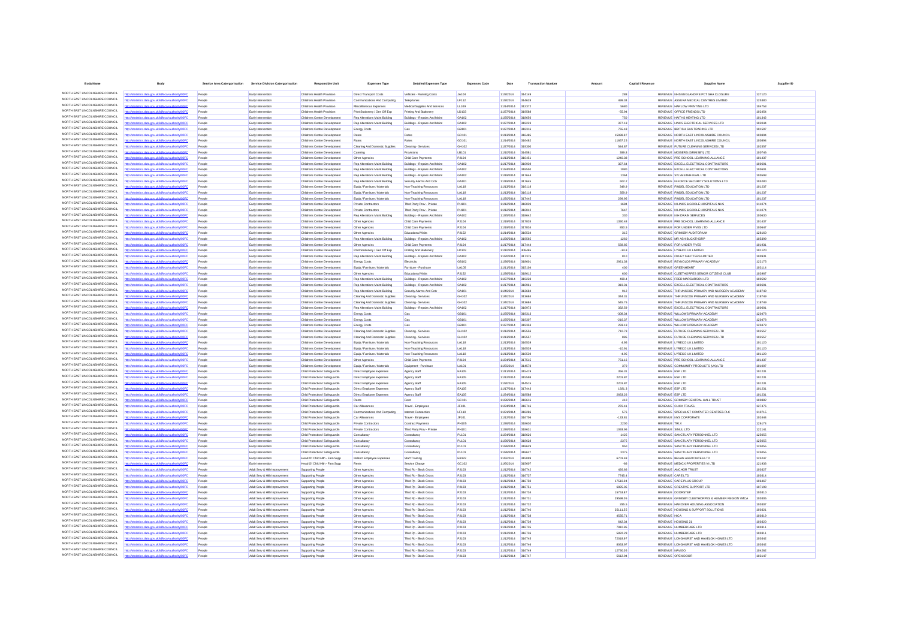| Body Name | Body | Service Area Catergorisation | Service Division Catergorisation | Responsible Unit | Expenses Type | Detailed Expenses Type | Expenses Code | Date | Transaction Number | Amount | Capital / Revenue | Supplier Name | Supplier ID |
|---|---|---|---|---|---|---|---|---|---|---|---|---|---|
| NORTH EAST LINCOLNSHIRE COUNCIL | http://statistics.data.gov.uk/id/local-authority/00FC | People | Early Intervention | Childrens Health Provision | Direct Transport Costs | Vehicles - Running Costs | JA104 | 11/20/2014 | 314149 | 298 | REVENUE | NHS ENGLAND RE PCT SHA CLOSURE | 127120 |
| NORTH EAST LINCOLNSHIRE COUNCIL | http://statistics.data.gov.uk/id/local-authority/00FC | People | Early Intervention | Childrens Health Provision | Communications And Computing | Telephones | LF112 | 11/20/2014 | 314628 | 499.34 | REVENUE | AESURA MEDICAL CENTRES LIMITED | 125380 |
| NORTH EAST LINCOLNSHIRE COUNCIL | http://statistics.data.gov.uk/id/local-authority/00FC | People | Early Intervention | Childrens Health Provision | Miscellaneous Expenses | Medical Supplies And Services | LL109 | 11/14/2014 | 312372 | 5680 | REVENUE | HARLOW PRINTING LTD | 104753 |
| NORTH EAST LINCOLNSHIRE COUNCIL | http://statistics.data.gov.uk/id/local-authority/00FC | People | Early Intervention | Childrens Health Provision | Print Stationery / Gen Off Exp | Printing And Stationery | LD103 | 11/27/2014 | 319588 | -55.94 | REVENUE | OFFICE FRIENDS LTD | 102454 |
| NORTH EAST LINCOLNSHIRE COUNCIL | http://statistics.data.gov.uk/id/local-authority/00FC | People | Early Intervention | Childrens Centre Development | Rep Alterations Maint Building | Buildings - Repairs And Maint | GA102 | 11/25/2014 | 318656 | 750 | REVENUE | HAITHS HEATING LTD | 101392 |
| NORTH EAST LINCOLNSHIRE COUNCIL | http://statistics.data.gov.uk/id/local-authority/00FC | People | Early Intervention | Childrens Centre Development | Rep Alterations Maint Building | Buildings - Repairs And Maint | GA102 | 11/27/2014 | 319233 | 377.18 | REVENUE | LINCS ELECTRICAL SERVICES LTD | 102944 |
| NORTH EAST LINCOLNSHIRE COUNCIL | http://statistics.data.gov.uk/id/local-authority/00FC | People | Early Intervention | Childrens Centre Development | Energy Costs | Gas | GB101 | 11/27/2014 | 318316 | 766.43 | REVENUE | BRITISH GAS TRADING LTD | 101507 |
| NORTH EAST LINCOLNSHIRE COUNCIL | http://statistics.data.gov.uk/id/local-authority/00FC | People | Early Intervention | Childrens Centre Development | Rates | Rates | GD101 | 11/13/2014 | 316485 | 15938.87 | REVENUE | NORTH EAST LINCOLNSHIRE COUNCIL | 100894 |
| NORTH EAST LINCOLNSHIRE COUNCIL | http://statistics.data.gov.uk/id/local-authority/00FC | People | Early Intervention | Childrens Centre Development | Rates | Rates | GD101 | 11/14/2014 | 316482 | 11657.25 | REVENUE | NORTH EAST LINCOLNSHIRE COUNCIL | 100894 |
| NORTH EAST LINCOLNSHIRE COUNCIL | http://statistics.data.gov.uk/id/local-authority/00FC | People | Early Intervention | Childrens Centre Development | Cleaning And Domestic Supplies | Cleaning - Services | GH102 | 11/27/2014 | 319300 | 544.87 | REVENUE | FUTURE CLEANING SERVICES LTD | 102557 |
| NORTH EAST LINCOLNSHIRE COUNCIL | http://statistics.data.gov.uk/id/local-authority/00FC | People | Early Intervention | Childrens Centre Development | Catering | Provisions | LB101 | 11/10/2014 | 314581 | 399.8 | REVENUE | MOISERS (GRIMSBY) LTD | 100746 |
| NORTH EAST LINCOLNSHIRE COUNCIL | http://statistics.data.gov.uk/id/local-authority/00FC | People | Early Intervention | Childrens Centre Development | Other Agencies | Child Care Payments | PJ104 | 11/13/2014 | 316451 | 1240.38 | REVENUE | PRE SCHOOL LEARNING ALLIANCE | 101437 |
| NORTH EAST LINCOLNSHIRE COUNCIL | http://statistics.data.gov.uk/id/local-authority/00FC | People | Early Intervention | Childrens Centre Development | Rep Alterations Maint Building | Buildings - Repairs And Maint | GA102 | 11/17/2014 | 316509 | 327.64 | REVENUE | EXCELL ELECTRICAL CONTRACTORS | 100601 |
| NORTH EAST LINCOLNSHIRE COUNCIL | http://statistics.data.gov.uk/id/local-authority/00FC | People | Early Intervention | Childrens Centre Development | Rep Alterations Maint Building | Buildings - Repairs And Maint | GA102 | 11/24/2014 | 318550 | 1090 | REVENUE | EXCELL ELECTRICAL CONTRACTORS | 100601 |
| NORTH EAST LINCOLNSHIRE COUNCIL | http://statistics.data.gov.uk/id/local-authority/00FC | People | Early Intervention | Childrens Centre Development | Rep Alterations Maint Building | Buildings - Repairs And Maint | GA102 | 11/19/2014 | 317644 | 1364 | REVENUE | SYLVESTER-KEAL LTD | 100993 |
| NORTH EAST LINCOLNSHIRE COUNCIL | http://statistics.data.gov.uk/id/local-authority/00FC | People | Early Intervention | Childrens Centre Development | Rep Alterations Maint Building | Security Alarms And Ccts | GA101 | 11/19/2014 | 317645 | 602.2 | REVENUE | N-FORCE SECURITY SOLUTIONS LTD | 105280 |
| NORTH EAST LINCOLNSHIRE COUNCIL | http://statistics.data.gov.uk/id/local-authority/00FC | People | Early Intervention | Childrens Centre Development | Equip / Furniture / Materials | Non-Teaching Resources | LA118 | 11/13/2014 | 316118 | 349.9 | REVENUE | FINDEL EDUCATION LTD | 101237 |
| NORTH EAST LINCOLNSHIRE COUNCIL | http://statistics.data.gov.uk/id/local-authority/00FC | People | Early Intervention | Childrens Centre Development | Equip / Furniture / Materials | Non-Teaching Resources | LA118 | 11/13/2014 | 316118 | 359.9 | REVENUE | FINDEL EDUCATION LTD | 101237 |
| NORTH EAST LINCOLNSHIRE COUNCIL | http://statistics.data.gov.uk/id/local-authority/00FC | People | Early Intervention | Childrens Centre Development | Equip / Furniture / Materials | Non-Teaching Resources | LA118 | 11/20/2014 | 317445 | 298.95 | REVENUE | FINDEL EDUCATION LTD | 101237 |
| NORTH EAST LINCOLNSHIRE COUNCIL | http://statistics.data.gov.uk/id/local-authority/00FC | People | Early Intervention | Childrens Centre Development | Private Contractors | Third Party Prov - Private | PH101 | 11/12/2014 | 316039 | 1684 | REVENUE | N LINCS & GOOLE HOSPITALS NHS | 111074 |
| NORTH EAST LINCOLNSHIRE COUNCIL | http://statistics.data.gov.uk/id/local-authority/00FC | People | Early Intervention | Childrens Centre Development | Private Contractors | Third Party Prov - Private | PH101 | 11/12/2014 | 316042 | 7647 | REVENUE | N LINCS & GOOLE HOSPITALS NHS | 111074 |
| NORTH EAST LINCOLNSHIRE COUNCIL | http://statistics.data.gov.uk/id/local-authority/00FC | People | Early Intervention | Childrens Centre Development | Rep Alterations Maint Building | Buildings - Repairs And Maint | GA102 | 11/25/2014 | 318642 | 330 | REVENUE | N H DRAIN SERVICES | 100630 |
| NORTH EAST LINCOLNSHIRE COUNCIL | http://statistics.data.gov.uk/id/local-authority/00FC | People | Early Intervention | Childrens Centre Development | Other Agencies | Child Care Payments | PJ104 | 11/18/2014 | 317035 | 1390.48 | REVENUE | PRE SCHOOL LEARNING ALLIANCE | 101437 |
| NORTH EAST LINCOLNSHIRE COUNCIL | http://statistics.data.gov.uk/id/local-authority/00FC | People | Early Intervention | Childrens Centre Development | Other Agencies | Child Care Payments | PJ104 | 11/18/2014 | 317634 | 850.5 | REVENUE | FOR UNDER FIVES LTD | 100647 |
| NORTH EAST LINCOLNSHIRE COUNCIL | http://statistics.data.gov.uk/id/local-authority/00FC | People | Early Intervention | Childrens Centre Development | Other Agencies | Educational Visits | PJ152 | 11/14/2014 | 316534 | 315 | REVENUE | GRIMSBY AUDITORIUM | 128160 |
| NORTH EAST LINCOLNSHIRE COUNCIL | http://statistics.data.gov.uk/id/local-authority/00FC | People | Early Intervention | Childrens Centre Development | Rep Alterations Maint Building | Buildings - Repairs And Maint | GA102 | 11/26/2014 | 319565 | 1260 | REVENUE | MR ASH BUCKTHORP | 105399 |
| NORTH EAST LINCOLNSHIRE COUNCIL | http://statistics.data.gov.uk/id/local-authority/00FC | People | Early Intervention | Childrens Centre Development | Other Agencies | Child Care Payments | PJ104 | 11/17/2014 | 317444 | 568.85 | REVENUE | FOR UNDER FIVES | 101931 |
| NORTH EAST LINCOLNSHIRE COUNCIL | http://statistics.data.gov.uk/id/local-authority/00FC | People | Early Intervention | Childrens Centre Development | Print Stationery / Gen Off Exp | Printing And Stationery | LD103 | 11/10/2014 | 306865 | -14.8 | REVENUE | LYRECO UK LIMITED | 101120 |
| NORTH EAST LINCOLNSHIRE COUNCIL | http://statistics.data.gov.uk/id/local-authority/00FC | People | Early Intervention | Childrens Centre Development | Rep Alterations Maint Building | Buildings - Repairs And Maint | GA102 | 11/20/2014 | 317275 | 810 | REVENUE | OXLEY SHUTTERS LIMITED | 100931 |
| NORTH EAST LINCOLNSHIRE COUNCIL | http://statistics.data.gov.uk/id/local-authority/00FC | People | Early Intervention | Childrens Centre Development | Energy Costs | Electricity | GB102 | 11/26/2014 | 318601 | 3921.38 | REVENUE | REYNOLDS PRIMARY ACADEMY | 122175 |
| NORTH EAST LINCOLNSHIRE COUNCIL | http://statistics.data.gov.uk/id/local-authority/00FC | People | Early Intervention | Childrens Centre Development | Equip / Furniture / Materials | Furniture - Purchase | LA105 | 11/11/2014 | 315104 | 400 | REVENUE | GREENHEART | 103114 |
| NORTH EAST LINCOLNSHIRE COUNCIL | http://statistics.data.gov.uk/id/local-authority/00FC | People | Early Intervention | Childrens Centre Development | Other Agencies | Educational Visits | PJ152 | 11/26/2014 | 310612 | 600 | REVENUE | CLEETHORPES SENIOR CITIZENS CLUB | 103967 |
| NORTH EAST LINCOLNSHIRE COUNCIL | http://statistics.data.gov.uk/id/local-authority/00FC | People | Early Intervention | Childrens Centre Development | Rep Alterations Maint Building | Buildings - Repairs And Maint | GA102 | 11/27/2014 | 319228 | 498.4 | REVENUE | FRED MARGARSON LTD | 100592 |
| NORTH EAST LINCOLNSHIRE COUNCIL | http://statistics.data.gov.uk/id/local-authority/00FC | People | Early Intervention | Childrens Centre Development | Rep Alterations Maint Building | Buildings - Repairs And Maint | GA102 | 11/17/2014 | 316961 | 319.31 | REVENUE | EXCELL ELECTRICAL CONTRACTORS | 100601 |
| NORTH EAST LINCOLNSHIRE COUNCIL | http://statistics.data.gov.uk/id/local-authority/00FC | People | Early Intervention | Childrens Centre Development | Rep Alterations Maint Building | Security Alarms And Ccts | GA101 | 11/4/2014 | 313684 | 912 | REVENUE | THRUNSCOE PRIMARY AND NURSERY ACADEMY | 118749 |
| NORTH EAST LINCOLNSHIRE COUNCIL | http://statistics.data.gov.uk/id/local-authority/00FC | People | Early Intervention | Childrens Centre Development | Cleaning And Domestic Supplies | Cleaning - Services | GH102 | 11/4/2014 | 313684 | 346.31 | REVENUE | THRUNSCOE PRIMARY AND NURSERY ACADEMY | 118749 |
| NORTH EAST LINCOLNSHIRE COUNCIL | http://statistics.data.gov.uk/id/local-authority/00FC | People | Early Intervention | Childrens Centre Development | Cleaning And Domestic Supplies | Cleaning - Services | GH102 | 11/4/2014 | 313684 | 545.76 | REVENUE | THRUNSCOE PRIMARY AND NURSERY ACADEMY | 118749 |
| NORTH EAST LINCOLNSHIRE COUNCIL | http://statistics.data.gov.uk/id/local-authority/00FC | People | Early Intervention | Childrens Centre Development | Rep Alterations Maint Building | Buildings - Repairs And Maint | GA102 | 11/17/2014 | 316973 | 332.59 | REVENUE | EXCELL ELECTRICAL CONTRACTORS | 100601 |
| NORTH EAST LINCOLNSHIRE COUNCIL | http://statistics.data.gov.uk/id/local-authority/00FC | People | Early Intervention | Childrens Centre Development | Energy Costs | Gas | GB101 | 11/25/2014 | 319313 | -308.34 | REVENUE | WILLOWS PRIMARY ACADEMY | 120478 |
| NORTH EAST LINCOLNSHIRE COUNCIL | http://statistics.data.gov.uk/id/local-authority/00FC | People | Early Intervention | Childrens Centre Development | Energy Costs | Gas | GB101 | 11/25/2014 | 319307 | -216.37 | REVENUE | WILLOWS PRIMARY ACADEMY | 120478 |
| NORTH EAST LINCOLNSHIRE COUNCIL | http://statistics.data.gov.uk/id/local-authority/00FC | People | Early Intervention | Childrens Centre Development | Energy Costs | Gas | GB101 | 11/27/2014 | 319353 | 293.19 | REVENUE | WILLOWS PRIMARY ACADEMY | 120478 |
| NORTH EAST LINCOLNSHIRE COUNCIL | http://statistics.data.gov.uk/id/local-authority/00FC | People | Early Intervention | Childrens Centre Development | Cleaning And Domestic Supplies | Cleaning - Services | GH102 | 11/12/2014 | 315556 | 710.78 | REVENUE | FUTURE CLEANING SERVICES LTD | 102557 |
| NORTH EAST LINCOLNSHIRE COUNCIL | http://statistics.data.gov.uk/id/local-authority/00FC | People | Early Intervention | Childrens Centre Development | Cleaning And Domestic Supplies | Cleaning - Services | GH102 | 11/13/2014 | 315557 | 865 | REVENUE | FUTURE CLEANING SERVICES LTD | 102557 |
| NORTH EAST LINCOLNSHIRE COUNCIL | http://statistics.data.gov.uk/id/local-authority/00FC | People | Early Intervention | Childrens Centre Development | Equip / Furniture / Materials | Non-Teaching Resources | LA118 | 11/13/2014 | 316539 | 4.95 | REVENUE | LYRECO UK LIMITED | 101120 |
| NORTH EAST LINCOLNSHIRE COUNCIL | http://statistics.data.gov.uk/id/local-authority/00FC | People | Early Intervention | Childrens Centre Development | Equip / Furniture / Materials | Non-Teaching Resources | LA118 | 11/13/2014 | 316539 | -10.91 | REVENUE | LYRECO UK LIMITED | 101120 |
| NORTH EAST LINCOLNSHIRE COUNCIL | http://statistics.data.gov.uk/id/local-authority/00FC | People | Early Intervention | Childrens Centre Development | Equip / Furniture / Materials | Non-Teaching Resources | LA118 | 11/13/2014 | 316539 | 4.95 | REVENUE | LYRECO UK LIMITED | 101120 |
| NORTH EAST LINCOLNSHIRE COUNCIL | http://statistics.data.gov.uk/id/local-authority/00FC | People | Early Intervention | Childrens Centre Development | Other Agencies | Child Care Payments | PJ104 | 11/24/2014 | 317515 | 751.16 | REVENUE | PRE SCHOOL LEARNING ALLIANCE | 101437 |
| NORTH EAST LINCOLNSHIRE COUNCIL | http://statistics.data.gov.uk/id/local-authority/00FC | People | Early Intervention | Childrens Centre Development | Equip / Furniture / Materials | Equipment - Purchase | LA101 | 11/5/2014 | 314578 | 370 | REVENUE | COMMUNITY PRODUCTS (UK) LTD | 101007 |
| NORTH EAST LINCOLNSHIRE COUNCIL | http://statistics.data.gov.uk/id/local-authority/00FC | People | Early Intervention | Child Protection / Safeguardin | Direct Employee Expenses | Agency Staff | EA105 | 11/11/2014 | 315419 | 358.31 | REVENUE | ESP LTD | 101231 |
| NORTH EAST LINCOLNSHIRE COUNCIL | http://statistics.data.gov.uk/id/local-authority/00FC | People | Early Intervention | Child Protection / Safeguardin | Direct Employee Expenses | Agency Staff | EA105 | 11/12/2014 | 315598 | 2201.87 | REVENUE | ESP LTD | 101231 |
| NORTH EAST LINCOLNSHIRE COUNCIL | http://statistics.data.gov.uk/id/local-authority/00FC | People | Early Intervention | Child Protection / Safeguardin | Direct Employee Expenses | Agency Staff | EA105 | 11/3/2014 | 314515 | 2201.87 | REVENUE | ESP LTD | 101231 |
| NORTH EAST LINCOLNSHIRE COUNCIL | http://statistics.data.gov.uk/id/local-authority/00FC | People | Early Intervention | Child Protection / Safeguardin | Direct Employee Expenses | Agency Staff | EA105 | 11/17/2014 | 317443 | 1921.3 | REVENUE | ESP LTD | 101231 |
| NORTH EAST LINCOLNSHIRE COUNCIL | http://statistics.data.gov.uk/id/local-authority/00FC | People | Early Intervention | Child Protection / Safeguardin | Direct Employee Expenses | Agency Staff | EA105 | 11/24/2014 | 318588 | 2663.26 | REVENUE | ESP LTD | 101231 |
| NORTH EAST LINCOLNSHIRE COUNCIL | http://statistics.data.gov.uk/id/local-authority/00FC | People | Early Intervention | Child Protection / Safeguardin | Rents | Rent | GC101 | 11/26/2014 | 318926 | 610 | REVENUE | GRIMSBY CENTRAL HALL TRUST | 100882 |
| NORTH EAST LINCOLNSHIRE COUNCIL | http://statistics.data.gov.uk/id/local-authority/00FC | People | Early Intervention | Child Protection / Safeguardin | Car Allowances | Travel - Employees | JF101 | 11/24/2014 | 318746 | 276.41 | REVENUE | CLICK TRAVEL | 127476 |
| NORTH EAST LINCOLNSHIRE COUNCIL | http://statistics.data.gov.uk/id/local-authority/00FC | People | Early Intervention | Child Protection / Safeguardin | Communications And Computing | Internet Connection | LF110 | 11/21/2014 | 318286 | 576 | REVENUE | SPECIALIST COMPUTER CENTRES PLC | 110715 |
| NORTH EAST LINCOLNSHIRE COUNCIL | http://statistics.data.gov.uk/id/local-authority/00FC | People | Early Intervention | Child Protection / Safeguardin | Car Allowances | Travel - Employees | JF101 | 11/12/2014 | 316706 | -133.81 | REVENUE | NYS CORPORATE | 102446 |
| NORTH EAST LINCOLNSHIRE COUNCIL | http://statistics.data.gov.uk/id/local-authority/00FC | People | Early Intervention | Child Protection / Safeguardin | Private Contractors | Contract Payments | PH105 | 11/26/2014 | 319630 | 2200 | REVENUE | TRIX | 124174 |
| NORTH EAST LINCOLNSHIRE COUNCIL | http://statistics.data.gov.uk/id/local-authority/00FC | People | Early Intervention | Child Protection / Safeguardin | Private Contractors | Third Party Prov - Private | PH101 | 11/26/2014 | 318631 | 1093.96 | REVENUE | SIMUL LTD | 122141 |
| NORTH EAST LINCOLNSHIRE COUNCIL | http://statistics.data.gov.uk/id/local-authority/00FC | People | Early Intervention | Child Protection / Safeguardin | Consultancy | Consultancy | PL101 | 11/24/2014 | 318626 | 1425 | REVENUE | SANCTUARY PERSONNEL LTD | 125055 |
| NORTH EAST LINCOLNSHIRE COUNCIL | http://statistics.data.gov.uk/id/local-authority/00FC | People | Early Intervention | Child Protection / Safeguardin | Consultancy | Consultancy | PL101 | 11/26/2014 | 318628 | 2375 | REVENUE | SANCTUARY PERSONNEL LTD | 125055 |
| NORTH EAST LINCOLNSHIRE COUNCIL | http://statistics.data.gov.uk/id/local-authority/00FC | People | Early Intervention | Child Protection / Safeguardin | Consultancy | Consultancy | PL101 | 11/26/2014 | 318629 | 950 | REVENUE | SANCTUARY PERSONNEL LTD | 125055 |
| NORTH EAST LINCOLNSHIRE COUNCIL | http://statistics.data.gov.uk/id/local-authority/00FC | People | Early Intervention | Child Protection / Safeguardin | Consultancy | Consultancy | PL101 | 11/26/2014 | 318627 | 2375 | REVENUE | SANCTUARY PERSONNEL LTD | 125055 |
| NORTH EAST LINCOLNSHIRE COUNCIL | http://statistics.data.gov.uk/id/local-authority/00FC | People | Early Intervention | Head Of Child Hlth - Fam Supp | Indirect Employee Expenses | Staff Training | EB122 | 11/5/2014 | 315089 | 6701.48 | REVENUE | BEVAN ASSOCIATES LTD | 125247 |
| NORTH EAST LINCOLNSHIRE COUNCIL | http://statistics.data.gov.uk/id/local-authority/00FC | People | Early Intervention | Head Of Child Hlth - Fam Supp | Rents | Service Charge | GC102 | 11/06/2014 | 315607 | -66 | REVENUE | MEDICX PROPERTIES VI LTD | 121938 |
| NORTH EAST LINCOLNSHIRE COUNCIL | http://statistics.data.gov.uk/id/local-authority/00FC | People | Adult Serv & Hlth Improvement | Supporting People | Other Agencies | Third Pp - Block Gross | PJ103 | 11/12/2014 | 316742 | 426.68 | REVENUE | ANCHOR TRUST | 100327 |
| NORTH EAST LINCOLNSHIRE COUNCIL | http://statistics.data.gov.uk/id/local-authority/00FC | People | Adult Serv & Hlth Improvement | Supporting People | Other Agencies | Third Pp - Block Gross | PJ103 | 11/12/2014 | 316737 | 7745.4 | REVENUE | CARE LTD | 100314 |
| NORTH EAST LINCOLNSHIRE COUNCIL | http://statistics.data.gov.uk/id/local-authority/00FC | People | Adult Serv & Hlth Improvement | Supporting People | Other Agencies | Third Pp - Block Gross | PJ103 | 11/12/2014 | 316750 | 17510.04 | REVENUE | CAREPLUS GROUP | 106467 |
| NORTH EAST LINCOLNSHIRE COUNCIL | http://statistics.data.gov.uk/id/local-authority/00FC | People | Adult Serv & Hlth Improvement | Supporting People | Other Agencies | Third Pp - Block Gross | PJ103 | 11/12/2014 | 316751 | 8825.05 | REVENUE | CREATIVE SUPPORT LTD | 107198 |
| NORTH EAST LINCOLNSHIRE COUNCIL | http://statistics.data.gov.uk/id/local-authority/00FC | People | Adult Serv & Hlth Improvement | Supporting People | Other Agencies | Third Pp - Block Gross | PJ103 | 11/12/2014 | 316734 | 15753.87 | REVENUE | DOORSTEP | 100310 |
| NORTH EAST LINCOLNSHIRE COUNCIL | http://statistics.data.gov.uk/id/local-authority/00FC | People | Adult Serv & Hlth Improvement | Supporting People | Other Agencies | Third Pp - Block Gross | PJ103 | 11/12/2014 | 316731 | 28598.05 | REVENUE | GRIMSBY CLEETHORPES & HUMBER REGION YMCA | 100305 |
| NORTH EAST LINCOLNSHIRE COUNCIL | http://statistics.data.gov.uk/id/local-authority/00FC | People | Adult Serv & Hlth Improvement | Supporting People | Other Agencies | Third Pp - Block Gross | PJ103 | 11/12/2014 | 316732 | 295.5 | REVENUE | HANOVER HOUSING ASSOCIATION | 100307 |
| NORTH EAST LINCOLNSHIRE COUNCIL | http://statistics.data.gov.uk/id/local-authority/00FC | People | Adult Serv & Hlth Improvement | Supporting People | Other Agencies | Third Pp - Block Gross | PJ103 | 11/12/2014 | 316740 | 25111.55 | REVENUE | HOUSING & SUPPORT SOLUTIONS | 100321 |
| NORTH EAST LINCOLNSHIRE COUNCIL | http://statistics.data.gov.uk/id/local-authority/00FC | People | Adult Serv & Hlth Improvement | Supporting People | Other Agencies | Third Pp - Block Gross | PJ103 | 11/12/2014 | 316738 | 4535.71 | REVENUE | HICA | 100319 |
| NORTH EAST LINCOLNSHIRE COUNCIL | http://statistics.data.gov.uk/id/local-authority/00FC | People | Adult Serv & Hlth Improvement | Supporting People | Other Agencies | Third Pp - Block Gross | PJ103 | 11/12/2014 | 316739 | 642.34 | REVENUE | HOUSING 21 | 100320 |
| NORTH EAST LINCOLNSHIRE COUNCIL | http://statistics.data.gov.uk/id/local-authority/00FC | People | Adult Serv & Hlth Improvement | Supporting People | Other Agencies | Third Pp - Block Gross | PJ103 | 11/12/2014 | 316735 | 7910.85 | REVENUE | HUMBERCARE LTD | 100311 |
| NORTH EAST LINCOLNSHIRE COUNCIL | http://statistics.data.gov.uk/id/local-authority/00FC | People | Adult Serv & Hlth Improvement | Supporting People | Other Agencies | Third Pp - Block Gross | PJ103 | 11/12/2014 | 316736 | 5822.23 | REVENUE | HUMBERCARE LTD | 100311 |
| NORTH EAST LINCOLNSHIRE COUNCIL | http://statistics.data.gov.uk/id/local-authority/00FC | People | Adult Serv & Hlth Improvement | Supporting People | Other Agencies | Third Pp - Block Gross | PJ103 | 11/12/2014 | 316745 | 72018.97 | REVENUE | LONGHURST AND HAVELOK HOMES LTD | 100342 |
| NORTH EAST LINCOLNSHIRE COUNCIL | http://statistics.data.gov.uk/id/local-authority/00FC | People | Adult Serv & Hlth Improvement | Supporting People | Other Agencies | Third Pp - Block Gross | PJ103 | 11/12/2014 | 316746 | 8063.97 | REVENUE | LONGHURST AND HAVELOK HOMES LTD | 100342 |
| NORTH EAST LINCOLNSHIRE COUNCIL | http://statistics.data.gov.uk/id/local-authority/00FC | People | Adult Serv & Hlth Improvement | Supporting People | Other Agencies | Third Pp - Block Gross | PJ103 | 11/12/2014 | 316749 | 12790.05 | REVENUE | NAVIGO | 104262 |
| NORTH EAST LINCOLNSHIRE COUNCIL | http://statistics.data.gov.uk/id/local-authority/00FC | People | Adult Serv & Hlth Improvement | Supporting People | Other Agencies | Third Pp - Block Gross | PJ103 | 11/12/2014 | 316747 | 9612.94 | REVENUE | OPEN DOOR | 100147 |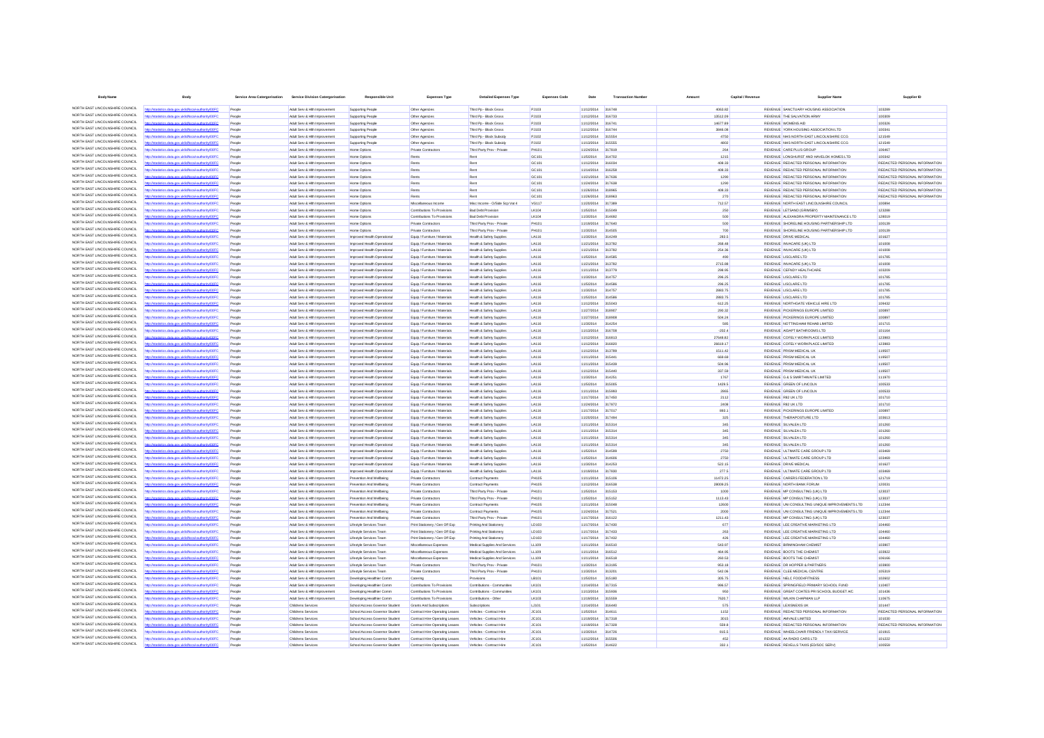| Body Name | Body | Service Area Catergorisation | Service Division Catergorisation | Responsible Unit | Expenses Type | Detailed Expenses Type | Expenses Code | Date | Transaction Number | Amount | Capital / Revenue | Supplier Name | Supplier ID |
|---|---|---|---|---|---|---|---|---|---|---|---|---|---|
| NORTH EAST LINCOLNSHIRE COUNCIL | http://statistics.data.gov.uk/id/local-authority/00FC | People | Adult Serv & Hlth Improvement | Supporting People | Other Agencies | Third Pp - Block Gross | PJ103 | 11/12/2014 | 316748 | 4063.82 | REVENUE | SANCTUARY HOUSING ASSOCIATION | 101289 |
| NORTH EAST LINCOLNSHIRE COUNCIL | http://statistics.data.gov.uk/id/local-authority/00FC | People | Adult Serv & Hlth Improvement | Supporting People | Other Agencies | Third Pp - Block Gross | PJ103 | 11/12/2014 | 316733 | 13512.09 | REVENUE | THE SALVATION ARMY | 100309 |
| NORTH EAST LINCOLNSHIRE COUNCIL | http://statistics.data.gov.uk/id/local-authority/00FC | People | Adult Serv & Hlth Improvement | Supporting People | Other Agencies | Third Pp - Block Gross | PJ103 | 11/12/2014 | 316741 | 14677.89 | REVENUE | WOMENS AID | 100326 |
| NORTH EAST LINCOLNSHIRE COUNCIL | http://statistics.data.gov.uk/id/local-authority/00FC | People | Adult Serv & Hlth Improvement | Supporting People | Other Agencies | Third Pp - Block Gross | PJ103 | 11/12/2014 | 316744 | 3848.08 | REVENUE | YORK HOUSING ASSOCIATION LTD | 100341 |
| NORTH EAST LINCOLNSHIRE COUNCIL | http://statistics.data.gov.uk/id/local-authority/00FC | People | Adult Serv & Hlth Improvement | Supporting People | Other Agencies | Third Pp - Block Subsidy | PJ102 | 11/12/2014 | 315554 | 4750 | REVENUE | NHS NORTH EAST LINCOLNSHIRE CCG | 121549 |
| NORTH EAST LINCOLNSHIRE COUNCIL | http://statistics.data.gov.uk/id/local-authority/00FC | People | Adult Serv & Hlth Improvement | Supporting People | Other Agencies | Third Pp - Block Subsidy | PJ102 | 11/13/2014 | 315555 | 4800 | REVENUE | NHS NORTH EAST LINCOLNSHIRE CCG | 121549 |
| NORTH EAST LINCOLNSHIRE COUNCIL | http://statistics.data.gov.uk/id/local-authority/00FC | People | Adult Serv & Hlth Improvement | Home Options | Private Contractors | Third Party Prov - Private | PH101 | 11/24/2014 | 317619 | 264 | REVENUE | CARE PLUS GROUP | 106467 |
| NORTH EAST LINCOLNSHIRE COUNCIL | http://statistics.data.gov.uk/id/local-authority/00FC | People | Adult Serv & Hlth Improvement | Home Options | Rents | Rent | GC101 | 11/5/2014 | 314702 | 1215 | REVENUE | LONGHURST AND HAVELOK HOMES LTD | 100342 |
| NORTH EAST LINCOLNSHIRE COUNCIL | http://statistics.data.gov.uk/id/local-authority/00FC | People | Adult Serv & Hlth Improvement | Home Options | Rents | Rent | GC101 | 11/12/2014 | 316024 | 408.33 | REVENUE | REDACTED PERSONAL INFORMATION | REDACTED PERSONAL INFORMATION |
| NORTH EAST LINCOLNSHIRE COUNCIL | http://statistics.data.gov.uk/id/local-authority/00FC | People | Adult Serv & Hlth Improvement | Home Options | Rents | Rent | GC101 | 11/04/2014 | 316258 | 408.33 | REVENUE | REDACTED PERSONAL INFORMATION | REDACTED PERSONAL INFORMATION |
| NORTH EAST LINCOLNSHIRE COUNCIL | http://statistics.data.gov.uk/id/local-authority/00FC | People | Adult Serv & Hlth Improvement | Home Options | Rents | Rent | GC101 | 11/21/2014 | 317636 | 1290 | REVENUE | REDACTED PERSONAL INFORMATION | REDACTED PERSONAL INFORMATION |
| NORTH EAST LINCOLNSHIRE COUNCIL | http://statistics.data.gov.uk/id/local-authority/00FC | People | Adult Serv & Hlth Improvement | Home Options | Rents | Rent | GC101 | 11/24/2014 | 317638 | 1290 | REVENUE | REDACTED PERSONAL INFORMATION | REDACTED PERSONAL INFORMATION |
| NORTH EAST LINCOLNSHIRE COUNCIL | http://statistics.data.gov.uk/id/local-authority/00FC | People | Adult Serv & Hlth Improvement | Home Options | Rents | Rent | GC101 | 11/26/2014 | 318965 | 408.33 | REVENUE | REDACTED PERSONAL INFORMATION | REDACTED PERSONAL INFORMATION |
| NORTH EAST LINCOLNSHIRE COUNCIL | http://statistics.data.gov.uk/id/local-authority/00FC | People | Adult Serv & Hlth Improvement | Home Options | Rents | Rent | GC101 | 11/26/2014 | 318963 | 270 | REVENUE | REDACTED PERSONAL INFORMATION | REDACTED PERSONAL INFORMATION |
| NORTH EAST LINCOLNSHIRE COUNCIL | http://statistics.data.gov.uk/id/local-authority/00FC | People | Adult Serv & Hlth Improvement | Home Options | Miscellaneous Income | Misc Income - O/Side Scp Vat 4 | VG117 | 11/20/2014 | 317389 | 712.57 | REVENUE | NORTH EAST LINCOLNSHIRE COUNCIL | 100894 |
| NORTH EAST LINCOLNSHIRE COUNCIL | http://statistics.data.gov.uk/id/local-authority/00FC | People | Adult Serv & Hlth Improvement | Home Options | Contributions To Provisions | Bad Debt Provision | LK104 | 11/5/2014 | 315049 | 250 | REVENUE | LETSAND (GRIMSBY) | 123288 |
| NORTH EAST LINCOLNSHIRE COUNCIL | http://statistics.data.gov.uk/id/local-authority/00FC | People | Adult Serv & Hlth Improvement | Home Options | Contributions To Provisions | Bad Debt Provision | LK104 | 11/3/2014 | 314692 | 500 | REVENUE | ALEXANDRA PROPERTY MAINTENANCE LTD | 128019 |
| NORTH EAST LINCOLNSHIRE COUNCIL | http://statistics.data.gov.uk/id/local-authority/00FC | People | Adult Serv & Hlth Improvement | Home Options | Private Contractors | Third Party Prov - Private | PH101 | 11/18/2014 | 317640 | 500 | REVENUE | SHORELINE HOUSING PARTNERSHIP LTD | 100139 |
| NORTH EAST LINCOLNSHIRE COUNCIL | http://statistics.data.gov.uk/id/local-authority/00FC | People | Adult Serv & Hlth Improvement | Home Options | Private Contractors | Third Party Prov - Private | PH101 | 11/3/2014 | 314505 | 700 | REVENUE | SHORELINE HOUSING PARTNERSHIP LTD | 100139 |
| NORTH EAST LINCOLNSHIRE COUNCIL | http://statistics.data.gov.uk/id/local-authority/00FC | People | Adult Serv & Hlth Improvement | Improved Health Operational | Equip / Furniture / Materials | Health & Safety Supplies | LA116 | 11/3/2014 | 314249 | 283.5 | REVENUE | DRIVE MEDICAL | 101627 |
| NORTH EAST LINCOLNSHIRE COUNCIL | http://statistics.data.gov.uk/id/local-authority/00FC | People | Adult Serv & Hlth Improvement | Improved Health Operational | Equip / Furniture / Materials | Health & Safety Supplies | LA116 | 11/21/2014 | 313782 | 268.48 | REVENUE | INVACARE (UK) LTD | 101008 |
| NORTH EAST LINCOLNSHIRE COUNCIL | http://statistics.data.gov.uk/id/local-authority/00FC | People | Adult Serv & Hlth Improvement | Improved Health Operational | Equip / Furniture / Materials | Health & Safety Supplies | LA116 | 11/21/2014 | 313782 | 254.36 | REVENUE | INVACARE (UK) LTD | 101008 |
| NORTH EAST LINCOLNSHIRE COUNCIL | http://statistics.data.gov.uk/id/local-authority/00FC | People | Adult Serv & Hlth Improvement | Improved Health Operational | Equip / Furniture / Materials | Health & Safety Supplies | LA116 | 11/5/2014 | 314585 | 490 | REVENUE | LISCLARE LTD | 101785 |
| NORTH EAST LINCOLNSHIRE COUNCIL | http://statistics.data.gov.uk/id/local-authority/00FC | People | Adult Serv & Hlth Improvement | Improved Health Operational | Equip / Furniture / Materials | Health & Safety Supplies | LA116 | 11/21/2014 | 313782 | 2715.88 | REVENUE | INVACARE (UK) LTD | 101008 |
| NORTH EAST LINCOLNSHIRE COUNCIL | http://statistics.data.gov.uk/id/local-authority/00FC | People | Adult Serv & Hlth Improvement | Improved Health Operational | Equip / Furniture / Materials | Health & Safety Supplies | LA116 | 11/11/2014 | 313779 | 298.95 | REVENUE | CEFNDY HEALTHCARE | 103209 |
| NORTH EAST LINCOLNSHIRE COUNCIL | http://statistics.data.gov.uk/id/local-authority/00FC | People | Adult Serv & Hlth Improvement | Improved Health Operational | Equip / Furniture / Materials | Health & Safety Supplies | LA116 | 11/3/2014 | 314757 | 298.25 | REVENUE | LISCLARE LTD | 101785 |
| NORTH EAST LINCOLNSHIRE COUNCIL | http://statistics.data.gov.uk/id/local-authority/00FC | People | Adult Serv & Hlth Improvement | Improved Health Operational | Equip / Furniture / Materials | Health & Safety Supplies | LA116 | 11/5/2014 | 314586 | 298.25 | REVENUE | LISCLARE LTD | 101785 |
| NORTH EAST LINCOLNSHIRE COUNCIL | http://statistics.data.gov.uk/id/local-authority/00FC | People | Adult Serv & Hlth Improvement | Improved Health Operational | Equip / Furniture / Materials | Health & Safety Supplies | LA116 | 11/3/2014 | 314757 | 2883.75 | REVENUE | LISCLARE LTD | 101785 |
| NORTH EAST LINCOLNSHIRE COUNCIL | http://statistics.data.gov.uk/id/local-authority/00FC | People | Adult Serv & Hlth Improvement | Improved Health Operational | Equip / Furniture / Materials | Health & Safety Supplies | LA116 | 11/5/2014 | 314586 | 2883.75 | REVENUE | LISCLARE LTD | 101785 |
| NORTH EAST LINCOLNSHIRE COUNCIL | http://statistics.data.gov.uk/id/local-authority/00FC | People | Adult Serv & Hlth Improvement | Improved Health Operational | Equip / Furniture / Materials | Health & Safety Supplies | LA116 | 11/12/2014 | 315043 | 612.25 | REVENUE | NORTHGATE VEHICLE HIRE LTD | 109432 |
| NORTH EAST LINCOLNSHIRE COUNCIL | http://statistics.data.gov.uk/id/local-authority/00FC | People | Adult Serv & Hlth Improvement | Improved Health Operational | Equip / Furniture / Materials | Health & Safety Supplies | LA116 | 11/27/2014 | 318907 | 290.32 | REVENUE | PICKERINGS EUROPE LIMITED | 100897 |
| NORTH EAST LINCOLNSHIRE COUNCIL | http://statistics.data.gov.uk/id/local-authority/00FC | People | Adult Serv & Hlth Improvement | Improved Health Operational | Equip / Furniture / Materials | Health & Safety Supplies | LA116 | 11/27/2014 | 318908 | 504.24 | REVENUE | PICKERINGS EUROPE LIMITED | 100897 |
| NORTH EAST LINCOLNSHIRE COUNCIL | http://statistics.data.gov.uk/id/local-authority/00FC | People | Adult Serv & Hlth Improvement | Improved Health Operational | Equip / Furniture / Materials | Health & Safety Supplies | LA116 | 11/3/2014 | 314254 | 585 | REVENUE | NOTTINGHAM REHAB LIMITED | 101715 |
| NORTH EAST LINCOLNSHIRE COUNCIL | http://statistics.data.gov.uk/id/local-authority/00FC | People | Adult Serv & Hlth Improvement | Improved Health Operational | Equip / Furniture / Materials | Health & Safety Supplies | LA116 | 11/13/2014 | 316708 | -202.4 | REVENUE | AKAPT BATHROOMS LTD | 101164 |
| NORTH EAST LINCOLNSHIRE COUNCIL | http://statistics.data.gov.uk/id/local-authority/00FC | People | Adult Serv & Hlth Improvement | Improved Health Operational | Equip / Furniture / Materials | Health & Safety Supplies | LA116 | 11/12/2014 | 316613 | 27648.82 | REVENUE | COFELY WORKPLACE LIMITED | 123983 |
| NORTH EAST LINCOLNSHIRE COUNCIL | http://statistics.data.gov.uk/id/local-authority/00FC | People | Adult Serv & Hlth Improvement | Improved Health Operational | Equip / Furniture / Materials | Health & Safety Supplies | LA116 | 11/12/2014 | 316620 | 39419.17 | REVENUE | COFELY WORKPLACE LIMITED | 123983 |
| NORTH EAST LINCOLNSHIRE COUNCIL | http://statistics.data.gov.uk/id/local-authority/00FC | People | Adult Serv & Hlth Improvement | Improved Health Operational | Equip / Furniture / Materials | Health & Safety Supplies | LA116 | 11/12/2014 | 313789 | 1511.42 | REVENUE | PRISM MEDICAL UK | 119507 |
| NORTH EAST LINCOLNSHIRE COUNCIL | http://statistics.data.gov.uk/id/local-authority/00FC | People | Adult Serv & Hlth Improvement | Improved Health Operational | Equip / Furniture / Materials | Health & Safety Supplies | LA116 | 11/11/2014 | 315441 | 569.69 | REVENUE | PRISM MEDICAL UK | 119507 |
| NORTH EAST LINCOLNSHIRE COUNCIL | http://statistics.data.gov.uk/id/local-authority/00FC | People | Adult Serv & Hlth Improvement | Improved Health Operational | Equip / Furniture / Materials | Health & Safety Supplies | LA116 | 11/11/2014 | 315439 | 504.96 | REVENUE | PRISM MEDICAL UK | 119507 |
| NORTH EAST LINCOLNSHIRE COUNCIL | http://statistics.data.gov.uk/id/local-authority/00FC | People | Adult Serv & Hlth Improvement | Improved Health Operational | Equip / Furniture / Materials | Health & Safety Supplies | LA116 | 11/12/2014 | 315440 | 337.59 | REVENUE | PRISM MEDICAL UK | 119507 |
| NORTH EAST LINCOLNSHIRE COUNCIL | http://statistics.data.gov.uk/id/local-authority/00FC | People | Adult Serv & Hlth Improvement | Improved Health Operational | Equip / Furniture / Materials | Health & Safety Supplies | LA116 | 11/3/2014 | 314251 | 1767 | REVENUE | G & S SMIRTHWAITE LIMITED | 111870 |
| NORTH EAST LINCOLNSHIRE COUNCIL | http://statistics.data.gov.uk/id/local-authority/00FC | People | Adult Serv & Hlth Improvement | Improved Health Operational | Equip / Furniture / Materials | Health & Safety Supplies | LA116 | 11/5/2014 | 315005 | 1429.5 | REVENUE | GREEN OF LINCOLN | 100533 |
| NORTH EAST LINCOLNSHIRE COUNCIL | http://statistics.data.gov.uk/id/local-authority/00FC | People | Adult Serv & Hlth Improvement | Improved Health Operational | Equip / Furniture / Materials | Health & Safety Supplies | LA116 | 11/11/2014 | 315993 | 2865 | REVENUE | GREEN OF LINCOLN | 100533 |
| NORTH EAST LINCOLNSHIRE COUNCIL | http://statistics.data.gov.uk/id/local-authority/00FC | People | Adult Serv & Hlth Improvement | Improved Health Operational | Equip / Furniture / Materials | Health & Safety Supplies | LA116 | 11/17/2014 | 317450 | 2112 | REVENUE | RBJ UK LTD | 101710 |
| NORTH EAST LINCOLNSHIRE COUNCIL | http://statistics.data.gov.uk/id/local-authority/00FC | People | Adult Serv & Hlth Improvement | Improved Health Operational | Equip / Furniture / Materials | Health & Safety Supplies | LA116 | 11/24/2014 | 317672 | 2408 | REVENUE | RBJ UK LTD | 101710 |
| NORTH EAST LINCOLNSHIRE COUNCIL | http://statistics.data.gov.uk/id/local-authority/00FC | People | Adult Serv & Hlth Improvement | Improved Health Operational | Equip / Furniture / Materials | Health & Safety Supplies | LA116 | 11/17/2014 | 317017 | 880.1 | REVENUE | PICKERINGS EUROPE LIMITED | 100897 |
| NORTH EAST LINCOLNSHIRE COUNCIL | http://statistics.data.gov.uk/id/local-authority/00FC | People | Adult Serv & Hlth Improvement | Improved Health Operational | Equip / Furniture / Materials | Health & Safety Supplies | LA116 | 11/20/2014 | 317494 | 325 | REVENUE | THERAPOSTURE LTD | 103613 |
| NORTH EAST LINCOLNSHIRE COUNCIL | http://statistics.data.gov.uk/id/local-authority/00FC | People | Adult Serv & Hlth Improvement | Improved Health Operational | Equip / Furniture / Materials | Health & Safety Supplies | LA116 | 11/11/2014 | 315314 | 345 | REVENUE | SILVALEA LTD | 101260 |
| NORTH EAST LINCOLNSHIRE COUNCIL | http://statistics.data.gov.uk/id/local-authority/00FC | People | Adult Serv & Hlth Improvement | Improved Health Operational | Equip / Furniture / Materials | Health & Safety Supplies | LA116 | 11/11/2014 | 315314 | 345 | REVENUE | SILVALEA LTD | 101260 |
| NORTH EAST LINCOLNSHIRE COUNCIL | http://statistics.data.gov.uk/id/local-authority/00FC | People | Adult Serv & Hlth Improvement | Improved Health Operational | Equip / Furniture / Materials | Health & Safety Supplies | LA116 | 11/11/2014 | 315314 | 345 | REVENUE | SILVALEA LTD | 101260 |
| NORTH EAST LINCOLNSHIRE COUNCIL | http://statistics.data.gov.uk/id/local-authority/00FC | People | Adult Serv & Hlth Improvement | Improved Health Operational | Equip / Furniture / Materials | Health & Safety Supplies | LA116 | 11/11/2014 | 315314 | 345 | REVENUE | SILVALEA LTD | 101260 |
| NORTH EAST LINCOLNSHIRE COUNCIL | http://statistics.data.gov.uk/id/local-authority/00FC | People | Adult Serv & Hlth Improvement | Improved Health Operational | Equip / Furniture / Materials | Health & Safety Supplies | LA116 | 11/5/2014 | 314589 | 2750 | REVENUE | ULTIMATE CARE GROUP LTD | 103469 |
| NORTH EAST LINCOLNSHIRE COUNCIL | http://statistics.data.gov.uk/id/local-authority/00FC | People | Adult Serv & Hlth Improvement | Improved Health Operational | Equip / Furniture / Materials | Health & Safety Supplies | LA116 | 11/5/2014 | 314606 | 2750 | REVENUE | ULTIMATE CARE GROUP LTD | 103469 |
| NORTH EAST LINCOLNSHIRE COUNCIL | http://statistics.data.gov.uk/id/local-authority/00FC | People | Adult Serv & Hlth Improvement | Improved Health Operational | Equip / Furniture / Materials | Health & Safety Supplies | LA116 | 11/3/2014 | 314253 | 522.15 | REVENUE | DRIVE MEDICAL | 101627 |
| NORTH EAST LINCOLNSHIRE COUNCIL | http://statistics.data.gov.uk/id/local-authority/00FC | People | Adult Serv & Hlth Improvement | Improved Health Operational | Equip / Furniture / Materials | Health & Safety Supplies | LA116 | 11/18/2014 | 317600 | 277.5 | REVENUE | ULTIMATE CARE GROUP LTD | 103469 |
| NORTH EAST LINCOLNSHIRE COUNCIL | http://statistics.data.gov.uk/id/local-authority/00FC | People | Adult Serv & Hlth Improvement | Prevention And Wellbeing | Private Contractors | Contract Payments | PH105 | 11/11/2014 | 315106 | 11472.25 | REVENUE | CARERS FEDERATION LTD | 121719 |
| NORTH EAST LINCOLNSHIRE COUNCIL | http://statistics.data.gov.uk/id/local-authority/00FC | People | Adult Serv & Hlth Improvement | Prevention And Wellbeing | Private Contractors | Contract Payments | PH105 | 11/12/2014 | 316538 | 28006.25 | REVENUE | NORTH BANK FORUM | 123031 |
| NORTH EAST LINCOLNSHIRE COUNCIL | http://statistics.data.gov.uk/id/local-authority/00FC | People | Adult Serv & Hlth Improvement | Prevention And Wellbeing | Private Contractors | Third Party Prov - Private | PH101 | 11/5/2014 | 315153 | 1000 | REVENUE | MP CONSULTING (UK) LTD | 123037 |
| NORTH EAST LINCOLNSHIRE COUNCIL | http://statistics.data.gov.uk/id/local-authority/00FC | People | Adult Serv & Hlth Improvement | Prevention And Wellbeing | Private Contractors | Third Party Prov - Private | PH101 | 11/5/2014 | 315152 | 1113.43 | REVENUE | MP CONSULTING (UK) LTD | 123037 |
| NORTH EAST LINCOLNSHIRE COUNCIL | http://statistics.data.gov.uk/id/local-authority/00FC | People | Adult Serv & Hlth Improvement | Prevention And Wellbeing | Private Contractors | Contract Payments | PH105 | 11/11/2014 | 315048 | 12600 | REVENUE | UNI CONSULTING UNIQUE IMPROVEMENTS LTD | 112344 |
| NORTH EAST LINCOLNSHIRE COUNCIL | http://statistics.data.gov.uk/id/local-authority/00FC | People | Adult Serv & Hlth Improvement | Prevention And Wellbeing | Private Contractors | Contract Payments | PH105 | 11/24/2014 | 317521 | 2000 | REVENUE | UNI CONSULTING UNIQUE IMPROVEMENTS LTD | 112344 |
| NORTH EAST LINCOLNSHIRE COUNCIL | http://statistics.data.gov.uk/id/local-authority/00FC | People | Adult Serv & Hlth Improvement | Prevention And Wellbeing | Private Contractors | Third Party Prov - Private | PH101 | 11/17/2014 | 316122 | 1211.43 | REVENUE | MP CONSULTING (UK) LTD | 123037 |
| NORTH EAST LINCOLNSHIRE COUNCIL | http://statistics.data.gov.uk/id/local-authority/00FC | People | Adult Serv & Hlth Improvement | Lifestyle Services Team | Print Stationery / Gen Off Exp | Printing And Stationery | LD103 | 11/17/2014 | 317430 | 677 | REVENUE | LEE CREATIVE MARKETING LTD | 104460 |
| NORTH EAST LINCOLNSHIRE COUNCIL | http://statistics.data.gov.uk/id/local-authority/00FC | People | Adult Serv & Hlth Improvement | Lifestyle Services Team | Print Stationery / Gen Off Exp | Printing And Stationery | LD103 | 11/17/2014 | 317433 | 263 | REVENUE | LEE CREATIVE MARKETING LTD | 104460 |
| NORTH EAST LINCOLNSHIRE COUNCIL | http://statistics.data.gov.uk/id/local-authority/00FC | People | Adult Serv & Hlth Improvement | Lifestyle Services Team | Print Stationery / Gen Off Exp | Printing And Stationery | LD103 | 11/17/2014 | 317432 | 426 | REVENUE | LEE CREATIVE MARKETING LTD | 104460 |
| NORTH EAST LINCOLNSHIRE COUNCIL | http://statistics.data.gov.uk/id/local-authority/00FC | People | Adult Serv & Hlth Improvement | Lifestyle Services Team | Miscellaneous Expenses | Medical Supplies And Services | LL109 | 11/11/2014 | 316510 | 543.97 | REVENUE | BIRMINGHAM CHEMIST | 103907 |
| NORTH EAST LINCOLNSHIRE COUNCIL | http://statistics.data.gov.uk/id/local-authority/00FC | People | Adult Serv & Hlth Improvement | Lifestyle Services Team | Miscellaneous Expenses | Medical Supplies And Services | LL109 | 11/11/2014 | 316512 | 464.95 | REVENUE | BOOTS THE CHEMIST | 103922 |
| NORTH EAST LINCOLNSHIRE COUNCIL | http://statistics.data.gov.uk/id/local-authority/00FC | People | Adult Serv & Hlth Improvement | Lifestyle Services Team | Miscellaneous Expenses | Medical Supplies And Services | LL109 | 11/11/2014 | 316518 | 260.53 | REVENUE | BOOTS THE CHEMIST | 109166 |
| NORTH EAST LINCOLNSHIRE COUNCIL | http://statistics.data.gov.uk/id/local-authority/00FC | People | Adult Serv & Hlth Improvement | Lifestyle Services Team | Private Contractors | Third Party Prov - Private | PH101 | 11/3/2014 | 313195 | 953.18 | REVENUE | DR HOPPER & PARTNERS | 103800 |
| NORTH EAST LINCOLNSHIRE COUNCIL | http://statistics.data.gov.uk/id/local-authority/00FC | People | Adult Serv & Hlth Improvement | Lifestyle Services Team | Private Contractors | Third Party Prov - Private | PH101 | 11/3/2014 | 313201 | 543.06 | REVENUE | CLEE MEDICAL CENTRE | 106319 |
| NORTH EAST LINCOLNSHIRE COUNCIL | http://statistics.data.gov.uk/id/local-authority/00FC | People | Adult Serv & Hlth Improvement | Developing Healthier Comm | Catering | Provisions | LB101 | 11/5/2014 | 315180 | 305.75 | REVENUE | NELC FOOD4FITNESS | 101802 |
| NORTH EAST LINCOLNSHIRE COUNCIL | http://statistics.data.gov.uk/id/local-authority/00FC | People | Adult Serv & Hlth Improvement | Developing Healthier Comm | Contributions To Provisions | Contributions - Communities | LK101 | 11/14/2014 | 317315 | 998.57 | REVENUE | SPRINGFIELD PRIMARY SCHOOL FUND | 110407 |
| NORTH EAST LINCOLNSHIRE COUNCIL | http://statistics.data.gov.uk/id/local-authority/00FC | People | Adult Serv & Hlth Improvement | Developing Healthier Comm | Contributions To Provisions | Contributions - Communities | LK101 | 11/13/2014 | 315936 | 950 | REVENUE | GREAT COATES PRI SCHOOL BUDGET A/C | 101436 |
| NORTH EAST LINCOLNSHIRE COUNCIL | http://statistics.data.gov.uk/id/local-authority/00FC | People | Adult Serv & Hlth Improvement | Developing Healthier Comm | Contributions To Provisions | Contributions - Other | LK103 | 11/18/2014 | 315559 | 7620.7 | REVENUE | WILKIN CHAPMAN LLP | 110675 |
| NORTH EAST LINCOLNSHIRE COUNCIL | http://statistics.data.gov.uk/id/local-authority/00FC | People | Childrens Services | School Access Governor Student | Grants And Subscriptions | Subscriptions | LJ101 | 11/14/2014 | 316440 | 575 | REVENUE | LEXISNEXIS UK | 101447 |
| NORTH EAST LINCOLNSHIRE COUNCIL | http://statistics.data.gov.uk/id/local-authority/00FC | People | Childrens Services | School Access Governor Student | Contract Hire-Operating Leases | Vehicles - Contract Hire | JC101 | 11/5/2014 | 314611 | 1152 | REVENUE | REDACTED PERSONAL INFORMATION | REDACTED PERSONAL INFORMATION |
| NORTH EAST LINCOLNSHIRE COUNCIL | http://statistics.data.gov.uk/id/local-authority/00FC | People | Childrens Services | School Access Governor Student | Contract Hire-Operating Leases | Vehicles - Contract Hire | JC101 | 11/18/2014 | 317318 | 3015 | REVENUE | AMVALE LIMITED | 101030 |
| NORTH EAST LINCOLNSHIRE COUNCIL | http://statistics.data.gov.uk/id/local-authority/00FC | People | Childrens Services | School Access Governor Student | Contract Hire-Operating Leases | Vehicles - Contract Hire | JC101 | 11/18/2014 | 317328 | 559.8 | REVENUE | REDACTED PERSONAL INFORMATION | REDACTED PERSONAL INFORMATION |
| NORTH EAST LINCOLNSHIRE COUNCIL | http://statistics.data.gov.uk/id/local-authority/00FC | People | Childrens Services | School Access Governor Student | Contract Hire-Operating Leases | Vehicles - Contract Hire | JC101 | 11/5/2014 | 314726 | 815.5 | REVENUE | WHEELCHAIR FRIENDLY TAXI SERVICE | 101915 |
| NORTH EAST LINCOLNSHIRE COUNCIL | http://statistics.data.gov.uk/id/local-authority/00FC | People | Childrens Services | School Access Governor Student | Contract Hire-Operating Leases | Vehicles - Contract Hire | JC101 | 11/12/2014 | 315506 | 452 | REVENUE | AA RADIO CARS LTD | 101222 |
| NORTH EAST LINCOLNSHIRE COUNCIL | http://statistics.data.gov.uk/id/local-authority/00FC | People | Childrens Services | School Access Governor Student | Contract Hire-Operating Leases | Vehicles - Contract Hire | JC101 | 11/5/2014 | 314622 | 332.1 | REVENUE | REVELLS TAXIS (ED/SOC SERV) | 100939 |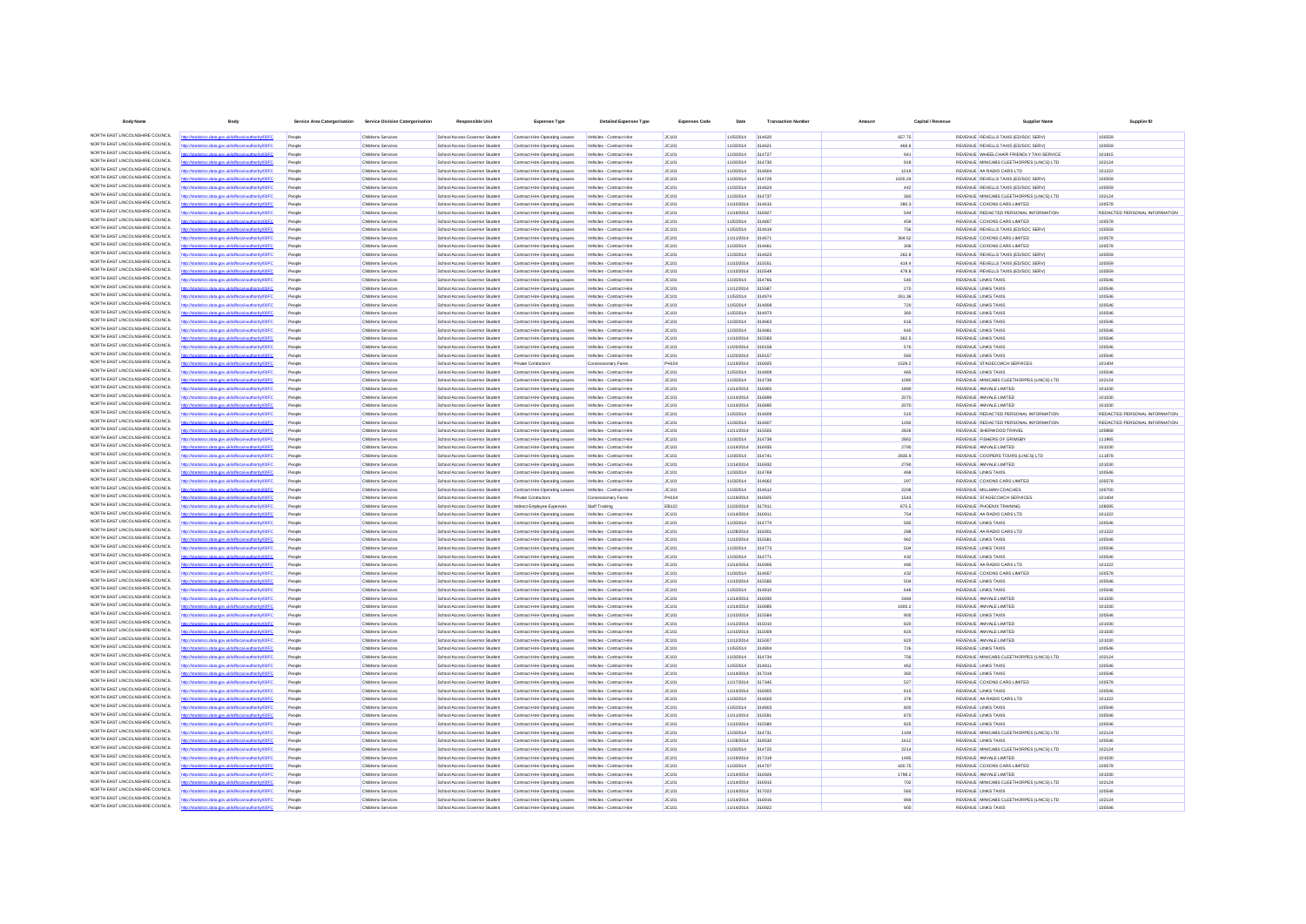| Body Name | Body | Service Area Catergorisation | Service Division Catergorisation | Responsible Unit | Expenses Type | Detailed Expenses Type | Expenses Code | Date | Transaction Number | Amount | Capital / Revenue | Supplier Name | Supplier ID |
|---|---|---|---|---|---|---|---|---|---|---|---|---|---|
| NORTH EAST LINCOLNSHIRE COUNCIL | http://statistics.data.gov.uk/id/local-authority/00FC | People | Childrens Services | School Access Governor Student | Contract Hire-Operating Leases | Vehicles - Contract Hire | JC101 | 11/03/2014 | 314620 | 667.75 | REVENUE | REVELLS TAXIS (ED/SOC SERV) | 100659 |
| NORTH EAST LINCOLNSHIRE COUNCIL | http://statistics.data.gov.uk/id/local-authority/00FC | People | Childrens Services | School Access Governor Student | Contract Hire-Operating Leases | Vehicles - Contract Hire | JC101 | 11/03/2014 | 314621 | 468.8 | REVENUE | REVELLS TAXIS (ED/SOC SERV) | 100659 |
| NORTH EAST LINCOLNSHIRE COUNCIL | http://statistics.data.gov.uk/id/local-authority/00FC | People | Childrens Services | School Access Governor Student | Contract Hire-Operating Leases | Vehicles - Contract Hire | JC101 | 11/03/2014 | 314727 | 941 | REVENUE | WHEELCHAIR FRIENDLY TAXI SERVICE | 101915 |
| NORTH EAST LINCOLNSHIRE COUNCIL | http://statistics.data.gov.uk/id/local-authority/00FC | People | Childrens Services | School Access Governor Student | Contract Hire-Operating Leases | Vehicles - Contract Hire | JC101 | 11/03/2014 | 314730 | 918 | REVENUE | MINICABS CLEETHORPES (LINCS) LTD | 102124 |
| NORTH EAST LINCOLNSHIRE COUNCIL | http://statistics.data.gov.uk/id/local-authority/00FC | People | Childrens Services | School Access Governor Student | Contract Hire-Operating Leases | Vehicles - Contract Hire | JC101 | 11/03/2014 | 314604 | 1018 | REVENUE | AA RADIO CARS LTD | 101222 |
| NORTH EAST LINCOLNSHIRE COUNCIL | http://statistics.data.gov.uk/id/local-authority/00FC | People | Childrens Services | School Access Governor Student | Contract Hire-Operating Leases | Vehicles - Contract Hire | JC101 | 11/03/2014 | 314728 | 1025.24 | REVENUE | REVELLS TAXIS (ED/SOC SERV) | 100659 |
| NORTH EAST LINCOLNSHIRE COUNCIL | http://statistics.data.gov.uk/id/local-authority/00FC | People | Childrens Services | School Access Governor Student | Contract Hire-Operating Leases | Vehicles - Contract Hire | JC101 | 11/03/2014 | 314624 | 443 | REVENUE | REVELLS TAXIS (ED/SOC SERV) | 100659 |
| NORTH EAST LINCOLNSHIRE COUNCIL | http://statistics.data.gov.uk/id/local-authority/00FC | People | Childrens Services | School Access Governor Student | Contract Hire-Operating Leases | Vehicles - Contract Hire | JC101 | 11/03/2014 | 314737 | 360 | REVENUE | MINICABS CLEETHORPES (LINCS) LTD | 102124 |
| NORTH EAST LINCOLNSHIRE COUNCIL | http://statistics.data.gov.uk/id/local-authority/00FC | People | Childrens Services | School Access Governor Student | Contract Hire-Operating Leases | Vehicles - Contract Hire | JC101 | 11/10/2014 | 314615 | 280.3 | REVENUE | COXONS CARS LIMITED | 100578 |
| NORTH EAST LINCOLNSHIRE COUNCIL | http://statistics.data.gov.uk/id/local-authority/00FC | People | Childrens Services | School Access Governor Student | Contract Hire-Operating Leases | Vehicles - Contract Hire | JC101 | 11/18/2014 | 316927 | 544 | REVENUE | REDACTED PERSONAL INFORMATION | REDACTED PERSONAL INFORMATION |
| NORTH EAST LINCOLNSHIRE COUNCIL | http://statistics.data.gov.uk/id/local-authority/00FC | People | Childrens Services | School Access Governor Student | Contract Hire-Operating Leases | Vehicles - Contract Hire | JC101 | 11/03/2014 | 314607 | 459 | REVENUE | COXONS CARS LIMITED | 100578 |
| NORTH EAST LINCOLNSHIRE COUNCIL | http://statistics.data.gov.uk/id/local-authority/00FC | People | Childrens Services | School Access Governor Student | Contract Hire-Operating Leases | Vehicles - Contract Hire | JC101 | 11/03/2014 | 314619 | 756 | REVENUE | REVELLS TAXIS (ED/SOC SERV) | 100659 |
| NORTH EAST LINCOLNSHIRE COUNCIL | http://statistics.data.gov.uk/id/local-authority/00FC | People | Childrens Services | School Access Governor Student | Contract Hire-Operating Leases | Vehicles - Contract Hire | JC101 | 11/11/2014 | 314671 | 304.52 | REVENUE | COXONS CARS LIMITED | 100578 |
| NORTH EAST LINCOLNSHIRE COUNCIL | http://statistics.data.gov.uk/id/local-authority/00FC | People | Childrens Services | School Access Governor Student | Contract Hire-Operating Leases | Vehicles - Contract Hire | JC101 | 11/03/2014 | 314661 | 306 | REVENUE | COXONS CARS LIMITED | 100578 |
| NORTH EAST LINCOLNSHIRE COUNCIL | http://statistics.data.gov.uk/id/local-authority/00FC | People | Childrens Services | School Access Governor Student | Contract Hire-Operating Leases | Vehicles - Contract Hire | JC101 | 11/03/2014 | 314623 | 262.8 | REVENUE | REVELLS TAXIS (ED/SOC SERV) | 100659 |
| NORTH EAST LINCOLNSHIRE COUNCIL | http://statistics.data.gov.uk/id/local-authority/00FC | People | Childrens Services | School Access Governor Student | Contract Hire-Operating Leases | Vehicles - Contract Hire | JC101 | 11/10/2014 | 315551 | 419.4 | REVENUE | REVELLS TAXIS (ED/SOC SERV) | 100659 |
| NORTH EAST LINCOLNSHIRE COUNCIL | http://statistics.data.gov.uk/id/local-authority/00FC | People | Childrens Services | School Access Governor Student | Contract Hire-Operating Leases | Vehicles - Contract Hire | JC101 | 11/10/2014 | 315548 | 478.8 | REVENUE | REVELLS TAXIS (ED/SOC SERV) | 100659 |
| NORTH EAST LINCOLNSHIRE COUNCIL | http://statistics.data.gov.uk/id/local-authority/00FC | People | Childrens Services | School Access Governor Student | Contract Hire-Operating Leases | Vehicles - Contract Hire | JC101 | 11/03/2014 | 314766 | 540 | REVENUE | LINKS TAXIS | 100546 |
| NORTH EAST LINCOLNSHIRE COUNCIL | http://statistics.data.gov.uk/id/local-authority/00FC | People | Childrens Services | School Access Governor Student | Contract Hire-Operating Leases | Vehicles - Contract Hire | JC101 | 11/12/2014 | 315587 | 270 | REVENUE | LINKS TAXIS | 100546 |
| NORTH EAST LINCOLNSHIRE COUNCIL | http://statistics.data.gov.uk/id/local-authority/00FC | People | Childrens Services | School Access Governor Student | Contract Hire-Operating Leases | Vehicles - Contract Hire | JC101 | 11/03/2014 | 314974 | 261.36 | REVENUE | LINKS TAXIS | 100546 |
| NORTH EAST LINCOLNSHIRE COUNCIL | http://statistics.data.gov.uk/id/local-authority/00FC | People | Childrens Services | School Access Governor Student | Contract Hire-Operating Leases | Vehicles - Contract Hire | JC101 | 11/03/2014 | 314908 | 720 | REVENUE | LINKS TAXIS | 100546 |
| NORTH EAST LINCOLNSHIRE COUNCIL | http://statistics.data.gov.uk/id/local-authority/00FC | People | Childrens Services | School Access Governor Student | Contract Hire-Operating Leases | Vehicles - Contract Hire | JC101 | 11/03/2014 | 314973 | 360 | REVENUE | LINKS TAXIS | 100546 |
| NORTH EAST LINCOLNSHIRE COUNCIL | http://statistics.data.gov.uk/id/local-authority/00FC | People | Childrens Services | School Access Governor Student | Contract Hire-Operating Leases | Vehicles - Contract Hire | JC101 | 11/03/2014 | 314663 | 616 | REVENUE | LINKS TAXIS | 100546 |
| NORTH EAST LINCOLNSHIRE COUNCIL | http://statistics.data.gov.uk/id/local-authority/00FC | People | Childrens Services | School Access Governor Student | Contract Hire-Operating Leases | Vehicles - Contract Hire | JC101 | 11/03/2014 | 314681 | 640 | REVENUE | LINKS TAXIS | 100546 |
| NORTH EAST LINCOLNSHIRE COUNCIL | http://statistics.data.gov.uk/id/local-authority/00FC | People | Childrens Services | School Access Governor Student | Contract Hire-Operating Leases | Vehicles - Contract Hire | JC101 | 11/10/2014 | 315583 | 262.5 | REVENUE | LINKS TAXIS | 100546 |
| NORTH EAST LINCOLNSHIRE COUNCIL | http://statistics.data.gov.uk/id/local-authority/00FC | People | Childrens Services | School Access Governor Student | Contract Hire-Operating Leases | Vehicles - Contract Hire | JC101 | 11/20/2014 | 318158 | 576 | REVENUE | LINKS TAXIS | 100546 |
| NORTH EAST LINCOLNSHIRE COUNCIL | http://statistics.data.gov.uk/id/local-authority/00FC | People | Childrens Services | School Access Governor Student | Contract Hire-Operating Leases | Vehicles - Contract Hire | JC101 | 11/20/2014 | 318157 | 560 | REVENUE | LINKS TAXIS | 100546 |
| NORTH EAST LINCOLNSHIRE COUNCIL | http://statistics.data.gov.uk/id/local-authority/00FC | People | Childrens Services | School Access Governor Student | Private Contractors | Concessionary Fares | PH104 | 11/18/2014 | 316925 | 1528.2 | REVENUE | STAGECOACH SERVICES | 101404 |
| NORTH EAST LINCOLNSHIRE COUNCIL | http://statistics.data.gov.uk/id/local-authority/00FC | People | Childrens Services | School Access Governor Student | Contract Hire-Operating Leases | Vehicles - Contract Hire | JC101 | 11/03/2014 | 314909 | 465 | REVENUE | LINKS TAXIS | 100546 |
| NORTH EAST LINCOLNSHIRE COUNCIL | http://statistics.data.gov.uk/id/local-authority/00FC | People | Childrens Services | School Access Governor Student | Contract Hire-Operating Leases | Vehicles - Contract Hire | JC101 | 11/03/2014 | 314736 | 1080 | REVENUE | MINICABS CLEETHORPES (LINCS) LTD | 102124 |
| NORTH EAST LINCOLNSHIRE COUNCIL | http://statistics.data.gov.uk/id/local-authority/00FC | People | Childrens Services | School Access Governor Student | Contract Hire-Operating Leases | Vehicles - Contract Hire | JC101 | 11/14/2014 | 316900 | 1890 | REVENUE | AMVALE LIMITED | 101030 |
| NORTH EAST LINCOLNSHIRE COUNCIL | http://statistics.data.gov.uk/id/local-authority/00FC | People | Childrens Services | School Access Governor Student | Contract Hire-Operating Leases | Vehicles - Contract Hire | JC101 | 11/14/2014 | 316899 | 2070 | REVENUE | AMVALE LIMITED | 101030 |
| NORTH EAST LINCOLNSHIRE COUNCIL | http://statistics.data.gov.uk/id/local-authority/00FC | People | Childrens Services | School Access Governor Student | Contract Hire-Operating Leases | Vehicles - Contract Hire | JC101 | 11/14/2014 | 316885 | 2070 | REVENUE | AMVALE LIMITED | 101030 |
| NORTH EAST LINCOLNSHIRE COUNCIL | http://statistics.data.gov.uk/id/local-authority/00FC | People | Childrens Services | School Access Governor Student | Contract Hire-Operating Leases | Vehicles - Contract Hire | JC101 | 11/05/2014 | 314609 | 510 | REVENUE | REDACTED PERSONAL INFORMATION | REDACTED PERSONAL INFORMATION |
| NORTH EAST LINCOLNSHIRE COUNCIL | http://statistics.data.gov.uk/id/local-authority/00FC | People | Childrens Services | School Access Governor Student | Contract Hire-Operating Leases | Vehicles - Contract Hire | JC101 | 11/03/2014 | 314607 | 1260 | REVENUE | REDACTED PERSONAL INFORMATION | REDACTED PERSONAL INFORMATION |
| NORTH EAST LINCOLNSHIRE COUNCIL | http://statistics.data.gov.uk/id/local-authority/00FC | People | Childrens Services | School Access Governor Student | Contract Hire-Operating Leases | Vehicles - Contract Hire | JC101 | 11/11/2014 | 315505 | 2826 | REVENUE | SHERWOOD TRAVEL | 100868 |
| NORTH EAST LINCOLNSHIRE COUNCIL | http://statistics.data.gov.uk/id/local-authority/00FC | People | Childrens Services | School Access Governor Student | Contract Hire-Operating Leases | Vehicles - Contract Hire | JC101 | 11/03/2014 | 314738 | 2862 | REVENUE | FISHERS OF GRIMSBY | 111865 |
| NORTH EAST LINCOLNSHIRE COUNCIL | http://statistics.data.gov.uk/id/local-authority/00FC | People | Childrens Services | School Access Governor Student | Contract Hire-Operating Leases | Vehicles - Contract Hire | JC101 | 11/14/2014 | 316905 | 2790 | REVENUE | AMVALE LIMITED | 101030 |
| NORTH EAST LINCOLNSHIRE COUNCIL | http://statistics.data.gov.uk/id/local-authority/00FC | People | Childrens Services | School Access Governor Student | Contract Hire-Operating Leases | Vehicles - Contract Hire | JC101 | 11/03/2014 | 314741 | 2835.9 | REVENUE | COOPERS TOURS (LINCS) LTD | 111878 |
| NORTH EAST LINCOLNSHIRE COUNCIL | http://statistics.data.gov.uk/id/local-authority/00FC | People | Childrens Services | School Access Governor Student | Contract Hire-Operating Leases | Vehicles - Contract Hire | JC101 | 11/14/2014 | 316902 | 2790 | REVENUE | AMVALE LIMITED | 101030 |
| NORTH EAST LINCOLNSHIRE COUNCIL | http://statistics.data.gov.uk/id/local-authority/00FC | People | Childrens Services | School Access Governor Student | Contract Hire-Operating Leases | Vehicles - Contract Hire | JC101 | 11/03/2014 | 314769 | 468 | REVENUE | LINKS TAXIS | 100546 |
| NORTH EAST LINCOLNSHIRE COUNCIL | http://statistics.data.gov.uk/id/local-authority/00FC | People | Childrens Services | School Access Governor Student | Contract Hire-Operating Leases | Vehicles - Contract Hire | JC101 | 11/03/2014 | 314662 | 297 | REVENUE | COXONS CARS LIMITED | 100578 |
| NORTH EAST LINCOLNSHIRE COUNCIL | http://statistics.data.gov.uk/id/local-authority/00FC | People | Childrens Services | School Access Governor Student | Contract Hire-Operating Leases | Vehicles - Contract Hire | JC101 | 11/03/2014 | 314612 | 2208 | REVENUE | MILLMAN COACHES | 100700 |
| NORTH EAST LINCOLNSHIRE COUNCIL | http://statistics.data.gov.uk/id/local-authority/00FC | People | Childrens Services | School Access Governor Student | Private Contractors | Concessionary Fares | PH104 | 11/18/2014 | 316925 | 1543 | REVENUE | STAGECOACH SERVICES | 101404 |
| NORTH EAST LINCOLNSHIRE COUNCIL | http://statistics.data.gov.uk/id/local-authority/00FC | People | Childrens Services | School Access Governor Student | Indirect Employee Expenses | Staff Training | EB122 | 11/25/2014 | 317911 | 875.5 | REVENUE | PHOENIX TRAINING | 109095 |
| NORTH EAST LINCOLNSHIRE COUNCIL | http://statistics.data.gov.uk/id/local-authority/00FC | People | Childrens Services | School Access Governor Student | Contract Hire-Operating Leases | Vehicles - Contract Hire | JC101 | 11/14/2014 | 316911 | 754 | REVENUE | AA RADIO CARS LTD | 101222 |
| NORTH EAST LINCOLNSHIRE COUNCIL | http://statistics.data.gov.uk/id/local-authority/00FC | People | Childrens Services | School Access Governor Student | Contract Hire-Operating Leases | Vehicles - Contract Hire | JC101 | 11/03/2014 | 314774 | 585 | REVENUE | LINKS TAXIS | 100546 |
| NORTH EAST LINCOLNSHIRE COUNCIL | http://statistics.data.gov.uk/id/local-authority/00FC | People | Childrens Services | School Access Governor Student | Contract Hire-Operating Leases | Vehicles - Contract Hire | JC101 | 11/28/2014 | 318301 | 288 | REVENUE | AA RADIO CARS LTD | 101222 |
| NORTH EAST LINCOLNSHIRE COUNCIL | http://statistics.data.gov.uk/id/local-authority/00FC | People | Childrens Services | School Access Governor Student | Contract Hire-Operating Leases | Vehicles - Contract Hire | JC101 | 11/10/2014 | 315581 | 962 | REVENUE | LINKS TAXIS | 100546 |
| NORTH EAST LINCOLNSHIRE COUNCIL | http://statistics.data.gov.uk/id/local-authority/00FC | People | Childrens Services | School Access Governor Student | Contract Hire-Operating Leases | Vehicles - Contract Hire | JC101 | 11/03/2014 | 314773 | 504 | REVENUE | LINKS TAXIS | 100546 |
| NORTH EAST LINCOLNSHIRE COUNCIL | http://statistics.data.gov.uk/id/local-authority/00FC | People | Childrens Services | School Access Governor Student | Contract Hire-Operating Leases | Vehicles - Contract Hire | JC101 | 11/03/2014 | 314771 | 432 | REVENUE | LINKS TAXIS | 100546 |
| NORTH EAST LINCOLNSHIRE COUNCIL | http://statistics.data.gov.uk/id/local-authority/00FC | People | Childrens Services | School Access Governor Student | Contract Hire-Operating Leases | Vehicles - Contract Hire | JC101 | 11/14/2014 | 316906 | 490 | REVENUE | AA RADIO CARS LTD | 101222 |
| NORTH EAST LINCOLNSHIRE COUNCIL | http://statistics.data.gov.uk/id/local-authority/00FC | People | Childrens Services | School Access Governor Student | Contract Hire-Operating Leases | Vehicles - Contract Hire | JC101 | 11/03/2014 | 314667 | 432 | REVENUE | COXONS CARS LIMITED | 100578 |
| NORTH EAST LINCOLNSHIRE COUNCIL | http://statistics.data.gov.uk/id/local-authority/00FC | People | Childrens Services | School Access Governor Student | Contract Hire-Operating Leases | Vehicles - Contract Hire | JC101 | 11/10/2014 | 315585 | 504 | REVENUE | LINKS TAXIS | 100546 |
| NORTH EAST LINCOLNSHIRE COUNCIL | http://statistics.data.gov.uk/id/local-authority/00FC | People | Childrens Services | School Access Governor Student | Contract Hire-Operating Leases | Vehicles - Contract Hire | JC101 | 11/03/2014 | 314910 | 648 | REVENUE | LINKS TAXIS | 100546 |
| NORTH EAST LINCOLNSHIRE COUNCIL | http://statistics.data.gov.uk/id/local-authority/00FC | People | Childrens Services | School Access Governor Student | Contract Hire-Operating Leases | Vehicles - Contract Hire | JC101 | 11/14/2014 | 316930 | 2484 | REVENUE | AMVALE LIMITED | 101030 |
| NORTH EAST LINCOLNSHIRE COUNCIL | http://statistics.data.gov.uk/id/local-authority/00FC | People | Childrens Services | School Access Governor Student | Contract Hire-Operating Leases | Vehicles - Contract Hire | JC101 | 11/14/2014 | 316885 | 1683.2 | REVENUE | AMVALE LIMITED | 101030 |
| NORTH EAST LINCOLNSHIRE COUNCIL | http://statistics.data.gov.uk/id/local-authority/00FC | People | Childrens Services | School Access Governor Student | Contract Hire-Operating Leases | Vehicles - Contract Hire | JC101 | 11/10/2014 | 315584 | 900 | REVENUE | LINKS TAXIS | 100546 |
| NORTH EAST LINCOLNSHIRE COUNCIL | http://statistics.data.gov.uk/id/local-authority/00FC | People | Childrens Services | School Access Governor Student | Contract Hire-Operating Leases | Vehicles - Contract Hire | JC101 | 11/12/2014 | 315010 | 820 | REVENUE | AMVALE LIMITED | 101030 |
| NORTH EAST LINCOLNSHIRE COUNCIL | http://statistics.data.gov.uk/id/local-authority/00FC | People | Childrens Services | School Access Governor Student | Contract Hire-Operating Leases | Vehicles - Contract Hire | JC101 | 11/10/2014 | 315009 | 820 | REVENUE | AMVALE LIMITED | 101030 |
| NORTH EAST LINCOLNSHIRE COUNCIL | http://statistics.data.gov.uk/id/local-authority/00FC | People | Childrens Services | School Access Governor Student | Contract Hire-Operating Leases | Vehicles - Contract Hire | JC101 | 11/12/2014 | 315007 | 820 | REVENUE | AMVALE LIMITED | 101030 |
| NORTH EAST LINCOLNSHIRE COUNCIL | http://statistics.data.gov.uk/id/local-authority/00FC | People | Childrens Services | School Access Governor Student | Contract Hire-Operating Leases | Vehicles - Contract Hire | JC101 | 11/05/2014 | 314904 | 726 | REVENUE | LINKS TAXIS | 100546 |
| NORTH EAST LINCOLNSHIRE COUNCIL | http://statistics.data.gov.uk/id/local-authority/00FC | People | Childrens Services | School Access Governor Student | Contract Hire-Operating Leases | Vehicles - Contract Hire | JC101 | 11/03/2014 | 314734 | 756 | REVENUE | MINICABS CLEETHORPES (LINCS) LTD | 102124 |
| NORTH EAST LINCOLNSHIRE COUNCIL | http://statistics.data.gov.uk/id/local-authority/00FC | People | Childrens Services | School Access Governor Student | Contract Hire-Operating Leases | Vehicles - Contract Hire | JC101 | 11/05/2014 | 314611 | 462 | REVENUE | LINKS TAXIS | 100546 |
| NORTH EAST LINCOLNSHIRE COUNCIL | http://statistics.data.gov.uk/id/local-authority/00FC | People | Childrens Services | School Access Governor Student | Contract Hire-Operating Leases | Vehicles - Contract Hire | JC101 | 11/14/2014 | 317019 | 360 | REVENUE | LINKS TAXIS | 100546 |
| NORTH EAST LINCOLNSHIRE COUNCIL | http://statistics.data.gov.uk/id/local-authority/00FC | People | Childrens Services | School Access Governor Student | Contract Hire-Operating Leases | Vehicles - Contract Hire | JC101 | 11/17/2014 | 317345 | 527 | REVENUE | COXONS CARS LIMITED | 100578 |
| NORTH EAST LINCOLNSHIRE COUNCIL | http://statistics.data.gov.uk/id/local-authority/00FC | People | Childrens Services | School Access Governor Student | Contract Hire-Operating Leases | Vehicles - Contract Hire | JC101 | 11/14/2014 | 316965 | 810 | REVENUE | LINKS TAXIS | 100546 |
| NORTH EAST LINCOLNSHIRE COUNCIL | http://statistics.data.gov.uk/id/local-authority/00FC | People | Childrens Services | School Access Governor Student | Contract Hire-Operating Leases | Vehicles - Contract Hire | JC101 | 11/03/2014 | 314603 | 378 | REVENUE | AA RADIO CARS LTD | 101222 |
| NORTH EAST LINCOLNSHIRE COUNCIL | http://statistics.data.gov.uk/id/local-authority/00FC | People | Childrens Services | School Access Governor Student | Contract Hire-Operating Leases | Vehicles - Contract Hire | JC101 | 11/05/2014 | 314603 | 800 | REVENUE | LINKS TAXIS | 100546 |
| NORTH EAST LINCOLNSHIRE COUNCIL | http://statistics.data.gov.uk/id/local-authority/00FC | People | Childrens Services | School Access Governor Student | Contract Hire-Operating Leases | Vehicles - Contract Hire | JC101 | 11/11/2014 | 315581 | 870 | REVENUE | LINKS TAXIS | 100546 |
| NORTH EAST LINCOLNSHIRE COUNCIL | http://statistics.data.gov.uk/id/local-authority/00FC | People | Childrens Services | School Access Governor Student | Contract Hire-Operating Leases | Vehicles - Contract Hire | JC101 | 11/10/2014 | 315580 | 825 | REVENUE | LINKS TAXIS | 100546 |
| NORTH EAST LINCOLNSHIRE COUNCIL | http://statistics.data.gov.uk/id/local-authority/00FC | People | Childrens Services | School Access Governor Student | Contract Hire-Operating Leases | Vehicles - Contract Hire | JC101 | 11/03/2014 | 314731 | 1184 | REVENUE | MINICABS CLEETHORPES (LINCS) LTD | 102124 |
| NORTH EAST LINCOLNSHIRE COUNCIL | http://statistics.data.gov.uk/id/local-authority/00FC | People | Childrens Services | School Access Governor Student | Contract Hire-Operating Leases | Vehicles - Contract Hire | JC101 | 11/28/2014 | 318530 | 1612 | REVENUE | LINKS TAXIS | 100546 |
| NORTH EAST LINCOLNSHIRE COUNCIL | http://statistics.data.gov.uk/id/local-authority/00FC | People | Childrens Services | School Access Governor Student | Contract Hire-Operating Leases | Vehicles - Contract Hire | JC101 | 11/03/2014 | 314725 | 2214 | REVENUE | MINICABS CLEETHORPES (LINCS) LTD | 102124 |
| NORTH EAST LINCOLNSHIRE COUNCIL | http://statistics.data.gov.uk/id/local-authority/00FC | People | Childrens Services | School Access Governor Student | Contract Hire-Operating Leases | Vehicles - Contract Hire | JC101 | 11/18/2014 | 317318 | 1465 | REVENUE | AMVALE LIMITED | 101030 |
| NORTH EAST LINCOLNSHIRE COUNCIL | http://statistics.data.gov.uk/id/local-authority/00FC | People | Childrens Services | School Access Governor Student | Contract Hire-Operating Leases | Vehicles - Contract Hire | JC101 | 11/03/2014 | 314707 | 420.75 | REVENUE | COXONS CARS LIMITED | 100578 |
| NORTH EAST LINCOLNSHIRE COUNCIL | http://statistics.data.gov.uk/id/local-authority/00FC | People | Childrens Services | School Access Governor Student | Contract Hire-Operating Leases | Vehicles - Contract Hire | JC101 | 11/14/2014 | 316926 | 1798.2 | REVENUE | AMVALE LIMITED | 101030 |
| NORTH EAST LINCOLNSHIRE COUNCIL | http://statistics.data.gov.uk/id/local-authority/00FC | People | Childrens Services | School Access Governor Student | Contract Hire-Operating Leases | Vehicles - Contract Hire | JC101 | 11/14/2014 | 316915 | 702 | REVENUE | MINICABS CLEETHORPES (LINCS) LTD | 102124 |
| NORTH EAST LINCOLNSHIRE COUNCIL | http://statistics.data.gov.uk/id/local-authority/00FC | People | Childrens Services | School Access Governor Student | Contract Hire-Operating Leases | Vehicles - Contract Hire | JC101 | 11/14/2014 | 317022 | 560 | REVENUE | LINKS TAXIS | 100546 |
| NORTH EAST LINCOLNSHIRE COUNCIL | http://statistics.data.gov.uk/id/local-authority/00FC | People | Childrens Services | School Access Governor Student | Contract Hire-Operating Leases | Vehicles - Contract Hire | JC101 | 11/14/2014 | 316916 | 969 | REVENUE | MINICABS CLEETHORPES (LINCS) LTD | 102124 |
| NORTH EAST LINCOLNSHIRE COUNCIL | http://statistics.data.gov.uk/id/local-authority/00FC | People | Childrens Services | School Access Governor Student | Contract Hire-Operating Leases | Vehicles - Contract Hire | JC101 | 11/14/2014 | 316922 | 800 | REVENUE | LINKS TAXIS | 100546 |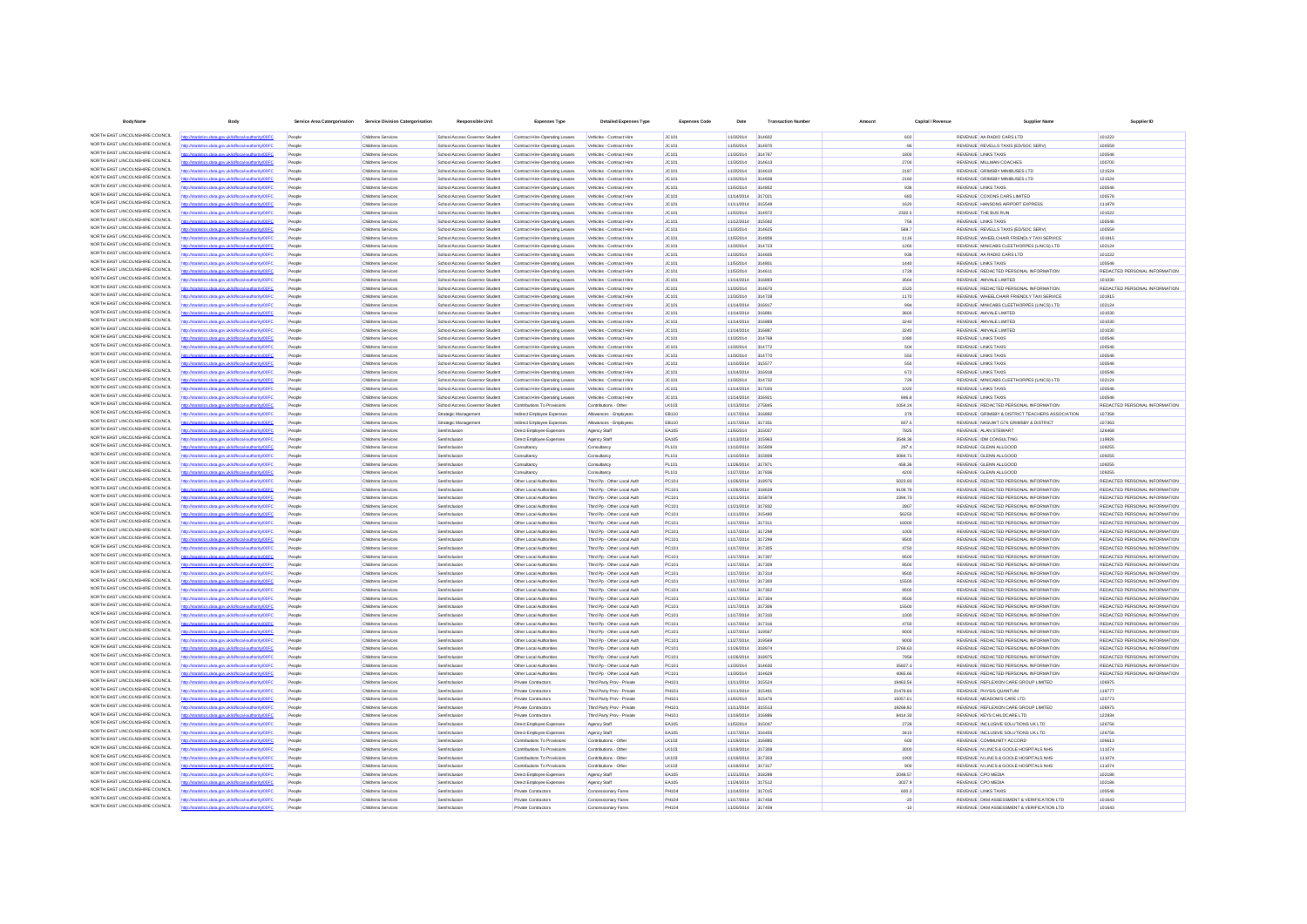| Body Name | Body | Service Area Catergorisation | Service Division Catergorisation | Responsible Unit | Expenses Type | Detailed Expenses Type | Expenses Code | Date | Transaction Number | Amount | Capital / Revenue | Supplier Name | Supplier ID |
|---|---|---|---|---|---|---|---|---|---|---|---|---|---|
| NORTH EAST LINCOLNSHIRE COUNCIL | http://statistics.data.gov.uk/id/local-authority/00FC | People | Childrens Services | School Access Governor Student | Contract Hire-Operating Leases | Vehicles - Contract Hire | JC101 | 11/3/2014 | 314602 | 602 | REVENUE | AA RADIO CARS LTD | 101222 |
| NORTH EAST LINCOLNSHIRE COUNCIL | http://statistics.data.gov.uk/id/local-authority/00FC | People | Childrens Services | School Access Governor Student | Contract Hire-Operating Leases | Vehicles - Contract Hire | JC101 | 11/5/2014 | 314970 | -96 | REVENUE | REVELLS TAXIS (ED/SOC SERV) | 100959 |
| NORTH EAST LINCOLNSHIRE COUNCIL | http://statistics.data.gov.uk/id/local-authority/00FC | People | Childrens Services | School Access Governor Student | Contract Hire-Operating Leases | Vehicles - Contract Hire | JC101 | 11/3/2014 | 314767 | 1800 | REVENUE | LINKS TAXIS | 100546 |
| NORTH EAST LINCOLNSHIRE COUNCIL | http://statistics.data.gov.uk/id/local-authority/00FC | People | Childrens Services | School Access Governor Student | Contract Hire-Operating Leases | Vehicles - Contract Hire | JC101 | 11/3/2014 | 314613 | 2700 | REVENUE | MILLMAN COACHES | 100700 |
| NORTH EAST LINCOLNSHIRE COUNCIL | http://statistics.data.gov.uk/id/local-authority/00FC | People | Childrens Services | School Access Governor Student | Contract Hire-Operating Leases | Vehicles - Contract Hire | JC101 | 11/3/2014 | 314610 | 2187 | REVENUE | GRIMSBY MINIBUSES LTD | 121524 |
| NORTH EAST LINCOLNSHIRE COUNCIL | http://statistics.data.gov.uk/id/local-authority/00FC | People | Childrens Services | School Access Governor Student | Contract Hire-Operating Leases | Vehicles - Contract Hire | JC101 | 11/3/2014 | 314608 | 2160 | REVENUE | GRIMSBY MINIBUSES LTD | 121524 |
| NORTH EAST LINCOLNSHIRE COUNCIL | http://statistics.data.gov.uk/id/local-authority/00FC | People | Childrens Services | School Access Governor Student | Contract Hire-Operating Leases | Vehicles - Contract Hire | JC101 | 11/5/2014 | 314902 | 936 | REVENUE | LINKS TAXIS | 100546 |
| NORTH EAST LINCOLNSHIRE COUNCIL | http://statistics.data.gov.uk/id/local-authority/00FC | People | Childrens Services | School Access Governor Student | Contract Hire-Operating Leases | Vehicles - Contract Hire | JC101 | 11/14/2014 | 317021 | 660 | REVENUE | COXONS CARS LIMITED | 100578 |
| NORTH EAST LINCOLNSHIRE COUNCIL | http://statistics.data.gov.uk/id/local-authority/00FC | People | Childrens Services | School Access Governor Student | Contract Hire-Operating Leases | Vehicles - Contract Hire | JC101 | 11/11/2014 | 315549 | 1620 | REVENUE | HANSONS AIRPORT EXPRESS | 111879 |
| NORTH EAST LINCOLNSHIRE COUNCIL | http://statistics.data.gov.uk/id/local-authority/00FC | People | Childrens Services | School Access Governor Student | Contract Hire-Operating Leases | Vehicles - Contract Hire | JC101 | 11/5/2014 | 314972 | 2332.5 | REVENUE | THE BUS RUN | 101522 |
| NORTH EAST LINCOLNSHIRE COUNCIL | http://statistics.data.gov.uk/id/local-authority/00FC | People | Childrens Services | School Access Governor Student | Contract Hire-Operating Leases | Vehicles - Contract Hire | JC101 | 11/12/2014 | 315582 | 756 | REVENUE | LINKS TAXIS | 100546 |
| NORTH EAST LINCOLNSHIRE COUNCIL | http://statistics.data.gov.uk/id/local-authority/00FC | People | Childrens Services | School Access Governor Student | Contract Hire-Operating Leases | Vehicles - Contract Hire | JC101 | 11/3/2014 | 314625 | 589.7 | REVENUE | REVELLS TAXIS (ED/SOC SERV) | 100959 |
| NORTH EAST LINCOLNSHIRE COUNCIL | http://statistics.data.gov.uk/id/local-authority/00FC | People | Childrens Services | School Access Governor Student | Contract Hire-Operating Leases | Vehicles - Contract Hire | JC101 | 11/5/2014 | 314906 | 1116 | REVENUE | WHEELCHAIR FRIENDLY TAXI SERVICE | 101915 |
| NORTH EAST LINCOLNSHIRE COUNCIL | http://statistics.data.gov.uk/id/local-authority/00FC | People | Childrens Services | School Access Governor Student | Contract Hire-Operating Leases | Vehicles - Contract Hire | JC101 | 11/3/2014 | 314723 | 1260 | REVENUE | MINICABS CLEETHORPES (LINCS) LTD | 102124 |
| NORTH EAST LINCOLNSHIRE COUNCIL | http://statistics.data.gov.uk/id/local-authority/00FC | People | Childrens Services | School Access Governor Student | Contract Hire-Operating Leases | Vehicles - Contract Hire | JC101 | 11/5/2014 | 314605 | 936 | REVENUE | AA RADIO CARS LTD | 101222 |
| NORTH EAST LINCOLNSHIRE COUNCIL | http://statistics.data.gov.uk/id/local-authority/00FC | People | Childrens Services | School Access Governor Student | Contract Hire-Operating Leases | Vehicles - Contract Hire | JC101 | 11/5/2014 | 314901 | 1440 | REVENUE | LINKS TAXIS | 100546 |
| NORTH EAST LINCOLNSHIRE COUNCIL | http://statistics.data.gov.uk/id/local-authority/00FC | People | Childrens Services | School Access Governor Student | Contract Hire-Operating Leases | Vehicles - Contract Hire | JC101 | 11/5/2014 | 314611 | 1728 | REVENUE | REDACTED PERSONAL INFORMATION | REDACTED PERSONAL INFORMATION |
| NORTH EAST LINCOLNSHIRE COUNCIL | http://statistics.data.gov.uk/id/local-authority/00FC | People | Childrens Services | School Access Governor Student | Contract Hire-Operating Leases | Vehicles - Contract Hire | JC101 | 11/14/2014 | 316883 | 3564 | REVENUE | AMVALE LIMITED | 101030 |
| NORTH EAST LINCOLNSHIRE COUNCIL | http://statistics.data.gov.uk/id/local-authority/00FC | People | Childrens Services | School Access Governor Student | Contract Hire-Operating Leases | Vehicles - Contract Hire | JC101 | 11/3/2014 | 314670 | 1520 | REVENUE | REDACTED PERSONAL INFORMATION | REDACTED PERSONAL INFORMATION |
| NORTH EAST LINCOLNSHIRE COUNCIL | http://statistics.data.gov.uk/id/local-authority/00FC | People | Childrens Services | School Access Governor Student | Contract Hire-Operating Leases | Vehicles - Contract Hire | JC101 | 11/3/2014 | 314728 | 1170 | REVENUE | WHEELCHAIR FRIENDLY TAXI SERVICE | 101915 |
| NORTH EAST LINCOLNSHIRE COUNCIL | http://statistics.data.gov.uk/id/local-authority/00FC | People | Childrens Services | School Access Governor Student | Contract Hire-Operating Leases | Vehicles - Contract Hire | JC101 | 11/14/2014 | 316917 | 994 | REVENUE | MINICABS CLEETHORPES (LINCS) LTD | 102124 |
| NORTH EAST LINCOLNSHIRE COUNCIL | http://statistics.data.gov.uk/id/local-authority/00FC | People | Childrens Services | School Access Governor Student | Contract Hire-Operating Leases | Vehicles - Contract Hire | JC101 | 11/14/2014 | 316881 | 2600 | REVENUE | AMVALE LIMITED | 101030 |
| NORTH EAST LINCOLNSHIRE COUNCIL | http://statistics.data.gov.uk/id/local-authority/00FC | People | Childrens Services | School Access Governor Student | Contract Hire-Operating Leases | Vehicles - Contract Hire | JC101 | 11/14/2014 | 316889 | 3240 | REVENUE | AMVALE LIMITED | 101030 |
| NORTH EAST LINCOLNSHIRE COUNCIL | http://statistics.data.gov.uk/id/local-authority/00FC | People | Childrens Services | School Access Governor Student | Contract Hire-Operating Leases | Vehicles - Contract Hire | JC101 | 11/14/2014 | 316887 | 3240 | REVENUE | AMVALE LIMITED | 101030 |
| NORTH EAST LINCOLNSHIRE COUNCIL | http://statistics.data.gov.uk/id/local-authority/00FC | People | Childrens Services | School Access Governor Student | Contract Hire-Operating Leases | Vehicles - Contract Hire | JC101 | 11/3/2014 | 314768 | 1080 | REVENUE | LINKS TAXIS | 100546 |
| NORTH EAST LINCOLNSHIRE COUNCIL | http://statistics.data.gov.uk/id/local-authority/00FC | People | Childrens Services | School Access Governor Student | Contract Hire-Operating Leases | Vehicles - Contract Hire | JC101 | 11/3/2014 | 314772 | 504 | REVENUE | LINKS TAXIS | 100546 |
| NORTH EAST LINCOLNSHIRE COUNCIL | http://statistics.data.gov.uk/id/local-authority/00FC | People | Childrens Services | School Access Governor Student | Contract Hire-Operating Leases | Vehicles - Contract Hire | JC101 | 11/3/2014 | 314770 | 550 | REVENUE | LINKS TAXIS | 100546 |
| NORTH EAST LINCOLNSHIRE COUNCIL | http://statistics.data.gov.uk/id/local-authority/00FC | People | Childrens Services | School Access Governor Student | Contract Hire-Operating Leases | Vehicles - Contract Hire | JC101 | 11/10/2014 | 315577 | 550 | REVENUE | LINKS TAXIS | 100546 |
| NORTH EAST LINCOLNSHIRE COUNCIL | http://statistics.data.gov.uk/id/local-authority/00FC | People | Childrens Services | School Access Governor Student | Contract Hire-Operating Leases | Vehicles - Contract Hire | JC101 | 11/14/2014 | 316918 | 672 | REVENUE | LINKS TAXIS | 100546 |
| NORTH EAST LINCOLNSHIRE COUNCIL | http://statistics.data.gov.uk/id/local-authority/00FC | People | Childrens Services | School Access Governor Student | Contract Hire-Operating Leases | Vehicles - Contract Hire | JC101 | 11/3/2014 | 314722 | 728 | REVENUE | MINICABS CLEETHORPES (LINCS) LTD | 102124 |
| NORTH EAST LINCOLNSHIRE COUNCIL | http://statistics.data.gov.uk/id/local-authority/00FC | People | Childrens Services | School Access Governor Student | Contract Hire-Operating Leases | Vehicles - Contract Hire | JC101 | 11/14/2014 | 317020 | 1020 | REVENUE | LINKS TAXIS | 100546 |
| NORTH EAST LINCOLNSHIRE COUNCIL | http://statistics.data.gov.uk/id/local-authority/00FC | People | Childrens Services | School Access Governor Student | Contract Hire-Operating Leases | Vehicles - Contract Hire | JC101 | 11/14/2014 | 316921 | 846.8 | REVENUE | LINKS TAXIS | 100546 |
| NORTH EAST LINCOLNSHIRE COUNCIL | http://statistics.data.gov.uk/id/local-authority/00FC | People | Childrens Services | School Access Governor Student | Contributions To Provisions | Contributions - Other | LK103 | 11/13/2014 | 275945 | 1054.24 | REVENUE | REDACTED PERSONAL INFORMATION | REDACTED PERSONAL INFORMATION |
| NORTH EAST LINCOLNSHIRE COUNCIL | http://statistics.data.gov.uk/id/local-authority/00FC | People | Childrens Services | Strategic Management | Indirect Employee Expenses | Allowances - Employees | EB110 | 11/17/2014 | 316882 | 378 | REVENUE | GRIMSBY & DISTRICT TEACHERS ASSOCIATION | 107358 |
| NORTH EAST LINCOLNSHIRE COUNCIL | http://statistics.data.gov.uk/id/local-authority/00FC | People | Childrens Services | Strategic Management | Indirect Employee Expenses | Allowances - Employees | EB110 | 11/17/2014 | 317331 | 667.5 | REVENUE | NASUWT G76 GRIMSBY & DISTRICT | 107363 |
| NORTH EAST LINCOLNSHIRE COUNCIL | http://statistics.data.gov.uk/id/local-authority/00FC | People | Childrens Services | Sen/Inclusion | Direct Employee Expenses | Agency Staff | EA105 | 11/5/2014 | 315037 | 7825 | REVENUE | ALAN STEWART | 126468 |
| NORTH EAST LINCOLNSHIRE COUNCIL | http://statistics.data.gov.uk/id/local-authority/00FC | People | Childrens Services | Sen/Inclusion | Direct Employee Expenses | Agency Staff | EA105 | 11/13/2014 | 315963 | 3548.36 | REVENUE | IDM CONSULTING | 119926 |
| NORTH EAST LINCOLNSHIRE COUNCIL | http://statistics.data.gov.uk/id/local-authority/00FC | People | Childrens Services | Sen/Inclusion | Consultancy | Consultancy | PL101 | 11/10/2014 | 315809 | 297.4 | REVENUE | GLENN ALLGOOD | 109255 |
| NORTH EAST LINCOLNSHIRE COUNCIL | http://statistics.data.gov.uk/id/local-authority/00FC | People | Childrens Services | Sen/Inclusion | Consultancy | Consultancy | PL101 | 11/10/2014 | 315808 | 3098.71 | REVENUE | GLENN ALLGOOD | 109255 |
| NORTH EAST LINCOLNSHIRE COUNCIL | http://statistics.data.gov.uk/id/local-authority/00FC | People | Childrens Services | Sen/Inclusion | Consultancy | Consultancy | PL101 | 11/26/2014 | 317671 | 458.26 | REVENUE | GLENN ALLGOOD | 109255 |
| NORTH EAST LINCOLNSHIRE COUNCIL | http://statistics.data.gov.uk/id/local-authority/00FC | People | Childrens Services | Sen/Inclusion | Consultancy | Consultancy | PL101 | 11/27/2014 | 317936 | 4200 | REVENUE | GLENN ALLGOOD | 109255 |
| NORTH EAST LINCOLNSHIRE COUNCIL | http://statistics.data.gov.uk/id/local-authority/00FC | People | Childrens Services | Sen/Inclusion | Other Local Authorities | Third Pp - Other Local Auth | PC101 | 11/26/2014 | 318976 | 5023.83 | REVENUE | REDACTED PERSONAL INFORMATION | REDACTED PERSONAL INFORMATION |
| NORTH EAST LINCOLNSHIRE COUNCIL | http://statistics.data.gov.uk/id/local-authority/00FC | People | Childrens Services | Sen/Inclusion | Other Local Authorities | Third Pp - Other Local Auth | PC101 | 11/26/2014 | 318639 | 9108.78 | REVENUE | REDACTED PERSONAL INFORMATION | REDACTED PERSONAL INFORMATION |
| NORTH EAST LINCOLNSHIRE COUNCIL | http://statistics.data.gov.uk/id/local-authority/00FC | People | Childrens Services | Sen/Inclusion | Other Local Authorities | Third Pp - Other Local Auth | PC101 | 11/11/2014 | 315878 | 2394.73 | REVENUE | REDACTED PERSONAL INFORMATION | REDACTED PERSONAL INFORMATION |
| NORTH EAST LINCOLNSHIRE COUNCIL | http://statistics.data.gov.uk/id/local-authority/00FC | People | Childrens Services | Sen/Inclusion | Other Local Authorities | Third Pp - Other Local Auth | PC101 | 11/21/2014 | 317632 | 2807 | REVENUE | REDACTED PERSONAL INFORMATION | REDACTED PERSONAL INFORMATION |
| NORTH EAST LINCOLNSHIRE COUNCIL | http://statistics.data.gov.uk/id/local-authority/00FC | People | Childrens Services | Sen/Inclusion | Other Local Authorities | Third Pp - Other Local Auth | PC101 | 11/11/2014 | 315490 | 56250 | REVENUE | REDACTED PERSONAL INFORMATION | REDACTED PERSONAL INFORMATION |
| NORTH EAST LINCOLNSHIRE COUNCIL | http://statistics.data.gov.uk/id/local-authority/00FC | People | Childrens Services | Sen/Inclusion | Other Local Authorities | Third Pp - Other Local Auth | PC101 | 11/17/2014 | 317311 | 16000 | REVENUE | REDACTED PERSONAL INFORMATION | REDACTED PERSONAL INFORMATION |
| NORTH EAST LINCOLNSHIRE COUNCIL | http://statistics.data.gov.uk/id/local-authority/00FC | People | Childrens Services | Sen/Inclusion | Other Local Authorities | Third Pp - Other Local Auth | PC101 | 11/17/2014 | 317298 | 1000 | REVENUE | REDACTED PERSONAL INFORMATION | REDACTED PERSONAL INFORMATION |
| NORTH EAST LINCOLNSHIRE COUNCIL | http://statistics.data.gov.uk/id/local-authority/00FC | People | Childrens Services | Sen/Inclusion | Other Local Authorities | Third Pp - Other Local Auth | PC101 | 11/17/2014 | 317299 | 9500 | REVENUE | REDACTED PERSONAL INFORMATION | REDACTED PERSONAL INFORMATION |
| NORTH EAST LINCOLNSHIRE COUNCIL | http://statistics.data.gov.uk/id/local-authority/00FC | People | Childrens Services | Sen/Inclusion | Other Local Authorities | Third Pp - Other Local Auth | PC101 | 11/17/2014 | 317305 | 4750 | REVENUE | REDACTED PERSONAL INFORMATION | REDACTED PERSONAL INFORMATION |
| NORTH EAST LINCOLNSHIRE COUNCIL | http://statistics.data.gov.uk/id/local-authority/00FC | People | Childrens Services | Sen/Inclusion | Other Local Authorities | Third Pp - Other Local Auth | PC101 | 11/17/2014 | 317307 | 9500 | REVENUE | REDACTED PERSONAL INFORMATION | REDACTED PERSONAL INFORMATION |
| NORTH EAST LINCOLNSHIRE COUNCIL | http://statistics.data.gov.uk/id/local-authority/00FC | People | Childrens Services | Sen/Inclusion | Other Local Authorities | Third Pp - Other Local Auth | PC101 | 11/17/2014 | 317309 | 9500 | REVENUE | REDACTED PERSONAL INFORMATION | REDACTED PERSONAL INFORMATION |
| NORTH EAST LINCOLNSHIRE COUNCIL | http://statistics.data.gov.uk/id/local-authority/00FC | People | Childrens Services | Sen/Inclusion | Other Local Authorities | Third Pp - Other Local Auth | PC101 | 11/17/2014 | 317314 | 9500 | REVENUE | REDACTED PERSONAL INFORMATION | REDACTED PERSONAL INFORMATION |
| NORTH EAST LINCOLNSHIRE COUNCIL | http://statistics.data.gov.uk/id/local-authority/00FC | People | Childrens Services | Sen/Inclusion | Other Local Authorities | Third Pp - Other Local Auth | PC101 | 11/17/2014 | 317300 | 15500 | REVENUE | REDACTED PERSONAL INFORMATION | REDACTED PERSONAL INFORMATION |
| NORTH EAST LINCOLNSHIRE COUNCIL | http://statistics.data.gov.uk/id/local-authority/00FC | People | Childrens Services | Sen/Inclusion | Other Local Authorities | Third Pp - Other Local Auth | PC101 | 11/17/2014 | 317302 | 9500 | REVENUE | REDACTED PERSONAL INFORMATION | REDACTED PERSONAL INFORMATION |
| NORTH EAST LINCOLNSHIRE COUNCIL | http://statistics.data.gov.uk/id/local-authority/00FC | People | Childrens Services | Sen/Inclusion | Other Local Authorities | Third Pp - Other Local Auth | PC101 | 11/17/2014 | 317304 | 9500 | REVENUE | REDACTED PERSONAL INFORMATION | REDACTED PERSONAL INFORMATION |
| NORTH EAST LINCOLNSHIRE COUNCIL | http://statistics.data.gov.uk/id/local-authority/00FC | People | Childrens Services | Sen/Inclusion | Other Local Authorities | Third Pp - Other Local Auth | PC101 | 11/17/2014 | 317306 | 15500 | REVENUE | REDACTED PERSONAL INFORMATION | REDACTED PERSONAL INFORMATION |
| NORTH EAST LINCOLNSHIRE COUNCIL | http://statistics.data.gov.uk/id/local-authority/00FC | People | Childrens Services | Sen/Inclusion | Other Local Authorities | Third Pp - Other Local Auth | PC101 | 11/17/2014 | 317310 | 1000 | REVENUE | REDACTED PERSONAL INFORMATION | REDACTED PERSONAL INFORMATION |
| NORTH EAST LINCOLNSHIRE COUNCIL | http://statistics.data.gov.uk/id/local-authority/00FC | People | Childrens Services | Sen/Inclusion | Other Local Authorities | Third Pp - Other Local Auth | PC101 | 11/17/2014 | 317316 | 4750 | REVENUE | REDACTED PERSONAL INFORMATION | REDACTED PERSONAL INFORMATION |
| NORTH EAST LINCOLNSHIRE COUNCIL | http://statistics.data.gov.uk/id/local-authority/00FC | People | Childrens Services | Sen/Inclusion | Other Local Authorities | Third Pp - Other Local Auth | PC101 | 11/27/2014 | 315567 | 9000 | REVENUE | REDACTED PERSONAL INFORMATION | REDACTED PERSONAL INFORMATION |
| NORTH EAST LINCOLNSHIRE COUNCIL | http://statistics.data.gov.uk/id/local-authority/00FC | People | Childrens Services | Sen/Inclusion | Other Local Authorities | Third Pp - Other Local Auth | PC101 | 11/27/2014 | 319569 | 9000 | REVENUE | REDACTED PERSONAL INFORMATION | REDACTED PERSONAL INFORMATION |
| NORTH EAST LINCOLNSHIRE COUNCIL | http://statistics.data.gov.uk/id/local-authority/00FC | People | Childrens Services | Sen/Inclusion | Other Local Authorities | Third Pp - Other Local Auth | PC101 | 11/26/2014 | 318974 | 3788.63 | REVENUE | REDACTED PERSONAL INFORMATION | REDACTED PERSONAL INFORMATION |
| NORTH EAST LINCOLNSHIRE COUNCIL | http://statistics.data.gov.uk/id/local-authority/00FC | People | Childrens Services | Sen/Inclusion | Other Local Authorities | Third Pp - Other Local Auth | PC101 | 11/26/2014 | 318975 | 7956 | REVENUE | REDACTED PERSONAL INFORMATION | REDACTED PERSONAL INFORMATION |
| NORTH EAST LINCOLNSHIRE COUNCIL | http://statistics.data.gov.uk/id/local-authority/00FC | People | Childrens Services | Sen/Inclusion | Other Local Authorities | Third Pp - Other Local Auth | PC101 | 11/3/2014 | 314630 | 35827.3 | REVENUE | REDACTED PERSONAL INFORMATION | REDACTED PERSONAL INFORMATION |
| NORTH EAST LINCOLNSHIRE COUNCIL | http://statistics.data.gov.uk/id/local-authority/00FC | People | Childrens Services | Sen/Inclusion | Other Local Authorities | Third Pp - Other Local Auth | PC101 | 11/3/2014 | 314629 | 4065.66 | REVENUE | REDACTED PERSONAL INFORMATION | REDACTED PERSONAL INFORMATION |
| NORTH EAST LINCOLNSHIRE COUNCIL | http://statistics.data.gov.uk/id/local-authority/00FC | People | Childrens Services | Sen/Inclusion | Private Contractors | Third Party Prov - Private | PH101 | 11/11/2014 | 315524 | 19460.56 | REVENUE | REFLEXION CARE GROUP LIMITED | 106875 |
| NORTH EAST LINCOLNSHIRE COUNCIL | http://statistics.data.gov.uk/id/local-authority/00FC | People | Childrens Services | Sen/Inclusion | Private Contractors | Third Party Prov - Private | PH101 | 11/11/2014 | 315491 | 21478.66 | REVENUE | PHYSIS QUANTUM | 119777 |
| NORTH EAST LINCOLNSHIRE COUNCIL | http://statistics.data.gov.uk/id/local-authority/00FC | People | Childrens Services | Sen/Inclusion | Private Contractors | Third Party Prov - Private | PH101 | 11/6/2014 | 315476 | 15057.01 | REVENUE | MEADOWS CARE LTD | 123773 |
| NORTH EAST LINCOLNSHIRE COUNCIL | http://statistics.data.gov.uk/id/local-authority/00FC | People | Childrens Services | Sen/Inclusion | Private Contractors | Third Party Prov - Private | PH101 | 11/11/2014 | 315513 | 19268.92 | REVENUE | REFLEXION CARE GROUP LIMITED | 106875 |
| NORTH EAST LINCOLNSHIRE COUNCIL | http://statistics.data.gov.uk/id/local-authority/00FC | People | Childrens Services | Sen/Inclusion | Private Contractors | Third Party Prov - Private | PH101 | 11/19/2014 | 316985 | 8414.33 | REVENUE | KEYS CHILDCARE LTD | 123934 |
| NORTH EAST LINCOLNSHIRE COUNCIL | http://statistics.data.gov.uk/id/local-authority/00FC | People | Childrens Services | Sen/Inclusion | Direct Employee Expenses | Agency Staff | EA105 | 11/5/2014 | 315047 | 2728 | REVENUE | INCLUSIVE SOLUTIONS UK LTD | 126756 |
| NORTH EAST LINCOLNSHIRE COUNCIL | http://statistics.data.gov.uk/id/local-authority/00FC | People | Childrens Services | Sen/Inclusion | Direct Employee Expenses | Agency Staff | EA105 | 11/17/2014 | 316450 | 3410 | REVENUE | INCLUSIVE SOLUTIONS UK LTD | 126756 |
| NORTH EAST LINCOLNSHIRE COUNCIL | http://statistics.data.gov.uk/id/local-authority/00FC | People | Childrens Services | Sen/Inclusion | Contributions To Provisions | Contributions - Other | LK103 | 11/19/2014 | 316880 | 600 | REVENUE | COMMUNITY ACCORD | 106613 |
| NORTH EAST LINCOLNSHIRE COUNCIL | http://statistics.data.gov.uk/id/local-authority/00FC | People | Childrens Services | Sen/Inclusion | Contributions To Provisions | Contributions - Other | LK103 | 11/19/2014 | 317308 | 2000 | REVENUE | N LINCS & GOOLE HOSPITALS NHS | 111074 |
| NORTH EAST LINCOLNSHIRE COUNCIL | http://statistics.data.gov.uk/id/local-authority/00FC | People | Childrens Services | Sen/Inclusion | Contributions To Provisions | Contributions - Other | LK103 | 11/19/2014 | 317303 | 1900 | REVENUE | N LINCS & GOOLE HOSPITALS NHS | 111074 |
| NORTH EAST LINCOLNSHIRE COUNCIL | http://statistics.data.gov.uk/id/local-authority/00FC | People | Childrens Services | Sen/Inclusion | Contributions To Provisions | Contributions - Other | LK103 | 11/19/2014 | 317317 | 900 | REVENUE | N LINCS & GOOLE HOSPITALS NHS | 111074 |
| NORTH EAST LINCOLNSHIRE COUNCIL | http://statistics.data.gov.uk/id/local-authority/00FC | People | Childrens Services | Sen/Inclusion | Direct Employee Expenses | Agency Staff | EA105 | 11/21/2014 | 318289 | 2048.57 | REVENUE | CPO MEDIA | 102186 |
| NORTH EAST LINCOLNSHIRE COUNCIL | http://statistics.data.gov.uk/id/local-authority/00FC | People | Childrens Services | Sen/Inclusion | Direct Employee Expenses | Agency Staff | EA105 | 11/24/2014 | 317512 | -3027.9 | REVENUE | CPO MEDIA | 102186 |
| NORTH EAST LINCOLNSHIRE COUNCIL | http://statistics.data.gov.uk/id/local-authority/00FC | People | Childrens Services | Sen/Inclusion | Private Contractors | Concessionary Fares | PH104 | 11/14/2014 | 317015 | 600.3 | REVENUE | LINKS TAXIS | 100546 |
| NORTH EAST LINCOLNSHIRE COUNCIL | http://statistics.data.gov.uk/id/local-authority/00FC | People | Childrens Services | Sen/Inclusion | Private Contractors | Concessionary Fares | PH104 | 11/17/2014 | 317458 | -20 | REVENUE | DKM ASSESSMENT & VERIFICATION LTD | 101643 |
| NORTH EAST LINCOLNSHIRE COUNCIL | http://statistics.data.gov.uk/id/local-authority/00FC | People | Childrens Services | Sen/Inclusion | Private Contractors | Concessionary Fares | PH104 | 11/20/2014 | 317459 | -10 | REVENUE | DKM ASSESSMENT & VERIFICATION LTD | 101643 |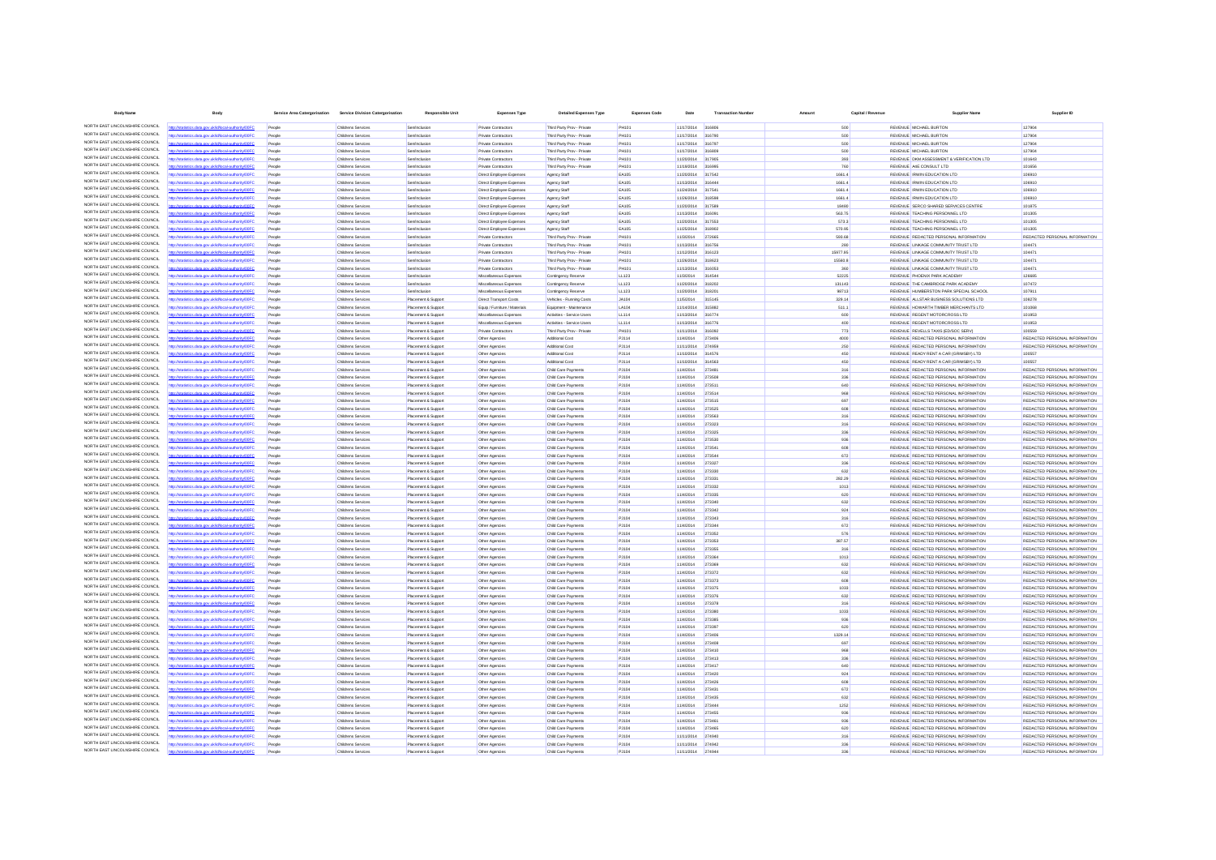| Body Name | Body | Service Area Catergorisation | Service Division Catergorisation | Responsible Unit | Expenses Type | Detailed Expenses Type | Expenses Code | Date | Transaction Number | Amount | Capital / Revenue | Supplier Name | Supplier ID |
|---|---|---|---|---|---|---|---|---|---|---|---|---|---|
| NORTH EAST LINCOLNSHIRE COUNCIL | http://statistics.data.gov.uk/id/local-authority/00FC | People | Childrens Services | Sen/Inclusion | Private Contractors | Third Party Prov - Private | PH101 | 11/17/2014 | 316806 | 500 | REVENUE | MICHAEL BURTON | 127904 |
| NORTH EAST LINCOLNSHIRE COUNCIL | http://statistics.data.gov.uk/id/local-authority/00FC | People | Childrens Services | Sen/Inclusion | Private Contractors | Third Party Prov - Private | PH101 | 11/17/2014 | 316780 | 500 | REVENUE | MICHAEL BURTON | 127904 |
| NORTH EAST LINCOLNSHIRE COUNCIL | http://statistics.data.gov.uk/id/local-authority/00FC | People | Childrens Services | Sen/Inclusion | Private Contractors | Third Party Prov - Private | PH101 | 11/17/2014 | 316797 | 500 | REVENUE | MICHAEL BURTON | 127904 |
| NORTH EAST LINCOLNSHIRE COUNCIL | http://statistics.data.gov.uk/id/local-authority/00FC | People | Childrens Services | Sen/Inclusion | Private Contractors | Third Party Prov - Private | PH101 | 11/17/2014 | 316809 | 500 | REVENUE | MICHAEL BURTON | 127904 |
| NORTH EAST LINCOLNSHIRE COUNCIL | http://statistics.data.gov.uk/id/local-authority/00FC | People | Childrens Services | Sen/Inclusion | Private Contractors | Third Party Prov - Private | PH101 | 11/20/2014 | 317905 | 392 | REVENUE | DKM ASSESSMENT & VERIFICATION LTD | 101663 |
| NORTH EAST LINCOLNSHIRE COUNCIL | http://statistics.data.gov.uk/id/local-authority/00FC | People | Childrens Services | Sen/Inclusion | Private Contractors | Third Party Prov - Private | PH101 | 11/18/2014 | 316985 | 760 | REVENUE | AHR CONSULT LTD | 101656 |
| NORTH EAST LINCOLNSHIRE COUNCIL | http://statistics.data.gov.uk/id/local-authority/00FC | People | Childrens Services | Sen/Inclusion | Direct Employee Expenses | Agency Staff | EA105 | 11/20/2014 | 317542 | 1661.4 | REVENUE | IRWIN EDUCATION LTD | 109910 |
| NORTH EAST LINCOLNSHIRE COUNCIL | http://statistics.data.gov.uk/id/local-authority/00FC | People | Childrens Services | Sen/Inclusion | Direct Employee Expenses | Agency Staff | EA105 | 11/13/2014 | 316444 | 1661.4 | REVENUE | IRWIN EDUCATION LTD | 109910 |
| NORTH EAST LINCOLNSHIRE COUNCIL | http://statistics.data.gov.uk/id/local-authority/00FC | People | Childrens Services | Sen/Inclusion | Direct Employee Expenses | Agency Staff | EA105 | 11/24/2014 | 317541 | 1661.4 | REVENUE | IRWIN EDUCATION LTD | 109910 |
| NORTH EAST LINCOLNSHIRE COUNCIL | http://statistics.data.gov.uk/id/local-authority/00FC | People | Childrens Services | Sen/Inclusion | Direct Employee Expenses | Agency Staff | EA105 | 11/26/2014 | 318588 | 1661.4 | REVENUE | IRWIN EDUCATION LTD | 109910 |
| NORTH EAST LINCOLNSHIRE COUNCIL | http://statistics.data.gov.uk/id/local-authority/00FC | People | Childrens Services | Sen/Inclusion | Direct Employee Expenses | Agency Staff | EA105 | 11/20/2014 | 317589 | 18480 | REVENUE | SERCO SHARED SERVICES CENTRE | 101875 |
| NORTH EAST LINCOLNSHIRE COUNCIL | http://statistics.data.gov.uk/id/local-authority/00FC | People | Childrens Services | Sen/Inclusion | Direct Employee Expenses | Agency Staff | EA105 | 11/13/2014 | 316081 | 563.75 | REVENUE | TEACHING PERSONNEL LTD | 101305 |
| NORTH EAST LINCOLNSHIRE COUNCIL | http://statistics.data.gov.uk/id/local-authority/00FC | People | Childrens Services | Sen/Inclusion | Direct Employee Expenses | Agency Staff | EA105 | 11/20/2014 | 317553 | 573.3 | REVENUE | TEACHING PERSONNEL LTD | 101305 |
| NORTH EAST LINCOLNSHIRE COUNCIL | http://statistics.data.gov.uk/id/local-authority/00FC | People | Childrens Services | Sen/Inclusion | Direct Employee Expenses | Agency Staff | EA105 | 11/25/2014 | 318902 | 570.95 | REVENUE | TEACHING PERSONNEL LTD | 101305 |
| NORTH EAST LINCOLNSHIRE COUNCIL | http://statistics.data.gov.uk/id/local-authority/00FC | People | Childrens Services | Sen/Inclusion | Private Contractors | Third Party Prov - Private | PH101 | 11/05/2014 | 272665 | 993.68 | REVENUE | REDACTED PERSONAL INFORMATION | REDACTED PERSONAL INFORMATION |
| NORTH EAST LINCOLNSHIRE COUNCIL | http://statistics.data.gov.uk/id/local-authority/00FC | People | Childrens Services | Sen/Inclusion | Private Contractors | Third Party Prov - Private | PH101 | 11/13/2014 | 316756 | 280 | REVENUE | LINKAGE COMMUNITY TRUST LTD | 104471 |
| NORTH EAST LINCOLNSHIRE COUNCIL | http://statistics.data.gov.uk/id/local-authority/00FC | People | Childrens Services | Sen/Inclusion | Private Contractors | Third Party Prov - Private | PH101 | 11/12/2014 | 316123 | 15977.85 | REVENUE | LINKAGE COMMUNITY TRUST LTD | 104471 |
| NORTH EAST LINCOLNSHIRE COUNCIL | http://statistics.data.gov.uk/id/local-authority/00FC | People | Childrens Services | Sen/Inclusion | Private Contractors | Third Party Prov - Private | PH101 | 11/26/2014 | 318623 | 15560.8 | REVENUE | LINKAGE COMMUNITY TRUST LTD | 104471 |
| NORTH EAST LINCOLNSHIRE COUNCIL | http://statistics.data.gov.uk/id/local-authority/00FC | People | Childrens Services | Sen/Inclusion | Private Contractors | Third Party Prov - Private | PH101 | 11/13/2014 | 316053 | 360 | REVENUE | LINKAGE COMMUNITY TRUST LTD | 104471 |
| NORTH EAST LINCOLNSHIRE COUNCIL | http://statistics.data.gov.uk/id/local-authority/00FC | People | Childrens Services | Sen/Inclusion | Miscellaneous Expenses | Contingency Reserve | LL123 | 11/03/2014 | 314544 | 32225 | REVENUE | PHOENIX PARK ACADEMY | 126685 |
| NORTH EAST LINCOLNSHIRE COUNCIL | http://statistics.data.gov.uk/id/local-authority/00FC | People | Childrens Services | Sen/Inclusion | Miscellaneous Expenses | Contingency Reserve | LL123 | 11/20/2014 | 318202 | 131143 | REVENUE | THE CAMBRIDGE PARK ACADEMY | 107472 |
| NORTH EAST LINCOLNSHIRE COUNCIL | http://statistics.data.gov.uk/id/local-authority/00FC | People | Childrens Services | Sen/Inclusion | Miscellaneous Expenses | Contingency Reserve | LL123 | 11/20/2014 | 318201 | 98713 | REVENUE | HUMBERSTON PARK SPECIAL SCHOOL | 107911 |
| NORTH EAST LINCOLNSHIRE COUNCIL | http://statistics.data.gov.uk/id/local-authority/00FC | People | Childrens Services | Placement & Support | Direct Transport Costs | Vehicles - Running Costs | JA104 | 11/06/2014 | 315145 | 329.14 | REVENUE | ALLSTAR BUSINESS SOLUTIONS LTD | 108278 |
| NORTH EAST LINCOLNSHIRE COUNCIL | http://statistics.data.gov.uk/id/local-authority/00FC | People | Childrens Services | Placement & Support | Equip / Furniture / Materials | Equipment - Maintenance | LA104 | 11/24/2014 | 315882 | 511.1 | REVENUE | HOWARTH TIMBER MERCHANTS LTD | 101068 |
| NORTH EAST LINCOLNSHIRE COUNCIL | http://statistics.data.gov.uk/id/local-authority/00FC | People | Childrens Services | Placement & Support | Miscellaneous Expenses | Activities - Service Users | LL114 | 11/13/2014 | 316774 | 600 | REVENUE | REGENT MOTORCROSS LTD | 101953 |
| NORTH EAST LINCOLNSHIRE COUNCIL | http://statistics.data.gov.uk/id/local-authority/00FC | People | Childrens Services | Placement & Support | Miscellaneous Expenses | Activities - Service Users | LL114 | 11/13/2014 | 316776 | 400 | REVENUE | REGENT MOTORCROSS LTD | 101953 |
| NORTH EAST LINCOLNSHIRE COUNCIL | http://statistics.data.gov.uk/id/local-authority/00FC | People | Childrens Services | Placement & Support | Private Contractors | Third Party Prov - Private | PH101 | 11/11/2014 | 316092 | 773 | REVENUE | REVELLS TAXIS (ED/SOC SERV) | 100559 |
| NORTH EAST LINCOLNSHIRE COUNCIL | http://statistics.data.gov.uk/id/local-authority/00FC | People | Childrens Services | Placement & Support | Other Agencies | Additional Cost | PJ114 | 11/4/2014 | 273406 | 4000 | REVENUE | REDACTED PERSONAL INFORMATION | REDACTED PERSONAL INFORMATION |
| NORTH EAST LINCOLNSHIRE COUNCIL | http://statistics.data.gov.uk/id/local-authority/00FC | People | Childrens Services | Placement & Support | Other Agencies | Additional Cost | PJ114 | 11/11/2014 | 274969 | 250 | REVENUE | REDACTED PERSONAL INFORMATION | REDACTED PERSONAL INFORMATION |
| NORTH EAST LINCOLNSHIRE COUNCIL | http://statistics.data.gov.uk/id/local-authority/00FC | People | Childrens Services | Placement & Support | Other Agencies | Additional Cost | PJ114 | 11/10/2014 | 314578 | 450 | REVENUE | READY RENT A CAR (GRIMSBY) LTD | 100557 |
| NORTH EAST LINCOLNSHIRE COUNCIL | http://statistics.data.gov.uk/id/local-authority/00FC | People | Childrens Services | Placement & Support | Other Agencies | Additional Cost | PJ114 | 11/10/2014 | 314583 | 450 | REVENUE | READY RENT A CAR (GRIMSBY) LTD | 100557 |
| NORTH EAST LINCOLNSHIRE COUNCIL | http://statistics.data.gov.uk/id/local-authority/00FC | People | Childrens Services | Placement & Support | Other Agencies | Child Care Payments | PJ104 | 11/4/2014 | 273481 | 316 | REVENUE | REDACTED PERSONAL INFORMATION | REDACTED PERSONAL INFORMATION |
| NORTH EAST LINCOLNSHIRE COUNCIL | http://statistics.data.gov.uk/id/local-authority/00FC | People | Childrens Services | Placement & Support | Other Agencies | Child Care Payments | PJ104 | 11/4/2014 | 273508 | 336 | REVENUE | REDACTED PERSONAL INFORMATION | REDACTED PERSONAL INFORMATION |
| NORTH EAST LINCOLNSHIRE COUNCIL | http://statistics.data.gov.uk/id/local-authority/00FC | People | Childrens Services | Placement & Support | Other Agencies | Child Care Payments | PJ104 | 11/4/2014 | 273511 | 640 | REVENUE | REDACTED PERSONAL INFORMATION | REDACTED PERSONAL INFORMATION |
| NORTH EAST LINCOLNSHIRE COUNCIL | http://statistics.data.gov.uk/id/local-authority/00FC | People | Childrens Services | Placement & Support | Other Agencies | Child Care Payments | PJ104 | 11/4/2014 | 273514 | 968 | REVENUE | REDACTED PERSONAL INFORMATION | REDACTED PERSONAL INFORMATION |
| NORTH EAST LINCOLNSHIRE COUNCIL | http://statistics.data.gov.uk/id/local-authority/00FC | People | Childrens Services | Placement & Support | Other Agencies | Child Care Payments | PJ104 | 11/4/2014 | 273515 | 697 | REVENUE | REDACTED PERSONAL INFORMATION | REDACTED PERSONAL INFORMATION |
| NORTH EAST LINCOLNSHIRE COUNCIL | http://statistics.data.gov.uk/id/local-authority/00FC | People | Childrens Services | Placement & Support | Other Agencies | Child Care Payments | PJ104 | 11/4/2014 | 273525 | 608 | REVENUE | REDACTED PERSONAL INFORMATION | REDACTED PERSONAL INFORMATION |
| NORTH EAST LINCOLNSHIRE COUNCIL | http://statistics.data.gov.uk/id/local-authority/00FC | People | Childrens Services | Placement & Support | Other Agencies | Child Care Payments | PJ104 | 11/4/2014 | 273563 | 316 | REVENUE | REDACTED PERSONAL INFORMATION | REDACTED PERSONAL INFORMATION |
| NORTH EAST LINCOLNSHIRE COUNCIL | http://statistics.data.gov.uk/id/local-authority/00FC | People | Childrens Services | Placement & Support | Other Agencies | Child Care Payments | PJ104 | 11/4/2014 | 273323 | 316 | REVENUE | REDACTED PERSONAL INFORMATION | REDACTED PERSONAL INFORMATION |
| NORTH EAST LINCOLNSHIRE COUNCIL | http://statistics.data.gov.uk/id/local-authority/00FC | People | Childrens Services | Placement & Support | Other Agencies | Child Care Payments | PJ104 | 11/4/2014 | 273325 | 336 | REVENUE | REDACTED PERSONAL INFORMATION | REDACTED PERSONAL INFORMATION |
| NORTH EAST LINCOLNSHIRE COUNCIL | http://statistics.data.gov.uk/id/local-authority/00FC | People | Childrens Services | Placement & Support | Other Agencies | Child Care Payments | PJ104 | 11/4/2014 | 273530 | 936 | REVENUE | REDACTED PERSONAL INFORMATION | REDACTED PERSONAL INFORMATION |
| NORTH EAST LINCOLNSHIRE COUNCIL | http://statistics.data.gov.uk/id/local-authority/00FC | People | Childrens Services | Placement & Support | Other Agencies | Child Care Payments | PJ104 | 11/4/2014 | 273541 | 608 | REVENUE | REDACTED PERSONAL INFORMATION | REDACTED PERSONAL INFORMATION |
| NORTH EAST LINCOLNSHIRE COUNCIL | http://statistics.data.gov.uk/id/local-authority/00FC | People | Childrens Services | Placement & Support | Other Agencies | Child Care Payments | PJ104 | 11/4/2014 | 273544 | 672 | REVENUE | REDACTED PERSONAL INFORMATION | REDACTED PERSONAL INFORMATION |
| NORTH EAST LINCOLNSHIRE COUNCIL | http://statistics.data.gov.uk/id/local-authority/00FC | People | Childrens Services | Placement & Support | Other Agencies | Child Care Payments | PJ104 | 11/4/2014 | 273327 | 336 | REVENUE | REDACTED PERSONAL INFORMATION | REDACTED PERSONAL INFORMATION |
| NORTH EAST LINCOLNSHIRE COUNCIL | http://statistics.data.gov.uk/id/local-authority/00FC | People | Childrens Services | Placement & Support | Other Agencies | Child Care Payments | PJ104 | 11/4/2014 | 273330 | 632 | REVENUE | REDACTED PERSONAL INFORMATION | REDACTED PERSONAL INFORMATION |
| NORTH EAST LINCOLNSHIRE COUNCIL | http://statistics.data.gov.uk/id/local-authority/00FC | People | Childrens Services | Placement & Support | Other Agencies | Child Care Payments | PJ104 | 11/4/2014 | 273331 | 282.29 | REVENUE | REDACTED PERSONAL INFORMATION | REDACTED PERSONAL INFORMATION |
| NORTH EAST LINCOLNSHIRE COUNCIL | http://statistics.data.gov.uk/id/local-authority/00FC | People | Childrens Services | Placement & Support | Other Agencies | Child Care Payments | PJ104 | 11/4/2014 | 273333 | 1013 | REVENUE | REDACTED PERSONAL INFORMATION | REDACTED PERSONAL INFORMATION |
| NORTH EAST LINCOLNSHIRE COUNCIL | http://statistics.data.gov.uk/id/local-authority/00FC | People | Childrens Services | Placement & Support | Other Agencies | Child Care Payments | PJ104 | 11/4/2014 | 273335 | 620 | REVENUE | REDACTED PERSONAL INFORMATION | REDACTED PERSONAL INFORMATION |
| NORTH EAST LINCOLNSHIRE COUNCIL | http://statistics.data.gov.uk/id/local-authority/00FC | People | Childrens Services | Placement & Support | Other Agencies | Child Care Payments | PJ104 | 11/4/2014 | 273340 | 632 | REVENUE | REDACTED PERSONAL INFORMATION | REDACTED PERSONAL INFORMATION |
| NORTH EAST LINCOLNSHIRE COUNCIL | http://statistics.data.gov.uk/id/local-authority/00FC | People | Childrens Services | Placement & Support | Other Agencies | Child Care Payments | PJ104 | 11/4/2014 | 273342 | 924 | REVENUE | REDACTED PERSONAL INFORMATION | REDACTED PERSONAL INFORMATION |
| NORTH EAST LINCOLNSHIRE COUNCIL | http://statistics.data.gov.uk/id/local-authority/00FC | People | Childrens Services | Placement & Support | Other Agencies | Child Care Payments | PJ104 | 11/4/2014 | 273343 | 316 | REVENUE | REDACTED PERSONAL INFORMATION | REDACTED PERSONAL INFORMATION |
| NORTH EAST LINCOLNSHIRE COUNCIL | http://statistics.data.gov.uk/id/local-authority/00FC | People | Childrens Services | Placement & Support | Other Agencies | Child Care Payments | PJ104 | 11/4/2014 | 273344 | 672 | REVENUE | REDACTED PERSONAL INFORMATION | REDACTED PERSONAL INFORMATION |
| NORTH EAST LINCOLNSHIRE COUNCIL | http://statistics.data.gov.uk/id/local-authority/00FC | People | Childrens Services | Placement & Support | Other Agencies | Child Care Payments | PJ104 | 11/4/2014 | 273352 | 576 | REVENUE | REDACTED PERSONAL INFORMATION | REDACTED PERSONAL INFORMATION |
| NORTH EAST LINCOLNSHIRE COUNCIL | http://statistics.data.gov.uk/id/local-authority/00FC | People | Childrens Services | Placement & Support | Other Agencies | Child Care Payments | PJ104 | 11/4/2014 | 273353 | 387.57 | REVENUE | REDACTED PERSONAL INFORMATION | REDACTED PERSONAL INFORMATION |
| NORTH EAST LINCOLNSHIRE COUNCIL | http://statistics.data.gov.uk/id/local-authority/00FC | People | Childrens Services | Placement & Support | Other Agencies | Child Care Payments | PJ104 | 11/4/2014 | 273355 | 316 | REVENUE | REDACTED PERSONAL INFORMATION | REDACTED PERSONAL INFORMATION |
| NORTH EAST LINCOLNSHIRE COUNCIL | http://statistics.data.gov.uk/id/local-authority/00FC | People | Childrens Services | Placement & Support | Other Agencies | Child Care Payments | PJ104 | 11/4/2014 | 273364 | 1013 | REVENUE | REDACTED PERSONAL INFORMATION | REDACTED PERSONAL INFORMATION |
| NORTH EAST LINCOLNSHIRE COUNCIL | http://statistics.data.gov.uk/id/local-authority/00FC | People | Childrens Services | Placement & Support | Other Agencies | Child Care Payments | PJ104 | 11/4/2014 | 273369 | 632 | REVENUE | REDACTED PERSONAL INFORMATION | REDACTED PERSONAL INFORMATION |
| NORTH EAST LINCOLNSHIRE COUNCIL | http://statistics.data.gov.uk/id/local-authority/00FC | People | Childrens Services | Placement & Support | Other Agencies | Child Care Payments | PJ104 | 11/4/2014 | 273372 | 632 | REVENUE | REDACTED PERSONAL INFORMATION | REDACTED PERSONAL INFORMATION |
| NORTH EAST LINCOLNSHIRE COUNCIL | http://statistics.data.gov.uk/id/local-authority/00FC | People | Childrens Services | Placement & Support | Other Agencies | Child Care Payments | PJ104 | 11/4/2014 | 273373 | 608 | REVENUE | REDACTED PERSONAL INFORMATION | REDACTED PERSONAL INFORMATION |
| NORTH EAST LINCOLNSHIRE COUNCIL | http://statistics.data.gov.uk/id/local-authority/00FC | People | Childrens Services | Placement & Support | Other Agencies | Child Care Payments | PJ104 | 11/4/2014 | 273375 | 1033 | REVENUE | REDACTED PERSONAL INFORMATION | REDACTED PERSONAL INFORMATION |
| NORTH EAST LINCOLNSHIRE COUNCIL | http://statistics.data.gov.uk/id/local-authority/00FC | People | Childrens Services | Placement & Support | Other Agencies | Child Care Payments | PJ104 | 11/4/2014 | 273376 | 632 | REVENUE | REDACTED PERSONAL INFORMATION | REDACTED PERSONAL INFORMATION |
| NORTH EAST LINCOLNSHIRE COUNCIL | http://statistics.data.gov.uk/id/local-authority/00FC | People | Childrens Services | Placement & Support | Other Agencies | Child Care Payments | PJ104 | 11/4/2014 | 273378 | 316 | REVENUE | REDACTED PERSONAL INFORMATION | REDACTED PERSONAL INFORMATION |
| NORTH EAST LINCOLNSHIRE COUNCIL | http://statistics.data.gov.uk/id/local-authority/00FC | People | Childrens Services | Placement & Support | Other Agencies | Child Care Payments | PJ104 | 11/4/2014 | 273380 | 1033 | REVENUE | REDACTED PERSONAL INFORMATION | REDACTED PERSONAL INFORMATION |
| NORTH EAST LINCOLNSHIRE COUNCIL | http://statistics.data.gov.uk/id/local-authority/00FC | People | Childrens Services | Placement & Support | Other Agencies | Child Care Payments | PJ104 | 11/4/2014 | 273385 | 936 | REVENUE | REDACTED PERSONAL INFORMATION | REDACTED PERSONAL INFORMATION |
| NORTH EAST LINCOLNSHIRE COUNCIL | http://statistics.data.gov.uk/id/local-authority/00FC | People | Childrens Services | Placement & Support | Other Agencies | Child Care Payments | PJ104 | 11/4/2014 | 273387 | 620 | REVENUE | REDACTED PERSONAL INFORMATION | REDACTED PERSONAL INFORMATION |
| NORTH EAST LINCOLNSHIRE COUNCIL | http://statistics.data.gov.uk/id/local-authority/00FC | People | Childrens Services | Placement & Support | Other Agencies | Child Care Payments | PJ104 | 11/4/2014 | 273406 | 1329.14 | REVENUE | REDACTED PERSONAL INFORMATION | REDACTED PERSONAL INFORMATION |
| NORTH EAST LINCOLNSHIRE COUNCIL | http://statistics.data.gov.uk/id/local-authority/00FC | People | Childrens Services | Placement & Support | Other Agencies | Child Care Payments | PJ104 | 11/4/2014 | 273408 | 697 | REVENUE | REDACTED PERSONAL INFORMATION | REDACTED PERSONAL INFORMATION |
| NORTH EAST LINCOLNSHIRE COUNCIL | http://statistics.data.gov.uk/id/local-authority/00FC | People | Childrens Services | Placement & Support | Other Agencies | Child Care Payments | PJ104 | 11/4/2014 | 273410 | 968 | REVENUE | REDACTED PERSONAL INFORMATION | REDACTED PERSONAL INFORMATION |
| NORTH EAST LINCOLNSHIRE COUNCIL | http://statistics.data.gov.uk/id/local-authority/00FC | People | Childrens Services | Placement & Support | Other Agencies | Child Care Payments | PJ104 | 11/4/2014 | 273413 | 336 | REVENUE | REDACTED PERSONAL INFORMATION | REDACTED PERSONAL INFORMATION |
| NORTH EAST LINCOLNSHIRE COUNCIL | http://statistics.data.gov.uk/id/local-authority/00FC | People | Childrens Services | Placement & Support | Other Agencies | Child Care Payments | PJ104 | 11/4/2014 | 273417 | 640 | REVENUE | REDACTED PERSONAL INFORMATION | REDACTED PERSONAL INFORMATION |
| NORTH EAST LINCOLNSHIRE COUNCIL | http://statistics.data.gov.uk/id/local-authority/00FC | People | Childrens Services | Placement & Support | Other Agencies | Child Care Payments | PJ104 | 11/4/2014 | 273420 | 924 | REVENUE | REDACTED PERSONAL INFORMATION | REDACTED PERSONAL INFORMATION |
| NORTH EAST LINCOLNSHIRE COUNCIL | http://statistics.data.gov.uk/id/local-authority/00FC | People | Childrens Services | Placement & Support | Other Agencies | Child Care Payments | PJ104 | 11/4/2014 | 273428 | 608 | REVENUE | REDACTED PERSONAL INFORMATION | REDACTED PERSONAL INFORMATION |
| NORTH EAST LINCOLNSHIRE COUNCIL | http://statistics.data.gov.uk/id/local-authority/00FC | People | Childrens Services | Placement & Support | Other Agencies | Child Care Payments | PJ104 | 11/4/2014 | 273431 | 672 | REVENUE | REDACTED PERSONAL INFORMATION | REDACTED PERSONAL INFORMATION |
| NORTH EAST LINCOLNSHIRE COUNCIL | http://statistics.data.gov.uk/id/local-authority/00FC | People | Childrens Services | Placement & Support | Other Agencies | Child Care Payments | PJ104 | 11/4/2014 | 273435 | 632 | REVENUE | REDACTED PERSONAL INFORMATION | REDACTED PERSONAL INFORMATION |
| NORTH EAST LINCOLNSHIRE COUNCIL | http://statistics.data.gov.uk/id/local-authority/00FC | People | Childrens Services | Placement & Support | Other Agencies | Child Care Payments | PJ104 | 11/4/2014 | 273444 | 1252 | REVENUE | REDACTED PERSONAL INFORMATION | REDACTED PERSONAL INFORMATION |
| NORTH EAST LINCOLNSHIRE COUNCIL | http://statistics.data.gov.uk/id/local-authority/00FC | People | Childrens Services | Placement & Support | Other Agencies | Child Care Payments | PJ104 | 11/4/2014 | 273455 | 936 | REVENUE | REDACTED PERSONAL INFORMATION | REDACTED PERSONAL INFORMATION |
| NORTH EAST LINCOLNSHIRE COUNCIL | http://statistics.data.gov.uk/id/local-authority/00FC | People | Childrens Services | Placement & Support | Other Agencies | Child Care Payments | PJ104 | 11/4/2014 | 273461 | 936 | REVENUE | REDACTED PERSONAL INFORMATION | REDACTED PERSONAL INFORMATION |
| NORTH EAST LINCOLNSHIRE COUNCIL | http://statistics.data.gov.uk/id/local-authority/00FC | People | Childrens Services | Placement & Support | Other Agencies | Child Care Payments | PJ104 | 11/4/2014 | 273465 | 620 | REVENUE | REDACTED PERSONAL INFORMATION | REDACTED PERSONAL INFORMATION |
| NORTH EAST LINCOLNSHIRE COUNCIL | http://statistics.data.gov.uk/id/local-authority/00FC | People | Childrens Services | Placement & Support | Other Agencies | Child Care Payments | PJ104 | 11/11/2014 | 274940 | 316 | REVENUE | REDACTED PERSONAL INFORMATION | REDACTED PERSONAL INFORMATION |
| NORTH EAST LINCOLNSHIRE COUNCIL | http://statistics.data.gov.uk/id/local-authority/00FC | People | Childrens Services | Placement & Support | Other Agencies | Child Care Payments | PJ104 | 11/11/2014 | 274942 | 336 | REVENUE | REDACTED PERSONAL INFORMATION | REDACTED PERSONAL INFORMATION |
| NORTH EAST LINCOLNSHIRE COUNCIL | http://statistics.data.gov.uk/id/local-authority/00FC | People | Childrens Services | Placement & Support | Other Agencies | Child Care Payments | PJ104 | 11/11/2014 | 274944 | 336 | REVENUE | REDACTED PERSONAL INFORMATION | REDACTED PERSONAL INFORMATION |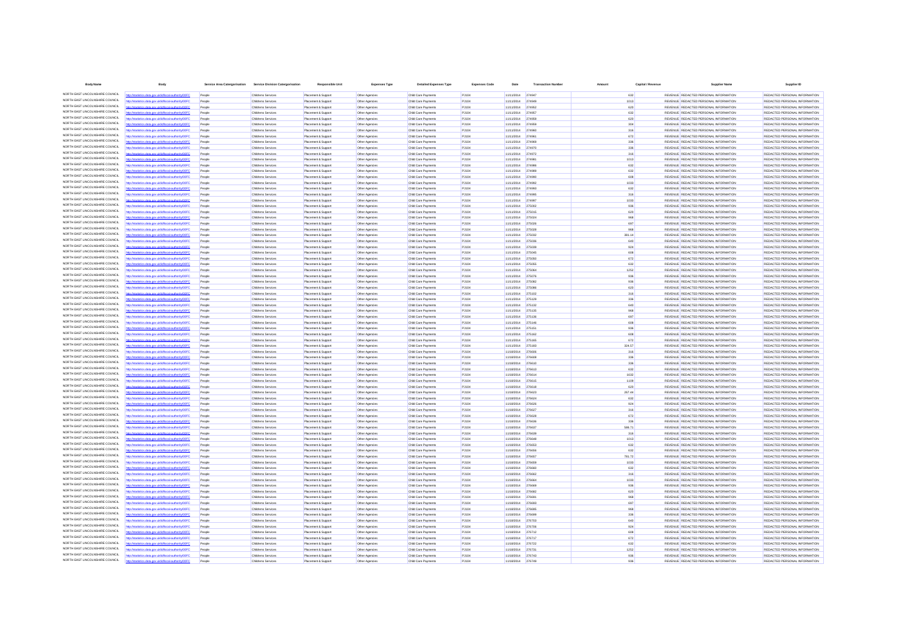| Body Name | Body | Service Area Catergorisation | Service Division Catergorisation | Responsible Unit | Expenses Type | Detailed Expenses Type | Expenses Code | Date | Transaction Number | Amount | Capital / Revenue | Supplier Name | Supplier ID |
|---|---|---|---|---|---|---|---|---|---|---|---|---|---|
| NORTH EAST LINCOLNSHIRE COUNCIL | http://statistics.data.gov.uk/id/local-authority/00FC | People | Childrens Services | Placement & Support | Other Agencies | Child Care Payments | PJ104 | 11/11/2014 | 274947 | 632 | REVENUE | REDACTED PERSONAL INFORMATION | REDACTED PERSONAL INFORMATION |
| NORTH EAST LINCOLNSHIRE COUNCIL | http://statistics.data.gov.uk/id/local-authority/00FC | People | Childrens Services | Placement & Support | Other Agencies | Child Care Payments | PJ104 | 11/11/2014 | 274949 | 1013 | REVENUE | REDACTED PERSONAL INFORMATION | REDACTED PERSONAL INFORMATION |
| NORTH EAST LINCOLNSHIRE COUNCIL | http://statistics.data.gov.uk/id/local-authority/00FC | People | Childrens Services | Placement & Support | Other Agencies | Child Care Payments | PJ104 | 11/11/2014 | 274952 | 620 | REVENUE | REDACTED PERSONAL INFORMATION | REDACTED PERSONAL INFORMATION |
| NORTH EAST LINCOLNSHIRE COUNCIL | http://statistics.data.gov.uk/id/local-authority/00FC | People | Childrens Services | Placement & Support | Other Agencies | Child Care Payments | PJ104 | 11/11/2014 | 274957 | 632 | REVENUE | REDACTED PERSONAL INFORMATION | REDACTED PERSONAL INFORMATION |
| NORTH EAST LINCOLNSHIRE COUNCIL | http://statistics.data.gov.uk/id/local-authority/00FC | People | Childrens Services | Placement & Support | Other Agencies | Child Care Payments | PJ104 | 11/11/2014 | 274958 | 620 | REVENUE | REDACTED PERSONAL INFORMATION | REDACTED PERSONAL INFORMATION |
| NORTH EAST LINCOLNSHIRE COUNCIL | http://statistics.data.gov.uk/id/local-authority/00FC | People | Childrens Services | Placement & Support | Other Agencies | Child Care Payments | PJ104 | 11/11/2014 | 274959 | 304 | REVENUE | REDACTED PERSONAL INFORMATION | REDACTED PERSONAL INFORMATION |
| NORTH EAST LINCOLNSHIRE COUNCIL | http://statistics.data.gov.uk/id/local-authority/00FC | People | Childrens Services | Placement & Support | Other Agencies | Child Care Payments | PJ104 | 11/11/2014 | 274960 | 316 | REVENUE | REDACTED PERSONAL INFORMATION | REDACTED PERSONAL INFORMATION |
| NORTH EAST LINCOLNSHIRE COUNCIL | http://statistics.data.gov.uk/id/local-authority/00FC | People | Childrens Services | Placement & Support | Other Agencies | Child Care Payments | PJ104 | 11/11/2014 | 274961 | 672 | REVENUE | REDACTED PERSONAL INFORMATION | REDACTED PERSONAL INFORMATION |
| NORTH EAST LINCOLNSHIRE COUNCIL | http://statistics.data.gov.uk/id/local-authority/00FC | People | Childrens Services | Placement & Support | Other Agencies | Child Care Payments | PJ104 | 11/11/2014 | 274969 | 336 | REVENUE | REDACTED PERSONAL INFORMATION | REDACTED PERSONAL INFORMATION |
| NORTH EAST LINCOLNSHIRE COUNCIL | http://statistics.data.gov.uk/id/local-authority/00FC | People | Childrens Services | Placement & Support | Other Agencies | Child Care Payments | PJ104 | 11/11/2014 | 274970 | 336 | REVENUE | REDACTED PERSONAL INFORMATION | REDACTED PERSONAL INFORMATION |
| NORTH EAST LINCOLNSHIRE COUNCIL | http://statistics.data.gov.uk/id/local-authority/00FC | People | Childrens Services | Placement & Support | Other Agencies | Child Care Payments | PJ104 | 11/11/2014 | 274972 | 316 | REVENUE | REDACTED PERSONAL INFORMATION | REDACTED PERSONAL INFORMATION |
| NORTH EAST LINCOLNSHIRE COUNCIL | http://statistics.data.gov.uk/id/local-authority/00FC | People | Childrens Services | Placement & Support | Other Agencies | Child Care Payments | PJ104 | 11/11/2014 | 274981 | 1013 | REVENUE | REDACTED PERSONAL INFORMATION | REDACTED PERSONAL INFORMATION |
| NORTH EAST LINCOLNSHIRE COUNCIL | http://statistics.data.gov.uk/id/local-authority/00FC | People | Childrens Services | Placement & Support | Other Agencies | Child Care Payments | PJ104 | 11/11/2014 | 274986 | 632 | REVENUE | REDACTED PERSONAL INFORMATION | REDACTED PERSONAL INFORMATION |
| NORTH EAST LINCOLNSHIRE COUNCIL | http://statistics.data.gov.uk/id/local-authority/00FC | People | Childrens Services | Placement & Support | Other Agencies | Child Care Payments | PJ104 | 11/11/2014 | 274989 | 632 | REVENUE | REDACTED PERSONAL INFORMATION | REDACTED PERSONAL INFORMATION |
| NORTH EAST LINCOLNSHIRE COUNCIL | http://statistics.data.gov.uk/id/local-authority/00FC | People | Childrens Services | Placement & Support | Other Agencies | Child Care Payments | PJ104 | 11/11/2014 | 274990 | 608 | REVENUE | REDACTED PERSONAL INFORMATION | REDACTED PERSONAL INFORMATION |
| NORTH EAST LINCOLNSHIRE COUNCIL | http://statistics.data.gov.uk/id/local-authority/00FC | People | Childrens Services | Placement & Support | Other Agencies | Child Care Payments | PJ104 | 11/11/2014 | 274992 | 1033 | REVENUE | REDACTED PERSONAL INFORMATION | REDACTED PERSONAL INFORMATION |
| NORTH EAST LINCOLNSHIRE COUNCIL | http://statistics.data.gov.uk/id/local-authority/00FC | People | Childrens Services | Placement & Support | Other Agencies | Child Care Payments | PJ104 | 11/11/2014 | 274993 | 632 | REVENUE | REDACTED PERSONAL INFORMATION | REDACTED PERSONAL INFORMATION |
| NORTH EAST LINCOLNSHIRE COUNCIL | http://statistics.data.gov.uk/id/local-authority/00FC | People | Childrens Services | Placement & Support | Other Agencies | Child Care Payments | PJ104 | 11/11/2014 | 274995 | 316 | REVENUE | REDACTED PERSONAL INFORMATION | REDACTED PERSONAL INFORMATION |
| NORTH EAST LINCOLNSHIRE COUNCIL | http://statistics.data.gov.uk/id/local-authority/00FC | People | Childrens Services | Placement & Support | Other Agencies | Child Care Payments | PJ104 | 11/11/2014 | 274997 | 1033 | REVENUE | REDACTED PERSONAL INFORMATION | REDACTED PERSONAL INFORMATION |
| NORTH EAST LINCOLNSHIRE COUNCIL | http://statistics.data.gov.uk/id/local-authority/00FC | People | Childrens Services | Placement & Support | Other Agencies | Child Care Payments | PJ104 | 11/11/2014 | 275002 | 936 | REVENUE | REDACTED PERSONAL INFORMATION | REDACTED PERSONAL INFORMATION |
| NORTH EAST LINCOLNSHIRE COUNCIL | http://statistics.data.gov.uk/id/local-authority/00FC | People | Childrens Services | Placement & Support | Other Agencies | Child Care Payments | PJ104 | 11/11/2014 | 275015 | 620 | REVENUE | REDACTED PERSONAL INFORMATION | REDACTED PERSONAL INFORMATION |
| NORTH EAST LINCOLNSHIRE COUNCIL | http://statistics.data.gov.uk/id/local-authority/00FC | People | Childrens Services | Placement & Support | Other Agencies | Child Care Payments | PJ104 | 11/11/2014 | 275024 | 968 | REVENUE | REDACTED PERSONAL INFORMATION | REDACTED PERSONAL INFORMATION |
| NORTH EAST LINCOLNSHIRE COUNCIL | http://statistics.data.gov.uk/id/local-authority/00FC | People | Childrens Services | Placement & Support | Other Agencies | Child Care Payments | PJ104 | 11/11/2014 | 275026 | 697 | REVENUE | REDACTED PERSONAL INFORMATION | REDACTED PERSONAL INFORMATION |
| NORTH EAST LINCOLNSHIRE COUNCIL | http://statistics.data.gov.uk/id/local-authority/00FC | People | Childrens Services | Placement & Support | Other Agencies | Child Care Payments | PJ104 | 11/11/2014 | 275028 | 968 | REVENUE | REDACTED PERSONAL INFORMATION | REDACTED PERSONAL INFORMATION |
| NORTH EAST LINCOLNSHIRE COUNCIL | http://statistics.data.gov.uk/id/local-authority/00FC | People | Childrens Services | Placement & Support | Other Agencies | Child Care Payments | PJ104 | 11/11/2014 | 275032 | 391.14 | REVENUE | REDACTED PERSONAL INFORMATION | REDACTED PERSONAL INFORMATION |
| NORTH EAST LINCOLNSHIRE COUNCIL | http://statistics.data.gov.uk/id/local-authority/00FC | People | Childrens Services | Placement & Support | Other Agencies | Child Care Payments | PJ104 | 11/11/2014 | 275036 | 640 | REVENUE | REDACTED PERSONAL INFORMATION | REDACTED PERSONAL INFORMATION |
| NORTH EAST LINCOLNSHIRE COUNCIL | http://statistics.data.gov.uk/id/local-authority/00FC | People | Childrens Services | Placement & Support | Other Agencies | Child Care Payments | PJ104 | 11/11/2014 | 275039 | 924 | REVENUE | REDACTED PERSONAL INFORMATION | REDACTED PERSONAL INFORMATION |
| NORTH EAST LINCOLNSHIRE COUNCIL | http://statistics.data.gov.uk/id/local-authority/00FC | People | Childrens Services | Placement & Support | Other Agencies | Child Care Payments | PJ104 | 11/11/2014 | 275045 | 608 | REVENUE | REDACTED PERSONAL INFORMATION | REDACTED PERSONAL INFORMATION |
| NORTH EAST LINCOLNSHIRE COUNCIL | http://statistics.data.gov.uk/id/local-authority/00FC | People | Childrens Services | Placement & Support | Other Agencies | Child Care Payments | PJ104 | 11/11/2014 | 275050 | 672 | REVENUE | REDACTED PERSONAL INFORMATION | REDACTED PERSONAL INFORMATION |
| NORTH EAST LINCOLNSHIRE COUNCIL | http://statistics.data.gov.uk/id/local-authority/00FC | People | Childrens Services | Placement & Support | Other Agencies | Child Care Payments | PJ104 | 11/11/2014 | 275055 | 632 | REVENUE | REDACTED PERSONAL INFORMATION | REDACTED PERSONAL INFORMATION |
| NORTH EAST LINCOLNSHIRE COUNCIL | http://statistics.data.gov.uk/id/local-authority/00FC | People | Childrens Services | Placement & Support | Other Agencies | Child Care Payments | PJ104 | 11/11/2014 | 275064 | 1252 | REVENUE | REDACTED PERSONAL INFORMATION | REDACTED PERSONAL INFORMATION |
| NORTH EAST LINCOLNSHIRE COUNCIL | http://statistics.data.gov.uk/id/local-authority/00FC | People | Childrens Services | Placement & Support | Other Agencies | Child Care Payments | PJ104 | 11/11/2014 | 275076 | 936 | REVENUE | REDACTED PERSONAL INFORMATION | REDACTED PERSONAL INFORMATION |
| NORTH EAST LINCOLNSHIRE COUNCIL | http://statistics.data.gov.uk/id/local-authority/00FC | People | Childrens Services | Placement & Support | Other Agencies | Child Care Payments | PJ104 | 11/11/2014 | 275082 | 936 | REVENUE | REDACTED PERSONAL INFORMATION | REDACTED PERSONAL INFORMATION |
| NORTH EAST LINCOLNSHIRE COUNCIL | http://statistics.data.gov.uk/id/local-authority/00FC | People | Childrens Services | Placement & Support | Other Agencies | Child Care Payments | PJ104 | 11/11/2014 | 275086 | 620 | REVENUE | REDACTED PERSONAL INFORMATION | REDACTED PERSONAL INFORMATION |
| NORTH EAST LINCOLNSHIRE COUNCIL | http://statistics.data.gov.uk/id/local-authority/00FC | People | Childrens Services | Placement & Support | Other Agencies | Child Care Payments | PJ104 | 11/11/2014 | 275102 | 316 | REVENUE | REDACTED PERSONAL INFORMATION | REDACTED PERSONAL INFORMATION |
| NORTH EAST LINCOLNSHIRE COUNCIL | http://statistics.data.gov.uk/id/local-authority/00FC | People | Childrens Services | Placement & Support | Other Agencies | Child Care Payments | PJ104 | 11/11/2014 | 275129 | 336 | REVENUE | REDACTED PERSONAL INFORMATION | REDACTED PERSONAL INFORMATION |
| NORTH EAST LINCOLNSHIRE COUNCIL | http://statistics.data.gov.uk/id/local-authority/00FC | People | Childrens Services | Placement & Support | Other Agencies | Child Care Payments | PJ104 | 11/11/2014 | 275132 | 640 | REVENUE | REDACTED PERSONAL INFORMATION | REDACTED PERSONAL INFORMATION |
| NORTH EAST LINCOLNSHIRE COUNCIL | http://statistics.data.gov.uk/id/local-authority/00FC | People | Childrens Services | Placement & Support | Other Agencies | Child Care Payments | PJ104 | 11/11/2014 | 275135 | 968 | REVENUE | REDACTED PERSONAL INFORMATION | REDACTED PERSONAL INFORMATION |
| NORTH EAST LINCOLNSHIRE COUNCIL | http://statistics.data.gov.uk/id/local-authority/00FC | People | Childrens Services | Placement & Support | Other Agencies | Child Care Payments | PJ104 | 11/11/2014 | 275136 | 697 | REVENUE | REDACTED PERSONAL INFORMATION | REDACTED PERSONAL INFORMATION |
| NORTH EAST LINCOLNSHIRE COUNCIL | http://statistics.data.gov.uk/id/local-authority/00FC | People | Childrens Services | Placement & Support | Other Agencies | Child Care Payments | PJ104 | 11/11/2014 | 275146 | 608 | REVENUE | REDACTED PERSONAL INFORMATION | REDACTED PERSONAL INFORMATION |
| NORTH EAST LINCOLNSHIRE COUNCIL | http://statistics.data.gov.uk/id/local-authority/00FC | People | Childrens Services | Placement & Support | Other Agencies | Child Care Payments | PJ104 | 11/11/2014 | 275151 | 936 | REVENUE | REDACTED PERSONAL INFORMATION | REDACTED PERSONAL INFORMATION |
| NORTH EAST LINCOLNSHIRE COUNCIL | http://statistics.data.gov.uk/id/local-authority/00FC | People | Childrens Services | Placement & Support | Other Agencies | Child Care Payments | PJ104 | 11/11/2014 | 275162 | 608 | REVENUE | REDACTED PERSONAL INFORMATION | REDACTED PERSONAL INFORMATION |
| NORTH EAST LINCOLNSHIRE COUNCIL | http://statistics.data.gov.uk/id/local-authority/00FC | People | Childrens Services | Placement & Support | Other Agencies | Child Care Payments | PJ104 | 11/11/2014 | 275165 | 672 | REVENUE | REDACTED PERSONAL INFORMATION | REDACTED PERSONAL INFORMATION |
| NORTH EAST LINCOLNSHIRE COUNCIL | http://statistics.data.gov.uk/id/local-authority/00FC | People | Childrens Services | Placement & Support | Other Agencies | Child Care Payments | PJ104 | 11/11/2014 | 275183 | 324.57 | REVENUE | REDACTED PERSONAL INFORMATION | REDACTED PERSONAL INFORMATION |
| NORTH EAST LINCOLNSHIRE COUNCIL | http://statistics.data.gov.uk/id/local-authority/00FC | People | Childrens Services | Placement & Support | Other Agencies | Child Care Payments | PJ104 | 11/18/2014 | 276606 | 316 | REVENUE | REDACTED PERSONAL INFORMATION | REDACTED PERSONAL INFORMATION |
| NORTH EAST LINCOLNSHIRE COUNCIL | http://statistics.data.gov.uk/id/local-authority/00FC | People | Childrens Services | Placement & Support | Other Agencies | Child Care Payments | PJ104 | 11/18/2014 | 276608 | 336 | REVENUE | REDACTED PERSONAL INFORMATION | REDACTED PERSONAL INFORMATION |
| NORTH EAST LINCOLNSHIRE COUNCIL | http://statistics.data.gov.uk/id/local-authority/00FC | People | Childrens Services | Placement & Support | Other Agencies | Child Care Payments | PJ104 | 11/18/2014 | 276610 | 336 | REVENUE | REDACTED PERSONAL INFORMATION | REDACTED PERSONAL INFORMATION |
| NORTH EAST LINCOLNSHIRE COUNCIL | http://statistics.data.gov.uk/id/local-authority/00FC | People | Childrens Services | Placement & Support | Other Agencies | Child Care Payments | PJ104 | 11/18/2014 | 276613 | 632 | REVENUE | REDACTED PERSONAL INFORMATION | REDACTED PERSONAL INFORMATION |
| NORTH EAST LINCOLNSHIRE COUNCIL | http://statistics.data.gov.uk/id/local-authority/00FC | People | Childrens Services | Placement & Support | Other Agencies | Child Care Payments | PJ104 | 11/18/2014 | 276614 | 1632 | REVENUE | REDACTED PERSONAL INFORMATION | REDACTED PERSONAL INFORMATION |
| NORTH EAST LINCOLNSHIRE COUNCIL | http://statistics.data.gov.uk/id/local-authority/00FC | People | Childrens Services | Placement & Support | Other Agencies | Child Care Payments | PJ104 | 11/18/2014 | 276615 | 1106 | REVENUE | REDACTED PERSONAL INFORMATION | REDACTED PERSONAL INFORMATION |
| NORTH EAST LINCOLNSHIRE COUNCIL | http://statistics.data.gov.uk/id/local-authority/00FC | People | Childrens Services | Placement & Support | Other Agencies | Child Care Payments | PJ104 | 11/18/2014 | 276618 | 620 | REVENUE | REDACTED PERSONAL INFORMATION | REDACTED PERSONAL INFORMATION |
| NORTH EAST LINCOLNSHIRE COUNCIL | http://statistics.data.gov.uk/id/local-authority/00FC | People | Childrens Services | Placement & Support | Other Agencies | Child Care Payments | PJ104 | 11/18/2014 | 276623 | 267.44 | REVENUE | REDACTED PERSONAL INFORMATION | REDACTED PERSONAL INFORMATION |
| NORTH EAST LINCOLNSHIRE COUNCIL | http://statistics.data.gov.uk/id/local-authority/00FC | People | Childrens Services | Placement & Support | Other Agencies | Child Care Payments | PJ104 | 11/18/2014 | 276624 | 632 | REVENUE | REDACTED PERSONAL INFORMATION | REDACTED PERSONAL INFORMATION |
| NORTH EAST LINCOLNSHIRE COUNCIL | http://statistics.data.gov.uk/id/local-authority/00FC | People | Childrens Services | Placement & Support | Other Agencies | Child Care Payments | PJ104 | 11/18/2014 | 276626 | 924 | REVENUE | REDACTED PERSONAL INFORMATION | REDACTED PERSONAL INFORMATION |
| NORTH EAST LINCOLNSHIRE COUNCIL | http://statistics.data.gov.uk/id/local-authority/00FC | People | Childrens Services | Placement & Support | Other Agencies | Child Care Payments | PJ104 | 11/18/2014 | 276627 | 316 | REVENUE | REDACTED PERSONAL INFORMATION | REDACTED PERSONAL INFORMATION |
| NORTH EAST LINCOLNSHIRE COUNCIL | http://statistics.data.gov.uk/id/local-authority/00FC | People | Childrens Services | Placement & Support | Other Agencies | Child Care Payments | PJ104 | 11/18/2014 | 276628 | 672 | REVENUE | REDACTED PERSONAL INFORMATION | REDACTED PERSONAL INFORMATION |
| NORTH EAST LINCOLNSHIRE COUNCIL | http://statistics.data.gov.uk/id/local-authority/00FC | People | Childrens Services | Placement & Support | Other Agencies | Child Care Payments | PJ104 | 11/18/2014 | 276636 | 336 | REVENUE | REDACTED PERSONAL INFORMATION | REDACTED PERSONAL INFORMATION |
| NORTH EAST LINCOLNSHIRE COUNCIL | http://statistics.data.gov.uk/id/local-authority/00FC | People | Childrens Services | Placement & Support | Other Agencies | Child Care Payments | PJ104 | 11/18/2014 | 276637 | 586.71 | REVENUE | REDACTED PERSONAL INFORMATION | REDACTED PERSONAL INFORMATION |
| NORTH EAST LINCOLNSHIRE COUNCIL | http://statistics.data.gov.uk/id/local-authority/00FC | People | Childrens Services | Placement & Support | Other Agencies | Child Care Payments | PJ104 | 11/18/2014 | 276639 | 316 | REVENUE | REDACTED PERSONAL INFORMATION | REDACTED PERSONAL INFORMATION |
| NORTH EAST LINCOLNSHIRE COUNCIL | http://statistics.data.gov.uk/id/local-authority/00FC | People | Childrens Services | Placement & Support | Other Agencies | Child Care Payments | PJ104 | 11/18/2014 | 276648 | 1013 | REVENUE | REDACTED PERSONAL INFORMATION | REDACTED PERSONAL INFORMATION |
| NORTH EAST LINCOLNSHIRE COUNCIL | http://statistics.data.gov.uk/id/local-authority/00FC | People | Childrens Services | Placement & Support | Other Agencies | Child Care Payments | PJ104 | 11/18/2014 | 276653 | 632 | REVENUE | REDACTED PERSONAL INFORMATION | REDACTED PERSONAL INFORMATION |
| NORTH EAST LINCOLNSHIRE COUNCIL | http://statistics.data.gov.uk/id/local-authority/00FC | People | Childrens Services | Placement & Support | Other Agencies | Child Care Payments | PJ104 | 11/18/2014 | 276656 | 632 | REVENUE | REDACTED PERSONAL INFORMATION | REDACTED PERSONAL INFORMATION |
| NORTH EAST LINCOLNSHIRE COUNCIL | http://statistics.data.gov.uk/id/local-authority/00FC | People | Childrens Services | Placement & Support | Other Agencies | Child Care Payments | PJ104 | 11/18/2014 | 276657 | 781.72 | REVENUE | REDACTED PERSONAL INFORMATION | REDACTED PERSONAL INFORMATION |
| NORTH EAST LINCOLNSHIRE COUNCIL | http://statistics.data.gov.uk/id/local-authority/00FC | People | Childrens Services | Placement & Support | Other Agencies | Child Care Payments | PJ104 | 11/18/2014 | 276659 | 1033 | REVENUE | REDACTED PERSONAL INFORMATION | REDACTED PERSONAL INFORMATION |
| NORTH EAST LINCOLNSHIRE COUNCIL | http://statistics.data.gov.uk/id/local-authority/00FC | People | Childrens Services | Placement & Support | Other Agencies | Child Care Payments | PJ104 | 11/18/2014 | 276660 | 632 | REVENUE | REDACTED PERSONAL INFORMATION | REDACTED PERSONAL INFORMATION |
| NORTH EAST LINCOLNSHIRE COUNCIL | http://statistics.data.gov.uk/id/local-authority/00FC | People | Childrens Services | Placement & Support | Other Agencies | Child Care Payments | PJ104 | 11/18/2014 | 276662 | 316 | REVENUE | REDACTED PERSONAL INFORMATION | REDACTED PERSONAL INFORMATION |
| NORTH EAST LINCOLNSHIRE COUNCIL | http://statistics.data.gov.uk/id/local-authority/00FC | People | Childrens Services | Placement & Support | Other Agencies | Child Care Payments | PJ104 | 11/18/2014 | 276664 | 1033 | REVENUE | REDACTED PERSONAL INFORMATION | REDACTED PERSONAL INFORMATION |
| NORTH EAST LINCOLNSHIRE COUNCIL | http://statistics.data.gov.uk/id/local-authority/00FC | People | Childrens Services | Placement & Support | Other Agencies | Child Care Payments | PJ104 | 11/18/2014 | 276668 | 936 | REVENUE | REDACTED PERSONAL INFORMATION | REDACTED PERSONAL INFORMATION |
| NORTH EAST LINCOLNSHIRE COUNCIL | http://statistics.data.gov.uk/id/local-authority/00FC | People | Childrens Services | Placement & Support | Other Agencies | Child Care Payments | PJ104 | 11/18/2014 | 276682 | 620 | REVENUE | REDACTED PERSONAL INFORMATION | REDACTED PERSONAL INFORMATION |
| NORTH EAST LINCOLNSHIRE COUNCIL | http://statistics.data.gov.uk/id/local-authority/00FC | People | Childrens Services | Placement & Support | Other Agencies | Child Care Payments | PJ104 | 11/18/2014 | 276691 | 968 | REVENUE | REDACTED PERSONAL INFORMATION | REDACTED PERSONAL INFORMATION |
| NORTH EAST LINCOLNSHIRE COUNCIL | http://statistics.data.gov.uk/id/local-authority/00FC | People | Childrens Services | Placement & Support | Other Agencies | Child Care Payments | PJ104 | 11/18/2014 | 276693 | 697 | REVENUE | REDACTED PERSONAL INFORMATION | REDACTED PERSONAL INFORMATION |
| NORTH EAST LINCOLNSHIRE COUNCIL | http://statistics.data.gov.uk/id/local-authority/00FC | People | Childrens Services | Placement & Support | Other Agencies | Child Care Payments | PJ104 | 11/18/2014 | 276695 | 968 | REVENUE | REDACTED PERSONAL INFORMATION | REDACTED PERSONAL INFORMATION |
| NORTH EAST LINCOLNSHIRE COUNCIL | http://statistics.data.gov.uk/id/local-authority/00FC | People | Childrens Services | Placement & Support | Other Agencies | Child Care Payments | PJ104 | 11/18/2014 | 276699 | 336 | REVENUE | REDACTED PERSONAL INFORMATION | REDACTED PERSONAL INFORMATION |
| NORTH EAST LINCOLNSHIRE COUNCIL | http://statistics.data.gov.uk/id/local-authority/00FC | People | Childrens Services | Placement & Support | Other Agencies | Child Care Payments | PJ104 | 11/18/2014 | 276703 | 640 | REVENUE | REDACTED PERSONAL INFORMATION | REDACTED PERSONAL INFORMATION |
| NORTH EAST LINCOLNSHIRE COUNCIL | http://statistics.data.gov.uk/id/local-authority/00FC | People | Childrens Services | Placement & Support | Other Agencies | Child Care Payments | PJ104 | 11/18/2014 | 276706 | 924 | REVENUE | REDACTED PERSONAL INFORMATION | REDACTED PERSONAL INFORMATION |
| NORTH EAST LINCOLNSHIRE COUNCIL | http://statistics.data.gov.uk/id/local-authority/00FC | People | Childrens Services | Placement & Support | Other Agencies | Child Care Payments | PJ104 | 11/18/2014 | 276712 | 608 | REVENUE | REDACTED PERSONAL INFORMATION | REDACTED PERSONAL INFORMATION |
| NORTH EAST LINCOLNSHIRE COUNCIL | http://statistics.data.gov.uk/id/local-authority/00FC | People | Childrens Services | Placement & Support | Other Agencies | Child Care Payments | PJ104 | 11/18/2014 | 276717 | 672 | REVENUE | REDACTED PERSONAL INFORMATION | REDACTED PERSONAL INFORMATION |
| NORTH EAST LINCOLNSHIRE COUNCIL | http://statistics.data.gov.uk/id/local-authority/00FC | People | Childrens Services | Placement & Support | Other Agencies | Child Care Payments | PJ104 | 11/18/2014 | 276722 | 632 | REVENUE | REDACTED PERSONAL INFORMATION | REDACTED PERSONAL INFORMATION |
| NORTH EAST LINCOLNSHIRE COUNCIL | http://statistics.data.gov.uk/id/local-authority/00FC | People | Childrens Services | Placement & Support | Other Agencies | Child Care Payments | PJ104 | 11/18/2014 | 276731 | 1252 | REVENUE | REDACTED PERSONAL INFORMATION | REDACTED PERSONAL INFORMATION |
| NORTH EAST LINCOLNSHIRE COUNCIL | http://statistics.data.gov.uk/id/local-authority/00FC | People | Childrens Services | Placement & Support | Other Agencies | Child Care Payments | PJ104 | 11/18/2014 | 276743 | 936 | REVENUE | REDACTED PERSONAL INFORMATION | REDACTED PERSONAL INFORMATION |
| NORTH EAST LINCOLNSHIRE COUNCIL | http://statistics.data.gov.uk/id/local-authority/00FC | People | Childrens Services | Placement & Support | Other Agencies | Child Care Payments | PJ104 | 11/18/2014 | 276749 | 936 | REVENUE | REDACTED PERSONAL INFORMATION | REDACTED PERSONAL INFORMATION |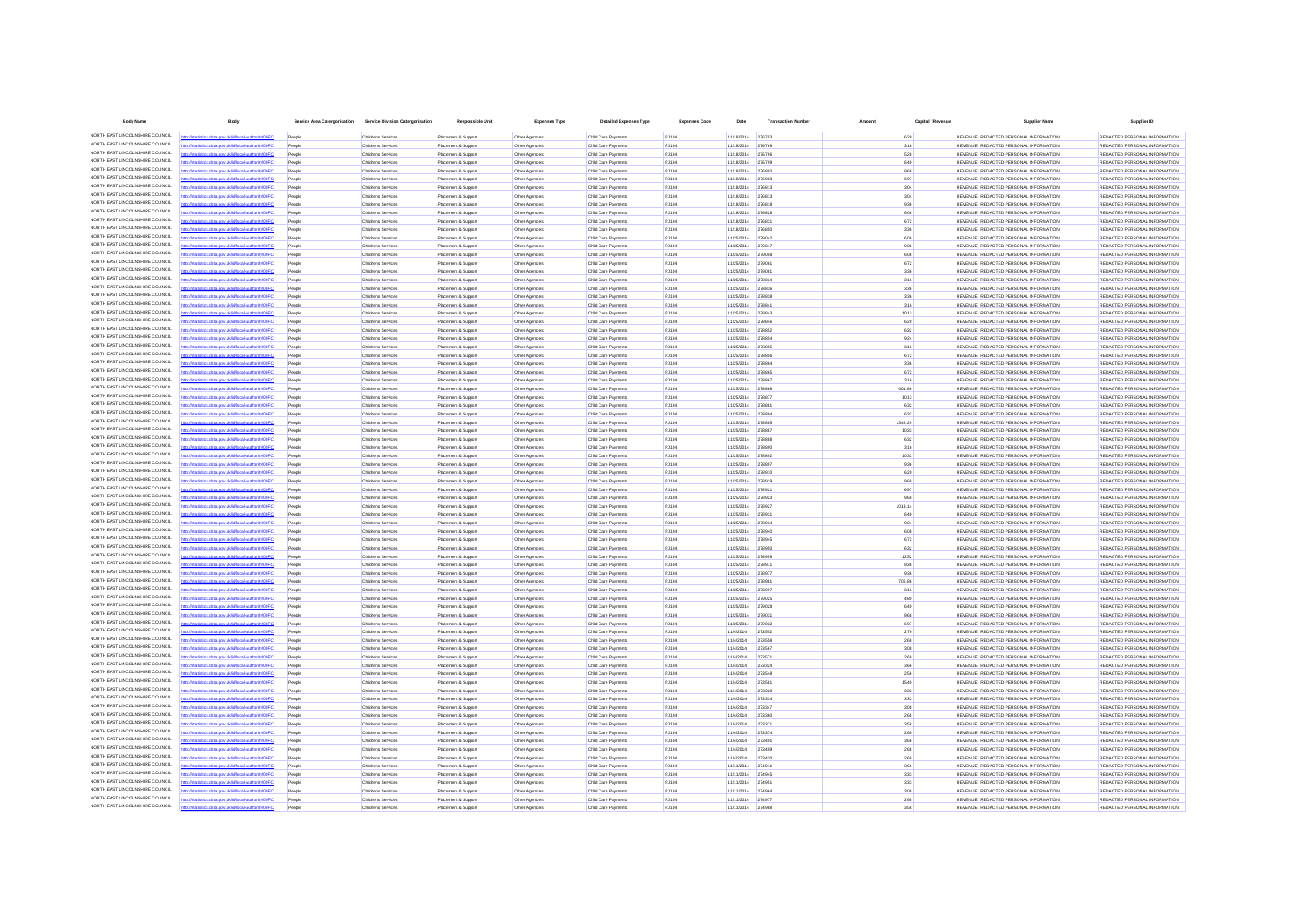| Body Name | Body | Service Area Catergorisation | Service Division Catergorisation | Responsible Unit | Expenses Type | Detailed Expenses Type | Expenses Code | Date | Transaction Number | Amount | Capital / Revenue | Supplier Name | Supplier ID |
|---|---|---|---|---|---|---|---|---|---|---|---|---|---|
| NORTH EAST LINCOLNSHIRE COUNCIL | http://statistics.data.gov.uk/id/local-authority/00FC | People | Childrens Services | Placement & Support | Other Agencies | Child Care Payments | PJ104 | 11/18/2014 | 276753 | 620 | REVENUE | REDACTED PERSONAL INFORMATION | REDACTED PERSONAL INFORMATION |
| NORTH EAST LINCOLNSHIRE COUNCIL | http://statistics.data.gov.uk/id/local-authority/00FC | People | Childrens Services | Placement & Support | Other Agencies | Child Care Payments | PJ104 | 11/18/2014 | 276769 | 316 | REVENUE | REDACTED PERSONAL INFORMATION | REDACTED PERSONAL INFORMATION |
| NORTH EAST LINCOLNSHIRE COUNCIL | http://statistics.data.gov.uk/id/local-authority/00FC | People | Childrens Services | Placement & Support | Other Agencies | Child Care Payments | PJ104 | 11/18/2014 | 276786 | 528 | REVENUE | REDACTED PERSONAL INFORMATION | REDACTED PERSONAL INFORMATION |
| NORTH EAST LINCOLNSHIRE COUNCIL | http://statistics.data.gov.uk/id/local-authority/00FC | People | Childrens Services | Placement & Support | Other Agencies | Child Care Payments | PJ104 | 11/18/2014 | 276799 | 640 | REVENUE | REDACTED PERSONAL INFORMATION | REDACTED PERSONAL INFORMATION |
| NORTH EAST LINCOLNSHIRE COUNCIL | http://statistics.data.gov.uk/id/local-authority/00FC | People | Childrens Services | Placement & Support | Other Agencies | Child Care Payments | PJ104 | 11/18/2014 | 276802 | 968 | REVENUE | REDACTED PERSONAL INFORMATION | REDACTED PERSONAL INFORMATION |
| NORTH EAST LINCOLNSHIRE COUNCIL | http://statistics.data.gov.uk/id/local-authority/00FC | People | Childrens Services | Placement & Support | Other Agencies | Child Care Payments | PJ104 | 11/18/2014 | 276803 | 697 | REVENUE | REDACTED PERSONAL INFORMATION | REDACTED PERSONAL INFORMATION |
| NORTH EAST LINCOLNSHIRE COUNCIL | http://statistics.data.gov.uk/id/local-authority/00FC | People | Childrens Services | Placement & Support | Other Agencies | Child Care Payments | PJ104 | 11/18/2014 | 276813 | 304 | REVENUE | REDACTED PERSONAL INFORMATION | REDACTED PERSONAL INFORMATION |
| NORTH EAST LINCOLNSHIRE COUNCIL | http://statistics.data.gov.uk/id/local-authority/00FC | People | Childrens Services | Placement & Support | Other Agencies | Child Care Payments | PJ104 | 11/18/2014 | 276813 | 304 | REVENUE | REDACTED PERSONAL INFORMATION | REDACTED PERSONAL INFORMATION |
| NORTH EAST LINCOLNSHIRE COUNCIL | http://statistics.data.gov.uk/id/local-authority/00FC | People | Childrens Services | Placement & Support | Other Agencies | Child Care Payments | PJ104 | 11/18/2014 | 276818 | 936 | REVENUE | REDACTED PERSONAL INFORMATION | REDACTED PERSONAL INFORMATION |
| NORTH EAST LINCOLNSHIRE COUNCIL | http://statistics.data.gov.uk/id/local-authority/00FC | People | Childrens Services | Placement & Support | Other Agencies | Child Care Payments | PJ104 | 11/18/2014 | 276828 | 608 | REVENUE | REDACTED PERSONAL INFORMATION | REDACTED PERSONAL INFORMATION |
| NORTH EAST LINCOLNSHIRE COUNCIL | http://statistics.data.gov.uk/id/local-authority/00FC | People | Childrens Services | Placement & Support | Other Agencies | Child Care Payments | PJ104 | 11/18/2014 | 276831 | 672 | REVENUE | REDACTED PERSONAL INFORMATION | REDACTED PERSONAL INFORMATION |
| NORTH EAST LINCOLNSHIRE COUNCIL | http://statistics.data.gov.uk/id/local-authority/00FC | People | Childrens Services | Placement & Support | Other Agencies | Child Care Payments | PJ104 | 11/18/2014 | 276850 | 336 | REVENUE | REDACTED PERSONAL INFORMATION | REDACTED PERSONAL INFORMATION |
| NORTH EAST LINCOLNSHIRE COUNCIL | http://statistics.data.gov.uk/id/local-authority/00FC | People | Childrens Services | Placement & Support | Other Agencies | Child Care Payments | PJ104 | 11/25/2014 | 279042 | 608 | REVENUE | REDACTED PERSONAL INFORMATION | REDACTED PERSONAL INFORMATION |
| NORTH EAST LINCOLNSHIRE COUNCIL | http://statistics.data.gov.uk/id/local-authority/00FC | People | Childrens Services | Placement & Support | Other Agencies | Child Care Payments | PJ104 | 11/25/2014 | 279047 | 936 | REVENUE | REDACTED PERSONAL INFORMATION | REDACTED PERSONAL INFORMATION |
| NORTH EAST LINCOLNSHIRE COUNCIL | http://statistics.data.gov.uk/id/local-authority/00FC | People | Childrens Services | Placement & Support | Other Agencies | Child Care Payments | PJ104 | 11/25/2014 | 279058 | 608 | REVENUE | REDACTED PERSONAL INFORMATION | REDACTED PERSONAL INFORMATION |
| NORTH EAST LINCOLNSHIRE COUNCIL | http://statistics.data.gov.uk/id/local-authority/00FC | People | Childrens Services | Placement & Support | Other Agencies | Child Care Payments | PJ104 | 11/25/2014 | 279061 | 672 | REVENUE | REDACTED PERSONAL INFORMATION | REDACTED PERSONAL INFORMATION |
| NORTH EAST LINCOLNSHIRE COUNCIL | http://statistics.data.gov.uk/id/local-authority/00FC | People | Childrens Services | Placement & Support | Other Agencies | Child Care Payments | PJ104 | 11/25/2014 | 279081 | 336 | REVENUE | REDACTED PERSONAL INFORMATION | REDACTED PERSONAL INFORMATION |
| NORTH EAST LINCOLNSHIRE COUNCIL | http://statistics.data.gov.uk/id/local-authority/00FC | People | Childrens Services | Placement & Support | Other Agencies | Child Care Payments | PJ104 | 11/25/2014 | 278834 | 316 | REVENUE | REDACTED PERSONAL INFORMATION | REDACTED PERSONAL INFORMATION |
| NORTH EAST LINCOLNSHIRE COUNCIL | http://statistics.data.gov.uk/id/local-authority/00FC | People | Childrens Services | Placement & Support | Other Agencies | Child Care Payments | PJ104 | 11/25/2014 | 278836 | 336 | REVENUE | REDACTED PERSONAL INFORMATION | REDACTED PERSONAL INFORMATION |
| NORTH EAST LINCOLNSHIRE COUNCIL | http://statistics.data.gov.uk/id/local-authority/00FC | People | Childrens Services | Placement & Support | Other Agencies | Child Care Payments | PJ104 | 11/25/2014 | 278838 | 336 | REVENUE | REDACTED PERSONAL INFORMATION | REDACTED PERSONAL INFORMATION |
| NORTH EAST LINCOLNSHIRE COUNCIL | http://statistics.data.gov.uk/id/local-authority/00FC | People | Childrens Services | Placement & Support | Other Agencies | Child Care Payments | PJ104 | 11/25/2014 | 278841 | 316 | REVENUE | REDACTED PERSONAL INFORMATION | REDACTED PERSONAL INFORMATION |
| NORTH EAST LINCOLNSHIRE COUNCIL | http://statistics.data.gov.uk/id/local-authority/00FC | People | Childrens Services | Placement & Support | Other Agencies | Child Care Payments | PJ104 | 11/25/2014 | 278843 | 1013 | REVENUE | REDACTED PERSONAL INFORMATION | REDACTED PERSONAL INFORMATION |
| NORTH EAST LINCOLNSHIRE COUNCIL | http://statistics.data.gov.uk/id/local-authority/00FC | People | Childrens Services | Placement & Support | Other Agencies | Child Care Payments | PJ104 | 11/25/2014 | 278846 | 620 | REVENUE | REDACTED PERSONAL INFORMATION | REDACTED PERSONAL INFORMATION |
| NORTH EAST LINCOLNSHIRE COUNCIL | http://statistics.data.gov.uk/id/local-authority/00FC | People | Childrens Services | Placement & Support | Other Agencies | Child Care Payments | PJ104 | 11/25/2014 | 278852 | 632 | REVENUE | REDACTED PERSONAL INFORMATION | REDACTED PERSONAL INFORMATION |
| NORTH EAST LINCOLNSHIRE COUNCIL | http://statistics.data.gov.uk/id/local-authority/00FC | People | Childrens Services | Placement & Support | Other Agencies | Child Care Payments | PJ104 | 11/25/2014 | 278854 | 924 | REVENUE | REDACTED PERSONAL INFORMATION | REDACTED PERSONAL INFORMATION |
| NORTH EAST LINCOLNSHIRE COUNCIL | http://statistics.data.gov.uk/id/local-authority/00FC | People | Childrens Services | Placement & Support | Other Agencies | Child Care Payments | PJ104 | 11/25/2014 | 278855 | 316 | REVENUE | REDACTED PERSONAL INFORMATION | REDACTED PERSONAL INFORMATION |
| NORTH EAST LINCOLNSHIRE COUNCIL | http://statistics.data.gov.uk/id/local-authority/00FC | People | Childrens Services | Placement & Support | Other Agencies | Child Care Payments | PJ104 | 11/25/2014 | 278856 | 672 | REVENUE | REDACTED PERSONAL INFORMATION | REDACTED PERSONAL INFORMATION |
| NORTH EAST LINCOLNSHIRE COUNCIL | http://statistics.data.gov.uk/id/local-authority/00FC | People | Childrens Services | Placement & Support | Other Agencies | Child Care Payments | PJ104 | 11/25/2014 | 278858 | 336 | REVENUE | REDACTED PERSONAL INFORMATION | REDACTED PERSONAL INFORMATION |
| NORTH EAST LINCOLNSHIRE COUNCIL | http://statistics.data.gov.uk/id/local-authority/00FC | People | Childrens Services | Placement & Support | Other Agencies | Child Care Payments | PJ104 | 11/25/2014 | 278865 | 672 | REVENUE | REDACTED PERSONAL INFORMATION | REDACTED PERSONAL INFORMATION |
| NORTH EAST LINCOLNSHIRE COUNCIL | http://statistics.data.gov.uk/id/local-authority/00FC | People | Childrens Services | Placement & Support | Other Agencies | Child Care Payments | PJ104 | 11/25/2014 | 278867 | 316 | REVENUE | REDACTED PERSONAL INFORMATION | REDACTED PERSONAL INFORMATION |
| NORTH EAST LINCOLNSHIRE COUNCIL | http://statistics.data.gov.uk/id/local-authority/00FC | People | Childrens Services | Placement & Support | Other Agencies | Child Care Payments | PJ104 | 11/25/2014 | 278868 | 401.86 | REVENUE | REDACTED PERSONAL INFORMATION | REDACTED PERSONAL INFORMATION |
| NORTH EAST LINCOLNSHIRE COUNCIL | http://statistics.data.gov.uk/id/local-authority/00FC | People | Childrens Services | Placement & Support | Other Agencies | Child Care Payments | PJ104 | 11/25/2014 | 278877 | 1013 | REVENUE | REDACTED PERSONAL INFORMATION | REDACTED PERSONAL INFORMATION |
| NORTH EAST LINCOLNSHIRE COUNCIL | http://statistics.data.gov.uk/id/local-authority/00FC | People | Childrens Services | Placement & Support | Other Agencies | Child Care Payments | PJ104 | 11/25/2014 | 278881 | 632 | REVENUE | REDACTED PERSONAL INFORMATION | REDACTED PERSONAL INFORMATION |
| NORTH EAST LINCOLNSHIRE COUNCIL | http://statistics.data.gov.uk/id/local-authority/00FC | People | Childrens Services | Placement & Support | Other Agencies | Child Care Payments | PJ104 | 11/25/2014 | 278884 | 632 | REVENUE | REDACTED PERSONAL INFORMATION | REDACTED PERSONAL INFORMATION |
| NORTH EAST LINCOLNSHIRE COUNCIL | http://statistics.data.gov.uk/id/local-authority/00FC | People | Childrens Services | Placement & Support | Other Agencies | Child Care Payments | PJ104 | 11/25/2014 | 278885 | 1346.29 | REVENUE | REDACTED PERSONAL INFORMATION | REDACTED PERSONAL INFORMATION |
| NORTH EAST LINCOLNSHIRE COUNCIL | http://statistics.data.gov.uk/id/local-authority/00FC | People | Childrens Services | Placement & Support | Other Agencies | Child Care Payments | PJ104 | 11/25/2014 | 278887 | 1033 | REVENUE | REDACTED PERSONAL INFORMATION | REDACTED PERSONAL INFORMATION |
| NORTH EAST LINCOLNSHIRE COUNCIL | http://statistics.data.gov.uk/id/local-authority/00FC | People | Childrens Services | Placement & Support | Other Agencies | Child Care Payments | PJ104 | 11/25/2014 | 278888 | 632 | REVENUE | REDACTED PERSONAL INFORMATION | REDACTED PERSONAL INFORMATION |
| NORTH EAST LINCOLNSHIRE COUNCIL | http://statistics.data.gov.uk/id/local-authority/00FC | People | Childrens Services | Placement & Support | Other Agencies | Child Care Payments | PJ104 | 11/25/2014 | 278890 | 316 | REVENUE | REDACTED PERSONAL INFORMATION | REDACTED PERSONAL INFORMATION |
| NORTH EAST LINCOLNSHIRE COUNCIL | http://statistics.data.gov.uk/id/local-authority/00FC | People | Childrens Services | Placement & Support | Other Agencies | Child Care Payments | PJ104 | 11/25/2014 | 278892 | 1033 | REVENUE | REDACTED PERSONAL INFORMATION | REDACTED PERSONAL INFORMATION |
| NORTH EAST LINCOLNSHIRE COUNCIL | http://statistics.data.gov.uk/id/local-authority/00FC | People | Childrens Services | Placement & Support | Other Agencies | Child Care Payments | PJ104 | 11/25/2014 | 278897 | 936 | REVENUE | REDACTED PERSONAL INFORMATION | REDACTED PERSONAL INFORMATION |
| NORTH EAST LINCOLNSHIRE COUNCIL | http://statistics.data.gov.uk/id/local-authority/00FC | People | Childrens Services | Placement & Support | Other Agencies | Child Care Payments | PJ104 | 11/25/2014 | 278910 | 620 | REVENUE | REDACTED PERSONAL INFORMATION | REDACTED PERSONAL INFORMATION |
| NORTH EAST LINCOLNSHIRE COUNCIL | http://statistics.data.gov.uk/id/local-authority/00FC | People | Childrens Services | Placement & Support | Other Agencies | Child Care Payments | PJ104 | 11/25/2014 | 278918 | 968 | REVENUE | REDACTED PERSONAL INFORMATION | REDACTED PERSONAL INFORMATION |
| NORTH EAST LINCOLNSHIRE COUNCIL | http://statistics.data.gov.uk/id/local-authority/00FC | People | Childrens Services | Placement & Support | Other Agencies | Child Care Payments | PJ104 | 11/25/2014 | 278921 | 697 | REVENUE | REDACTED PERSONAL INFORMATION | REDACTED PERSONAL INFORMATION |
| NORTH EAST LINCOLNSHIRE COUNCIL | http://statistics.data.gov.uk/id/local-authority/00FC | People | Childrens Services | Placement & Support | Other Agencies | Child Care Payments | PJ104 | 11/25/2014 | 278923 | 968 | REVENUE | REDACTED PERSONAL INFORMATION | REDACTED PERSONAL INFORMATION |
| NORTH EAST LINCOLNSHIRE COUNCIL | http://statistics.data.gov.uk/id/local-authority/00FC | People | Childrens Services | Placement & Support | Other Agencies | Child Care Payments | PJ104 | 11/25/2014 | 278927 | 1013.14 | REVENUE | REDACTED PERSONAL INFORMATION | REDACTED PERSONAL INFORMATION |
| NORTH EAST LINCOLNSHIRE COUNCIL | http://statistics.data.gov.uk/id/local-authority/00FC | People | Childrens Services | Placement & Support | Other Agencies | Child Care Payments | PJ104 | 11/25/2014 | 278931 | 640 | REVENUE | REDACTED PERSONAL INFORMATION | REDACTED PERSONAL INFORMATION |
| NORTH EAST LINCOLNSHIRE COUNCIL | http://statistics.data.gov.uk/id/local-authority/00FC | People | Childrens Services | Placement & Support | Other Agencies | Child Care Payments | PJ104 | 11/25/2014 | 278934 | 924 | REVENUE | REDACTED PERSONAL INFORMATION | REDACTED PERSONAL INFORMATION |
| NORTH EAST LINCOLNSHIRE COUNCIL | http://statistics.data.gov.uk/id/local-authority/00FC | People | Childrens Services | Placement & Support | Other Agencies | Child Care Payments | PJ104 | 11/25/2014 | 278940 | 608 | REVENUE | REDACTED PERSONAL INFORMATION | REDACTED PERSONAL INFORMATION |
| NORTH EAST LINCOLNSHIRE COUNCIL | http://statistics.data.gov.uk/id/local-authority/00FC | People | Childrens Services | Placement & Support | Other Agencies | Child Care Payments | PJ104 | 11/25/2014 | 278945 | 672 | REVENUE | REDACTED PERSONAL INFORMATION | REDACTED PERSONAL INFORMATION |
| NORTH EAST LINCOLNSHIRE COUNCIL | http://statistics.data.gov.uk/id/local-authority/00FC | People | Childrens Services | Placement & Support | Other Agencies | Child Care Payments | PJ104 | 11/25/2014 | 278955 | 632 | REVENUE | REDACTED PERSONAL INFORMATION | REDACTED PERSONAL INFORMATION |
| NORTH EAST LINCOLNSHIRE COUNCIL | http://statistics.data.gov.uk/id/local-authority/00FC | People | Childrens Services | Placement & Support | Other Agencies | Child Care Payments | PJ104 | 11/25/2014 | 278959 | 1252 | REVENUE | REDACTED PERSONAL INFORMATION | REDACTED PERSONAL INFORMATION |
| NORTH EAST LINCOLNSHIRE COUNCIL | http://statistics.data.gov.uk/id/local-authority/00FC | People | Childrens Services | Placement & Support | Other Agencies | Child Care Payments | PJ104 | 11/25/2014 | 278971 | 936 | REVENUE | REDACTED PERSONAL INFORMATION | REDACTED PERSONAL INFORMATION |
| NORTH EAST LINCOLNSHIRE COUNCIL | http://statistics.data.gov.uk/id/local-authority/00FC | People | Childrens Services | Placement & Support | Other Agencies | Child Care Payments | PJ104 | 11/25/2014 | 278977 | 936 | REVENUE | REDACTED PERSONAL INFORMATION | REDACTED PERSONAL INFORMATION |
| NORTH EAST LINCOLNSHIRE COUNCIL | http://statistics.data.gov.uk/id/local-authority/00FC | People | Childrens Services | Placement & Support | Other Agencies | Child Care Payments | PJ104 | 11/25/2014 | 278981 | 706.86 | REVENUE | REDACTED PERSONAL INFORMATION | REDACTED PERSONAL INFORMATION |
| NORTH EAST LINCOLNSHIRE COUNCIL | http://statistics.data.gov.uk/id/local-authority/00FC | People | Childrens Services | Placement & Support | Other Agencies | Child Care Payments | PJ104 | 11/25/2014 | 278987 | 316 | REVENUE | REDACTED PERSONAL INFORMATION | REDACTED PERSONAL INFORMATION |
| NORTH EAST LINCOLNSHIRE COUNCIL | http://statistics.data.gov.uk/id/local-authority/00FC | People | Childrens Services | Placement & Support | Other Agencies | Child Care Payments | PJ104 | 11/25/2014 | 279025 | 460 | REVENUE | REDACTED PERSONAL INFORMATION | REDACTED PERSONAL INFORMATION |
| NORTH EAST LINCOLNSHIRE COUNCIL | http://statistics.data.gov.uk/id/local-authority/00FC | People | Childrens Services | Placement & Support | Other Agencies | Child Care Payments | PJ104 | 11/25/2014 | 279028 | 640 | REVENUE | REDACTED PERSONAL INFORMATION | REDACTED PERSONAL INFORMATION |
| NORTH EAST LINCOLNSHIRE COUNCIL | http://statistics.data.gov.uk/id/local-authority/00FC | People | Childrens Services | Placement & Support | Other Agencies | Child Care Payments | PJ104 | 11/25/2014 | 279031 | 968 | REVENUE | REDACTED PERSONAL INFORMATION | REDACTED PERSONAL INFORMATION |
| NORTH EAST LINCOLNSHIRE COUNCIL | http://statistics.data.gov.uk/id/local-authority/00FC | People | Childrens Services | Placement & Support | Other Agencies | Child Care Payments | PJ104 | 11/25/2014 | 279032 | 697 | REVENUE | REDACTED PERSONAL INFORMATION | REDACTED PERSONAL INFORMATION |
| NORTH EAST LINCOLNSHIRE COUNCIL | http://statistics.data.gov.uk/id/local-authority/00FC | People | Childrens Services | Placement & Support | Other Agencies | Child Care Payments | PJ104 | 11/4/2014 | 273322 | 276 | REVENUE | REDACTED PERSONAL INFORMATION | REDACTED PERSONAL INFORMATION |
| NORTH EAST LINCOLNSHIRE COUNCIL | http://statistics.data.gov.uk/id/local-authority/00FC | People | Childrens Services | Placement & Support | Other Agencies | Child Care Payments | PJ104 | 11/4/2014 | 273358 | 268 | REVENUE | REDACTED PERSONAL INFORMATION | REDACTED PERSONAL INFORMATION |
| NORTH EAST LINCOLNSHIRE COUNCIL | http://statistics.data.gov.uk/id/local-authority/00FC | People | Childrens Services | Placement & Support | Other Agencies | Child Care Payments | PJ104 | 11/4/2014 | 273367 | 308 | REVENUE | REDACTED PERSONAL INFORMATION | REDACTED PERSONAL INFORMATION |
| NORTH EAST LINCOLNSHIRE COUNCIL | http://statistics.data.gov.uk/id/local-authority/00FC | People | Childrens Services | Placement & Support | Other Agencies | Child Care Payments | PJ104 | 11/4/2014 | 273571 | 268 | REVENUE | REDACTED PERSONAL INFORMATION | REDACTED PERSONAL INFORMATION |
| NORTH EAST LINCOLNSHIRE COUNCIL | http://statistics.data.gov.uk/id/local-authority/00FC | People | Childrens Services | Placement & Support | Other Agencies | Child Care Payments | PJ104 | 11/4/2014 | 273324 | 366 | REVENUE | REDACTED PERSONAL INFORMATION | REDACTED PERSONAL INFORMATION |
| NORTH EAST LINCOLNSHIRE COUNCIL | http://statistics.data.gov.uk/id/local-authority/00FC | People | Childrens Services | Placement & Support | Other Agencies | Child Care Payments | PJ104 | 11/4/2014 | 273548 | 256 | REVENUE | REDACTED PERSONAL INFORMATION | REDACTED PERSONAL INFORMATION |
| NORTH EAST LINCOLNSHIRE COUNCIL | http://statistics.data.gov.uk/id/local-authority/00FC | People | Childrens Services | Placement & Support | Other Agencies | Child Care Payments | PJ104 | 11/4/2014 | 273581 | 1540 | REVENUE | REDACTED PERSONAL INFORMATION | REDACTED PERSONAL INFORMATION |
| NORTH EAST LINCOLNSHIRE COUNCIL | http://statistics.data.gov.uk/id/local-authority/00FC | People | Childrens Services | Placement & Support | Other Agencies | Child Care Payments | PJ104 | 11/4/2014 | 273328 | 333 | REVENUE | REDACTED PERSONAL INFORMATION | REDACTED PERSONAL INFORMATION |
| NORTH EAST LINCOLNSHIRE COUNCIL | http://statistics.data.gov.uk/id/local-authority/00FC | People | Childrens Services | Placement & Support | Other Agencies | Child Care Payments | PJ104 | 11/4/2014 | 273334 | 333 | REVENUE | REDACTED PERSONAL INFORMATION | REDACTED PERSONAL INFORMATION |
| NORTH EAST LINCOLNSHIRE COUNCIL | http://statistics.data.gov.uk/id/local-authority/00FC | People | Childrens Services | Placement & Support | Other Agencies | Child Care Payments | PJ104 | 11/4/2014 | 273347 | 308 | REVENUE | REDACTED PERSONAL INFORMATION | REDACTED PERSONAL INFORMATION |
| NORTH EAST LINCOLNSHIRE COUNCIL | http://statistics.data.gov.uk/id/local-authority/00FC | People | Childrens Services | Placement & Support | Other Agencies | Child Care Payments | PJ104 | 11/4/2014 | 273360 | 268 | REVENUE | REDACTED PERSONAL INFORMATION | REDACTED PERSONAL INFORMATION |
| NORTH EAST LINCOLNSHIRE COUNCIL | http://statistics.data.gov.uk/id/local-authority/00FC | People | Childrens Services | Placement & Support | Other Agencies | Child Care Payments | PJ104 | 11/4/2014 | 273371 | 358 | REVENUE | REDACTED PERSONAL INFORMATION | REDACTED PERSONAL INFORMATION |
| NORTH EAST LINCOLNSHIRE COUNCIL | http://statistics.data.gov.uk/id/local-authority/00FC | People | Childrens Services | Placement & Support | Other Agencies | Child Care Payments | PJ104 | 11/4/2014 | 273374 | 268 | REVENUE | REDACTED PERSONAL INFORMATION | REDACTED PERSONAL INFORMATION |
| NORTH EAST LINCOLNSHIRE COUNCIL | http://statistics.data.gov.uk/id/local-authority/00FC | People | Childrens Services | Placement & Support | Other Agencies | Child Care Payments | PJ104 | 11/4/2014 | 273401 | 366 | REVENUE | REDACTED PERSONAL INFORMATION | REDACTED PERSONAL INFORMATION |
| NORTH EAST LINCOLNSHIRE COUNCIL | http://statistics.data.gov.uk/id/local-authority/00FC | People | Childrens Services | Placement & Support | Other Agencies | Child Care Payments | PJ104 | 11/4/2014 | 273409 | 268 | REVENUE | REDACTED PERSONAL INFORMATION | REDACTED PERSONAL INFORMATION |
| NORTH EAST LINCOLNSHIRE COUNCIL | http://statistics.data.gov.uk/id/local-authority/00FC | People | Childrens Services | Placement & Support | Other Agencies | Child Care Payments | PJ104 | 11/4/2014 | 273430 | 268 | REVENUE | REDACTED PERSONAL INFORMATION | REDACTED PERSONAL INFORMATION |
| NORTH EAST LINCOLNSHIRE COUNCIL | http://statistics.data.gov.uk/id/local-authority/00FC | People | Childrens Services | Placement & Support | Other Agencies | Child Care Payments | PJ104 | 11/4/2014 | 273433 | 366 | REVENUE | REDACTED PERSONAL INFORMATION | REDACTED PERSONAL INFORMATION |
| NORTH EAST LINCOLNSHIRE COUNCIL | http://statistics.data.gov.uk/id/local-authority/00FC | People | Childrens Services | Placement & Support | Other Agencies | Child Care Payments | PJ104 | 11/11/2014 | 274945 | 333 | REVENUE | REDACTED PERSONAL INFORMATION | REDACTED PERSONAL INFORMATION |
| NORTH EAST LINCOLNSHIRE COUNCIL | http://statistics.data.gov.uk/id/local-authority/00FC | People | Childrens Services | Placement & Support | Other Agencies | Child Care Payments | PJ104 | 11/11/2014 | 274951 | 333 | REVENUE | REDACTED PERSONAL INFORMATION | REDACTED PERSONAL INFORMATION |
| NORTH EAST LINCOLNSHIRE COUNCIL | http://statistics.data.gov.uk/id/local-authority/00FC | People | Childrens Services | Placement & Support | Other Agencies | Child Care Payments | PJ104 | 11/11/2014 | 274964 | 308 | REVENUE | REDACTED PERSONAL INFORMATION | REDACTED PERSONAL INFORMATION |
| NORTH EAST LINCOLNSHIRE COUNCIL | http://statistics.data.gov.uk/id/local-authority/00FC | People | Childrens Services | Placement & Support | Other Agencies | Child Care Payments | PJ104 | 11/11/2014 | 274977 | 268 | REVENUE | REDACTED PERSONAL INFORMATION | REDACTED PERSONAL INFORMATION |
| NORTH EAST LINCOLNSHIRE COUNCIL | http://statistics.data.gov.uk/id/local-authority/00FC | People | Childrens Services | Placement & Support | Other Agencies | Child Care Payments | PJ104 | 11/11/2014 | 274988 | 358 | REVENUE | REDACTED PERSONAL INFORMATION | REDACTED PERSONAL INFORMATION |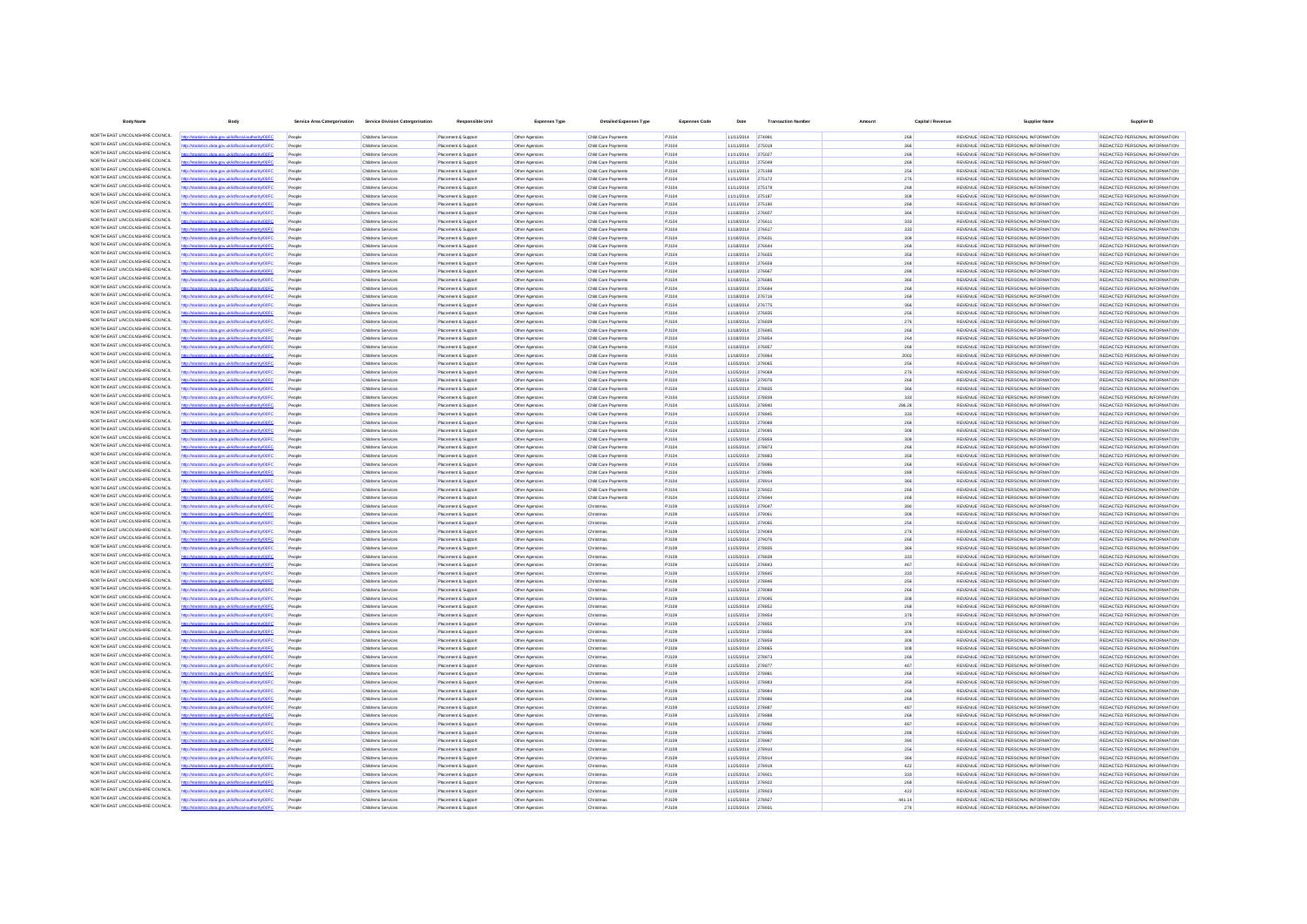| Body Name | Body | Service Area Catergorisation | Service Division Catergorisation | Responsible Unit | Expenses Type | Detailed Expenses Type | Expenses Code | Date | Transaction Number | Amount | Capital / Revenue | Supplier Name | Supplier ID |
|---|---|---|---|---|---|---|---|---|---|---|---|---|---|
| NORTH EAST LINCOLNSHIRE COUNCIL | http://statistics.data.gov.uk/id/local-authority/00FC | People | Childrens Services | Placement & Support | Other Agencies | Child Care Payments | PJ104 | 11/11/2014 | 274991 | 268 | REVENUE | REDACTED PERSONAL INFORMATION | REDACTED PERSONAL INFORMATION |
| NORTH EAST LINCOLNSHIRE COUNCIL | http://statistics.data.gov.uk/id/local-authority/00FC | People | Childrens Services | Placement & Support | Other Agencies | Child Care Payments | PJ104 | 11/11/2014 | 275019 | 366 | REVENUE | REDACTED PERSONAL INFORMATION | REDACTED PERSONAL INFORMATION |
| NORTH EAST LINCOLNSHIRE COUNCIL | http://statistics.data.gov.uk/id/local-authority/00FC | People | Childrens Services | Placement & Support | Other Agencies | Child Care Payments | PJ104 | 11/11/2014 | 275027 | 268 | REVENUE | REDACTED PERSONAL INFORMATION | REDACTED PERSONAL INFORMATION |
| NORTH EAST LINCOLNSHIRE COUNCIL | http://statistics.data.gov.uk/id/local-authority/00FC | People | Childrens Services | Placement & Support | Other Agencies | Child Care Payments | PJ104 | 11/11/2014 | 275049 | 268 | REVENUE | REDACTED PERSONAL INFORMATION | REDACTED PERSONAL INFORMATION |
| NORTH EAST LINCOLNSHIRE COUNCIL | http://statistics.data.gov.uk/id/local-authority/00FC | People | Childrens Services | Placement & Support | Other Agencies | Child Care Payments | PJ104 | 11/11/2014 | 275168 | 256 | REVENUE | REDACTED PERSONAL INFORMATION | REDACTED PERSONAL INFORMATION |
| NORTH EAST LINCOLNSHIRE COUNCIL | http://statistics.data.gov.uk/id/local-authority/00FC | People | Childrens Services | Placement & Support | Other Agencies | Child Care Payments | PJ104 | 11/11/2014 | 275172 | 276 | REVENUE | REDACTED PERSONAL INFORMATION | REDACTED PERSONAL INFORMATION |
| NORTH EAST LINCOLNSHIRE COUNCIL | http://statistics.data.gov.uk/id/local-authority/00FC | People | Childrens Services | Placement & Support | Other Agencies | Child Care Payments | PJ104 | 11/11/2014 | 275178 | 268 | REVENUE | REDACTED PERSONAL INFORMATION | REDACTED PERSONAL INFORMATION |
| NORTH EAST LINCOLNSHIRE COUNCIL | http://statistics.data.gov.uk/id/local-authority/00FC | People | Childrens Services | Placement & Support | Other Agencies | Child Care Payments | PJ104 | 11/11/2014 | 275187 | 308 | REVENUE | REDACTED PERSONAL INFORMATION | REDACTED PERSONAL INFORMATION |
| NORTH EAST LINCOLNSHIRE COUNCIL | http://statistics.data.gov.uk/id/local-authority/00FC | People | Childrens Services | Placement & Support | Other Agencies | Child Care Payments | PJ104 | 11/11/2014 | 275190 | 268 | REVENUE | REDACTED PERSONAL INFORMATION | REDACTED PERSONAL INFORMATION |
| NORTH EAST LINCOLNSHIRE COUNCIL | http://statistics.data.gov.uk/id/local-authority/00FC | People | Childrens Services | Placement & Support | Other Agencies | Child Care Payments | PJ104 | 11/18/2014 | 276607 | 366 | REVENUE | REDACTED PERSONAL INFORMATION | REDACTED PERSONAL INFORMATION |
| NORTH EAST LINCOLNSHIRE COUNCIL | http://statistics.data.gov.uk/id/local-authority/00FC | People | Childrens Services | Placement & Support | Other Agencies | Child Care Payments | PJ104 | 11/18/2014 | 276611 | 333 | REVENUE | REDACTED PERSONAL INFORMATION | REDACTED PERSONAL INFORMATION |
| NORTH EAST LINCOLNSHIRE COUNCIL | http://statistics.data.gov.uk/id/local-authority/00FC | People | Childrens Services | Placement & Support | Other Agencies | Child Care Payments | PJ104 | 11/18/2014 | 276617 | 333 | REVENUE | REDACTED PERSONAL INFORMATION | REDACTED PERSONAL INFORMATION |
| NORTH EAST LINCOLNSHIRE COUNCIL | http://statistics.data.gov.uk/id/local-authority/00FC | People | Childrens Services | Placement & Support | Other Agencies | Child Care Payments | PJ104 | 11/18/2014 | 276631 | 308 | REVENUE | REDACTED PERSONAL INFORMATION | REDACTED PERSONAL INFORMATION |
| NORTH EAST LINCOLNSHIRE COUNCIL | http://statistics.data.gov.uk/id/local-authority/00FC | People | Childrens Services | Placement & Support | Other Agencies | Child Care Payments | PJ104 | 11/18/2014 | 276644 | 268 | REVENUE | REDACTED PERSONAL INFORMATION | REDACTED PERSONAL INFORMATION |
| NORTH EAST LINCOLNSHIRE COUNCIL | http://statistics.data.gov.uk/id/local-authority/00FC | People | Childrens Services | Placement & Support | Other Agencies | Child Care Payments | PJ104 | 11/18/2014 | 276655 | 358 | REVENUE | REDACTED PERSONAL INFORMATION | REDACTED PERSONAL INFORMATION |
| NORTH EAST LINCOLNSHIRE COUNCIL | http://statistics.data.gov.uk/id/local-authority/00FC | People | Childrens Services | Placement & Support | Other Agencies | Child Care Payments | PJ104 | 11/18/2014 | 276658 | 268 | REVENUE | REDACTED PERSONAL INFORMATION | REDACTED PERSONAL INFORMATION |
| NORTH EAST LINCOLNSHIRE COUNCIL | http://statistics.data.gov.uk/id/local-authority/00FC | People | Childrens Services | Placement & Support | Other Agencies | Child Care Payments | PJ104 | 11/18/2014 | 276667 | 298 | REVENUE | REDACTED PERSONAL INFORMATION | REDACTED PERSONAL INFORMATION |
| NORTH EAST LINCOLNSHIRE COUNCIL | http://statistics.data.gov.uk/id/local-authority/00FC | People | Childrens Services | Placement & Support | Other Agencies | Child Care Payments | PJ104 | 11/18/2014 | 276686 | 366 | REVENUE | REDACTED PERSONAL INFORMATION | REDACTED PERSONAL INFORMATION |
| NORTH EAST LINCOLNSHIRE COUNCIL | http://statistics.data.gov.uk/id/local-authority/00FC | People | Childrens Services | Placement & Support | Other Agencies | Child Care Payments | PJ104 | 11/18/2014 | 276694 | 268 | REVENUE | REDACTED PERSONAL INFORMATION | REDACTED PERSONAL INFORMATION |
| NORTH EAST LINCOLNSHIRE COUNCIL | http://statistics.data.gov.uk/id/local-authority/00FC | People | Childrens Services | Placement & Support | Other Agencies | Child Care Payments | PJ104 | 11/18/2014 | 276716 | 268 | REVENUE | REDACTED PERSONAL INFORMATION | REDACTED PERSONAL INFORMATION |
| NORTH EAST LINCOLNSHIRE COUNCIL | http://statistics.data.gov.uk/id/local-authority/00FC | People | Childrens Services | Placement & Support | Other Agencies | Child Care Payments | PJ104 | 11/18/2014 | 276775 | 366 | REVENUE | REDACTED PERSONAL INFORMATION | REDACTED PERSONAL INFORMATION |
| NORTH EAST LINCOLNSHIRE COUNCIL | http://statistics.data.gov.uk/id/local-authority/00FC | People | Childrens Services | Placement & Support | Other Agencies | Child Care Payments | PJ104 | 11/18/2014 | 276835 | 256 | REVENUE | REDACTED PERSONAL INFORMATION | REDACTED PERSONAL INFORMATION |
| NORTH EAST LINCOLNSHIRE COUNCIL | http://statistics.data.gov.uk/id/local-authority/00FC | People | Childrens Services | Placement & Support | Other Agencies | Child Care Payments | PJ104 | 11/18/2014 | 276839 | 276 | REVENUE | REDACTED PERSONAL INFORMATION | REDACTED PERSONAL INFORMATION |
| NORTH EAST LINCOLNSHIRE COUNCIL | http://statistics.data.gov.uk/id/local-authority/00FC | People | Childrens Services | Placement & Support | Other Agencies | Child Care Payments | PJ104 | 11/18/2014 | 276845 | 268 | REVENUE | REDACTED PERSONAL INFORMATION | REDACTED PERSONAL INFORMATION |
| NORTH EAST LINCOLNSHIRE COUNCIL | http://statistics.data.gov.uk/id/local-authority/00FC | People | Childrens Services | Placement & Support | Other Agencies | Child Care Payments | PJ104 | 11/18/2014 | 276854 | 264 | REVENUE | REDACTED PERSONAL INFORMATION | REDACTED PERSONAL INFORMATION |
| NORTH EAST LINCOLNSHIRE COUNCIL | http://statistics.data.gov.uk/id/local-authority/00FC | People | Childrens Services | Placement & Support | Other Agencies | Child Care Payments | PJ104 | 11/18/2014 | 276857 | 268 | REVENUE | REDACTED PERSONAL INFORMATION | REDACTED PERSONAL INFORMATION |
| NORTH EAST LINCOLNSHIRE COUNCIL | http://statistics.data.gov.uk/id/local-authority/00FC | People | Childrens Services | Placement & Support | Other Agencies | Child Care Payments | PJ104 | 11/18/2014 | 276864 | 2002 | REVENUE | REDACTED PERSONAL INFORMATION | REDACTED PERSONAL INFORMATION |
| NORTH EAST LINCOLNSHIRE COUNCIL | http://statistics.data.gov.uk/id/local-authority/00FC | People | Childrens Services | Placement & Support | Other Agencies | Child Care Payments | PJ104 | 11/25/2014 | 279065 | 256 | REVENUE | REDACTED PERSONAL INFORMATION | REDACTED PERSONAL INFORMATION |
| NORTH EAST LINCOLNSHIRE COUNCIL | http://statistics.data.gov.uk/id/local-authority/00FC | People | Childrens Services | Placement & Support | Other Agencies | Child Care Payments | PJ104 | 11/25/2014 | 279069 | 276 | REVENUE | REDACTED PERSONAL INFORMATION | REDACTED PERSONAL INFORMATION |
| NORTH EAST LINCOLNSHIRE COUNCIL | http://statistics.data.gov.uk/id/local-authority/00FC | People | Childrens Services | Placement & Support | Other Agencies | Child Care Payments | PJ104 | 11/25/2014 | 279076 | 268 | REVENUE | REDACTED PERSONAL INFORMATION | REDACTED PERSONAL INFORMATION |
| NORTH EAST LINCOLNSHIRE COUNCIL | http://statistics.data.gov.uk/id/local-authority/00FC | People | Childrens Services | Placement & Support | Other Agencies | Child Care Payments | PJ104 | 11/25/2014 | 278835 | 366 | REVENUE | REDACTED PERSONAL INFORMATION | REDACTED PERSONAL INFORMATION |
| NORTH EAST LINCOLNSHIRE COUNCIL | http://statistics.data.gov.uk/id/local-authority/00FC | People | Childrens Services | Placement & Support | Other Agencies | Child Care Payments | PJ104 | 11/25/2014 | 278839 | 333 | REVENUE | REDACTED PERSONAL INFORMATION | REDACTED PERSONAL INFORMATION |
| NORTH EAST LINCOLNSHIRE COUNCIL | http://statistics.data.gov.uk/id/local-authority/00FC | People | Childrens Services | Placement & Support | Other Agencies | Child Care Payments | PJ104 | 11/25/2014 | 278840 | 298.28 | REVENUE | REDACTED PERSONAL INFORMATION | REDACTED PERSONAL INFORMATION |
| NORTH EAST LINCOLNSHIRE COUNCIL | http://statistics.data.gov.uk/id/local-authority/00FC | People | Childrens Services | Placement & Support | Other Agencies | Child Care Payments | PJ104 | 11/25/2014 | 278845 | 333 | REVENUE | REDACTED PERSONAL INFORMATION | REDACTED PERSONAL INFORMATION |
| NORTH EAST LINCOLNSHIRE COUNCIL | http://statistics.data.gov.uk/id/local-authority/00FC | People | Childrens Services | Placement & Support | Other Agencies | Child Care Payments | PJ104 | 11/25/2014 | 279088 | 268 | REVENUE | REDACTED PERSONAL INFORMATION | REDACTED PERSONAL INFORMATION |
| NORTH EAST LINCOLNSHIRE COUNCIL | http://statistics.data.gov.uk/id/local-authority/00FC | People | Childrens Services | Placement & Support | Other Agencies | Child Care Payments | PJ104 | 11/25/2014 | 279095 | 308 | REVENUE | REDACTED PERSONAL INFORMATION | REDACTED PERSONAL INFORMATION |
| NORTH EAST LINCOLNSHIRE COUNCIL | http://statistics.data.gov.uk/id/local-authority/00FC | People | Childrens Services | Placement & Support | Other Agencies | Child Care Payments | PJ104 | 11/25/2014 | 278859 | 308 | REVENUE | REDACTED PERSONAL INFORMATION | REDACTED PERSONAL INFORMATION |
| NORTH EAST LINCOLNSHIRE COUNCIL | http://statistics.data.gov.uk/id/local-authority/00FC | People | Childrens Services | Placement & Support | Other Agencies | Child Care Payments | PJ104 | 11/25/2014 | 278873 | 268 | REVENUE | REDACTED PERSONAL INFORMATION | REDACTED PERSONAL INFORMATION |
| NORTH EAST LINCOLNSHIRE COUNCIL | http://statistics.data.gov.uk/id/local-authority/00FC | People | Childrens Services | Placement & Support | Other Agencies | Child Care Payments | PJ104 | 11/25/2014 | 278883 | 358 | REVENUE | REDACTED PERSONAL INFORMATION | REDACTED PERSONAL INFORMATION |
| NORTH EAST LINCOLNSHIRE COUNCIL | http://statistics.data.gov.uk/id/local-authority/00FC | People | Childrens Services | Placement & Support | Other Agencies | Child Care Payments | PJ104 | 11/25/2014 | 278886 | 268 | REVENUE | REDACTED PERSONAL INFORMATION | REDACTED PERSONAL INFORMATION |
| NORTH EAST LINCOLNSHIRE COUNCIL | http://statistics.data.gov.uk/id/local-authority/00FC | People | Childrens Services | Placement & Support | Other Agencies | Child Care Payments | PJ104 | 11/25/2014 | 278895 | 268 | REVENUE | REDACTED PERSONAL INFORMATION | REDACTED PERSONAL INFORMATION |
| NORTH EAST LINCOLNSHIRE COUNCIL | http://statistics.data.gov.uk/id/local-authority/00FC | People | Childrens Services | Placement & Support | Other Agencies | Child Care Payments | PJ104 | 11/25/2014 | 278914 | 366 | REVENUE | REDACTED PERSONAL INFORMATION | REDACTED PERSONAL INFORMATION |
| NORTH EAST LINCOLNSHIRE COUNCIL | http://statistics.data.gov.uk/id/local-authority/00FC | People | Childrens Services | Placement & Support | Other Agencies | Child Care Payments | PJ104 | 11/25/2014 | 278922 | 268 | REVENUE | REDACTED PERSONAL INFORMATION | REDACTED PERSONAL INFORMATION |
| NORTH EAST LINCOLNSHIRE COUNCIL | http://statistics.data.gov.uk/id/local-authority/00FC | People | Childrens Services | Placement & Support | Other Agencies | Child Care Payments | PJ104 | 11/25/2014 | 279044 | 268 | REVENUE | REDACTED PERSONAL INFORMATION | REDACTED PERSONAL INFORMATION |
| NORTH EAST LINCOLNSHIRE COUNCIL | http://statistics.data.gov.uk/id/local-authority/00FC | People | Childrens Services | Placement & Support | Other Agencies | Christmas | PJ109 | 11/25/2014 | 279047 | 390 | REVENUE | REDACTED PERSONAL INFORMATION | REDACTED PERSONAL INFORMATION |
| NORTH EAST LINCOLNSHIRE COUNCIL | http://statistics.data.gov.uk/id/local-authority/00FC | People | Childrens Services | Placement & Support | Other Agencies | Christmas | PJ109 | 11/25/2014 | 279061 | 308 | REVENUE | REDACTED PERSONAL INFORMATION | REDACTED PERSONAL INFORMATION |
| NORTH EAST LINCOLNSHIRE COUNCIL | http://statistics.data.gov.uk/id/local-authority/00FC | People | Childrens Services | Placement & Support | Other Agencies | Christmas | PJ109 | 11/25/2014 | 279065 | 256 | REVENUE | REDACTED PERSONAL INFORMATION | REDACTED PERSONAL INFORMATION |
| NORTH EAST LINCOLNSHIRE COUNCIL | http://statistics.data.gov.uk/id/local-authority/00FC | People | Childrens Services | Placement & Support | Other Agencies | Christmas | PJ109 | 11/25/2014 | 279069 | 276 | REVENUE | REDACTED PERSONAL INFORMATION | REDACTED PERSONAL INFORMATION |
| NORTH EAST LINCOLNSHIRE COUNCIL | http://statistics.data.gov.uk/id/local-authority/00FC | People | Childrens Services | Placement & Support | Other Agencies | Christmas | PJ109 | 11/25/2014 | 279076 | 268 | REVENUE | REDACTED PERSONAL INFORMATION | REDACTED PERSONAL INFORMATION |
| NORTH EAST LINCOLNSHIRE COUNCIL | http://statistics.data.gov.uk/id/local-authority/00FC | People | Childrens Services | Placement & Support | Other Agencies | Christmas | PJ109 | 11/25/2014 | 278835 | 366 | REVENUE | REDACTED PERSONAL INFORMATION | REDACTED PERSONAL INFORMATION |
| NORTH EAST LINCOLNSHIRE COUNCIL | http://statistics.data.gov.uk/id/local-authority/00FC | People | Childrens Services | Placement & Support | Other Agencies | Christmas | PJ109 | 11/25/2014 | 278839 | 333 | REVENUE | REDACTED PERSONAL INFORMATION | REDACTED PERSONAL INFORMATION |
| NORTH EAST LINCOLNSHIRE COUNCIL | http://statistics.data.gov.uk/id/local-authority/00FC | People | Childrens Services | Placement & Support | Other Agencies | Christmas | PJ109 | 11/25/2014 | 278843 | 467 | REVENUE | REDACTED PERSONAL INFORMATION | REDACTED PERSONAL INFORMATION |
| NORTH EAST LINCOLNSHIRE COUNCIL | http://statistics.data.gov.uk/id/local-authority/00FC | People | Childrens Services | Placement & Support | Other Agencies | Christmas | PJ109 | 11/25/2014 | 278845 | 333 | REVENUE | REDACTED PERSONAL INFORMATION | REDACTED PERSONAL INFORMATION |
| NORTH EAST LINCOLNSHIRE COUNCIL | http://statistics.data.gov.uk/id/local-authority/00FC | People | Childrens Services | Placement & Support | Other Agencies | Christmas | PJ109 | 11/25/2014 | 278846 | 256 | REVENUE | REDACTED PERSONAL INFORMATION | REDACTED PERSONAL INFORMATION |
| NORTH EAST LINCOLNSHIRE COUNCIL | http://statistics.data.gov.uk/id/local-authority/00FC | People | Childrens Services | Placement & Support | Other Agencies | Christmas | PJ109 | 11/25/2014 | 279088 | 268 | REVENUE | REDACTED PERSONAL INFORMATION | REDACTED PERSONAL INFORMATION |
| NORTH EAST LINCOLNSHIRE COUNCIL | http://statistics.data.gov.uk/id/local-authority/00FC | People | Childrens Services | Placement & Support | Other Agencies | Christmas | PJ109 | 11/25/2014 | 279095 | 308 | REVENUE | REDACTED PERSONAL INFORMATION | REDACTED PERSONAL INFORMATION |
| NORTH EAST LINCOLNSHIRE COUNCIL | http://statistics.data.gov.uk/id/local-authority/00FC | People | Childrens Services | Placement & Support | Other Agencies | Christmas | PJ109 | 11/25/2014 | 278852 | 268 | REVENUE | REDACTED PERSONAL INFORMATION | REDACTED PERSONAL INFORMATION |
| NORTH EAST LINCOLNSHIRE COUNCIL | http://statistics.data.gov.uk/id/local-authority/00FC | People | Childrens Services | Placement & Support | Other Agencies | Christmas | PJ109 | 11/25/2014 | 278854 | 378 | REVENUE | REDACTED PERSONAL INFORMATION | REDACTED PERSONAL INFORMATION |
| NORTH EAST LINCOLNSHIRE COUNCIL | http://statistics.data.gov.uk/id/local-authority/00FC | People | Childrens Services | Placement & Support | Other Agencies | Christmas | PJ109 | 11/25/2014 | 278855 | 378 | REVENUE | REDACTED PERSONAL INFORMATION | REDACTED PERSONAL INFORMATION |
| NORTH EAST LINCOLNSHIRE COUNCIL | http://statistics.data.gov.uk/id/local-authority/00FC | People | Childrens Services | Placement & Support | Other Agencies | Christmas | PJ109 | 11/25/2014 | 278856 | 308 | REVENUE | REDACTED PERSONAL INFORMATION | REDACTED PERSONAL INFORMATION |
| NORTH EAST LINCOLNSHIRE COUNCIL | http://statistics.data.gov.uk/id/local-authority/00FC | People | Childrens Services | Placement & Support | Other Agencies | Christmas | PJ109 | 11/25/2014 | 278859 | 308 | REVENUE | REDACTED PERSONAL INFORMATION | REDACTED PERSONAL INFORMATION |
| NORTH EAST LINCOLNSHIRE COUNCIL | http://statistics.data.gov.uk/id/local-authority/00FC | People | Childrens Services | Placement & Support | Other Agencies | Christmas | PJ109 | 11/25/2014 | 278865 | 308 | REVENUE | REDACTED PERSONAL INFORMATION | REDACTED PERSONAL INFORMATION |
| NORTH EAST LINCOLNSHIRE COUNCIL | http://statistics.data.gov.uk/id/local-authority/00FC | People | Childrens Services | Placement & Support | Other Agencies | Christmas | PJ109 | 11/25/2014 | 278873 | 268 | REVENUE | REDACTED PERSONAL INFORMATION | REDACTED PERSONAL INFORMATION |
| NORTH EAST LINCOLNSHIRE COUNCIL | http://statistics.data.gov.uk/id/local-authority/00FC | People | Childrens Services | Placement & Support | Other Agencies | Christmas | PJ109 | 11/25/2014 | 278877 | 467 | REVENUE | REDACTED PERSONAL INFORMATION | REDACTED PERSONAL INFORMATION |
| NORTH EAST LINCOLNSHIRE COUNCIL | http://statistics.data.gov.uk/id/local-authority/00FC | People | Childrens Services | Placement & Support | Other Agencies | Christmas | PJ109 | 11/25/2014 | 278881 | 268 | REVENUE | REDACTED PERSONAL INFORMATION | REDACTED PERSONAL INFORMATION |
| NORTH EAST LINCOLNSHIRE COUNCIL | http://statistics.data.gov.uk/id/local-authority/00FC | People | Childrens Services | Placement & Support | Other Agencies | Christmas | PJ109 | 11/25/2014 | 278883 | 358 | REVENUE | REDACTED PERSONAL INFORMATION | REDACTED PERSONAL INFORMATION |
| NORTH EAST LINCOLNSHIRE COUNCIL | http://statistics.data.gov.uk/id/local-authority/00FC | People | Childrens Services | Placement & Support | Other Agencies | Christmas | PJ109 | 11/25/2014 | 278884 | 268 | REVENUE | REDACTED PERSONAL INFORMATION | REDACTED PERSONAL INFORMATION |
| NORTH EAST LINCOLNSHIRE COUNCIL | http://statistics.data.gov.uk/id/local-authority/00FC | People | Childrens Services | Placement & Support | Other Agencies | Christmas | PJ109 | 11/25/2014 | 278886 | 268 | REVENUE | REDACTED PERSONAL INFORMATION | REDACTED PERSONAL INFORMATION |
| NORTH EAST LINCOLNSHIRE COUNCIL | http://statistics.data.gov.uk/id/local-authority/00FC | People | Childrens Services | Placement & Support | Other Agencies | Christmas | PJ109 | 11/25/2014 | 278887 | 467 | REVENUE | REDACTED PERSONAL INFORMATION | REDACTED PERSONAL INFORMATION |
| NORTH EAST LINCOLNSHIRE COUNCIL | http://statistics.data.gov.uk/id/local-authority/00FC | People | Childrens Services | Placement & Support | Other Agencies | Christmas | PJ109 | 11/25/2014 | 278888 | 268 | REVENUE | REDACTED PERSONAL INFORMATION | REDACTED PERSONAL INFORMATION |
| NORTH EAST LINCOLNSHIRE COUNCIL | http://statistics.data.gov.uk/id/local-authority/00FC | People | Childrens Services | Placement & Support | Other Agencies | Christmas | PJ109 | 11/25/2014 | 278892 | 467 | REVENUE | REDACTED PERSONAL INFORMATION | REDACTED PERSONAL INFORMATION |
| NORTH EAST LINCOLNSHIRE COUNCIL | http://statistics.data.gov.uk/id/local-authority/00FC | People | Childrens Services | Placement & Support | Other Agencies | Christmas | PJ109 | 11/25/2014 | 278895 | 268 | REVENUE | REDACTED PERSONAL INFORMATION | REDACTED PERSONAL INFORMATION |
| NORTH EAST LINCOLNSHIRE COUNCIL | http://statistics.data.gov.uk/id/local-authority/00FC | People | Childrens Services | Placement & Support | Other Agencies | Christmas | PJ109 | 11/25/2014 | 278897 | 390 | REVENUE | REDACTED PERSONAL INFORMATION | REDACTED PERSONAL INFORMATION |
| NORTH EAST LINCOLNSHIRE COUNCIL | http://statistics.data.gov.uk/id/local-authority/00FC | People | Childrens Services | Placement & Support | Other Agencies | Christmas | PJ109 | 11/25/2014 | 278910 | 256 | REVENUE | REDACTED PERSONAL INFORMATION | REDACTED PERSONAL INFORMATION |
| NORTH EAST LINCOLNSHIRE COUNCIL | http://statistics.data.gov.uk/id/local-authority/00FC | People | Childrens Services | Placement & Support | Other Agencies | Christmas | PJ109 | 11/25/2014 | 278914 | 366 | REVENUE | REDACTED PERSONAL INFORMATION | REDACTED PERSONAL INFORMATION |
| NORTH EAST LINCOLNSHIRE COUNCIL | http://statistics.data.gov.uk/id/local-authority/00FC | People | Childrens Services | Placement & Support | Other Agencies | Christmas | PJ109 | 11/25/2014 | 278919 | 422 | REVENUE | REDACTED PERSONAL INFORMATION | REDACTED PERSONAL INFORMATION |
| NORTH EAST LINCOLNSHIRE COUNCIL | http://statistics.data.gov.uk/id/local-authority/00FC | People | Childrens Services | Placement & Support | Other Agencies | Christmas | PJ109 | 11/25/2014 | 278921 | 333 | REVENUE | REDACTED PERSONAL INFORMATION | REDACTED PERSONAL INFORMATION |
| NORTH EAST LINCOLNSHIRE COUNCIL | http://statistics.data.gov.uk/id/local-authority/00FC | People | Childrens Services | Placement & Support | Other Agencies | Christmas | PJ109 | 11/25/2014 | 278922 | 268 | REVENUE | REDACTED PERSONAL INFORMATION | REDACTED PERSONAL INFORMATION |
| NORTH EAST LINCOLNSHIRE COUNCIL | http://statistics.data.gov.uk/id/local-authority/00FC | People | Childrens Services | Placement & Support | Other Agencies | Christmas | PJ109 | 11/25/2014 | 278923 | 422 | REVENUE | REDACTED PERSONAL INFORMATION | REDACTED PERSONAL INFORMATION |
| NORTH EAST LINCOLNSHIRE COUNCIL | http://statistics.data.gov.uk/id/local-authority/00FC | People | Childrens Services | Placement & Support | Other Agencies | Christmas | PJ109 | 11/25/2014 | 278927 | 441.14 | REVENUE | REDACTED PERSONAL INFORMATION | REDACTED PERSONAL INFORMATION |
| NORTH EAST LINCOLNSHIRE COUNCIL | http://statistics.data.gov.uk/id/local-authority/00FC | People | Childrens Services | Placement & Support | Other Agencies | Christmas | PJ109 | 11/25/2014 | 278931 | 276 | REVENUE | REDACTED PERSONAL INFORMATION | REDACTED PERSONAL INFORMATION |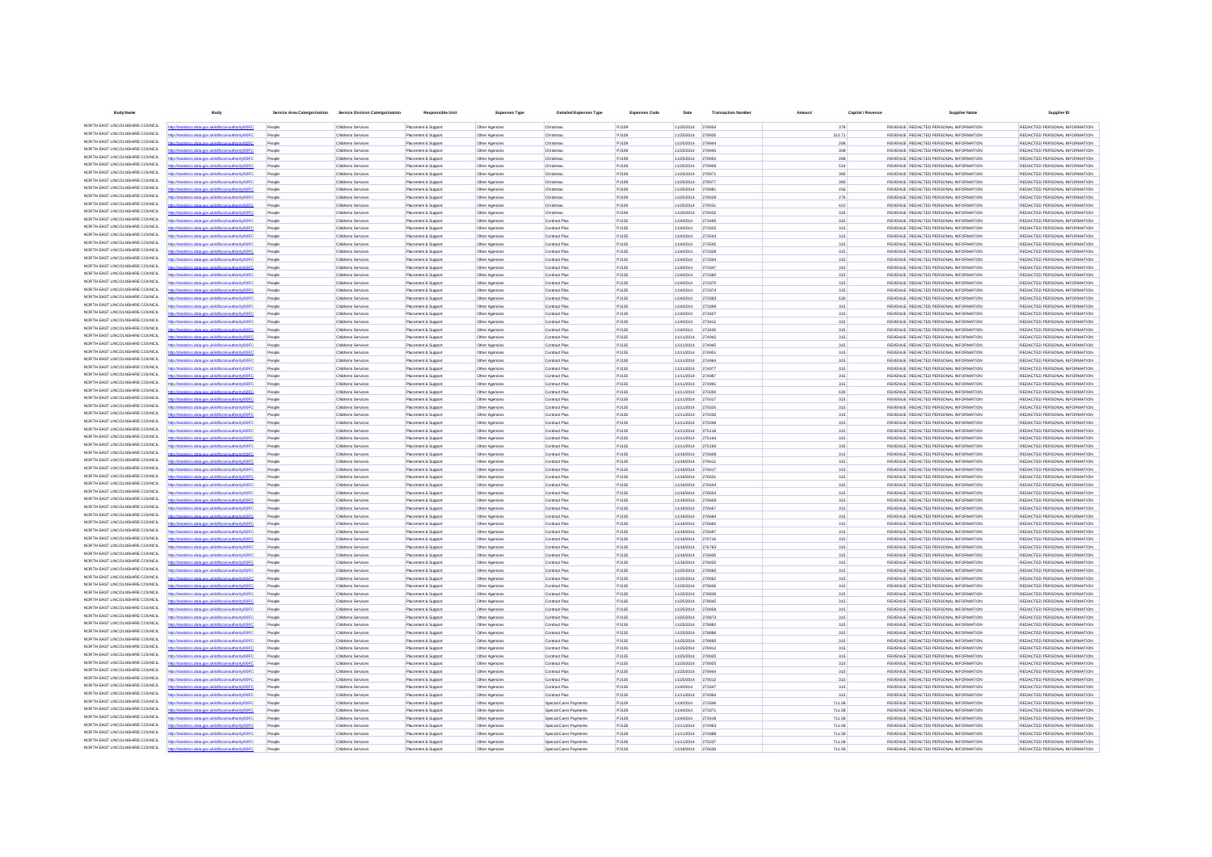| Body Name | Body | Service Area Catergorisation | Service Division Catergorisation | Responsible Unit | Expenses Type | Detailed Expenses Type | Expenses Code | Date | Transaction Number | Amount | Capital / Revenue | Supplier Name | Supplier ID |
|---|---|---|---|---|---|---|---|---|---|---|---|---|---|
| NORTH EAST LINCOLNSHIRE COUNCIL | http://statistics.data.gov.uk/id/local-authority/00FC | People | Childrens Services | Placement & Support | Other Agencies | Christmas | PJ109 | 11/25/2014 | 278934 | 378 | REVENUE | REDACTED PERSONAL INFORMATION | REDACTED PERSONAL INFORMATION |
| NORTH EAST LINCOLNSHIRE COUNCIL | http://statistics.data.gov.uk/id/local-authority/00FC | People | Childrens Services | Placement & Support | Other Agencies | Christmas | PJ109 | 11/25/2014 | 278935 | 313.71 | REVENUE | REDACTED PERSONAL INFORMATION | REDACTED PERSONAL INFORMATION |
| NORTH EAST LINCOLNSHIRE COUNCIL | http://statistics.data.gov.uk/id/local-authority/00FC | People | Childrens Services | Placement & Support | Other Agencies | Christmas | PJ109 | 11/25/2014 | 278944 | 268 | REVENUE | REDACTED PERSONAL INFORMATION | REDACTED PERSONAL INFORMATION |
| NORTH EAST LINCOLNSHIRE COUNCIL | http://statistics.data.gov.uk/id/local-authority/00FC | People | Childrens Services | Placement & Support | Other Agencies | Christmas | PJ109 | 11/25/2014 | 278945 | 308 | REVENUE | REDACTED PERSONAL INFORMATION | REDACTED PERSONAL INFORMATION |
| NORTH EAST LINCOLNSHIRE COUNCIL | http://statistics.data.gov.uk/id/local-authority/00FC | People | Childrens Services | Placement & Support | Other Agencies | Christmas | PJ109 | 11/25/2014 | 278950 | 268 | REVENUE | REDACTED PERSONAL INFORMATION | REDACTED PERSONAL INFORMATION |
| NORTH EAST LINCOLNSHIRE COUNCIL | http://statistics.data.gov.uk/id/local-authority/00FC | People | Childrens Services | Placement & Support | Other Agencies | Christmas | PJ109 | 11/25/2014 | 278959 | 524 | REVENUE | REDACTED PERSONAL INFORMATION | REDACTED PERSONAL INFORMATION |
| NORTH EAST LINCOLNSHIRE COUNCIL | http://statistics.data.gov.uk/id/local-authority/00FC | People | Childrens Services | Placement & Support | Other Agencies | Christmas | PJ109 | 11/25/2014 | 278971 | 390 | REVENUE | REDACTED PERSONAL INFORMATION | REDACTED PERSONAL INFORMATION |
| NORTH EAST LINCOLNSHIRE COUNCIL | http://statistics.data.gov.uk/id/local-authority/00FC | People | Childrens Services | Placement & Support | Other Agencies | Christmas | PJ109 | 11/25/2014 | 278977 | 390 | REVENUE | REDACTED PERSONAL INFORMATION | REDACTED PERSONAL INFORMATION |
| NORTH EAST LINCOLNSHIRE COUNCIL | http://statistics.data.gov.uk/id/local-authority/00FC | People | Childrens Services | Placement & Support | Other Agencies | Christmas | PJ109 | 11/25/2014 | 278981 | 256 | REVENUE | REDACTED PERSONAL INFORMATION | REDACTED PERSONAL INFORMATION |
| NORTH EAST LINCOLNSHIRE COUNCIL | http://statistics.data.gov.uk/id/local-authority/00FC | People | Childrens Services | Placement & Support | Other Agencies | Christmas | PJ109 | 11/25/2014 | 279028 | 276 | REVENUE | REDACTED PERSONAL INFORMATION | REDACTED PERSONAL INFORMATION |
| NORTH EAST LINCOLNSHIRE COUNCIL | http://statistics.data.gov.uk/id/local-authority/00FC | People | Childrens Services | Placement & Support | Other Agencies | Christmas | PJ109 | 11/25/2014 | 279031 | 422 | REVENUE | REDACTED PERSONAL INFORMATION | REDACTED PERSONAL INFORMATION |
| NORTH EAST LINCOLNSHIRE COUNCIL | http://statistics.data.gov.uk/id/local-authority/00FC | People | Childrens Services | Placement & Support | Other Agencies | Christmas | PJ109 | 11/25/2014 | 279032 | 330 | REVENUE | REDACTED PERSONAL INFORMATION | REDACTED PERSONAL INFORMATION |
| NORTH EAST LINCOLNSHIRE COUNCIL | http://statistics.data.gov.uk/id/local-authority/00FC | People | Childrens Services | Placement & Support | Other Agencies | Contract Plus | PJ135 | 11/4/2014 | 273495 | 315 | REVENUE | REDACTED PERSONAL INFORMATION | REDACTED PERSONAL INFORMATION |
| NORTH EAST LINCOLNSHIRE COUNCIL | http://statistics.data.gov.uk/id/local-authority/00FC | People | Childrens Services | Placement & Support | Other Agencies | Contract Plus | PJ135 | 11/4/2014 | 273325 | 315 | REVENUE | REDACTED PERSONAL INFORMATION | REDACTED PERSONAL INFORMATION |
| NORTH EAST LINCOLNSHIRE COUNCIL | http://statistics.data.gov.uk/id/local-authority/00FC | People | Childrens Services | Placement & Support | Other Agencies | Contract Plus | PJ135 | 11/4/2014 | 273543 | 315 | REVENUE | REDACTED PERSONAL INFORMATION | REDACTED PERSONAL INFORMATION |
| NORTH EAST LINCOLNSHIRE COUNCIL | http://statistics.data.gov.uk/id/local-authority/00FC | People | Childrens Services | Placement & Support | Other Agencies | Contract Plus | PJ135 | 11/4/2014 | 273545 | 315 | REVENUE | REDACTED PERSONAL INFORMATION | REDACTED PERSONAL INFORMATION |
| NORTH EAST LINCOLNSHIRE COUNCIL | http://statistics.data.gov.uk/id/local-authority/00FC | People | Childrens Services | Placement & Support | Other Agencies | Contract Plus | PJ135 | 11/4/2014 | 273328 | 315 | REVENUE | REDACTED PERSONAL INFORMATION | REDACTED PERSONAL INFORMATION |
| NORTH EAST LINCOLNSHIRE COUNCIL | http://statistics.data.gov.uk/id/local-authority/00FC | People | Childrens Services | Placement & Support | Other Agencies | Contract Plus | PJ135 | 11/4/2014 | 273334 | 315 | REVENUE | REDACTED PERSONAL INFORMATION | REDACTED PERSONAL INFORMATION |
| NORTH EAST LINCOLNSHIRE COUNCIL | http://statistics.data.gov.uk/id/local-authority/00FC | People | Childrens Services | Placement & Support | Other Agencies | Contract Plus | PJ135 | 11/4/2014 | 273347 | 315 | REVENUE | REDACTED PERSONAL INFORMATION | REDACTED PERSONAL INFORMATION |
| NORTH EAST LINCOLNSHIRE COUNCIL | http://statistics.data.gov.uk/id/local-authority/00FC | People | Childrens Services | Placement & Support | Other Agencies | Contract Plus | PJ135 | 11/4/2014 | 273360 | 315 | REVENUE | REDACTED PERSONAL INFORMATION | REDACTED PERSONAL INFORMATION |
| NORTH EAST LINCOLNSHIRE COUNCIL | http://statistics.data.gov.uk/id/local-authority/00FC | People | Childrens Services | Placement & Support | Other Agencies | Contract Plus | PJ135 | 11/4/2014 | 273370 | 315 | REVENUE | REDACTED PERSONAL INFORMATION | REDACTED PERSONAL INFORMATION |
| NORTH EAST LINCOLNSHIRE COUNCIL | http://statistics.data.gov.uk/id/local-authority/00FC | People | Childrens Services | Placement & Support | Other Agencies | Contract Plus | PJ135 | 11/4/2014 | 273374 | 315 | REVENUE | REDACTED PERSONAL INFORMATION | REDACTED PERSONAL INFORMATION |
| NORTH EAST LINCOLNSHIRE COUNCIL | http://statistics.data.gov.uk/id/local-authority/00FC | People | Childrens Services | Placement & Support | Other Agencies | Contract Plus | PJ135 | 11/4/2014 | 273383 | 630 | REVENUE | REDACTED PERSONAL INFORMATION | REDACTED PERSONAL INFORMATION |
| NORTH EAST LINCOLNSHIRE COUNCIL | http://statistics.data.gov.uk/id/local-authority/00FC | People | Childrens Services | Placement & Support | Other Agencies | Contract Plus | PJ135 | 11/4/2014 | 273389 | 315 | REVENUE | REDACTED PERSONAL INFORMATION | REDACTED PERSONAL INFORMATION |
| NORTH EAST LINCOLNSHIRE COUNCIL | http://statistics.data.gov.uk/id/local-authority/00FC | People | Childrens Services | Placement & Support | Other Agencies | Contract Plus | PJ135 | 11/4/2014 | 273407 | 315 | REVENUE | REDACTED PERSONAL INFORMATION | REDACTED PERSONAL INFORMATION |
| NORTH EAST LINCOLNSHIRE COUNCIL | http://statistics.data.gov.uk/id/local-authority/00FC | People | Childrens Services | Placement & Support | Other Agencies | Contract Plus | PJ135 | 11/4/2014 | 273412 | 315 | REVENUE | REDACTED PERSONAL INFORMATION | REDACTED PERSONAL INFORMATION |
| NORTH EAST LINCOLNSHIRE COUNCIL | http://statistics.data.gov.uk/id/local-authority/00FC | People | Childrens Services | Placement & Support | Other Agencies | Contract Plus | PJ135 | 11/4/2014 | 273430 | 315 | REVENUE | REDACTED PERSONAL INFORMATION | REDACTED PERSONAL INFORMATION |
| NORTH EAST LINCOLNSHIRE COUNCIL | http://statistics.data.gov.uk/id/local-authority/00FC | People | Childrens Services | Placement & Support | Other Agencies | Contract Plus | PJ135 | 11/11/2014 | 274942 | 315 | REVENUE | REDACTED PERSONAL INFORMATION | REDACTED PERSONAL INFORMATION |
| NORTH EAST LINCOLNSHIRE COUNCIL | http://statistics.data.gov.uk/id/local-authority/00FC | People | Childrens Services | Placement & Support | Other Agencies | Contract Plus | PJ135 | 11/11/2014 | 274945 | 315 | REVENUE | REDACTED PERSONAL INFORMATION | REDACTED PERSONAL INFORMATION |
| NORTH EAST LINCOLNSHIRE COUNCIL | http://statistics.data.gov.uk/id/local-authority/00FC | People | Childrens Services | Placement & Support | Other Agencies | Contract Plus | PJ135 | 11/11/2014 | 274951 | 315 | REVENUE | REDACTED PERSONAL INFORMATION | REDACTED PERSONAL INFORMATION |
| NORTH EAST LINCOLNSHIRE COUNCIL | http://statistics.data.gov.uk/id/local-authority/00FC | People | Childrens Services | Placement & Support | Other Agencies | Contract Plus | PJ135 | 11/11/2014 | 274964 | 315 | REVENUE | REDACTED PERSONAL INFORMATION | REDACTED PERSONAL INFORMATION |
| NORTH EAST LINCOLNSHIRE COUNCIL | http://statistics.data.gov.uk/id/local-authority/00FC | People | Childrens Services | Placement & Support | Other Agencies | Contract Plus | PJ135 | 11/11/2014 | 274977 | 315 | REVENUE | REDACTED PERSONAL INFORMATION | REDACTED PERSONAL INFORMATION |
| NORTH EAST LINCOLNSHIRE COUNCIL | http://statistics.data.gov.uk/id/local-authority/00FC | People | Childrens Services | Placement & Support | Other Agencies | Contract Plus | PJ135 | 11/11/2014 | 274987 | 315 | REVENUE | REDACTED PERSONAL INFORMATION | REDACTED PERSONAL INFORMATION |
| NORTH EAST LINCOLNSHIRE COUNCIL | http://statistics.data.gov.uk/id/local-authority/00FC | People | Childrens Services | Placement & Support | Other Agencies | Contract Plus | PJ135 | 11/11/2014 | 274991 | 315 | REVENUE | REDACTED PERSONAL INFORMATION | REDACTED PERSONAL INFORMATION |
| NORTH EAST LINCOLNSHIRE COUNCIL | http://statistics.data.gov.uk/id/local-authority/00FC | People | Childrens Services | Placement & Support | Other Agencies | Contract Plus | PJ135 | 11/11/2014 | 275000 | 630 | REVENUE | REDACTED PERSONAL INFORMATION | REDACTED PERSONAL INFORMATION |
| NORTH EAST LINCOLNSHIRE COUNCIL | http://statistics.data.gov.uk/id/local-authority/00FC | People | Childrens Services | Placement & Support | Other Agencies | Contract Plus | PJ135 | 11/11/2014 | 275017 | 315 | REVENUE | REDACTED PERSONAL INFORMATION | REDACTED PERSONAL INFORMATION |
| NORTH EAST LINCOLNSHIRE COUNCIL | http://statistics.data.gov.uk/id/local-authority/00FC | People | Childrens Services | Placement & Support | Other Agencies | Contract Plus | PJ135 | 11/11/2014 | 275025 | 315 | REVENUE | REDACTED PERSONAL INFORMATION | REDACTED PERSONAL INFORMATION |
| NORTH EAST LINCOLNSHIRE COUNCIL | http://statistics.data.gov.uk/id/local-authority/00FC | People | Childrens Services | Placement & Support | Other Agencies | Contract Plus | PJ135 | 11/11/2014 | 275030 | 315 | REVENUE | REDACTED PERSONAL INFORMATION | REDACTED PERSONAL INFORMATION |
| NORTH EAST LINCOLNSHIRE COUNCIL | http://statistics.data.gov.uk/id/local-authority/00FC | People | Childrens Services | Placement & Support | Other Agencies | Contract Plus | PJ135 | 11/11/2014 | 275049 | 315 | REVENUE | REDACTED PERSONAL INFORMATION | REDACTED PERSONAL INFORMATION |
| NORTH EAST LINCOLNSHIRE COUNCIL | http://statistics.data.gov.uk/id/local-authority/00FC | People | Childrens Services | Placement & Support | Other Agencies | Contract Plus | PJ135 | 11/11/2014 | 275116 | 315 | REVENUE | REDACTED PERSONAL INFORMATION | REDACTED PERSONAL INFORMATION |
| NORTH EAST LINCOLNSHIRE COUNCIL | http://statistics.data.gov.uk/id/local-authority/00FC | People | Childrens Services | Placement & Support | Other Agencies | Contract Plus | PJ135 | 11/11/2014 | 275164 | 315 | REVENUE | REDACTED PERSONAL INFORMATION | REDACTED PERSONAL INFORMATION |
| NORTH EAST LINCOLNSHIRE COUNCIL | http://statistics.data.gov.uk/id/local-authority/00FC | People | Childrens Services | Placement & Support | Other Agencies | Contract Plus | PJ135 | 11/11/2014 | 275166 | 315 | REVENUE | REDACTED PERSONAL INFORMATION | REDACTED PERSONAL INFORMATION |
| NORTH EAST LINCOLNSHIRE COUNCIL | http://statistics.data.gov.uk/id/local-authority/00FC | People | Childrens Services | Placement & Support | Other Agencies | Contract Plus | PJ135 | 11/18/2014 | 276608 | 315 | REVENUE | REDACTED PERSONAL INFORMATION | REDACTED PERSONAL INFORMATION |
| NORTH EAST LINCOLNSHIRE COUNCIL | http://statistics.data.gov.uk/id/local-authority/00FC | People | Childrens Services | Placement & Support | Other Agencies | Contract Plus | PJ135 | 11/18/2014 | 276611 | 315 | REVENUE | REDACTED PERSONAL INFORMATION | REDACTED PERSONAL INFORMATION |
| NORTH EAST LINCOLNSHIRE COUNCIL | http://statistics.data.gov.uk/id/local-authority/00FC | People | Childrens Services | Placement & Support | Other Agencies | Contract Plus | PJ135 | 11/18/2014 | 276617 | 315 | REVENUE | REDACTED PERSONAL INFORMATION | REDACTED PERSONAL INFORMATION |
| NORTH EAST LINCOLNSHIRE COUNCIL | http://statistics.data.gov.uk/id/local-authority/00FC | People | Childrens Services | Placement & Support | Other Agencies | Contract Plus | PJ135 | 11/18/2014 | 276631 | 315 | REVENUE | REDACTED PERSONAL INFORMATION | REDACTED PERSONAL INFORMATION |
| NORTH EAST LINCOLNSHIRE COUNCIL | http://statistics.data.gov.uk/id/local-authority/00FC | People | Childrens Services | Placement & Support | Other Agencies | Contract Plus | PJ135 | 11/18/2014 | 276644 | 315 | REVENUE | REDACTED PERSONAL INFORMATION | REDACTED PERSONAL INFORMATION |
| NORTH EAST LINCOLNSHIRE COUNCIL | http://statistics.data.gov.uk/id/local-authority/00FC | People | Childrens Services | Placement & Support | Other Agencies | Contract Plus | PJ135 | 11/18/2014 | 276654 | 315 | REVENUE | REDACTED PERSONAL INFORMATION | REDACTED PERSONAL INFORMATION |
| NORTH EAST LINCOLNSHIRE COUNCIL | http://statistics.data.gov.uk/id/local-authority/00FC | People | Childrens Services | Placement & Support | Other Agencies | Contract Plus | PJ135 | 11/18/2014 | 276658 | 315 | REVENUE | REDACTED PERSONAL INFORMATION | REDACTED PERSONAL INFORMATION |
| NORTH EAST LINCOLNSHIRE COUNCIL | http://statistics.data.gov.uk/id/local-authority/00FC | People | Childrens Services | Placement & Support | Other Agencies | Contract Plus | PJ135 | 11/18/2014 | 276667 | 315 | REVENUE | REDACTED PERSONAL INFORMATION | REDACTED PERSONAL INFORMATION |
| NORTH EAST LINCOLNSHIRE COUNCIL | http://statistics.data.gov.uk/id/local-authority/00FC | People | Childrens Services | Placement & Support | Other Agencies | Contract Plus | PJ135 | 11/18/2014 | 276684 | 315 | REVENUE | REDACTED PERSONAL INFORMATION | REDACTED PERSONAL INFORMATION |
| NORTH EAST LINCOLNSHIRE COUNCIL | http://statistics.data.gov.uk/id/local-authority/00FC | People | Childrens Services | Placement & Support | Other Agencies | Contract Plus | PJ135 | 11/18/2014 | 276692 | 315 | REVENUE | REDACTED PERSONAL INFORMATION | REDACTED PERSONAL INFORMATION |
| NORTH EAST LINCOLNSHIRE COUNCIL | http://statistics.data.gov.uk/id/local-authority/00FC | People | Childrens Services | Placement & Support | Other Agencies | Contract Plus | PJ135 | 11/18/2014 | 276697 | 315 | REVENUE | REDACTED PERSONAL INFORMATION | REDACTED PERSONAL INFORMATION |
| NORTH EAST LINCOLNSHIRE COUNCIL | http://statistics.data.gov.uk/id/local-authority/00FC | People | Childrens Services | Placement & Support | Other Agencies | Contract Plus | PJ135 | 11/18/2014 | 276716 | 315 | REVENUE | REDACTED PERSONAL INFORMATION | REDACTED PERSONAL INFORMATION |
| NORTH EAST LINCOLNSHIRE COUNCIL | http://statistics.data.gov.uk/id/local-authority/00FC | People | Childrens Services | Placement & Support | Other Agencies | Contract Plus | PJ135 | 11/18/2014 | 276783 | 315 | REVENUE | REDACTED PERSONAL INFORMATION | REDACTED PERSONAL INFORMATION |
| NORTH EAST LINCOLNSHIRE COUNCIL | http://statistics.data.gov.uk/id/local-authority/00FC | People | Childrens Services | Placement & Support | Other Agencies | Contract Plus | PJ135 | 11/18/2014 | 276830 | 315 | REVENUE | REDACTED PERSONAL INFORMATION | REDACTED PERSONAL INFORMATION |
| NORTH EAST LINCOLNSHIRE COUNCIL | http://statistics.data.gov.uk/id/local-authority/00FC | People | Childrens Services | Placement & Support | Other Agencies | Contract Plus | PJ135 | 11/18/2014 | 276832 | 315 | REVENUE | REDACTED PERSONAL INFORMATION | REDACTED PERSONAL INFORMATION |
| NORTH EAST LINCOLNSHIRE COUNCIL | http://statistics.data.gov.uk/id/local-authority/00FC | People | Childrens Services | Placement & Support | Other Agencies | Contract Plus | PJ135 | 11/25/2014 | 279060 | 315 | REVENUE | REDACTED PERSONAL INFORMATION | REDACTED PERSONAL INFORMATION |
| NORTH EAST LINCOLNSHIRE COUNCIL | http://statistics.data.gov.uk/id/local-authority/00FC | People | Childrens Services | Placement & Support | Other Agencies | Contract Plus | PJ135 | 11/25/2014 | 279063 | 315 | REVENUE | REDACTED PERSONAL INFORMATION | REDACTED PERSONAL INFORMATION |
| NORTH EAST LINCOLNSHIRE COUNCIL | http://statistics.data.gov.uk/id/local-authority/00FC | People | Childrens Services | Placement & Support | Other Agencies | Contract Plus | PJ135 | 11/25/2014 | 279036 | 315 | REVENUE | REDACTED PERSONAL INFORMATION | REDACTED PERSONAL INFORMATION |
| NORTH EAST LINCOLNSHIRE COUNCIL | http://statistics.data.gov.uk/id/local-authority/00FC | People | Childrens Services | Placement & Support | Other Agencies | Contract Plus | PJ135 | 11/25/2014 | 278839 | 315 | REVENUE | REDACTED PERSONAL INFORMATION | REDACTED PERSONAL INFORMATION |
| NORTH EAST LINCOLNSHIRE COUNCIL | http://statistics.data.gov.uk/id/local-authority/00FC | People | Childrens Services | Placement & Support | Other Agencies | Contract Plus | PJ135 | 11/25/2014 | 278845 | 315 | REVENUE | REDACTED PERSONAL INFORMATION | REDACTED PERSONAL INFORMATION |
| NORTH EAST LINCOLNSHIRE COUNCIL | http://statistics.data.gov.uk/id/local-authority/00FC | People | Childrens Services | Placement & Support | Other Agencies | Contract Plus | PJ135 | 11/25/2014 | 278859 | 315 | REVENUE | REDACTED PERSONAL INFORMATION | REDACTED PERSONAL INFORMATION |
| NORTH EAST LINCOLNSHIRE COUNCIL | http://statistics.data.gov.uk/id/local-authority/00FC | People | Childrens Services | Placement & Support | Other Agencies | Contract Plus | PJ135 | 11/25/2014 | 278873 | 315 | REVENUE | REDACTED PERSONAL INFORMATION | REDACTED PERSONAL INFORMATION |
| NORTH EAST LINCOLNSHIRE COUNCIL | http://statistics.data.gov.uk/id/local-authority/00FC | People | Childrens Services | Placement & Support | Other Agencies | Contract Plus | PJ135 | 11/25/2014 | 278882 | 315 | REVENUE | REDACTED PERSONAL INFORMATION | REDACTED PERSONAL INFORMATION |
| NORTH EAST LINCOLNSHIRE COUNCIL | http://statistics.data.gov.uk/id/local-authority/00FC | People | Childrens Services | Placement & Support | Other Agencies | Contract Plus | PJ135 | 11/25/2014 | 278886 | 315 | REVENUE | REDACTED PERSONAL INFORMATION | REDACTED PERSONAL INFORMATION |
| NORTH EAST LINCOLNSHIRE COUNCIL | http://statistics.data.gov.uk/id/local-authority/00FC | People | Childrens Services | Placement & Support | Other Agencies | Contract Plus | PJ135 | 11/25/2014 | 278895 | 315 | REVENUE | REDACTED PERSONAL INFORMATION | REDACTED PERSONAL INFORMATION |
| NORTH EAST LINCOLNSHIRE COUNCIL | http://statistics.data.gov.uk/id/local-authority/00FC | People | Childrens Services | Placement & Support | Other Agencies | Contract Plus | PJ135 | 11/25/2014 | 278912 | 315 | REVENUE | REDACTED PERSONAL INFORMATION | REDACTED PERSONAL INFORMATION |
| NORTH EAST LINCOLNSHIRE COUNCIL | http://statistics.data.gov.uk/id/local-authority/00FC | People | Childrens Services | Placement & Support | Other Agencies | Contract Plus | PJ135 | 11/25/2014 | 278920 | 315 | REVENUE | REDACTED PERSONAL INFORMATION | REDACTED PERSONAL INFORMATION |
| NORTH EAST LINCOLNSHIRE COUNCIL | http://statistics.data.gov.uk/id/local-authority/00FC | People | Childrens Services | Placement & Support | Other Agencies | Contract Plus | PJ135 | 11/25/2014 | 278925 | 315 | REVENUE | REDACTED PERSONAL INFORMATION | REDACTED PERSONAL INFORMATION |
| NORTH EAST LINCOLNSHIRE COUNCIL | http://statistics.data.gov.uk/id/local-authority/00FC | People | Childrens Services | Placement & Support | Other Agencies | Contract Plus | PJ135 | 11/25/2014 | 278944 | 315 | REVENUE | REDACTED PERSONAL INFORMATION | REDACTED PERSONAL INFORMATION |
| NORTH EAST LINCOLNSHIRE COUNCIL | http://statistics.data.gov.uk/id/local-authority/00FC | People | Childrens Services | Placement & Support | Other Agencies | Contract Plus | PJ135 | 11/25/2014 | 279012 | 315 | REVENUE | REDACTED PERSONAL INFORMATION | REDACTED PERSONAL INFORMATION |
| NORTH EAST LINCOLNSHIRE COUNCIL | http://statistics.data.gov.uk/id/local-authority/00FC | People | Childrens Services | Placement & Support | Other Agencies | Contract Plus | PJ135 | 11/4/2014 | 273347 | 315 | REVENUE | REDACTED PERSONAL INFORMATION | REDACTED PERSONAL INFORMATION |
| NORTH EAST LINCOLNSHIRE COUNCIL | http://statistics.data.gov.uk/id/local-authority/00FC | People | Childrens Services | Placement & Support | Other Agencies | Contract Plus | PJ135 | 11/11/2014 | 274964 | 315 | REVENUE | REDACTED PERSONAL INFORMATION | REDACTED PERSONAL INFORMATION |
| NORTH EAST LINCOLNSHIRE COUNCIL | http://statistics.data.gov.uk/id/local-authority/00FC | People | Childrens Services | Placement & Support | Other Agencies | Special Carer Payments | PJ128 | 11/4/2014 | 273346 | 711.58 | REVENUE | REDACTED PERSONAL INFORMATION | REDACTED PERSONAL INFORMATION |
| NORTH EAST LINCOLNSHIRE COUNCIL | http://statistics.data.gov.uk/id/local-authority/00FC | People | Childrens Services | Placement & Support | Other Agencies | Special Carer Payments | PJ128 | 11/4/2014 | 273371 | 711.58 | REVENUE | REDACTED PERSONAL INFORMATION | REDACTED PERSONAL INFORMATION |
| NORTH EAST LINCOLNSHIRE COUNCIL | http://statistics.data.gov.uk/id/local-authority/00FC | People | Childrens Services | Placement & Support | Other Agencies | Special Carer Payments | PJ128 | 11/4/2014 | 273418 | 711.58 | REVENUE | REDACTED PERSONAL INFORMATION | REDACTED PERSONAL INFORMATION |
| NORTH EAST LINCOLNSHIRE COUNCIL | http://statistics.data.gov.uk/id/local-authority/00FC | People | Childrens Services | Placement & Support | Other Agencies | Special Carer Payments | PJ128 | 11/11/2014 | 274963 | 711.58 | REVENUE | REDACTED PERSONAL INFORMATION | REDACTED PERSONAL INFORMATION |
| NORTH EAST LINCOLNSHIRE COUNCIL | http://statistics.data.gov.uk/id/local-authority/00FC | People | Childrens Services | Placement & Support | Other Agencies | Special Carer Payments | PJ128 | 11/11/2014 | 274988 | 711.58 | REVENUE | REDACTED PERSONAL INFORMATION | REDACTED PERSONAL INFORMATION |
| NORTH EAST LINCOLNSHIRE COUNCIL | http://statistics.data.gov.uk/id/local-authority/00FC | People | Childrens Services | Placement & Support | Other Agencies | Special Carer Payments | PJ128 | 11/11/2014 | 275037 | 711.58 | REVENUE | REDACTED PERSONAL INFORMATION | REDACTED PERSONAL INFORMATION |
| NORTH EAST LINCOLNSHIRE COUNCIL | http://statistics.data.gov.uk/id/local-authority/00FC | People | Childrens Services | Placement & Support | Other Agencies | Special Carer Payments | PJ128 | 11/18/2014 | 276630 | 711.58 | REVENUE | REDACTED PERSONAL INFORMATION | REDACTED PERSONAL INFORMATION |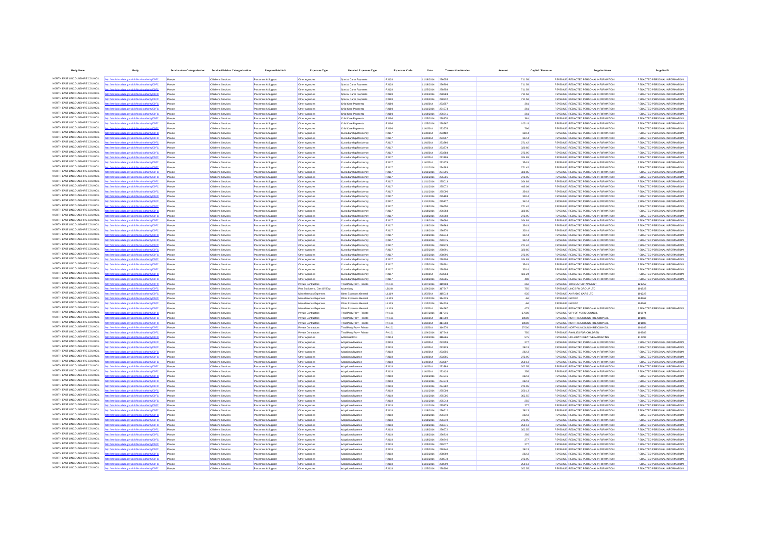| Body Name | Body | Service Area Catergorisation | Service Division Catergorisation | Responsible Unit | Expenses Type | Detailed Expenses Type | Expenses Code | Date | Transaction Number | Amount | Capital / Revenue | Supplier Name | Supplier ID |
|---|---|---|---|---|---|---|---|---|---|---|---|---|---|
| NORTH EAST LINCOLNSHIRE COUNCIL | http://statistics.data.gov.uk/id/local-authority/00FC | People | Childrens Services | Placement & Support | Other Agencies | Special Carer Payments | PJ128 | 11/18/2014 | 276605 | 711.58 | REVENUE | REDACTED PERSONAL INFORMATION | REDACTED PERSONAL INFORMATION |
| NORTH EAST LINCOLNSHIRE COUNCIL | http://statistics.data.gov.uk/id/local-authority/00FC | People | Childrens Services | Placement & Support | Other Agencies | Special Carer Payments | PJ128 | 11/18/2014 | 276794 | 711.58 | REVENUE | REDACTED PERSONAL INFORMATION | REDACTED PERSONAL INFORMATION |
| NORTH EAST LINCOLNSHIRE COUNCIL | http://statistics.data.gov.uk/id/local-authority/00FC | People | Childrens Services | Placement & Support | Other Agencies | Special Carer Payments | PJ128 | 11/25/2014 | 278858 | 711.58 | REVENUE | REDACTED PERSONAL INFORMATION | REDACTED PERSONAL INFORMATION |
| NORTH EAST LINCOLNSHIRE COUNCIL | http://statistics.data.gov.uk/id/local-authority/00FC | People | Childrens Services | Placement & Support | Other Agencies | Special Carer Payments | PJ128 | 11/25/2014 | 278883 | 711.58 | REVENUE | REDACTED PERSONAL INFORMATION | REDACTED PERSONAL INFORMATION |
| NORTH EAST LINCOLNSHIRE COUNCIL | http://statistics.data.gov.uk/id/local-authority/00FC | People | Childrens Services | Placement & Support | Other Agencies | Special Carer Payments | PJ128 | 11/25/2014 | 279002 | 711.58 | REVENUE | REDACTED PERSONAL INFORMATION | REDACTED PERSONAL INFORMATION |
| NORTH EAST LINCOLNSHIRE COUNCIL | http://statistics.data.gov.uk/id/local-authority/00FC | People | Childrens Services | Placement & Support | Other Agencies | Child Care Payments | PJ104 | 11/4/2014 | 273357 | 361 | REVENUE | REDACTED PERSONAL INFORMATION | REDACTED PERSONAL INFORMATION |
| NORTH EAST LINCOLNSHIRE COUNCIL | http://statistics.data.gov.uk/id/local-authority/00FC | People | Childrens Services | Placement & Support | Other Agencies | Child Care Payments | PJ104 | 11/11/2014 | 274974 | 361 | REVENUE | REDACTED PERSONAL INFORMATION | REDACTED PERSONAL INFORMATION |
| NORTH EAST LINCOLNSHIRE COUNCIL | http://statistics.data.gov.uk/id/local-authority/00FC | People | Childrens Services | Placement & Support | Other Agencies | Child Care Payments | PJ104 | 11/18/2014 | 276641 | 361 | REVENUE | REDACTED PERSONAL INFORMATION | REDACTED PERSONAL INFORMATION |
| NORTH EAST LINCOLNSHIRE COUNCIL | http://statistics.data.gov.uk/id/local-authority/00FC | People | Childrens Services | Placement & Support | Other Agencies | Child Care Payments | PJ104 | 11/25/2014 | 278870 | 361 | REVENUE | REDACTED PERSONAL INFORMATION | REDACTED PERSONAL INFORMATION |
| NORTH EAST LINCOLNSHIRE COUNCIL | http://statistics.data.gov.uk/id/local-authority/00FC | People | Childrens Services | Placement & Support | Other Agencies | Child Care Payments | PJ104 | 11/25/2014 | 278967 | 1031.8 | REVENUE | REDACTED PERSONAL INFORMATION | REDACTED PERSONAL INFORMATION |
| NORTH EAST LINCOLNSHIRE COUNCIL | http://statistics.data.gov.uk/id/local-authority/00FC | People | Childrens Services | Placement & Support | Other Agencies | Child Care Payments | PJ104 | 11/4/2014 | 273576 | 796 | REVENUE | REDACTED PERSONAL INFORMATION | REDACTED PERSONAL INFORMATION |
| NORTH EAST LINCOLNSHIRE COUNCIL | http://statistics.data.gov.uk/id/local-authority/00FC | People | Childrens Services | Placement & Support | Other Agencies | Custodianship/Residency | PJ117 | 11/4/2014 | 273492 | 330.4 | REVENUE | REDACTED PERSONAL INFORMATION | REDACTED PERSONAL INFORMATION |
| NORTH EAST LINCOLNSHIRE COUNCIL | http://statistics.data.gov.uk/id/local-authority/00FC | People | Childrens Services | Placement & Support | Other Agencies | Custodianship/Residency | PJ117 | 11/4/2014 | 273557 | 342.4 | REVENUE | REDACTED PERSONAL INFORMATION | REDACTED PERSONAL INFORMATION |
| NORTH EAST LINCOLNSHIRE COUNCIL | http://statistics.data.gov.uk/id/local-authority/00FC | People | Childrens Services | Placement & Support | Other Agencies | Custodianship/Residency | PJ117 | 11/4/2014 | 273366 | 271.42 | REVENUE | REDACTED PERSONAL INFORMATION | REDACTED PERSONAL INFORMATION |
| NORTH EAST LINCOLNSHIRE COUNCIL | http://statistics.data.gov.uk/id/local-authority/00FC | People | Childrens Services | Placement & Support | Other Agencies | Custodianship/Residency | PJ117 | 11/4/2014 | 273379 | 320.85 | REVENUE | REDACTED PERSONAL INFORMATION | REDACTED PERSONAL INFORMATION |
| NORTH EAST LINCOLNSHIRE COUNCIL | http://statistics.data.gov.uk/id/local-authority/00FC | People | Childrens Services | Placement & Support | Other Agencies | Custodianship/Residency | PJ117 | 11/4/2014 | 273384 | 273.95 | REVENUE | REDACTED PERSONAL INFORMATION | REDACTED PERSONAL INFORMATION |
| NORTH EAST LINCOLNSHIRE COUNCIL | http://statistics.data.gov.uk/id/local-authority/00FC | People | Childrens Services | Placement & Support | Other Agencies | Custodianship/Residency | PJ117 | 11/4/2014 | 273385 | 264.89 | REVENUE | REDACTED PERSONAL INFORMATION | REDACTED PERSONAL INFORMATION |
| NORTH EAST LINCOLNSHIRE COUNCIL | http://statistics.data.gov.uk/id/local-authority/00FC | People | Childrens Services | Placement & Support | Other Agencies | Custodianship/Residency | PJ117 | 11/4/2014 | 273475 | 354.9 | REVENUE | REDACTED PERSONAL INFORMATION | REDACTED PERSONAL INFORMATION |
| NORTH EAST LINCOLNSHIRE COUNCIL | http://statistics.data.gov.uk/id/local-authority/00FC | People | Childrens Services | Placement & Support | Other Agencies | Custodianship/Residency | PJ117 | 11/11/2014 | 274983 | 271.42 | REVENUE | REDACTED PERSONAL INFORMATION | REDACTED PERSONAL INFORMATION |
| NORTH EAST LINCOLNSHIRE COUNCIL | http://statistics.data.gov.uk/id/local-authority/00FC | People | Childrens Services | Placement & Support | Other Agencies | Custodianship/Residency | PJ117 | 11/11/2014 | 274996 | 320.85 | REVENUE | REDACTED PERSONAL INFORMATION | REDACTED PERSONAL INFORMATION |
| NORTH EAST LINCOLNSHIRE COUNCIL | http://statistics.data.gov.uk/id/local-authority/00FC | People | Childrens Services | Placement & Support | Other Agencies | Custodianship/Residency | PJ117 | 11/11/2014 | 275001 | 273.95 | REVENUE | REDACTED PERSONAL INFORMATION | REDACTED PERSONAL INFORMATION |
| NORTH EAST LINCOLNSHIRE COUNCIL | http://statistics.data.gov.uk/id/local-authority/00FC | People | Childrens Services | Placement & Support | Other Agencies | Custodianship/Residency | PJ117 | 11/11/2014 | 275003 | 264.89 | REVENUE | REDACTED PERSONAL INFORMATION | REDACTED PERSONAL INFORMATION |
| NORTH EAST LINCOLNSHIRE COUNCIL | http://statistics.data.gov.uk/id/local-authority/00FC | People | Childrens Services | Placement & Support | Other Agencies | Custodianship/Residency | PJ117 | 11/11/2014 | 275072 | 445.09 | REVENUE | REDACTED PERSONAL INFORMATION | REDACTED PERSONAL INFORMATION |
| NORTH EAST LINCOLNSHIRE COUNCIL | http://statistics.data.gov.uk/id/local-authority/00FC | People | Childrens Services | Placement & Support | Other Agencies | Custodianship/Residency | PJ117 | 11/11/2014 | 275096 | 354.9 | REVENUE | REDACTED PERSONAL INFORMATION | REDACTED PERSONAL INFORMATION |
| NORTH EAST LINCOLNSHIRE COUNCIL | http://statistics.data.gov.uk/id/local-authority/00FC | People | Childrens Services | Placement & Support | Other Agencies | Custodianship/Residency | PJ117 | 11/11/2014 | 275103 | 330.4 | REVENUE | REDACTED PERSONAL INFORMATION | REDACTED PERSONAL INFORMATION |
| NORTH EAST LINCOLNSHIRE COUNCIL | http://statistics.data.gov.uk/id/local-authority/00FC | People | Childrens Services | Placement & Support | Other Agencies | Custodianship/Residency | PJ117 | 11/11/2014 | 275177 | 342.4 | REVENUE | REDACTED PERSONAL INFORMATION | REDACTED PERSONAL INFORMATION |
| NORTH EAST LINCOLNSHIRE COUNCIL | http://statistics.data.gov.uk/id/local-authority/00FC | People | Childrens Services | Placement & Support | Other Agencies | Custodianship/Residency | PJ117 | 11/18/2014 | 276650 | 271.42 | REVENUE | REDACTED PERSONAL INFORMATION | REDACTED PERSONAL INFORMATION |
| NORTH EAST LINCOLNSHIRE COUNCIL | http://statistics.data.gov.uk/id/local-authority/00FC | People | Childrens Services | Placement & Support | Other Agencies | Custodianship/Residency | PJ117 | 11/18/2014 | 276663 | 320.85 | REVENUE | REDACTED PERSONAL INFORMATION | REDACTED PERSONAL INFORMATION |
| NORTH EAST LINCOLNSHIRE COUNCIL | http://statistics.data.gov.uk/id/local-authority/00FC | People | Childrens Services | Placement & Support | Other Agencies | Custodianship/Residency | PJ117 | 11/18/2014 | 276668 | 273.95 | REVENUE | REDACTED PERSONAL INFORMATION | REDACTED PERSONAL INFORMATION |
| NORTH EAST LINCOLNSHIRE COUNCIL | http://statistics.data.gov.uk/id/local-authority/00FC | People | Childrens Services | Placement & Support | Other Agencies | Custodianship/Residency | PJ117 | 11/18/2014 | 276680 | 264.89 | REVENUE | REDACTED PERSONAL INFORMATION | REDACTED PERSONAL INFORMATION |
| NORTH EAST LINCOLNSHIRE COUNCIL | http://statistics.data.gov.uk/id/local-authority/00FC | People | Childrens Services | Placement & Support | Other Agencies | Custodianship/Residency | PJ117 | 11/18/2014 | 276763 | 354.9 | REVENUE | REDACTED PERSONAL INFORMATION | REDACTED PERSONAL INFORMATION |
| NORTH EAST LINCOLNSHIRE COUNCIL | http://statistics.data.gov.uk/id/local-authority/00FC | People | Childrens Services | Placement & Support | Other Agencies | Custodianship/Residency | PJ117 | 11/18/2014 | 276770 | 330.4 | REVENUE | REDACTED PERSONAL INFORMATION | REDACTED PERSONAL INFORMATION |
| NORTH EAST LINCOLNSHIRE COUNCIL | http://statistics.data.gov.uk/id/local-authority/00FC | People | Childrens Services | Placement & Support | Other Agencies | Custodianship/Residency | PJ117 | 11/18/2014 | 276844 | 342.4 | REVENUE | REDACTED PERSONAL INFORMATION | REDACTED PERSONAL INFORMATION |
| NORTH EAST LINCOLNSHIRE COUNCIL | http://statistics.data.gov.uk/id/local-authority/00FC | People | Childrens Services | Placement & Support | Other Agencies | Custodianship/Residency | PJ117 | 11/25/2014 | 279075 | 342.4 | REVENUE | REDACTED PERSONAL INFORMATION | REDACTED PERSONAL INFORMATION |
| NORTH EAST LINCOLNSHIRE COUNCIL | http://statistics.data.gov.uk/id/local-authority/00FC | People | Childrens Services | Placement & Support | Other Agencies | Custodianship/Residency | PJ117 | 11/25/2014 | 278879 | 271.42 | REVENUE | REDACTED PERSONAL INFORMATION | REDACTED PERSONAL INFORMATION |
| NORTH EAST LINCOLNSHIRE COUNCIL | http://statistics.data.gov.uk/id/local-authority/00FC | People | Childrens Services | Placement & Support | Other Agencies | Custodianship/Residency | PJ117 | 11/25/2014 | 278891 | 320.85 | REVENUE | REDACTED PERSONAL INFORMATION | REDACTED PERSONAL INFORMATION |
| NORTH EAST LINCOLNSHIRE COUNCIL | http://statistics.data.gov.uk/id/local-authority/00FC | People | Childrens Services | Placement & Support | Other Agencies | Custodianship/Residency | PJ117 | 11/25/2014 | 278896 | 273.95 | REVENUE | REDACTED PERSONAL INFORMATION | REDACTED PERSONAL INFORMATION |
| NORTH EAST LINCOLNSHIRE COUNCIL | http://statistics.data.gov.uk/id/local-authority/00FC | People | Childrens Services | Placement & Support | Other Agencies | Custodianship/Residency | PJ117 | 11/25/2014 | 278908 | 264.89 | REVENUE | REDACTED PERSONAL INFORMATION | REDACTED PERSONAL INFORMATION |
| NORTH EAST LINCOLNSHIRE COUNCIL | http://statistics.data.gov.uk/id/local-authority/00FC | People | Childrens Services | Placement & Support | Other Agencies | Custodianship/Residency | PJ117 | 11/25/2014 | 278991 | 354.9 | REVENUE | REDACTED PERSONAL INFORMATION | REDACTED PERSONAL INFORMATION |
| NORTH EAST LINCOLNSHIRE COUNCIL | http://statistics.data.gov.uk/id/local-authority/00FC | People | Childrens Services | Placement & Support | Other Agencies | Custodianship/Residency | PJ117 | 11/25/2014 | 278998 | 330.4 | REVENUE | REDACTED PERSONAL INFORMATION | REDACTED PERSONAL INFORMATION |
| NORTH EAST LINCOLNSHIRE COUNCIL | http://statistics.data.gov.uk/id/local-authority/00FC | People | Childrens Services | Placement & Support | Other Agencies | Custodianship/Residency | PJ117 | 11/4/2014 | 273564 | 421.24 | REVENUE | REDACTED PERSONAL INFORMATION | REDACTED PERSONAL INFORMATION |
| NORTH EAST LINCOLNSHIRE COUNCIL | http://statistics.data.gov.uk/id/local-authority/00FC | People | Childrens Services | Placement & Support | Other Agencies | Custodianship/Residency | PJ117 | 11/18/2014 | 276865 | 408 | REVENUE | REDACTED PERSONAL INFORMATION | REDACTED PERSONAL INFORMATION |
| NORTH EAST LINCOLNSHIRE COUNCIL | http://statistics.data.gov.uk/id/local-authority/00FC | People | Childrens Services | Placement & Support | Private Contractors | Third Party Prov - Private | PH101 | 11/27/2014 | 319763 | 250 | REVENUE | 100% ENTERTAINMENT | 123752 |
| NORTH EAST LINCOLNSHIRE COUNCIL | http://statistics.data.gov.uk/id/local-authority/00FC | People | Childrens Services | Placement & Support | Print Stationery / Gen Off Exp | Advertising | LD104 | 11/24/2014 | 317947 | 750 | REVENUE | LINCS FM GROUP LTD | 101523 |
| NORTH EAST LINCOLNSHIRE COUNCIL | http://statistics.data.gov.uk/id/local-authority/00FC | People | Childrens Services | Placement & Support | Miscellaneous Expenses | Other Expenses General | LL119 | 11/5/2014 | 315014 | 935 | REVENUE | AA RADIO CARS LTD | 101222 |
| NORTH EAST LINCOLNSHIRE COUNCIL | http://statistics.data.gov.uk/id/local-authority/00FC | People | Childrens Services | Placement & Support | Miscellaneous Expenses | Other Expenses General | LL119 | 11/10/2014 | 314525 | -66 | REVENUE | NAVIGO | 104262 |
| NORTH EAST LINCOLNSHIRE COUNCIL | http://statistics.data.gov.uk/id/local-authority/00FC | People | Childrens Services | Placement & Support | Miscellaneous Expenses | Other Expenses General | LL119 | 11/10/2014 | 314526 | -66 | REVENUE | NAVIGO | 104262 |
| NORTH EAST LINCOLNSHIRE COUNCIL | http://statistics.data.gov.uk/id/local-authority/00FC | People | Childrens Services | Placement & Support | Miscellaneous Expenses | Other Expenses General | LL119 | 11/3/2014 | 314567 | 475 | REVENUE | REDACTED PERSONAL INFORMATION | REDACTED PERSONAL INFORMATION |
| NORTH EAST LINCOLNSHIRE COUNCIL | http://statistics.data.gov.uk/id/local-authority/00FC | People | Childrens Services | Placement & Support | Private Contractors | Third Party Prov - Private | PH101 | 11/27/2014 | 317946 | 27000 | REVENUE | CITY OF YORK COUNCIL | 100874 |
| NORTH EAST LINCOLNSHIRE COUNCIL | http://statistics.data.gov.uk/id/local-authority/00FC | People | Childrens Services | Placement & Support | Private Contractors | Third Party Prov - Private | PH101 | 11/3/2014 | 314569 | 18000 | REVENUE | NORTH LINCOLNSHIRE COUNCIL | 101186 |
| NORTH EAST LINCOLNSHIRE COUNCIL | http://statistics.data.gov.uk/id/local-authority/00FC | People | Childrens Services | Placement & Support | Private Contractors | Third Party Prov - Private | PH101 | 11/3/2014 | 314568 | 18000 | REVENUE | NORTH LINCOLNSHIRE COUNCIL | 101186 |
| NORTH EAST LINCOLNSHIRE COUNCIL | http://statistics.data.gov.uk/id/local-authority/00FC | People | Childrens Services | Placement & Support | Private Contractors | Third Party Prov - Private | PH101 | 11/3/2014 | 314570 | 27000 | REVENUE | NORTH LINCOLNSHIRE COUNCIL | 101186 |
| NORTH EAST LINCOLNSHIRE COUNCIL | http://statistics.data.gov.uk/id/local-authority/00FC | People | Childrens Services | Placement & Support | Private Contractors | Third Party Prov - Private | PH101 | 11/24/2014 | 317948 | 750 | REVENUE | FAMILIES FOR CHILDREN | 109886 |
| NORTH EAST LINCOLNSHIRE COUNCIL | http://statistics.data.gov.uk/id/local-authority/00FC | People | Childrens Services | Placement & Support | Other Agencies | Additional Cost | PJ114 | 11/13/2014 | 316865 | 575 | REVENUE | HOLLIDAY CREATIVE MARKETING | 112397 |
| NORTH EAST LINCOLNSHIRE COUNCIL | http://statistics.data.gov.uk/id/local-authority/00FC | People | Childrens Services | Placement & Support | Other Agencies | Adoption Allowance | PJ118 | 11/4/2014 | 273559 | 277 | REVENUE | REDACTED PERSONAL INFORMATION | REDACTED PERSONAL INFORMATION |
| NORTH EAST LINCOLNSHIRE COUNCIL | http://statistics.data.gov.uk/id/local-authority/00FC | People | Childrens Services | Placement & Support | Other Agencies | Adoption Allowance | PJ118 | 11/4/2014 | 273329 | 262.3 | REVENUE | REDACTED PERSONAL INFORMATION | REDACTED PERSONAL INFORMATION |
| NORTH EAST LINCOLNSHIRE COUNCIL | http://statistics.data.gov.uk/id/local-authority/00FC | People | Childrens Services | Placement & Support | Other Agencies | Adoption Allowance | PJ118 | 11/4/2014 | 273356 | 262.3 | REVENUE | REDACTED PERSONAL INFORMATION | REDACTED PERSONAL INFORMATION |
| NORTH EAST LINCOLNSHIRE COUNCIL | http://statistics.data.gov.uk/id/local-authority/00FC | People | Childrens Services | Placement & Support | Other Agencies | Adoption Allowance | PJ118 | 11/4/2014 | 273365 | 273.95 | REVENUE | REDACTED PERSONAL INFORMATION | REDACTED PERSONAL INFORMATION |
| NORTH EAST LINCOLNSHIRE COUNCIL | http://statistics.data.gov.uk/id/local-authority/00FC | People | Childrens Services | Placement & Support | Other Agencies | Adoption Allowance | PJ118 | 11/4/2014 | 273387 | 250.13 | REVENUE | REDACTED PERSONAL INFORMATION | REDACTED PERSONAL INFORMATION |
| NORTH EAST LINCOLNSHIRE COUNCIL | http://statistics.data.gov.uk/id/local-authority/00FC | People | Childrens Services | Placement & Support | Other Agencies | Adoption Allowance | PJ118 | 11/4/2014 | 273388 | 302.55 | REVENUE | REDACTED PERSONAL INFORMATION | REDACTED PERSONAL INFORMATION |
| NORTH EAST LINCOLNSHIRE COUNCIL | http://statistics.data.gov.uk/id/local-authority/00FC | People | Childrens Services | Placement & Support | Other Agencies | Adoption Allowance | PJ118 | 11/4/2014 | 273424 | 256 | REVENUE | REDACTED PERSONAL INFORMATION | REDACTED PERSONAL INFORMATION |
| NORTH EAST LINCOLNSHIRE COUNCIL | http://statistics.data.gov.uk/id/local-authority/00FC | People | Childrens Services | Placement & Support | Other Agencies | Adoption Allowance | PJ118 | 11/11/2014 | 274946 | 262.3 | REVENUE | REDACTED PERSONAL INFORMATION | REDACTED PERSONAL INFORMATION |
| NORTH EAST LINCOLNSHIRE COUNCIL | http://statistics.data.gov.uk/id/local-authority/00FC | People | Childrens Services | Placement & Support | Other Agencies | Adoption Allowance | PJ118 | 11/11/2014 | 274973 | 262.3 | REVENUE | REDACTED PERSONAL INFORMATION | REDACTED PERSONAL INFORMATION |
| NORTH EAST LINCOLNSHIRE COUNCIL | http://statistics.data.gov.uk/id/local-authority/00FC | People | Childrens Services | Placement & Support | Other Agencies | Adoption Allowance | PJ118 | 11/11/2014 | 274982 | 273.95 | REVENUE | REDACTED PERSONAL INFORMATION | REDACTED PERSONAL INFORMATION |
| NORTH EAST LINCOLNSHIRE COUNCIL | http://statistics.data.gov.uk/id/local-authority/00FC | People | Childrens Services | Placement & Support | Other Agencies | Adoption Allowance | PJ118 | 11/11/2014 | 275004 | 250.13 | REVENUE | REDACTED PERSONAL INFORMATION | REDACTED PERSONAL INFORMATION |
| NORTH EAST LINCOLNSHIRE COUNCIL | http://statistics.data.gov.uk/id/local-authority/00FC | People | Childrens Services | Placement & Support | Other Agencies | Adoption Allowance | PJ118 | 11/11/2014 | 275005 | 302.55 | REVENUE | REDACTED PERSONAL INFORMATION | REDACTED PERSONAL INFORMATION |
| NORTH EAST LINCOLNSHIRE COUNCIL | http://statistics.data.gov.uk/id/local-authority/00FC | People | Childrens Services | Placement & Support | Other Agencies | Adoption Allowance | PJ118 | 11/11/2014 | 275043 | 256 | REVENUE | REDACTED PERSONAL INFORMATION | REDACTED PERSONAL INFORMATION |
| NORTH EAST LINCOLNSHIRE COUNCIL | http://statistics.data.gov.uk/id/local-authority/00FC | People | Childrens Services | Placement & Support | Other Agencies | Adoption Allowance | PJ118 | 11/11/2014 | 275179 | 277 | REVENUE | REDACTED PERSONAL INFORMATION | REDACTED PERSONAL INFORMATION |
| NORTH EAST LINCOLNSHIRE COUNCIL | http://statistics.data.gov.uk/id/local-authority/00FC | People | Childrens Services | Placement & Support | Other Agencies | Adoption Allowance | PJ118 | 11/18/2014 | 276612 | 262.3 | REVENUE | REDACTED PERSONAL INFORMATION | REDACTED PERSONAL INFORMATION |
| NORTH EAST LINCOLNSHIRE COUNCIL | http://statistics.data.gov.uk/id/local-authority/00FC | People | Childrens Services | Placement & Support | Other Agencies | Adoption Allowance | PJ118 | 11/18/2014 | 276640 | 262.3 | REVENUE | REDACTED PERSONAL INFORMATION | REDACTED PERSONAL INFORMATION |
| NORTH EAST LINCOLNSHIRE COUNCIL | http://statistics.data.gov.uk/id/local-authority/00FC | People | Childrens Services | Placement & Support | Other Agencies | Adoption Allowance | PJ118 | 11/18/2014 | 276649 | 273.95 | REVENUE | REDACTED PERSONAL INFORMATION | REDACTED PERSONAL INFORMATION |
| NORTH EAST LINCOLNSHIRE COUNCIL | http://statistics.data.gov.uk/id/local-authority/00FC | People | Childrens Services | Placement & Support | Other Agencies | Adoption Allowance | PJ118 | 11/18/2014 | 276671 | 250.13 | REVENUE | REDACTED PERSONAL INFORMATION | REDACTED PERSONAL INFORMATION |
| NORTH EAST LINCOLNSHIRE COUNCIL | http://statistics.data.gov.uk/id/local-authority/00FC | People | Childrens Services | Placement & Support | Other Agencies | Adoption Allowance | PJ118 | 11/18/2014 | 276672 | 302.55 | REVENUE | REDACTED PERSONAL INFORMATION | REDACTED PERSONAL INFORMATION |
| NORTH EAST LINCOLNSHIRE COUNCIL | http://statistics.data.gov.uk/id/local-authority/00FC | People | Childrens Services | Placement & Support | Other Agencies | Adoption Allowance | PJ118 | 11/18/2014 | 276710 | 256 | REVENUE | REDACTED PERSONAL INFORMATION | REDACTED PERSONAL INFORMATION |
| NORTH EAST LINCOLNSHIRE COUNCIL | http://statistics.data.gov.uk/id/local-authority/00FC | People | Childrens Services | Placement & Support | Other Agencies | Adoption Allowance | PJ118 | 11/18/2014 | 276846 | 277 | REVENUE | REDACTED PERSONAL INFORMATION | REDACTED PERSONAL INFORMATION |
| NORTH EAST LINCOLNSHIRE COUNCIL | http://statistics.data.gov.uk/id/local-authority/00FC | People | Childrens Services | Placement & Support | Other Agencies | Adoption Allowance | PJ118 | 11/25/2014 | 279077 | 277 | REVENUE | REDACTED PERSONAL INFORMATION | REDACTED PERSONAL INFORMATION |
| NORTH EAST LINCOLNSHIRE COUNCIL | http://statistics.data.gov.uk/id/local-authority/00FC | People | Childrens Services | Placement & Support | Other Agencies | Adoption Allowance | PJ118 | 11/25/2014 | 278840 | 262.3 | REVENUE | REDACTED PERSONAL INFORMATION | REDACTED PERSONAL INFORMATION |
| NORTH EAST LINCOLNSHIRE COUNCIL | http://statistics.data.gov.uk/id/local-authority/00FC | People | Childrens Services | Placement & Support | Other Agencies | Adoption Allowance | PJ118 | 11/25/2014 | 278869 | 262.3 | REVENUE | REDACTED PERSONAL INFORMATION | REDACTED PERSONAL INFORMATION |
| NORTH EAST LINCOLNSHIRE COUNCIL | http://statistics.data.gov.uk/id/local-authority/00FC | People | Childrens Services | Placement & Support | Other Agencies | Adoption Allowance | PJ118 | 11/25/2014 | 278878 | 273.95 | REVENUE | REDACTED PERSONAL INFORMATION | REDACTED PERSONAL INFORMATION |
| NORTH EAST LINCOLNSHIRE COUNCIL | http://statistics.data.gov.uk/id/local-authority/00FC | People | Childrens Services | Placement & Support | Other Agencies | Adoption Allowance | PJ118 | 11/25/2014 | 278899 | 250.13 | REVENUE | REDACTED PERSONAL INFORMATION | REDACTED PERSONAL INFORMATION |
| NORTH EAST LINCOLNSHIRE COUNCIL | http://statistics.data.gov.uk/id/local-authority/00FC | People | Childrens Services | Placement & Support | Other Agencies | Adoption Allowance | PJ118 | 11/25/2014 | 278900 | 302.55 | REVENUE | REDACTED PERSONAL INFORMATION | REDACTED PERSONAL INFORMATION |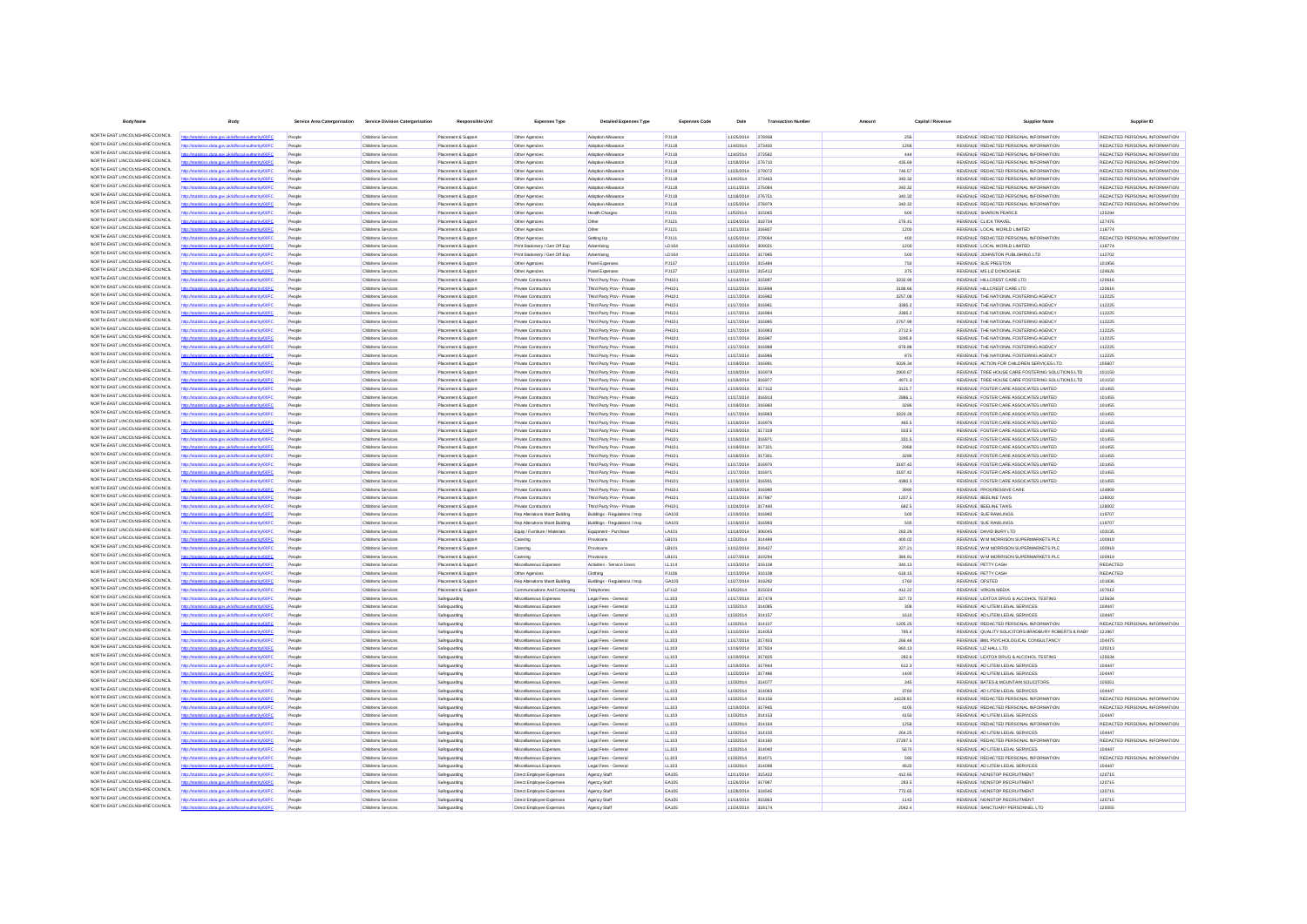| Body Name | Body | Service Area Catergorisation | Service Division Catergorisation | Responsible Unit | Expenses Type | Detailed Expenses Type | Expenses Code | Date | Transaction Number | Amount | Capital / Revenue | Supplier Name | Supplier ID |
|---|---|---|---|---|---|---|---|---|---|---|---|---|---|
| NORTH EAST LINCOLNSHIRE COUNCIL | http://statistics.data.gov.uk/id/local-authority/00FC | People | Childrens Services | Placement & Support | Other Agencies | Adoption Allowance | PJ118 | 11/25/2014 | 276698 | 256 | REVENUE | REDACTED PERSONAL INFORMATION | REDACTED PERSONAL INFORMATION |
| NORTH EAST LINCOLNSHIRE COUNCIL | http://statistics.data.gov.uk/id/local-authority/00FC | People | Childrens Services | Placement & Support | Other Agencies | Adoption Allowance | PJ118 | 11/4/2014 | 273400 | 1268 | REVENUE | REDACTED PERSONAL INFORMATION | REDACTED PERSONAL INFORMATION |
| NORTH EAST LINCOLNSHIRE COUNCIL | http://statistics.data.gov.uk/id/local-authority/00FC | People | Childrens Services | Placement & Support | Other Agencies | Adoption Allowance | PJ118 | 11/4/2014 | 273582 | 444 | REVENUE | REDACTED PERSONAL INFORMATION | REDACTED PERSONAL INFORMATION |
| NORTH EAST LINCOLNSHIRE COUNCIL | http://statistics.data.gov.uk/id/local-authority/00FC | People | Childrens Services | Placement & Support | Other Agencies | Adoption Allowance | PJ118 | 11/18/2014 | 276710 | 435.68 | REVENUE | REDACTED PERSONAL INFORMATION | REDACTED PERSONAL INFORMATION |
| NORTH EAST LINCOLNSHIRE COUNCIL | http://statistics.data.gov.uk/id/local-authority/00FC | People | Childrens Services | Placement & Support | Other Agencies | Adoption Allowance | PJ118 | 11/25/2014 | 276673 | 746.57 | REVENUE | REDACTED PERSONAL INFORMATION | REDACTED PERSONAL INFORMATION |
| NORTH EAST LINCOLNSHIRE COUNCIL | http://statistics.data.gov.uk/id/local-authority/00FC | People | Childrens Services | Placement & Support | Other Agencies | Adoption Allowance | PJ118 | 11/4/2014 | 273463 | 340.32 | REVENUE | REDACTED PERSONAL INFORMATION | REDACTED PERSONAL INFORMATION |
| NORTH EAST LINCOLNSHIRE COUNCIL | http://statistics.data.gov.uk/id/local-authority/00FC | People | Childrens Services | Placement & Support | Other Agencies | Adoption Allowance | PJ118 | 11/11/2014 | 275084 | 340.32 | REVENUE | REDACTED PERSONAL INFORMATION | REDACTED PERSONAL INFORMATION |
| NORTH EAST LINCOLNSHIRE COUNCIL | http://statistics.data.gov.uk/id/local-authority/00FC | People | Childrens Services | Placement & Support | Other Agencies | Adoption Allowance | PJ118 | 11/18/2014 | 276751 | 340.32 | REVENUE | REDACTED PERSONAL INFORMATION | REDACTED PERSONAL INFORMATION |
| NORTH EAST LINCOLNSHIRE COUNCIL | http://statistics.data.gov.uk/id/local-authority/00FC | People | Childrens Services | Placement & Support | Other Agencies | Adoption Allowance | PJ118 | 11/25/2014 | 276679 | 340.32 | REVENUE | REDACTED PERSONAL INFORMATION | REDACTED PERSONAL INFORMATION |
| NORTH EAST LINCOLNSHIRE COUNCIL | http://statistics.data.gov.uk/id/local-authority/00FC | People | Childrens Services | Placement & Support | Other Agencies | Health Charges | PJ131 | 11/5/2014 | 315065 | 600 | REVENUE | SHARON PEARCE | 125294 |
| NORTH EAST LINCOLNSHIRE COUNCIL | http://statistics.data.gov.uk/id/local-authority/00FC | People | Childrens Services | Placement & Support | Other Agencies | Other | PJ121 | 11/24/2014 | 318734 | 276.41 | REVENUE | CLICK TRAVEL | 127476 |
| NORTH EAST LINCOLNSHIRE COUNCIL | http://statistics.data.gov.uk/id/local-authority/00FC | People | Childrens Services | Placement & Support | Other Agencies | Other | PJ121 | 11/21/2014 | 316807 | 1200 | REVENUE | LOCAL WORLD LIMITED | 118774 |
| NORTH EAST LINCOLNSHIRE COUNCIL | http://statistics.data.gov.uk/id/local-authority/00FC | People | Childrens Services | Placement & Support | Other Agencies | Setting Up | PJ111 | 11/25/2014 | 276064 | 400 | REVENUE | REDACTED PERSONAL INFORMATION | REDACTED PERSONAL INFORMATION |
| NORTH EAST LINCOLNSHIRE COUNCIL | http://statistics.data.gov.uk/id/local-authority/00FC | People | Childrens Services | Placement & Support | Print Stationery / Gen Off Exp | Advertising | LD104 | 11/10/2014 | 308021 | 1200 | REVENUE | LOCAL WORLD LIMITED | 118774 |
| NORTH EAST LINCOLNSHIRE COUNCIL | http://statistics.data.gov.uk/id/local-authority/00FC | People | Childrens Services | Placement & Support | Print Stationery / Gen Off Exp | Advertising | LD104 | 11/21/2014 | 317665 | 500 | REVENUE | JOHNSTON PUBLISHING LTD | 112702 |
| NORTH EAST LINCOLNSHIRE COUNCIL | http://statistics.data.gov.uk/id/local-authority/00FC | People | Childrens Services | Placement & Support | Other Agencies | Panel Expenses | PJ137 | 11/11/2014 | 315484 | 750 | REVENUE | SUE PRESTON | 101956 |
| NORTH EAST LINCOLNSHIRE COUNCIL | http://statistics.data.gov.uk/id/local-authority/00FC | People | Childrens Services | Placement & Support | Other Agencies | Panel Expenses | PJ137 | 11/12/2014 | 315412 | 375 | REVENUE | MS LIZ DONOGHUE | 124626 |
| NORTH EAST LINCOLNSHIRE COUNCIL | http://statistics.data.gov.uk/id/local-authority/00FC | People | Childrens Services | Placement & Support | Private Contractors | Third Party Prov - Private | PH101 | 11/14/2014 | 315897 | 3232.99 | REVENUE | HILLCREST CARE LTD | 120616 |
| NORTH EAST LINCOLNSHIRE COUNCIL | http://statistics.data.gov.uk/id/local-authority/00FC | People | Childrens Services | Placement & Support | Private Contractors | Third Party Prov - Private | PH101 | 11/12/2014 | 315988 | 3188.66 | REVENUE | HILLCREST CARE LTD | 120616 |
| NORTH EAST LINCOLNSHIRE COUNCIL | http://statistics.data.gov.uk/id/local-authority/00FC | People | Childrens Services | Placement & Support | Private Contractors | Third Party Prov - Private | PH101 | 11/17/2014 | 316982 | 3257.08 | REVENUE | THE NATIONAL FOSTERING AGENCY | 112225 |
| NORTH EAST LINCOLNSHIRE COUNCIL | http://statistics.data.gov.uk/id/local-authority/00FC | People | Childrens Services | Placement & Support | Private Contractors | Third Party Prov - Private | PH101 | 11/17/2014 | 316981 | 3385.2 | REVENUE | THE NATIONAL FOSTERING AGENCY | 112225 |
| NORTH EAST LINCOLNSHIRE COUNCIL | http://statistics.data.gov.uk/id/local-authority/00FC | People | Childrens Services | Placement & Support | Private Contractors | Third Party Prov - Private | PH101 | 11/17/2014 | 316984 | 3385.2 | REVENUE | THE NATIONAL FOSTERING AGENCY | 112225 |
| NORTH EAST LINCOLNSHIRE COUNCIL | http://statistics.data.gov.uk/id/local-authority/00FC | People | Childrens Services | Placement & Support | Private Contractors | Third Party Prov - Private | PH101 | 11/17/2014 | 316985 | 2767.99 | REVENUE | THE NATIONAL FOSTERING AGENCY | 112225 |
| NORTH EAST LINCOLNSHIRE COUNCIL | http://statistics.data.gov.uk/id/local-authority/00FC | People | Childrens Services | Placement & Support | Private Contractors | Third Party Prov - Private | PH101 | 11/17/2014 | 316983 | 2712.5 | REVENUE | THE NATIONAL FOSTERING AGENCY | 112225 |
| NORTH EAST LINCOLNSHIRE COUNCIL | http://statistics.data.gov.uk/id/local-authority/00FC | People | Childrens Services | Placement & Support | Private Contractors | Third Party Prov - Private | PH101 | 11/17/2014 | 316987 | 3295.9 | REVENUE | THE NATIONAL FOSTERING AGENCY | 112225 |
| NORTH EAST LINCOLNSHIRE COUNCIL | http://statistics.data.gov.uk/id/local-authority/00FC | People | Childrens Services | Placement & Support | Private Contractors | Third Party Prov - Private | PH101 | 11/17/2014 | 316988 | 878.88 | REVENUE | THE NATIONAL FOSTERING AGENCY | 112225 |
| NORTH EAST LINCOLNSHIRE COUNCIL | http://statistics.data.gov.uk/id/local-authority/00FC | People | Childrens Services | Placement & Support | Private Contractors | Third Party Prov - Private | PH101 | 11/17/2014 | 316986 | 975 | REVENUE | THE NATIONAL FOSTERING AGENCY | 112225 |
| NORTH EAST LINCOLNSHIRE COUNCIL | http://statistics.data.gov.uk/id/local-authority/00FC | People | Childrens Services | Placement & Support | Private Contractors | Third Party Prov - Private | PH101 | 11/18/2014 | 315065 | 5026.34 | REVENUE | ACTION FOR CHILDREN SERVICES LTD | 105607 |
| NORTH EAST LINCOLNSHIRE COUNCIL | http://statistics.data.gov.uk/id/local-authority/00FC | People | Childrens Services | Placement & Support | Private Contractors | Third Party Prov - Private | PH101 | 11/18/2014 | 316078 | 2900.67 | REVENUE | TREE HOUSE CARE FOSTERING SOLUTIONS LTD | 101150 |
| NORTH EAST LINCOLNSHIRE COUNCIL | http://statistics.data.gov.uk/id/local-authority/00FC | People | Childrens Services | Placement & Support | Private Contractors | Third Party Prov - Private | PH101 | 11/18/2014 | 316077 | 4071.3 | REVENUE | TREE HOUSE CARE FOSTERING SOLUTIONS LTD | 101150 |
| NORTH EAST LINCOLNSHIRE COUNCIL | http://statistics.data.gov.uk/id/local-authority/00FC | People | Childrens Services | Placement & Support | Private Contractors | Third Party Prov - Private | PH101 | 11/18/2014 | 317312 | 3121.7 | REVENUE | FOSTER CARE ASSOCIATES LIMITED | 101455 |
| NORTH EAST LINCOLNSHIRE COUNCIL | http://statistics.data.gov.uk/id/local-authority/00FC | People | Childrens Services | Placement & Support | Private Contractors | Third Party Prov - Private | PH101 | 11/17/2014 | 316913 | 2986.1 | REVENUE | FOSTER CARE ASSOCIATES LIMITED | 101455 |
| NORTH EAST LINCOLNSHIRE COUNCIL | http://statistics.data.gov.uk/id/local-authority/00FC | People | Childrens Services | Placement & Support | Private Contractors | Third Party Prov - Private | PH101 | 11/18/2014 | 316960 | 3266 | REVENUE | FOSTER CARE ASSOCIATES LIMITED | 101455 |
| NORTH EAST LINCOLNSHIRE COUNCIL | http://statistics.data.gov.uk/id/local-authority/00FC | People | Childrens Services | Placement & Support | Private Contractors | Third Party Prov - Private | PH101 | 11/17/2014 | 316893 | 3220.28 | REVENUE | FOSTER CARE ASSOCIATES LIMITED | 101455 |
| NORTH EAST LINCOLNSHIRE COUNCIL | http://statistics.data.gov.uk/id/local-authority/00FC | People | Childrens Services | Placement & Support | Private Contractors | Third Party Prov - Private | PH101 | 11/18/2014 | 316076 | 465.5 | REVENUE | FOSTER CARE ASSOCIATES LIMITED | 101455 |
| NORTH EAST LINCOLNSHIRE COUNCIL | http://statistics.data.gov.uk/id/local-authority/00FC | People | Childrens Services | Placement & Support | Private Contractors | Third Party Prov - Private | PH101 | 11/18/2014 | 317319 | 503.5 | REVENUE | FOSTER CARE ASSOCIATES LIMITED | 101455 |
| NORTH EAST LINCOLNSHIRE COUNCIL | http://statistics.data.gov.uk/id/local-authority/00FC | People | Childrens Services | Placement & Support | Private Contractors | Third Party Prov - Private | PH101 | 11/18/2014 | 316671 | 331.5 | REVENUE | FOSTER CARE ASSOCIATES LIMITED | 101455 |
| NORTH EAST LINCOLNSHIRE COUNCIL | http://statistics.data.gov.uk/id/local-authority/00FC | People | Childrens Services | Placement & Support | Private Contractors | Third Party Prov - Private | PH101 | 11/18/2014 | 317321 | 2968 | REVENUE | FOSTER CARE ASSOCIATES LIMITED | 101455 |
| NORTH EAST LINCOLNSHIRE COUNCIL | http://statistics.data.gov.uk/id/local-authority/00FC | People | Childrens Services | Placement & Support | Private Contractors | Third Party Prov - Private | PH101 | 11/18/2014 | 317301 | 3266 | REVENUE | FOSTER CARE ASSOCIATES LIMITED | 101455 |
| NORTH EAST LINCOLNSHIRE COUNCIL | http://statistics.data.gov.uk/id/local-authority/00FC | People | Childrens Services | Placement & Support | Private Contractors | Third Party Prov - Private | PH101 | 11/17/2014 | 316970 | 3187.42 | REVENUE | FOSTER CARE ASSOCIATES LIMITED | 101455 |
| NORTH EAST LINCOLNSHIRE COUNCIL | http://statistics.data.gov.uk/id/local-authority/00FC | People | Childrens Services | Placement & Support | Private Contractors | Third Party Prov - Private | PH101 | 11/17/2014 | 316971 | 3187.42 | REVENUE | FOSTER CARE ASSOCIATES LIMITED | 101455 |
| NORTH EAST LINCOLNSHIRE COUNCIL | http://statistics.data.gov.uk/id/local-authority/00FC | People | Childrens Services | Placement & Support | Private Contractors | Third Party Prov - Private | PH101 | 11/18/2014 | 316931 | 4380.3 | REVENUE | FOSTER CARE ASSOCIATES LIMITED | 101455 |
| NORTH EAST LINCOLNSHIRE COUNCIL | http://statistics.data.gov.uk/id/local-authority/00FC | People | Childrens Services | Placement & Support | Private Contractors | Third Party Prov - Private | PH101 | 11/18/2014 | 316990 | 3990 | REVENUE | PROGRESSIVE CARE | 124969 |
| NORTH EAST LINCOLNSHIRE COUNCIL | http://statistics.data.gov.uk/id/local-authority/00FC | People | Childrens Services | Placement & Support | Private Contractors | Third Party Prov - Private | PH101 | 11/21/2014 | 317387 | 1107.5 | REVENUE | BEELINE TAXIS | 129002 |
| NORTH EAST LINCOLNSHIRE COUNCIL | http://statistics.data.gov.uk/id/local-authority/00FC | People | Childrens Services | Placement & Support | Private Contractors | Third Party Prov - Private | PH101 | 11/24/2014 | 317440 | 682.5 | REVENUE | BEELINE TAXIS | 129002 |
| NORTH EAST LINCOLNSHIRE COUNCIL | http://statistics.data.gov.uk/id/local-authority/00FC | People | Childrens Services | Placement & Support | Rep Alterations Maint Building | Buildings - Regulations / Insp | GA103 | 11/18/2014 | 316992 | 500 | REVENUE | SUE RAWLINGS | 119707 |
| NORTH EAST LINCOLNSHIRE COUNCIL | http://statistics.data.gov.uk/id/local-authority/00FC | People | Childrens Services | Placement & Support | Rep Alterations Maint Building | Buildings - Regulations / Insp | GA103 | 11/18/2014 | 316993 | 500 | REVENUE | SUE RAWLINGS | 119707 |
| NORTH EAST LINCOLNSHIRE COUNCIL | http://statistics.data.gov.uk/id/local-authority/00FC | People | Childrens Services | Placement & Support | Equip / Furniture / Materials | Equipment - Purchase | LA101 | 11/14/2014 | 306045 | 283.29 | REVENUE | DAVID BURY LTD | 103135 |
| NORTH EAST LINCOLNSHIRE COUNCIL | http://statistics.data.gov.uk/id/local-authority/00FC | People | Childrens Services | Placement & Support | Catering | Provisions | LB101 | 11/3/2014 | 314489 | 400.02 | REVENUE | W M MORRISON SUPERMARKETS PLC | 100919 |
| NORTH EAST LINCOLNSHIRE COUNCIL | http://statistics.data.gov.uk/id/local-authority/00FC | People | Childrens Services | Placement & Support | Catering | Provisions | LB101 | 11/12/2014 | 316437 | 327.21 | REVENUE | W M MORRISON SUPERMARKETS PLC | 100919 |
| NORTH EAST LINCOLNSHIRE COUNCIL | http://statistics.data.gov.uk/id/local-authority/00FC | People | Childrens Services | Placement & Support | Catering | Provisions | LB101 | 11/27/2014 | 319294 | 384.91 | REVENUE | W M MORRISON SUPERMARKETS PLC | 100919 |
| NORTH EAST LINCOLNSHIRE COUNCIL | http://statistics.data.gov.uk/id/local-authority/00FC | People | Childrens Services | Placement & Support | Miscellaneous Expenses | Activities - Service Users | LL114 | 11/13/2014 | 316108 | 340.13 | REVENUE | PETTY CASH | REDACTED |
| NORTH EAST LINCOLNSHIRE COUNCIL | http://statistics.data.gov.uk/id/local-authority/00FC | People | Childrens Services | Placement & Support | Other Agencies | Clothing | PJ106 | 11/13/2014 | 316108 | 618.15 | REVENUE | PETTY CASH | REDACTED |
| NORTH EAST LINCOLNSHIRE COUNCIL | http://statistics.data.gov.uk/id/local-authority/00FC | People | Childrens Services | Placement & Support | Rep Alterations Maint Building | Buildings - Regulations / Insp | GA103 | 11/27/2014 | 319292 | 1760 | REVENUE | OFSTED | 101805 |
| NORTH EAST LINCOLNSHIRE COUNCIL | http://statistics.data.gov.uk/id/local-authority/00FC | People | Childrens Services | Placement & Support | Communications And Computing | Telephones | LF112 | 11/5/2014 | 315024 | 412.23 | REVENUE | VIRGIN MEDIA | 107612 |
| NORTH EAST LINCOLNSHIRE COUNCIL | http://statistics.data.gov.uk/id/local-authority/00FC | People | Childrens Services | Safeguarding | Miscellaneous Expenses | Legal Fees - General | LL103 | 11/17/2014 | 317478 | 327.73 | REVENUE | LEXTOX DRUG & ALCOHOL TESTING | 125634 |
| NORTH EAST LINCOLNSHIRE COUNCIL | http://statistics.data.gov.uk/id/local-authority/00FC | People | Childrens Services | Safeguarding | Miscellaneous Expenses | Legal Fees - General | LL103 | 11/3/2014 | 314065 | 308 | REVENUE | AD LITEM LEGAL SERVICES | 104447 |
| NORTH EAST LINCOLNSHIRE COUNCIL | http://statistics.data.gov.uk/id/local-authority/00FC | People | Childrens Services | Safeguarding | Miscellaneous Expenses | Legal Fees - General | LL103 | 11/3/2014 | 314157 | 1610 | REVENUE | AD LITEM LEGAL SERVICES | 104447 |
| NORTH EAST LINCOLNSHIRE COUNCIL | http://statistics.data.gov.uk/id/local-authority/00FC | People | Childrens Services | Safeguarding | Miscellaneous Expenses | Legal Fees - General | LL103 | 11/3/2014 | 314107 | 1205.25 | REVENUE | REDACTED PERSONAL INFORMATION | REDACTED PERSONAL INFORMATION |
| NORTH EAST LINCOLNSHIRE COUNCIL | http://statistics.data.gov.uk/id/local-authority/00FC | People | Childrens Services | Safeguarding | Miscellaneous Expenses | Legal Fees - General | LL103 | 11/10/2014 | 314053 | 785.4 | REVENUE | QUALITY SOLICITORS BRADBURY ROBERTS & RABY | 121967 |
| NORTH EAST LINCOLNSHIRE COUNCIL | http://statistics.data.gov.uk/id/local-authority/00FC | People | Childrens Services | Safeguarding | Miscellaneous Expenses | Legal Fees - General | LL103 | 11/17/2014 | 317403 | 266.44 | REVENUE | BML PSYCHOLOGICAL CONSULTANCY | 104475 |
| NORTH EAST LINCOLNSHIRE COUNCIL | http://statistics.data.gov.uk/id/local-authority/00FC | People | Childrens Services | Safeguarding | Miscellaneous Expenses | Legal Fees - General | LL103 | 11/18/2014 | 317824 | 968.13 | REVENUE | LIZ HALL LTD | 120013 |
| NORTH EAST LINCOLNSHIRE COUNCIL | http://statistics.data.gov.uk/id/local-authority/00FC | People | Childrens Services | Safeguarding | Miscellaneous Expenses | Legal Fees - General | LL103 | 11/18/2014 | 317825 | 283.6 | REVENUE | LEXTOX DRUG & ALCOHOL TESTING | 125634 |
| NORTH EAST LINCOLNSHIRE COUNCIL | http://statistics.data.gov.uk/id/local-authority/00FC | People | Childrens Services | Safeguarding | Miscellaneous Expenses | Legal Fees - General | LL103 | 11/18/2014 | 317844 | 612.3 | REVENUE | AD LITEM LEGAL SERVICES | 104447 |
| NORTH EAST LINCOLNSHIRE COUNCIL | http://statistics.data.gov.uk/id/local-authority/00FC | People | Childrens Services | Safeguarding | Miscellaneous Expenses | Legal Fees - General | LL103 | 11/20/2014 | 317486 | 1400 | REVENUE | AD LITEM LEGAL SERVICES | 104447 |
| NORTH EAST LINCOLNSHIRE COUNCIL | http://statistics.data.gov.uk/id/local-authority/00FC | People | Childrens Services | Safeguarding | Miscellaneous Expenses | Legal Fees - General | LL103 | 11/3/2014 | 314077 | 345 | REVENUE | BATES & MOUNTAIN SOLICITORS | 105051 |
| NORTH EAST LINCOLNSHIRE COUNCIL | http://statistics.data.gov.uk/id/local-authority/00FC | People | Childrens Services | Safeguarding | Miscellaneous Expenses | Legal Fees - General | LL103 | 11/3/2014 | 314083 | 3760 | REVENUE | AD LITEM LEGAL SERVICES | 104447 |
| NORTH EAST LINCOLNSHIRE COUNCIL | http://statistics.data.gov.uk/id/local-authority/00FC | People | Childrens Services | Safeguarding | Miscellaneous Expenses | Legal Fees - General | LL103 | 11/3/2014 | 314156 | 14228.93 | REVENUE | REDACTED PERSONAL INFORMATION | REDACTED PERSONAL INFORMATION |
| NORTH EAST LINCOLNSHIRE COUNCIL | http://statistics.data.gov.uk/id/local-authority/00FC | People | Childrens Services | Safeguarding | Miscellaneous Expenses | Legal Fees - General | LL103 | 11/18/2014 | 317845 | 6105 | REVENUE | REDACTED PERSONAL INFORMATION | REDACTED PERSONAL INFORMATION |
| NORTH EAST LINCOLNSHIRE COUNCIL | http://statistics.data.gov.uk/id/local-authority/00FC | People | Childrens Services | Safeguarding | Miscellaneous Expenses | Legal Fees - General | LL103 | 11/3/2014 | 314153 | 4150 | REVENUE | AD LITEM LEGAL SERVICES | 104447 |
| NORTH EAST LINCOLNSHIRE COUNCIL | http://statistics.data.gov.uk/id/local-authority/00FC | People | Childrens Services | Safeguarding | Miscellaneous Expenses | Legal Fees - General | LL103 | 11/3/2014 | 314164 | 1258 | REVENUE | REDACTED PERSONAL INFORMATION | REDACTED PERSONAL INFORMATION |
| NORTH EAST LINCOLNSHIRE COUNCIL | http://statistics.data.gov.uk/id/local-authority/00FC | People | Childrens Services | Safeguarding | Miscellaneous Expenses | Legal Fees - General | LL103 | 11/3/2014 | 314100 | 264.25 | REVENUE | AD LITEM LEGAL SERVICES | 104447 |
| NORTH EAST LINCOLNSHIRE COUNCIL | http://statistics.data.gov.uk/id/local-authority/00FC | People | Childrens Services | Safeguarding | Miscellaneous Expenses | Legal Fees - General | LL103 | 11/3/2014 | 314140 | 27297.5 | REVENUE | REDACTED PERSONAL INFORMATION | REDACTED PERSONAL INFORMATION |
| NORTH EAST LINCOLNSHIRE COUNCIL | http://statistics.data.gov.uk/id/local-authority/00FC | People | Childrens Services | Safeguarding | Miscellaneous Expenses | Legal Fees - General | LL103 | 11/3/2014 | 314040 | 5670 | REVENUE | AD LITEM LEGAL SERVICES | 104447 |
| NORTH EAST LINCOLNSHIRE COUNCIL | http://statistics.data.gov.uk/id/local-authority/00FC | People | Childrens Services | Safeguarding | Miscellaneous Expenses | Legal Fees - General | LL103 | 11/3/2014 | 314071 | 595 | REVENUE | REDACTED PERSONAL INFORMATION | REDACTED PERSONAL INFORMATION |
| NORTH EAST LINCOLNSHIRE COUNCIL | http://statistics.data.gov.uk/id/local-authority/00FC | People | Childrens Services | Safeguarding | Miscellaneous Expenses | Legal Fees - General | LL103 | 11/3/2014 | 314088 | 4620 | REVENUE | AD LITEM LEGAL SERVICES | 104447 |
| NORTH EAST LINCOLNSHIRE COUNCIL | http://statistics.data.gov.uk/id/local-authority/00FC | People | Childrens Services | Safeguarding | Direct Employee Expenses | Agency Staff | EA105 | 11/11/2014 | 315422 | 412.65 | REVENUE | NONSTOP RECRUITMENT | 123715 |
| NORTH EAST LINCOLNSHIRE COUNCIL | http://statistics.data.gov.uk/id/local-authority/00FC | People | Childrens Services | Safeguarding | Direct Employee Expenses | Agency Staff | EA105 | 11/26/2014 | 317967 | 283.5 | REVENUE | NONSTOP RECRUITMENT | 123715 |
| NORTH EAST LINCOLNSHIRE COUNCIL | http://statistics.data.gov.uk/id/local-authority/00FC | People | Childrens Services | Safeguarding | Direct Employee Expenses | Agency Staff | EA105 | 11/28/2014 | 318545 | 772.65 | REVENUE | NONSTOP RECRUITMENT | 123715 |
| NORTH EAST LINCOLNSHIRE COUNCIL | http://statistics.data.gov.uk/id/local-authority/00FC | People | Childrens Services | Safeguarding | Direct Employee Expenses | Agency Staff | EA105 | 11/14/2014 | 315863 | 1143 | REVENUE | NONSTOP RECRUITMENT | 123715 |
| NORTH EAST LINCOLNSHIRE COUNCIL | http://statistics.data.gov.uk/id/local-authority/00FC | People | Childrens Services | Safeguarding | Direct Employee Expenses | Agency Staff | EA105 | 11/24/2014 | 318174 | 2042.4 | REVENUE | SANCTUARY PERSONNEL LTD | 125055 |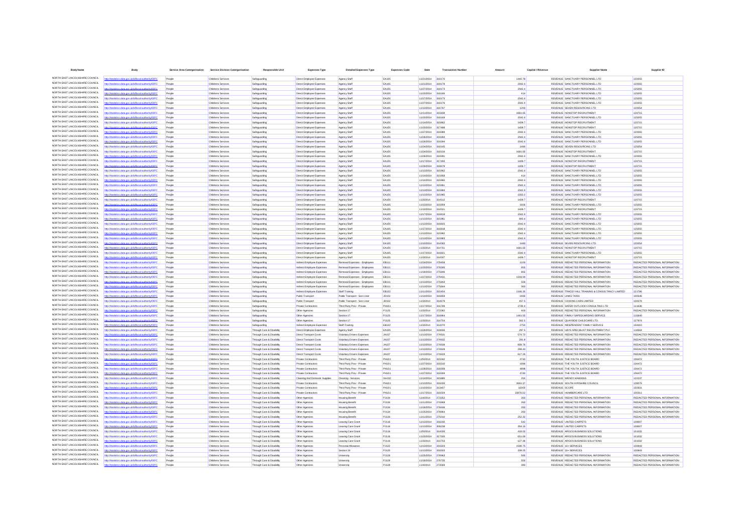| Body Name | Body | Service Area Catergorisation | Service Division Catergorisation | Responsible Unit | Expenses Type | Detailed Expenses Type | Expenses Code | Date | Transaction Number | Amount | Capital / Revenue | Supplier Name | Supplier ID |
|---|---|---|---|---|---|---|---|---|---|---|---|---|---|
| NORTH EAST LINCOLNSHIRE COUNCIL | http://statistics.data.gov.uk/id/local-authority/00FC | People | Childrens Services | Safeguarding | Direct Employee Expenses | Agency Staff | EA105 | 11/21/2014 | 318170 | 1440.78 | REVENUE | SANCTUARY PERSONNEL LTD | 125055 |
| NORTH EAST LINCOLNSHIRE COUNCIL | http://statistics.data.gov.uk/id/local-authority/00FC | People | Childrens Services | Safeguarding | Direct Employee Expenses | Agency Staff | EA105 | 11/21/2014 | 318178 | 2042.4 | REVENUE | SANCTUARY PERSONNEL LTD | 125055 |
| NORTH EAST LINCOLNSHIRE COUNCIL | http://statistics.data.gov.uk/id/local-authority/00FC | People | Childrens Services | Safeguarding | Direct Employee Expenses | Agency Staff | EA105 | 11/27/2014 | 318173 | 2042.4 | REVENUE | SANCTUARY PERSONNEL LTD | 125055 |
| NORTH EAST LINCOLNSHIRE COUNCIL | http://statistics.data.gov.uk/id/local-authority/00FC | People | Childrens Services | Safeguarding | Direct Employee Expenses | Agency Staff | EA105 | 11/20/2014 | 318166 | 414 | REVENUE | SANCTUARY PERSONNEL LTD | 125055 |
| NORTH EAST LINCOLNSHIRE COUNCIL | http://statistics.data.gov.uk/id/local-authority/00FC | People | Childrens Services | Safeguarding | Direct Employee Expenses | Agency Staff | EA105 | 11/27/2014 | 318175 | 2042.4 | REVENUE | SANCTUARY PERSONNEL LTD | 125055 |
| NORTH EAST LINCOLNSHIRE COUNCIL | http://statistics.data.gov.uk/id/local-authority/00FC | People | Childrens Services | Safeguarding | Direct Employee Expenses | Agency Staff | EA105 | 11/27/2014 | 318176 | 2042.4 | REVENUE | SANCTUARY PERSONNEL LTD | 125055 |
| NORTH EAST LINCOLNSHIRE COUNCIL | http://statistics.data.gov.uk/id/local-authority/00FC | People | Childrens Services | Safeguarding | Direct Employee Expenses | Agency Staff | EA105 | 11/13/2014 | 316767 | 1200 | REVENUE | SEVEN RESOURCING LTD | 125054 |
| NORTH EAST LINCOLNSHIRE COUNCIL | http://statistics.data.gov.uk/id/local-authority/00FC | People | Childrens Services | Safeguarding | Direct Employee Expenses | Agency Staff | EA105 | 11/11/2014 | 315609 | 1681.65 | REVENUE | NONSTOP RECRUITMENT | 120715 |
| NORTH EAST LINCOLNSHIRE COUNCIL | http://statistics.data.gov.uk/id/local-authority/00FC | People | Childrens Services | Safeguarding | Direct Employee Expenses | Agency Staff | EA105 | 11/20/2014 | 318169 | 2042.4 | REVENUE | SANCTUARY PERSONNEL LTD | 125055 |
| NORTH EAST LINCOLNSHIRE COUNCIL | http://statistics.data.gov.uk/id/local-authority/00FC | People | Childrens Services | Safeguarding | Direct Employee Expenses | Agency Staff | EA105 | 11/04/2014 | 315982 | 1409.7 | REVENUE | NONSTOP RECRUITMENT | 120715 |
| NORTH EAST LINCOLNSHIRE COUNCIL | http://statistics.data.gov.uk/id/local-authority/00FC | People | Childrens Services | Safeguarding | Direct Employee Expenses | Agency Staff | EA105 | 11/20/2014 | 317488 | 1409.7 | REVENUE | NONSTOP RECRUITMENT | 120715 |
| NORTH EAST LINCOLNSHIRE COUNCIL | http://statistics.data.gov.uk/id/local-authority/00FC | People | Childrens Services | Safeguarding | Direct Employee Expenses | Agency Staff | EA105 | 11/27/2014 | 319389 | 2042.4 | REVENUE | SANCTUARY PERSONNEL LTD | 125055 |
| NORTH EAST LINCOLNSHIRE COUNCIL | http://statistics.data.gov.uk/id/local-authority/00FC | People | Childrens Services | Safeguarding | Direct Employee Expenses | Agency Staff | EA105 | 11/26/2014 | 319383 | 2042.4 | REVENUE | SANCTUARY PERSONNEL LTD | 125055 |
| NORTH EAST LINCOLNSHIRE COUNCIL | http://statistics.data.gov.uk/id/local-authority/00FC | People | Childrens Services | Safeguarding | Direct Employee Expenses | Agency Staff | EA105 | 11/26/2014 | 319384 | 2042.4 | REVENUE | SANCTUARY PERSONNEL LTD | 125055 |
| NORTH EAST LINCOLNSHIRE COUNCIL | http://statistics.data.gov.uk/id/local-authority/00FC | People | Childrens Services | Safeguarding | Direct Employee Expenses | Agency Staff | EA105 | 11/24/2014 | 318145 | 1400 | REVENUE | SEVEN RESOURCING LTD | 125054 |
| NORTH EAST LINCOLNSHIRE COUNCIL | http://statistics.data.gov.uk/id/local-authority/00FC | People | Childrens Services | Safeguarding | Direct Employee Expenses | Agency Staff | EA105 | 11/24/2014 | 318134 | 1681.65 | REVENUE | NONSTOP RECRUITMENT | 120715 |
| NORTH EAST LINCOLNSHIRE COUNCIL | http://statistics.data.gov.uk/id/local-authority/00FC | People | Childrens Services | Safeguarding | Direct Employee Expenses | Agency Staff | EA105 | 11/26/2014 | 319381 | 2042.4 | REVENUE | SANCTUARY PERSONNEL LTD | 125055 |
| NORTH EAST LINCOLNSHIRE COUNCIL | http://statistics.data.gov.uk/id/local-authority/00FC | People | Childrens Services | Safeguarding | Direct Employee Expenses | Agency Staff | EA105 | 11/17/2014 | 317493 | 1409.7 | REVENUE | NONSTOP RECRUITMENT | 120715 |
| NORTH EAST LINCOLNSHIRE COUNCIL | http://statistics.data.gov.uk/id/local-authority/00FC | People | Childrens Services | Safeguarding | Direct Employee Expenses | Agency Staff | EA105 | 11/26/2014 | 318678 | 1409.7 | REVENUE | NONSTOP RECRUITMENT | 120715 |
| NORTH EAST LINCOLNSHIRE COUNCIL | http://statistics.data.gov.uk/id/local-authority/00FC | People | Childrens Services | Safeguarding | Direct Employee Expenses | Agency Staff | EA105 | 11/13/2014 | 315962 | 2042.4 | REVENUE | SANCTUARY PERSONNEL LTD | 125055 |
| NORTH EAST LINCOLNSHIRE COUNCIL | http://statistics.data.gov.uk/id/local-authority/00FC | People | Childrens Services | Safeguarding | Direct Employee Expenses | Agency Staff | EA105 | 11/04/2014 | 315958 | 414 | REVENUE | SANCTUARY PERSONNEL LTD | 125055 |
| NORTH EAST LINCOLNSHIRE COUNCIL | http://statistics.data.gov.uk/id/local-authority/00FC | People | Childrens Services | Safeguarding | Direct Employee Expenses | Agency Staff | EA105 | 11/04/2014 | 315960 | 2042.4 | REVENUE | SANCTUARY PERSONNEL LTD | 125055 |
| NORTH EAST LINCOLNSHIRE COUNCIL | http://statistics.data.gov.uk/id/local-authority/00FC | People | Childrens Services | Safeguarding | Direct Employee Expenses | Agency Staff | EA105 | 11/13/2014 | 315961 | 2042.4 | REVENUE | SANCTUARY PERSONNEL LTD | 125055 |
| NORTH EAST LINCOLNSHIRE COUNCIL | http://statistics.data.gov.uk/id/local-authority/00FC | People | Childrens Services | Safeguarding | Direct Employee Expenses | Agency Staff | EA105 | 11/13/2014 | 315964 | 2042.4 | REVENUE | SANCTUARY PERSONNEL LTD | 125055 |
| NORTH EAST LINCOLNSHIRE COUNCIL | http://statistics.data.gov.uk/id/local-authority/00FC | People | Childrens Services | Safeguarding | Direct Employee Expenses | Agency Staff | EA105 | 11/13/2014 | 315965 | 2263.2 | REVENUE | SANCTUARY PERSONNEL LTD | 125055 |
| NORTH EAST LINCOLNSHIRE COUNCIL | http://statistics.data.gov.uk/id/local-authority/00FC | People | Childrens Services | Safeguarding | Direct Employee Expenses | Agency Staff | EA105 | 11/3/2014 | 314512 | 1409.7 | REVENUE | NONSTOP RECRUITMENT | 120715 |
| NORTH EAST LINCOLNSHIRE COUNCIL | http://statistics.data.gov.uk/id/local-authority/00FC | People | Childrens Services | Safeguarding | Direct Employee Expenses | Agency Staff | EA105 | 11/13/2014 | 315959 | 1656 | REVENUE | SANCTUARY PERSONNEL LTD | 125055 |
| NORTH EAST LINCOLNSHIRE COUNCIL | http://statistics.data.gov.uk/id/local-authority/00FC | People | Childrens Services | Safeguarding | Direct Employee Expenses | Agency Staff | EA105 | 11/10/2014 | 314521 | 1409.7 | REVENUE | NONSTOP RECRUITMENT | 120715 |
| NORTH EAST LINCOLNSHIRE COUNCIL | http://statistics.data.gov.uk/id/local-authority/00FC | People | Childrens Services | Safeguarding | Direct Employee Expenses | Agency Staff | EA105 | 11/17/2014 | 316619 | 2042.4 | REVENUE | SANCTUARY PERSONNEL LTD | 125055 |
| NORTH EAST LINCOLNSHIRE COUNCIL | http://statistics.data.gov.uk/id/local-authority/00FC | People | Childrens Services | Safeguarding | Direct Employee Expenses | Agency Staff | EA105 | 11/13/2014 | 315981 | 900.4 | REVENUE | SANCTUARY PERSONNEL LTD | 125055 |
| NORTH EAST LINCOLNSHIRE COUNCIL | http://statistics.data.gov.uk/id/local-authority/00FC | People | Childrens Services | Safeguarding | Direct Employee Expenses | Agency Staff | EA105 | 11/13/2014 | 316615 | 2042.4 | REVENUE | SANCTUARY PERSONNEL LTD | 125055 |
| NORTH EAST LINCOLNSHIRE COUNCIL | http://statistics.data.gov.uk/id/local-authority/00FC | People | Childrens Services | Safeguarding | Direct Employee Expenses | Agency Staff | EA105 | 11/17/2014 | 316618 | 2042.4 | REVENUE | SANCTUARY PERSONNEL LTD | 125055 |
| NORTH EAST LINCOLNSHIRE COUNCIL | http://statistics.data.gov.uk/id/local-authority/00FC | People | Childrens Services | Safeguarding | Direct Employee Expenses | Agency Staff | EA105 | 11/13/2014 | 315982 | 2042.4 | REVENUE | SANCTUARY PERSONNEL LTD | 125055 |
| NORTH EAST LINCOLNSHIRE COUNCIL | http://statistics.data.gov.uk/id/local-authority/00FC | People | Childrens Services | Safeguarding | Direct Employee Expenses | Agency Staff | EA105 | 11/13/2014 | 315963 | 2042.4 | REVENUE | SANCTUARY PERSONNEL LTD | 125055 |
| NORTH EAST LINCOLNSHIRE COUNCIL | http://statistics.data.gov.uk/id/local-authority/00FC | People | Childrens Services | Safeguarding | Direct Employee Expenses | Agency Staff | EA105 | 11/10/2014 | 314583 | 1400 | REVENUE | SEVEN RESOURCING LTD | 125054 |
| NORTH EAST LINCOLNSHIRE COUNCIL | http://statistics.data.gov.uk/id/local-authority/00FC | People | Childrens Services | Safeguarding | Direct Employee Expenses | Agency Staff | EA105 | 11/3/2014 | 314751 | 1681.65 | REVENUE | NONSTOP RECRUITMENT | 120715 |
| NORTH EAST LINCOLNSHIRE COUNCIL | http://statistics.data.gov.uk/id/local-authority/00FC | People | Childrens Services | Safeguarding | Direct Employee Expenses | Agency Staff | EA105 | 11/17/2014 | 316621 | 2042.4 | REVENUE | SANCTUARY PERSONNEL LTD | 125055 |
| NORTH EAST LINCOLNSHIRE COUNCIL | http://statistics.data.gov.uk/id/local-authority/00FC | People | Childrens Services | Safeguarding | Direct Employee Expenses | Agency Staff | EA105 | 11/3/2014 | 314507 | 1409.7 | REVENUE | NONSTOP RECRUITMENT | 120715 |
| NORTH EAST LINCOLNSHIRE COUNCIL | http://statistics.data.gov.uk/id/local-authority/00FC | People | Childrens Services | Safeguarding | Indirect Employee Expenses | Removal Expenses - Employees | EB111 | 11/24/2014 | 276458 | 1100 | REVENUE | REDACTED PERSONAL INFORMATION | REDACTED PERSONAL INFORMATION |
| NORTH EAST LINCOLNSHIRE COUNCIL | http://statistics.data.gov.uk/id/local-authority/00FC | People | Childrens Services | Safeguarding | Indirect Employee Expenses | Removal Expenses - Employees | EB111 | 11/20/2014 | 276585 | 855 | REVENUE | REDACTED PERSONAL INFORMATION | REDACTED PERSONAL INFORMATION |
| NORTH EAST LINCOLNSHIRE COUNCIL | http://statistics.data.gov.uk/id/local-authority/00FC | People | Childrens Services | Safeguarding | Indirect Employee Expenses | Removal Expenses - Employees | EB111 | 11/18/2014 | 275886 | 855 | REVENUE | REDACTED PERSONAL INFORMATION | REDACTED PERSONAL INFORMATION |
| NORTH EAST LINCOLNSHIRE COUNCIL | http://statistics.data.gov.uk/id/local-authority/00FC | People | Childrens Services | Safeguarding | Indirect Employee Expenses | Removal Expenses - Employees | EB111 | 11/27/2014 | 276431 | 1318.94 | REVENUE | REDACTED PERSONAL INFORMATION | REDACTED PERSONAL INFORMATION |
| NORTH EAST LINCOLNSHIRE COUNCIL | http://statistics.data.gov.uk/id/local-authority/00FC | People | Childrens Services | Safeguarding | Indirect Employee Expenses | Removal Expenses - Employees | EB111 | 11/13/2014 | 275843 | 559 | REVENUE | REDACTED PERSONAL INFORMATION | REDACTED PERSONAL INFORMATION |
| NORTH EAST LINCOLNSHIRE COUNCIL | http://statistics.data.gov.uk/id/local-authority/00FC | People | Childrens Services | Safeguarding | Indirect Employee Expenses | Removal Expenses - Employees | EB111 | 11/13/2014 | 275844 | 360 | REVENUE | REDACTED PERSONAL INFORMATION | REDACTED PERSONAL INFORMATION |
| NORTH EAST LINCOLNSHIRE COUNCIL | http://statistics.data.gov.uk/id/local-authority/00FC | People | Childrens Services | Safeguarding | Indirect Employee Expenses | Staff Training | EB122 | 11/11/2014 | 315454 | 1166.35 | REVENUE | TRACEY HILL TRAINING & CONSULTANCY LIMITED | 121786 |
| NORTH EAST LINCOLNSHIRE COUNCIL | http://statistics.data.gov.uk/id/local-authority/00FC | People | Childrens Services | Safeguarding | Public Transport | Public Transport - Serv User | JD102 | 11/14/2014 | 316659 | 2495 | REVENUE | LINKS TAXIS | 100546 |
| NORTH EAST LINCOLNSHIRE COUNCIL | http://statistics.data.gov.uk/id/local-authority/00FC | People | Childrens Services | Safeguarding | Public Transport | Public Transport - Serv User | JD102 | 11/20/2014 | 316579 | 457.5 | REVENUE | COXONS CARS LIMITED | 100578 |
| NORTH EAST LINCOLNSHIRE COUNCIL | http://statistics.data.gov.uk/id/local-authority/00FC | People | Childrens Services | Safeguarding | Private Contractors | Third Party Prov - Private | PH101 | 11/17/2014 | 316789 | 2730.4 | REVENUE | SAFER OUTLOOK CONSULTING LTD | 111636 |
| NORTH EAST LINCOLNSHIRE COUNCIL | http://statistics.data.gov.uk/id/local-authority/00FC | People | Childrens Services | Safeguarding | Other Agencies | Section 17 | PJ125 | 11/20/2014 | 272082 | 400 | REVENUE | REDACTED PERSONAL INFORMATION | REDACTED PERSONAL INFORMATION |
| NORTH EAST LINCOLNSHIRE COUNCIL | http://statistics.data.gov.uk/id/local-authority/00FC | People | Childrens Services | Safeguarding | Other Agencies | Section 17 | PJ125 | 11/17/2014 | 316664 | 1441.55 | REVENUE | FAMILY SAFEGUARDING SERVICE | 119680 |
| NORTH EAST LINCOLNSHIRE COUNCIL | http://statistics.data.gov.uk/id/local-authority/00FC | People | Childrens Services | Safeguarding | Other Agencies | Section 17 | PJ125 | 11/3/2014 | 314754 | 582.5 | REVENUE | QUAYSIDE CHILDCARE LTD | 127974 |
| NORTH EAST LINCOLNSHIRE COUNCIL | http://statistics.data.gov.uk/id/local-authority/00FC | People | Childrens Services | Safeguarding | Indirect Employee Expenses | Staff Training | EB122 | 11/3/2014 | 314070 | 2750 | REVENUE | INDEPENDENT FAMILY SERVICE | 104410 |
| NORTH EAST LINCOLNSHIRE COUNCIL | http://statistics.data.gov.uk/id/local-authority/00FC | People | Childrens Services | Through Care & Disability | Direct Employee Expenses | Agency Staff | EA105 | 11/26/2014 | 319606 | 297.5 | REVENUE | HAYS SPECIALIST RECRUITMENT PLC | 116984 |
| NORTH EAST LINCOLNSHIRE COUNCIL | http://statistics.data.gov.uk/id/local-authority/00FC | People | Childrens Services | Through Care & Disability | Direct Transport Costs | Voluntary Drivers Expenses | JA107 | 11/13/2014 | 274631 | 574.72 | REVENUE | REDACTED PERSONAL INFORMATION | REDACTED PERSONAL INFORMATION |
| NORTH EAST LINCOLNSHIRE COUNCIL | http://statistics.data.gov.uk/id/local-authority/00FC | People | Childrens Services | Through Care & Disability | Direct Transport Costs | Voluntary Drivers Expenses | JA107 | 11/13/2014 | 274632 | 291.8 | REVENUE | REDACTED PERSONAL INFORMATION | REDACTED PERSONAL INFORMATION |
| NORTH EAST LINCOLNSHIRE COUNCIL | http://statistics.data.gov.uk/id/local-authority/00FC | People | Childrens Services | Through Care & Disability | Direct Transport Costs | Voluntary Drivers Expenses | JA107 | 11/13/2014 | 274639 | 808.76 | REVENUE | REDACTED PERSONAL INFORMATION | REDACTED PERSONAL INFORMATION |
| NORTH EAST LINCOLNSHIRE COUNCIL | http://statistics.data.gov.uk/id/local-authority/00FC | People | Childrens Services | Through Care & Disability | Direct Transport Costs | Voluntary Drivers Expenses | JA107 | 11/13/2014 | 274628 | 299.43 | REVENUE | REDACTED PERSONAL INFORMATION | REDACTED PERSONAL INFORMATION |
| NORTH EAST LINCOLNSHIRE COUNCIL | http://statistics.data.gov.uk/id/local-authority/00FC | People | Childrens Services | Through Care & Disability | Direct Transport Costs | Voluntary Drivers Expenses | JA107 | 11/13/2014 | 274629 | 617.26 | REVENUE | REDACTED PERSONAL INFORMATION | REDACTED PERSONAL INFORMATION |
| NORTH EAST LINCOLNSHIRE COUNCIL | http://statistics.data.gov.uk/id/local-authority/00FC | People | Childrens Services | Through Care & Disability | Private Contractors | Third Party Prov - Private | PH101 | 11/05/2014 | 315042 | 4740 | REVENUE | THE YOUTH JUSTICE BOARD | 106472 |
| NORTH EAST LINCOLNSHIRE COUNCIL | http://statistics.data.gov.uk/id/local-authority/00FC | People | Childrens Services | Through Care & Disability | Private Contractors | Third Party Prov - Private | PH101 | 11/27/2014 | 319310 | 1896 | REVENUE | THE YOUTH JUSTICE BOARD | 106472 |
| NORTH EAST LINCOLNSHIRE COUNCIL | http://statistics.data.gov.uk/id/local-authority/00FC | People | Childrens Services | Through Care & Disability | Private Contractors | Third Party Prov - Private | PH101 | 11/28/2014 | 319308 | 4898 | REVENUE | THE YOUTH JUSTICE BOARD | 106472 |
| NORTH EAST LINCOLNSHIRE COUNCIL | http://statistics.data.gov.uk/id/local-authority/00FC | People | Childrens Services | Through Care & Disability | Private Contractors | Third Party Prov - Private | PH101 | 11/27/2014 | 319309 | 4740 | REVENUE | THE YOUTH JUSTICE BOARD | 106472 |
| NORTH EAST LINCOLNSHIRE COUNCIL | http://statistics.data.gov.uk/id/local-authority/00FC | People | Childrens Services | Through Care & Disability | Cleaning And Domestic Supplies | Cleaning - Services | GH102 | 11/24/2014 | 315685 | 250 | REVENUE | WENDY HAWKINS | 122227 |
| NORTH EAST LINCOLNSHIRE COUNCIL | http://statistics.data.gov.uk/id/local-authority/00FC | People | Childrens Services | Through Care & Disability | Private Contractors | Third Party Prov - Private | PH101 | 11/13/2014 | 316026 | 2691.37 | REVENUE | SOUTH AYRSHIRE COUNCIL | 128079 |
| NORTH EAST LINCOLNSHIRE COUNCIL | http://statistics.data.gov.uk/id/local-authority/00FC | People | Childrens Services | Through Care & Disability | Private Contractors | Third Party Prov - Private | PH101 | 11/10/2014 | 313407 | 16000 | REVENUE | SCOPE | 101831 |
| NORTH EAST LINCOLNSHIRE COUNCIL | http://statistics.data.gov.uk/id/local-authority/00FC | People | Childrens Services | Through Care & Disability | Private Contractors | Third Party Prov - Private | PH101 | 11/17/2014 | 316029 | 15876.52 | REVENUE | HUMBERCARE LTD | 100311 |
| NORTH EAST LINCOLNSHIRE COUNCIL | http://statistics.data.gov.uk/id/local-authority/00FC | People | Childrens Services | Through Care & Disability | Other Agencies | Housing Benefit | PJ134 | 11/4/2014 | 273352 | 260 | REVENUE | REDACTED PERSONAL INFORMATION | REDACTED PERSONAL INFORMATION |
| NORTH EAST LINCOLNSHIRE COUNCIL | http://statistics.data.gov.uk/id/local-authority/00FC | People | Childrens Services | Through Care & Disability | Other Agencies | Housing Benefit | PJ134 | 11/11/2014 | 274989 | 260 | REVENUE | REDACTED PERSONAL INFORMATION | REDACTED PERSONAL INFORMATION |
| NORTH EAST LINCOLNSHIRE COUNCIL | http://statistics.data.gov.uk/id/local-authority/00FC | People | Childrens Services | Through Care & Disability | Other Agencies | Housing Benefit | PJ134 | 11/18/2014 | 276636 | 260 | REVENUE | REDACTED PERSONAL INFORMATION | REDACTED PERSONAL INFORMATION |
| NORTH EAST LINCOLNSHIRE COUNCIL | http://statistics.data.gov.uk/id/local-authority/00FC | People | Childrens Services | Through Care & Disability | Other Agencies | Housing Benefit | PJ134 | 11/25/2014 | 278064 | 260 | REVENUE | REDACTED PERSONAL INFORMATION | REDACTED PERSONAL INFORMATION |
| NORTH EAST LINCOLNSHIRE COUNCIL | http://statistics.data.gov.uk/id/local-authority/00FC | People | Childrens Services | Through Care & Disability | Other Agencies | Housing Benefit | PJ134 | 11/11/2014 | 275010 | 252.32 | REVENUE | REDACTED PERSONAL INFORMATION | REDACTED PERSONAL INFORMATION |
| NORTH EAST LINCOLNSHIRE COUNCIL | http://statistics.data.gov.uk/id/local-authority/00FC | People | Childrens Services | Through Care & Disability | Other Agencies | Leaving Care Grant | PJ116 | 11/13/2014 | 316030 | 542 | REVENUE | UNITED CARPETS | 109007 |
| NORTH EAST LINCOLNSHIRE COUNCIL | http://statistics.data.gov.uk/id/local-authority/00FC | People | Childrens Services | Through Care & Disability | Other Agencies | Leaving Care Grant | PJ116 | 11/13/2014 | 309238 | 354.16 | REVENUE | UNITED CARPETS | 109007 |
| NORTH EAST LINCOLNSHIRE COUNCIL | http://statistics.data.gov.uk/id/local-authority/00FC | People | Childrens Services | Through Care & Disability | Other Agencies | Leaving Care Grant | PJ116 | 11/5/2014 | 314026 | 418.02 | REVENUE | ARGOS BUSINESS SOLUTIONS | 101032 |
| NORTH EAST LINCOLNSHIRE COUNCIL | http://statistics.data.gov.uk/id/local-authority/00FC | People | Childrens Services | Through Care & Disability | Other Agencies | Leaving Care Grant | PJ116 | 11/20/2014 | 317500 | 651.69 | REVENUE | ARGOS BUSINESS SOLUTIONS | 101032 |
| NORTH EAST LINCOLNSHIRE COUNCIL | http://statistics.data.gov.uk/id/local-authority/00FC | People | Childrens Services | Through Care & Disability | Other Agencies | Leaving Care Grant | PJ116 | 11/3/2014 | 314753 | -127.48 | REVENUE | ARGOS BUSINESS SOLUTIONS | 101032 |
| NORTH EAST LINCOLNSHIRE COUNCIL | http://statistics.data.gov.uk/id/local-authority/00FC | People | Childrens Services | Through Care & Disability | Other Agencies | Personal Allowance | PJ122 | 11/13/2014 | 316503 | 1586.75 | REVENUE | 16+ SERVICES | 100943 |
| NORTH EAST LINCOLNSHIRE COUNCIL | http://statistics.data.gov.uk/id/local-authority/00FC | People | Childrens Services | Through Care & Disability | Other Agencies | Section 24 | PJ120 | 11/13/2014 | 316503 | 338.25 | REVENUE | 16+ SERVICES | 100943 |
| NORTH EAST LINCOLNSHIRE COUNCIL | http://statistics.data.gov.uk/id/local-authority/00FC | People | Childrens Services | Through Care & Disability | Other Agencies | University | PJ129 | 11/25/2014 | 278063 | 595 | REVENUE | REDACTED PERSONAL INFORMATION | REDACTED PERSONAL INFORMATION |
| NORTH EAST LINCOLNSHIRE COUNCIL | http://statistics.data.gov.uk/id/local-authority/00FC | People | Childrens Services | Through Care & Disability | Other Agencies | University | PJ129 | 11/18/2014 | 276735 | 550 | REVENUE | REDACTED PERSONAL INFORMATION | REDACTED PERSONAL INFORMATION |
| NORTH EAST LINCOLNSHIRE COUNCIL | http://statistics.data.gov.uk/id/local-authority/00FC | People | Childrens Services | Through Care & Disability | Other Agencies | University | PJ129 | 11/4/2014 | 273588 | 390 | REVENUE | REDACTED PERSONAL INFORMATION | REDACTED PERSONAL INFORMATION |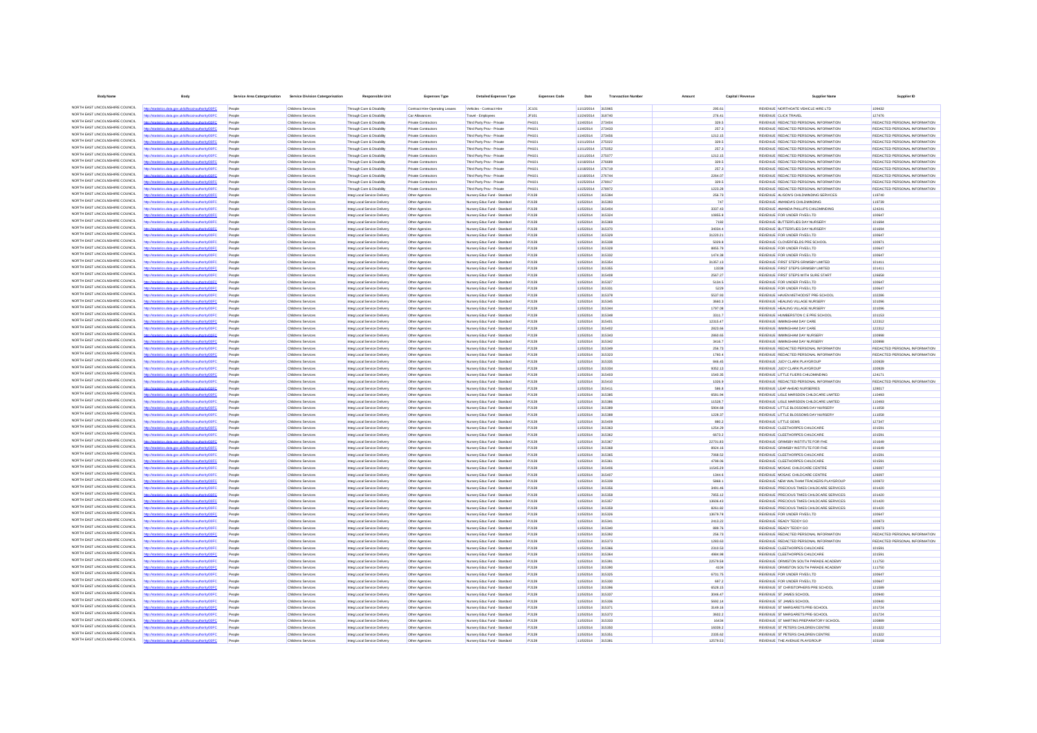| Body Name | Body | Service Area Catergorisation | Service Division Catergorisation | Responsible Unit | Expenses Type | Detailed Expenses Type | Expenses Code | Date | Transaction Number | Amount | Capital / Revenue | Supplier Name | Supplier ID |
|---|---|---|---|---|---|---|---|---|---|---|---|---|---|
| NORTH EAST LINCOLNSHIRE COUNCIL | http://statistics.data.gov.uk/id/local-authority/00FC | People | Childrens Services | Through Care & Disability | Contract Hire-Operating Leases | Vehicles - Contract Hire | JC101 | 11/13/2014 | 315965 | 295.61 | REVENUE | NORTHGATE VEHICLE HIRE LTD | 109432 |
| NORTH EAST LINCOLNSHIRE COUNCIL | http://statistics.data.gov.uk/id/local-authority/00FC | People | Childrens Services | Through Care & Disability | Car Allowances | Travel - Employees | JF101 | 11/24/2014 | 318740 | 276.41 | REVENUE | CLICK TRAVEL | 127476 |
| NORTH EAST LINCOLNSHIRE COUNCIL | http://statistics.data.gov.uk/id/local-authority/00FC | People | Childrens Services | Through Care & Disability | Private Contractors | Third Party Prov - Private | PH101 | 11/4/2014 | 273404 | 329.5 | REVENUE | REDACTED PERSONAL INFORMATION | REDACTED PERSONAL INFORMATION |
| NORTH EAST LINCOLNSHIRE COUNCIL | http://statistics.data.gov.uk/id/local-authority/00FC | People | Childrens Services | Through Care & Disability | Private Contractors | Third Party Prov - Private | PH101 | 11/4/2014 | 273433 | 257.3 | REVENUE | REDACTED PERSONAL INFORMATION | REDACTED PERSONAL INFORMATION |
| NORTH EAST LINCOLNSHIRE COUNCIL | http://statistics.data.gov.uk/id/local-authority/00FC | People | Childrens Services | Through Care & Disability | Private Contractors | Third Party Prov - Private | PH101 | 11/4/2014 | 273456 | 1212.15 | REVENUE | REDACTED PERSONAL INFORMATION | REDACTED PERSONAL INFORMATION |
| NORTH EAST LINCOLNSHIRE COUNCIL | http://statistics.data.gov.uk/id/local-authority/00FC | People | Childrens Services | Through Care & Disability | Private Contractors | Third Party Prov - Private | PH101 | 11/11/2014 | 275022 | 329.5 | REVENUE | REDACTED PERSONAL INFORMATION | REDACTED PERSONAL INFORMATION |
| NORTH EAST LINCOLNSHIRE COUNCIL | http://statistics.data.gov.uk/id/local-authority/00FC | People | Childrens Services | Through Care & Disability | Private Contractors | Third Party Prov - Private | PH101 | 11/11/2014 | 275052 | 257.3 | REVENUE | REDACTED PERSONAL INFORMATION | REDACTED PERSONAL INFORMATION |
| NORTH EAST LINCOLNSHIRE COUNCIL | http://statistics.data.gov.uk/id/local-authority/00FC | People | Childrens Services | Through Care & Disability | Private Contractors | Third Party Prov - Private | PH101 | 11/11/2014 | 275077 | 1212.15 | REVENUE | REDACTED PERSONAL INFORMATION | REDACTED PERSONAL INFORMATION |
| NORTH EAST LINCOLNSHIRE COUNCIL | http://statistics.data.gov.uk/id/local-authority/00FC | People | Childrens Services | Through Care & Disability | Private Contractors | Third Party Prov - Private | PH101 | 11/18/2014 | 276689 | 329.5 | REVENUE | REDACTED PERSONAL INFORMATION | REDACTED PERSONAL INFORMATION |
| NORTH EAST LINCOLNSHIRE COUNCIL | http://statistics.data.gov.uk/id/local-authority/00FC | People | Childrens Services | Through Care & Disability | Private Contractors | Third Party Prov - Private | PH101 | 11/18/2014 | 276719 | 257.3 | REVENUE | REDACTED PERSONAL INFORMATION | REDACTED PERSONAL INFORMATION |
| NORTH EAST LINCOLNSHIRE COUNCIL | http://statistics.data.gov.uk/id/local-authority/00FC | People | Childrens Services | Through Care & Disability | Private Contractors | Third Party Prov - Private | PH101 | 11/18/2014 | 276744 | 2264.07 | REVENUE | REDACTED PERSONAL INFORMATION | REDACTED PERSONAL INFORMATION |
| NORTH EAST LINCOLNSHIRE COUNCIL | http://statistics.data.gov.uk/id/local-authority/00FC | People | Childrens Services | Through Care & Disability | Private Contractors | Third Party Prov - Private | PH101 | 11/25/2014 | 278917 | 329.5 | REVENUE | REDACTED PERSONAL INFORMATION | REDACTED PERSONAL INFORMATION |
| NORTH EAST LINCOLNSHIRE COUNCIL | http://statistics.data.gov.uk/id/local-authority/00FC | People | Childrens Services | Through Care & Disability | Private Contractors | Third Party Prov - Private | PH101 | 11/25/2014 | 278972 | 1223.28 | REVENUE | REDACTED PERSONAL INFORMATION | REDACTED PERSONAL INFORMATION |
| NORTH EAST LINCOLNSHIRE COUNCIL | http://statistics.data.gov.uk/id/local-authority/00FC | People | Childrens Services | Integ Local Service Delivery | Other Agencies | Nursery Educ Fund - Standard | PJ139 | 11/5/2014 | 315384 | 256.73 | REVENUE | ALISON'S CHILDMINDING SERVICES | 119740 |
| NORTH EAST LINCOLNSHIRE COUNCIL | http://statistics.data.gov.uk/id/local-authority/00FC | People | Childrens Services | Integ Local Service Delivery | Other Agencies | Nursery Educ Fund - Standard | PJ139 | 11/5/2014 | 315393 | 747 | REVENUE | AMANDAS CHILDMINDING | 119739 |
| NORTH EAST LINCOLNSHIRE COUNCIL | http://statistics.data.gov.uk/id/local-authority/00FC | People | Childrens Services | Integ Local Service Delivery | Other Agencies | Nursery Educ Fund - Standard | PJ139 | 11/5/2014 | 315404 | 3337.43 | REVENUE | AMANDA PHILLIPS CHILDMINDING | 124241 |
| NORTH EAST LINCOLNSHIRE COUNCIL | http://statistics.data.gov.uk/id/local-authority/00FC | People | Childrens Services | Integ Local Service Delivery | Other Agencies | Nursery Educ Fund - Standard | PJ139 | 11/5/2014 | 315324 | 10855.9 | REVENUE | FOR UNDER FIVES LTD | 100647 |
| NORTH EAST LINCOLNSHIRE COUNCIL | http://statistics.data.gov.uk/id/local-authority/00FC | People | Childrens Services | Integ Local Service Delivery | Other Agencies | Nursery Educ Fund - Standard | PJ139 | 11/5/2014 | 315369 | 7182 | REVENUE | BUTTERFLIES DAY NURSERY | 101694 |
| NORTH EAST LINCOLNSHIRE COUNCIL | http://statistics.data.gov.uk/id/local-authority/00FC | People | Childrens Services | Integ Local Service Delivery | Other Agencies | Nursery Educ Fund - Standard | PJ139 | 11/5/2014 | 315370 | 34034.4 | REVENUE | BUTTERFLIES DAY NURSERY | 101694 |
| NORTH EAST LINCOLNSHIRE COUNCIL | http://statistics.data.gov.uk/id/local-authority/00FC | People | Childrens Services | Integ Local Service Delivery | Other Agencies | Nursery Educ Fund - Standard | PJ139 | 11/5/2014 | 315329 | 31220.21 | REVENUE | FOR UNDER FIVES LTD | 100647 |
| NORTH EAST LINCOLNSHIRE COUNCIL | http://statistics.data.gov.uk/id/local-authority/00FC | People | Childrens Services | Integ Local Service Delivery | Other Agencies | Nursery Educ Fund - Standard | PJ139 | 11/5/2014 | 315338 | 5029.8 | REVENUE | CLOVERFIELDS PRE SCHOOL | 100971 |
| NORTH EAST LINCOLNSHIRE COUNCIL | http://statistics.data.gov.uk/id/local-authority/00FC | People | Childrens Services | Integ Local Service Delivery | Other Agencies | Nursery Educ Fund - Standard | PJ139 | 11/5/2014 | 315328 | 8855.79 | REVENUE | FOR UNDER FIVES LTD | 100647 |
| NORTH EAST LINCOLNSHIRE COUNCIL | http://statistics.data.gov.uk/id/local-authority/00FC | People | Childrens Services | Integ Local Service Delivery | Other Agencies | Nursery Educ Fund - Standard | PJ139 | 11/5/2014 | 315332 | 1478.38 | REVENUE | FOR UNDER FIVES LTD | 100647 |
| NORTH EAST LINCOLNSHIRE COUNCIL | http://statistics.data.gov.uk/id/local-authority/00FC | People | Childrens Services | Integ Local Service Delivery | Other Agencies | Nursery Educ Fund - Standard | PJ139 | 11/5/2014 | 315354 | 31357.13 | REVENUE | FIRST STEPS GRIMSBY LIMITED | 101411 |
| NORTH EAST LINCOLNSHIRE COUNCIL | http://statistics.data.gov.uk/id/local-authority/00FC | People | Childrens Services | Integ Local Service Delivery | Other Agencies | Nursery Educ Fund - Standard | PJ139 | 11/5/2014 | 315355 | 13338 | REVENUE | FIRST STEPS GRIMSBY LIMITED | 101411 |
| NORTH EAST LINCOLNSHIRE COUNCIL | http://statistics.data.gov.uk/id/local-authority/00FC | People | Childrens Services | Integ Local Service Delivery | Other Agencies | Nursery Educ Fund - Standard | PJ139 | 11/5/2014 | 315408 | 2567.27 | REVENUE | FIRST STEPS WITH SURE START | 126658 |
| NORTH EAST LINCOLNSHIRE COUNCIL | http://statistics.data.gov.uk/id/local-authority/00FC | People | Childrens Services | Integ Local Service Delivery | Other Agencies | Nursery Educ Fund - Standard | PJ139 | 11/5/2014 | 315327 | 5134.5 | REVENUE | FOR UNDER FIVES LTD | 100647 |
| NORTH EAST LINCOLNSHIRE COUNCIL | http://statistics.data.gov.uk/id/local-authority/00FC | People | Childrens Services | Integ Local Service Delivery | Other Agencies | Nursery Educ Fund - Standard | PJ139 | 11/5/2014 | 315331 | 5229 | REVENUE | FOR UNDER FIVES LTD | 100647 |
| NORTH EAST LINCOLNSHIRE COUNCIL | http://statistics.data.gov.uk/id/local-authority/00FC | People | Childrens Services | Integ Local Service Delivery | Other Agencies | Nursery Educ Fund - Standard | PJ139 | 11/5/2014 | 315378 | 5537.93 | REVENUE | HAVEN METHODIST PRE-SCHOOL | 102286 |
| NORTH EAST LINCOLNSHIRE COUNCIL | http://statistics.data.gov.uk/id/local-authority/00FC | People | Childrens Services | Integ Local Service Delivery | Other Agencies | Nursery Educ Fund - Standard | PJ139 | 11/5/2014 | 315345 | 3660.3 | REVENUE | HEALING VILLAGE NURSERY | 101096 |
| NORTH EAST LINCOLNSHIRE COUNCIL | http://statistics.data.gov.uk/id/local-authority/00FC | People | Childrens Services | Integ Local Service Delivery | Other Agencies | Nursery Educ Fund - Standard | PJ139 | 11/5/2014 | 315344 | 1797.08 | REVENUE | HEALING VILLAGE NURSERY | 101096 |
| NORTH EAST LINCOLNSHIRE COUNCIL | http://statistics.data.gov.uk/id/local-authority/00FC | People | Childrens Services | Integ Local Service Delivery | Other Agencies | Nursery Educ Fund - Standard | PJ139 | 11/5/2014 | 315348 | 3321.7 | REVENUE | HUMBERSTON C E PRE SCHOOL | 101153 |
| NORTH EAST LINCOLNSHIRE COUNCIL | http://statistics.data.gov.uk/id/local-authority/00FC | People | Childrens Services | Integ Local Service Delivery | Other Agencies | Nursery Educ Fund - Standard | PJ139 | 11/5/2014 | 315401 | 12315.47 | REVENUE | IMMINGHAM DAY CARE | 122312 |
| NORTH EAST LINCOLNSHIRE COUNCIL | http://statistics.data.gov.uk/id/local-authority/00FC | People | Childrens Services | Integ Local Service Delivery | Other Agencies | Nursery Educ Fund - Standard | PJ139 | 11/5/2014 | 315402 | 2823.66 | REVENUE | IMMINGHAM DAY CARE | 122312 |
| NORTH EAST LINCOLNSHIRE COUNCIL | http://statistics.data.gov.uk/id/local-authority/00FC | People | Childrens Services | Integ Local Service Delivery | Other Agencies | Nursery Educ Fund - Standard | PJ139 | 11/5/2014 | 315343 | 2866.65 | REVENUE | IMMINGHAM DAY NURSERY | 100998 |
| NORTH EAST LINCOLNSHIRE COUNCIL | http://statistics.data.gov.uk/id/local-authority/00FC | People | Childrens Services | Integ Local Service Delivery | Other Agencies | Nursery Educ Fund - Standard | PJ139 | 11/5/2014 | 315342 | 3416.7 | REVENUE | IMMINGHAM DAY NURSERY | 100998 |
| NORTH EAST LINCOLNSHIRE COUNCIL | http://statistics.data.gov.uk/id/local-authority/00FC | People | Childrens Services | Integ Local Service Delivery | Other Agencies | Nursery Educ Fund - Standard | PJ139 | 11/5/2014 | 315349 | 256.73 | REVENUE | REDACTED PERSONAL INFORMATION | REDACTED PERSONAL INFORMATION |
| NORTH EAST LINCOLNSHIRE COUNCIL | http://statistics.data.gov.uk/id/local-authority/00FC | People | Childrens Services | Integ Local Service Delivery | Other Agencies | Nursery Educ Fund - Standard | PJ139 | 11/5/2014 | 315323 | 1760.4 | REVENUE | REDACTED PERSONAL INFORMATION | REDACTED PERSONAL INFORMATION |
| NORTH EAST LINCOLNSHIRE COUNCIL | http://statistics.data.gov.uk/id/local-authority/00FC | People | Childrens Services | Integ Local Service Delivery | Other Agencies | Nursery Educ Fund - Standard | PJ139 | 11/5/2014 | 315335 | 846.45 | REVENUE | JUDY CLARK PLAYGROUP | 100939 |
| NORTH EAST LINCOLNSHIRE COUNCIL | http://statistics.data.gov.uk/id/local-authority/00FC | People | Childrens Services | Integ Local Service Delivery | Other Agencies | Nursery Educ Fund - Standard | PJ139 | 11/5/2014 | 315334 | 8352.13 | REVENUE | JUDY CLARK PLAYGROUP | 100939 |
| NORTH EAST LINCOLNSHIRE COUNCIL | http://statistics.data.gov.uk/id/local-authority/00FC | People | Childrens Services | Integ Local Service Delivery | Other Agencies | Nursery Educ Fund - Standard | PJ139 | 11/5/2014 | 315403 | 1540.35 | REVENUE | LITTLE FLIERS CHILDMINDING | 124171 |
| NORTH EAST LINCOLNSHIRE COUNCIL | http://statistics.data.gov.uk/id/local-authority/00FC | People | Childrens Services | Integ Local Service Delivery | Other Agencies | Nursery Educ Fund - Standard | PJ139 | 11/5/2014 | 315410 | 1026.9 | REVENUE | REDACTED PERSONAL INFORMATION | REDACTED PERSONAL INFORMATION |
| NORTH EAST LINCOLNSHIRE COUNCIL | http://statistics.data.gov.uk/id/local-authority/00FC | People | Childrens Services | Integ Local Service Delivery | Other Agencies | Nursery Educ Fund - Standard | PJ139 | 11/5/2014 | 315411 | 586.8 | REVENUE | LEAP AHEAD NURSERIES | 128017 |
| NORTH EAST LINCOLNSHIRE COUNCIL | http://statistics.data.gov.uk/id/local-authority/00FC | People | Childrens Services | Integ Local Service Delivery | Other Agencies | Nursery Educ Fund - Standard | PJ139 | 11/5/2014 | 315385 | 8581.94 | REVENUE | LISLE MARSDEN CHILDCARE LIMITED | 110493 |
| NORTH EAST LINCOLNSHIRE COUNCIL | http://statistics.data.gov.uk/id/local-authority/00FC | People | Childrens Services | Integ Local Service Delivery | Other Agencies | Nursery Educ Fund - Standard | PJ139 | 11/5/2014 | 315386 | 11528.7 | REVENUE | LISLE MARSDEN CHILDCARE LIMITED | 110493 |
| NORTH EAST LINCOLNSHIRE COUNCIL | http://statistics.data.gov.uk/id/local-authority/00FC | People | Childrens Services | Integ Local Service Delivery | Other Agencies | Nursery Educ Fund - Standard | PJ139 | 11/5/2014 | 315389 | 5904.68 | REVENUE | LITTLE BLOSSOMS DAY NURSERY | 111058 |
| NORTH EAST LINCOLNSHIRE COUNCIL | http://statistics.data.gov.uk/id/local-authority/00FC | People | Childrens Services | Integ Local Service Delivery | Other Agencies | Nursery Educ Fund - Standard | PJ139 | 11/5/2014 | 315388 | 1226.27 | REVENUE | LITTLE BLOSSOMS DAY NURSERY | 111058 |
| NORTH EAST LINCOLNSHIRE COUNCIL | http://statistics.data.gov.uk/id/local-authority/00FC | People | Childrens Services | Integ Local Service Delivery | Other Agencies | Nursery Educ Fund - Standard | PJ139 | 11/5/2014 | 315409 | 880.2 | REVENUE | LITTLE GEMS | 127347 |
| NORTH EAST LINCOLNSHIRE COUNCIL | http://statistics.data.gov.uk/id/local-authority/00FC | People | Childrens Services | Integ Local Service Delivery | Other Agencies | Nursery Educ Fund - Standard | PJ139 | 11/5/2014 | 315363 | 1254.29 | REVENUE | CLEETHORPES CHILDCARE | 101591 |
| NORTH EAST LINCOLNSHIRE COUNCIL | http://statistics.data.gov.uk/id/local-authority/00FC | People | Childrens Services | Integ Local Service Delivery | Other Agencies | Nursery Educ Fund - Standard | PJ139 | 11/5/2014 | 315362 | 6673.2 | REVENUE | CLEETHORPES CHILDCARE | 101591 |
| NORTH EAST LINCOLNSHIRE COUNCIL | http://statistics.data.gov.uk/id/local-authority/00FC | People | Childrens Services | Integ Local Service Delivery | Other Agencies | Nursery Educ Fund - Standard | PJ139 | 11/5/2014 | 315367 | 22701.83 | REVENUE | GRIMSBY INSTITUTE FOR FHE | 101649 |
| NORTH EAST LINCOLNSHIRE COUNCIL | http://statistics.data.gov.uk/id/local-authority/00FC | People | Childrens Services | Integ Local Service Delivery | Other Agencies | Nursery Educ Fund - Standard | PJ139 | 11/5/2014 | 315368 | 8924.16 | REVENUE | GRIMSBY INSTITUTE FOR FHE | 101649 |
| NORTH EAST LINCOLNSHIRE COUNCIL | http://statistics.data.gov.uk/id/local-authority/00FC | People | Childrens Services | Integ Local Service Delivery | Other Agencies | Nursery Educ Fund - Standard | PJ139 | 11/5/2014 | 315365 | 7068.52 | REVENUE | CLEETHORPES CHILDCARE | 101591 |
| NORTH EAST LINCOLNSHIRE COUNCIL | http://statistics.data.gov.uk/id/local-authority/00FC | People | Childrens Services | Integ Local Service Delivery | Other Agencies | Nursery Educ Fund - Standard | PJ139 | 11/5/2014 | 315361 | 4799.06 | REVENUE | CLEETHORPES CHILDCARE | 101591 |
| NORTH EAST LINCOLNSHIRE COUNCIL | http://statistics.data.gov.uk/id/local-authority/00FC | People | Childrens Services | Integ Local Service Delivery | Other Agencies | Nursery Educ Fund - Standard | PJ139 | 11/5/2014 | 315406 | 11545.29 | REVENUE | MOSAIC CHILDCARE CENTRE | 126097 |
| NORTH EAST LINCOLNSHIRE COUNCIL | http://statistics.data.gov.uk/id/local-authority/00FC | People | Childrens Services | Integ Local Service Delivery | Other Agencies | Nursery Educ Fund - Standard | PJ139 | 11/5/2014 | 315407 | 1344.6 | REVENUE | MOSAIC CHILDCARE CENTRE | 126097 |
| NORTH EAST LINCOLNSHIRE COUNCIL | http://statistics.data.gov.uk/id/local-authority/00FC | People | Childrens Services | Integ Local Service Delivery | Other Agencies | Nursery Educ Fund - Standard | PJ139 | 11/5/2014 | 315339 | 5868.1 | REVENUE | NEW WALTHAM TRACKERS PLAYGROUP | 100972 |
| NORTH EAST LINCOLNSHIRE COUNCIL | http://statistics.data.gov.uk/id/local-authority/00FC | People | Childrens Services | Integ Local Service Delivery | Other Agencies | Nursery Educ Fund - Standard | PJ139 | 11/5/2014 | 315356 | 3491.46 | REVENUE | PRECIOUS TIMES CHILDCARE SERVICES | 101420 |
| NORTH EAST LINCOLNSHIRE COUNCIL | http://statistics.data.gov.uk/id/local-authority/00FC | People | Childrens Services | Integ Local Service Delivery | Other Agencies | Nursery Educ Fund - Standard | PJ139 | 11/5/2014 | 315358 | 7855.12 | REVENUE | PRECIOUS TIMES CHILDCARE SERVICES | 101420 |
| NORTH EAST LINCOLNSHIRE COUNCIL | http://statistics.data.gov.uk/id/local-authority/00FC | People | Childrens Services | Integ Local Service Delivery | Other Agencies | Nursery Educ Fund - Standard | PJ139 | 11/5/2014 | 315357 | 13606.43 | REVENUE | PRECIOUS TIMES CHILDCARE SERVICES | 101420 |
| NORTH EAST LINCOLNSHIRE COUNCIL | http://statistics.data.gov.uk/id/local-authority/00FC | People | Childrens Services | Integ Local Service Delivery | Other Agencies | Nursery Educ Fund - Standard | PJ139 | 11/5/2014 | 315359 | 8261.92 | REVENUE | PRECIOUS TIMES CHILDCARE SERVICES | 101420 |
| NORTH EAST LINCOLNSHIRE COUNCIL | http://statistics.data.gov.uk/id/local-authority/00FC | People | Childrens Services | Integ Local Service Delivery | Other Agencies | Nursery Educ Fund - Standard | PJ139 | 11/5/2014 | 315326 | 13679.78 | REVENUE | FOR UNDER FIVES LTD | 100647 |
| NORTH EAST LINCOLNSHIRE COUNCIL | http://statistics.data.gov.uk/id/local-authority/00FC | People | Childrens Services | Integ Local Service Delivery | Other Agencies | Nursery Educ Fund - Standard | PJ139 | 11/5/2014 | 315341 | 2413.22 | REVENUE | READY TEDDY GO | 100973 |
| NORTH EAST LINCOLNSHIRE COUNCIL | http://statistics.data.gov.uk/id/local-authority/00FC | People | Childrens Services | Integ Local Service Delivery | Other Agencies | Nursery Educ Fund - Standard | PJ139 | 11/5/2014 | 315340 | 988.76 | REVENUE | READY TEDDY GO | 100973 |
| NORTH EAST LINCOLNSHIRE COUNCIL | http://statistics.data.gov.uk/id/local-authority/00FC | People | Childrens Services | Integ Local Service Delivery | Other Agencies | Nursery Educ Fund - Standard | PJ139 | 11/5/2014 | 315392 | 256.73 | REVENUE | REDACTED PERSONAL INFORMATION | REDACTED PERSONAL INFORMATION |
| NORTH EAST LINCOLNSHIRE COUNCIL | http://statistics.data.gov.uk/id/local-authority/00FC | People | Childrens Services | Integ Local Service Delivery | Other Agencies | Nursery Educ Fund - Standard | PJ139 | 11/5/2014 | 315373 | 1283.63 | REVENUE | REDACTED PERSONAL INFORMATION | REDACTED PERSONAL INFORMATION |
| NORTH EAST LINCOLNSHIRE COUNCIL | http://statistics.data.gov.uk/id/local-authority/00FC | People | Childrens Services | Integ Local Service Delivery | Other Agencies | Nursery Educ Fund - Standard | PJ139 | 11/5/2014 | 315366 | 2310.53 | REVENUE | CLEETHORPES CHILDCARE | 101591 |
| NORTH EAST LINCOLNSHIRE COUNCIL | http://statistics.data.gov.uk/id/local-authority/00FC | People | Childrens Services | Integ Local Service Delivery | Other Agencies | Nursery Educ Fund - Standard | PJ139 | 11/5/2014 | 315364 | 4968.98 | REVENUE | CLEETHORPES CHILDCARE | 101591 |
| NORTH EAST LINCOLNSHIRE COUNCIL | http://statistics.data.gov.uk/id/local-authority/00FC | People | Childrens Services | Integ Local Service Delivery | Other Agencies | Nursery Educ Fund - Standard | PJ139 | 11/5/2014 | 315391 | 22579.58 | REVENUE | ORMISTON SOUTH PARADE ACADEMY | 111750 |
| NORTH EAST LINCOLNSHIRE COUNCIL | http://statistics.data.gov.uk/id/local-authority/00FC | People | Childrens Services | Integ Local Service Delivery | Other Agencies | Nursery Educ Fund - Standard | PJ139 | 11/5/2014 | 315390 | 4104 | REVENUE | ORMISTON SOUTH PARADE ACADEMY | 111750 |
| NORTH EAST LINCOLNSHIRE COUNCIL | http://statistics.data.gov.uk/id/local-authority/00FC | People | Childrens Services | Integ Local Service Delivery | Other Agencies | Nursery Educ Fund - Standard | PJ139 | 11/5/2014 | 315325 | 6701.75 | REVENUE | FOR UNDER FIVES LTD | 100647 |
| NORTH EAST LINCOLNSHIRE COUNCIL | http://statistics.data.gov.uk/id/local-authority/00FC | People | Childrens Services | Integ Local Service Delivery | Other Agencies | Nursery Educ Fund - Standard | PJ139 | 11/5/2014 | 315330 | 687.2 | REVENUE | FOR UNDER FIVES LTD | 100647 |
| NORTH EAST LINCOLNSHIRE COUNCIL | http://statistics.data.gov.uk/id/local-authority/00FC | People | Childrens Services | Integ Local Service Delivery | Other Agencies | Nursery Educ Fund - Standard | PJ139 | 11/5/2014 | 315396 | 8528.15 | REVENUE | ST CHRISTOPHERS PRE SCHOOL | 121589 |
| NORTH EAST LINCOLNSHIRE COUNCIL | http://statistics.data.gov.uk/id/local-authority/00FC | People | Childrens Services | Integ Local Service Delivery | Other Agencies | Nursery Educ Fund - Standard | PJ139 | 11/5/2014 | 315337 | 3046.47 | REVENUE | ST JAMES SCHOOL | 100940 |
| NORTH EAST LINCOLNSHIRE COUNCIL | http://statistics.data.gov.uk/id/local-authority/00FC | People | Childrens Services | Integ Local Service Delivery | Other Agencies | Nursery Educ Fund - Standard | PJ139 | 11/5/2014 | 315336 | 5660.14 | REVENUE | ST JAMES SCHOOL | 100940 |
| NORTH EAST LINCOLNSHIRE COUNCIL | http://statistics.data.gov.uk/id/local-authority/00FC | People | Childrens Services | Integ Local Service Delivery | Other Agencies | Nursery Educ Fund - Standard | PJ139 | 11/5/2014 | 315371 | 3149.16 | REVENUE | ST MARGARETS PRE-SCHOOL | 101724 |
| NORTH EAST LINCOLNSHIRE COUNCIL | http://statistics.data.gov.uk/id/local-authority/00FC | People | Childrens Services | Integ Local Service Delivery | Other Agencies | Nursery Educ Fund - Standard | PJ139 | 11/5/2014 | 315372 | 3602.2 | REVENUE | ST MARGARETS PRE-SCHOOL | 101724 |
| NORTH EAST LINCOLNSHIRE COUNCIL | http://statistics.data.gov.uk/id/local-authority/00FC | People | Childrens Services | Integ Local Service Delivery | Other Agencies | Nursery Educ Fund - Standard | PJ139 | 11/5/2014 | 315333 | 16434 | REVENUE | ST MARTINS PREPARATORY SCHOOL | 100889 |
| NORTH EAST LINCOLNSHIRE COUNCIL | http://statistics.data.gov.uk/id/local-authority/00FC | People | Childrens Services | Integ Local Service Delivery | Other Agencies | Nursery Educ Fund - Standard | PJ139 | 11/5/2014 | 315350 | 16039.2 | REVENUE | ST PETERS CHILDREN CENTRE | 101322 |
| NORTH EAST LINCOLNSHIRE COUNCIL | http://statistics.data.gov.uk/id/local-authority/00FC | People | Childrens Services | Integ Local Service Delivery | Other Agencies | Nursery Educ Fund - Standard | PJ139 | 11/5/2014 | 315351 | 2335.62 | REVENUE | ST PETERS CHILDREN CENTRE | 101322 |
| NORTH EAST LINCOLNSHIRE COUNCIL | http://statistics.data.gov.uk/id/local-authority/00FC | People | Childrens Services | Integ Local Service Delivery | Other Agencies | Nursery Educ Fund - Standard | PJ139 | 11/5/2014 | 315381 | 12579.53 | REVENUE | THE AVENUE PLAYGROUP | 103168 |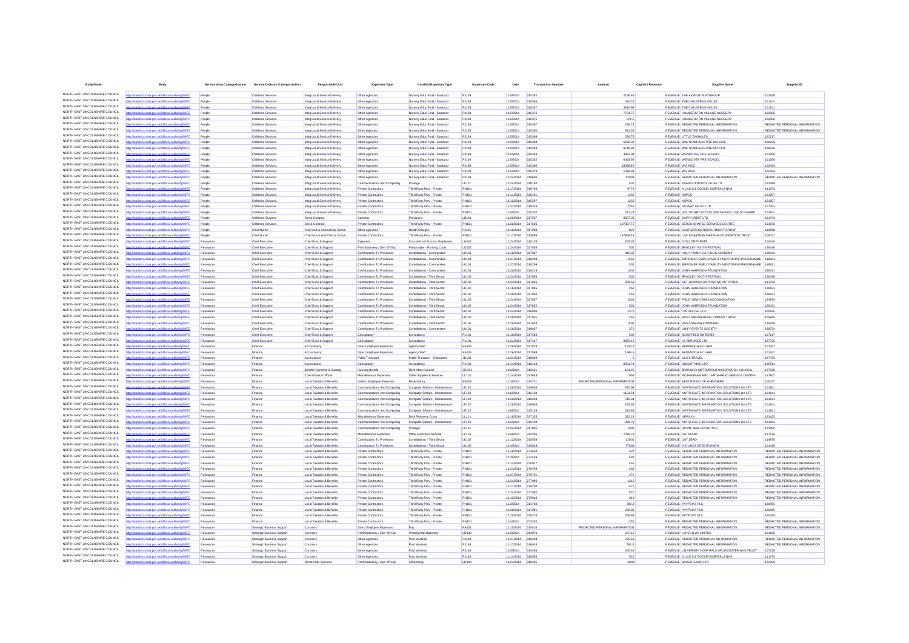| Body Name | Body | Service Area Catergorisation | Service Division Catergorisation | Responsible Unit | Expenses Type | Detailed Expenses Type | Expenses Code | Date | Transaction Number | Amount | Capital / Revenue | Supplier Name | Supplier ID |
|---|---|---|---|---|---|---|---|---|---|---|---|---|---|
| NORTH EAST LINCOLNSHIRE COUNCIL | http://statistics.data.gov.uk/id/local-authority/00FC | People | Childrens Services | Integ Local Service Delivery | Other Agencies | Nursery Educ Fund - Standard | PJ139 | 11/03/2014 | 315382 | 2126.46 | REVENUE | THE AVENUE PLAYGROUP | 101168 |
| NORTH EAST LINCOLNSHIRE COUNCIL | http://statistics.data.gov.uk/id/local-authority/00FC | People | Childrens Services | Integ Local Service Delivery | Other Agencies | Nursery Educ Fund - Standard | PJ139 | 11/03/2014 | 315346 | 410.76 | REVENUE | THE CHILDRENS HOUSE | 101141 |
| NORTH EAST LINCOLNSHIRE COUNCIL | http://statistics.data.gov.uk/id/local-authority/00FC | People | Childrens Services | Integ Local Service Delivery | Other Agencies | Nursery Educ Fund - Standard | PJ139 | 11/03/2014 | 315347 | 3915.94 | REVENUE | THE CHILDRENS HOUSE | 101141 |
| NORTH EAST LINCOLNSHIRE COUNCIL | http://statistics.data.gov.uk/id/local-authority/00FC | People | Childrens Services | Integ Local Service Delivery | Other Agencies | Nursery Educ Fund - Standard | PJ139 | 11/03/2014 | 315376 | 7701.75 | REVENUE | HUMBERSTON VILLAGE NURSERY | 102006 |
| NORTH EAST LINCOLNSHIRE COUNCIL | http://statistics.data.gov.uk/id/local-authority/00FC | People | Childrens Services | Integ Local Service Delivery | Other Agencies | Nursery Educ Fund - Standard | PJ139 | 11/03/2014 | 315375 | 571.5 | REVENUE | HUMBERSTON VILLAGE NURSERY | 102006 |
| NORTH EAST LINCOLNSHIRE COUNCIL | http://statistics.data.gov.uk/id/local-authority/00FC | People | Childrens Services | Integ Local Service Delivery | Other Agencies | Nursery Educ Fund - Standard | PJ139 | 11/03/2014 | 315387 | 256.73 | REVENUE | REDACTED PERSONAL INFORMATION | REDACTED PERSONAL INFORMATION |
| NORTH EAST LINCOLNSHIRE COUNCIL | http://statistics.data.gov.uk/id/local-authority/00FC | People | Childrens Services | Integ Local Service Delivery | Other Agencies | Nursery Educ Fund - Standard | PJ139 | 11/03/2014 | 315360 | 941.33 | REVENUE | REDACTED PERSONAL INFORMATION | REDACTED PERSONAL INFORMATION |
| NORTH EAST LINCOLNSHIRE COUNCIL | http://statistics.data.gov.uk/id/local-authority/00FC | People | Childrens Services | Integ Local Service Delivery | Other Agencies | Nursery Educ Fund - Standard | PJ139 | 11/03/2014 | 315389 | 256.73 | REVENUE | LITTLE TWINKLES | 122217 |
| NORTH EAST LINCOLNSHIRE COUNCIL | http://statistics.data.gov.uk/id/local-authority/00FC | People | Childrens Services | Integ Local Service Delivery | Other Agencies | Nursery Educ Fund - Standard | PJ139 | 11/03/2014 | 315384 | 6298.32 | REVENUE | WALTHAM LEAS PRE-SCHOOL | 109236 |
| NORTH EAST LINCOLNSHIRE COUNCIL | http://statistics.data.gov.uk/id/local-authority/00FC | People | Childrens Services | Integ Local Service Delivery | Other Agencies | Nursery Educ Fund - Standard | PJ139 | 11/03/2014 | 315383 | 8749.86 | REVENUE | WALTHAM LEAS PRE-SCHOOL | 109236 |
| NORTH EAST LINCOLNSHIRE COUNCIL | http://statistics.data.gov.uk/id/local-authority/00FC | People | Childrens Services | Integ Local Service Delivery | Other Agencies | Nursery Educ Fund - Standard | PJ139 | 11/03/2014 | 315353 | 3992.94 | REVENUE | WENDOVER PRE-SCHOOL | 101350 |
| NORTH EAST LINCOLNSHIRE COUNCIL | http://statistics.data.gov.uk/id/local-authority/00FC | People | Childrens Services | Integ Local Service Delivery | Other Agencies | Nursery Educ Fund - Standard | PJ139 | 11/03/2014 | 315352 | 6493.92 | REVENUE | WENDOVER PRE-SCHOOL | 101350 |
| NORTH EAST LINCOLNSHIRE COUNCIL | http://statistics.data.gov.uk/id/local-authority/00FC | People | Childrens Services | Integ Local Service Delivery | Other Agencies | Nursery Educ Fund - Standard | PJ139 | 11/03/2014 | 315380 | 18388.65 | REVENUE | WIZ KIDZ | 102424 |
| NORTH EAST LINCOLNSHIRE COUNCIL | http://statistics.data.gov.uk/id/local-authority/00FC | People | Childrens Services | Integ Local Service Delivery | Other Agencies | Nursery Educ Fund - Standard | PJ139 | 11/03/2014 | 315379 | 1338.93 | REVENUE | WIZ KIDZ | 102424 |
| NORTH EAST LINCOLNSHIRE COUNCIL | http://statistics.data.gov.uk/id/local-authority/00FC | People | Childrens Services | Integ Local Service Delivery | Other Agencies | Nursery Educ Fund - Standard | PJ139 | 11/24/2014 | 319686 | 13896 | REVENUE | REDACTED PERSONAL INFORMATION | REDACTED PERSONAL INFORMATION |
| NORTH EAST LINCOLNSHIRE COUNCIL | http://statistics.data.gov.uk/id/local-authority/00FC | People | Childrens Services | Integ Local Service Delivery | Communications And Computing | Postage | LF111 | 11/24/2014 | 318140 | 500 | REVENUE | FRANCOTYP-POSTALIA LTD | 122499 |
| NORTH EAST LINCOLNSHIRE COUNCIL | http://statistics.data.gov.uk/id/local-authority/00FC | People | Childrens Services | Integ Local Service Delivery | Private Contractors | Third Party Prov - Private | PH101 | 11/17/2014 | 316794 | 9779 | REVENUE | N LINCS & GOOLE HOSPITALS NHS | 111074 |
| NORTH EAST LINCOLNSHIRE COUNCIL | http://statistics.data.gov.uk/id/local-authority/00FC | People | Childrens Services | Integ Local Service Delivery | Private Contractors | Third Party Prov - Private | PH101 | 11/11/2014 | 315421 | 1250 | REVENUE | NSPCC | 101307 |
| NORTH EAST LINCOLNSHIRE COUNCIL | http://statistics.data.gov.uk/id/local-authority/00FC | People | Childrens Services | Integ Local Service Delivery | Private Contractors | Third Party Prov - Private | PH101 | 11/12/2014 | 315597 | 1250 | REVENUE | NSPCC | 101307 |
| NORTH EAST LINCOLNSHIRE COUNCIL | http://statistics.data.gov.uk/id/local-authority/00FC | People | Childrens Services | Integ Local Service Delivery | Private Contractors | Third Party Prov - Private | PH101 | 11/27/2014 | 319318 | 2350 | REVENUE | NO WAY TRUST LTD | 107262 |
| NORTH EAST LINCOLNSHIRE COUNCIL | http://statistics.data.gov.uk/id/local-authority/00FC | People | Childrens Services | Integ Local Service Delivery | Private Contractors | Third Party Prov - Private | PH101 | 11/03/2014 | 315320 | 571.28 | REVENUE | VOLUNTARY ACTION NORTH EAST LINCOLNSHIRE | 103631 |
| NORTH EAST LINCOLNSHIRE COUNCIL | http://statistics.data.gov.uk/id/local-authority/00FC | People | Childrens Services | Serco Contract | Catering | Provisions | LB101 | 11/20/2014 | 317507 | 8507.05 | REVENUE | DAIRY CREST LTD | 101743 |
| NORTH EAST LINCOLNSHIRE COUNCIL | http://statistics.data.gov.uk/id/local-authority/00FC | People | Childrens Services | Serco Contract | Private Contractors | Third Party Prov - Private | PH101 | 11/20/2014 | 317506 | 157307.75 | REVENUE | SERCO SHARED SERVICES CENTRE | 101875 |
| NORTH EAST LINCOLNSHIRE COUNCIL | http://statistics.data.gov.uk/id/local-authority/00FC | People | Chief Nurse | Chief Nurse And Clinical Comm | Other Agencies | Health Charges | PJ121 | 11/18/2014 | 317508 | 825 | REVENUE | CASTLEROCK RECRUITMENT GROUP | 119098 |
| NORTH EAST LINCOLNSHIRE COUNCIL | http://statistics.data.gov.uk/id/local-authority/00FC | People | Chief Nurse | Chief Nurse And Clinical Comm | Private Contractors | Third Party Prov - Private | PH101 | 11/17/2014 | 315868 | 187869.33 | REVENUE | LINCS PARTNERSHIP NHS FOUNDATION TRUST | 105021 |
| NORTH EAST LINCOLNSHIRE COUNCIL | http://statistics.data.gov.uk/id/local-authority/00FC | Resources | Chief Executive | Chief Exec & Support | Expenses | Course/Conf Accom - Employees | LH102 | 11/24/2014 | 318139 | 263.33 | REVENUE | NYS CORPORATE | 102444 |
| NORTH EAST LINCOLNSHIRE COUNCIL | http://statistics.data.gov.uk/id/local-authority/00FC | Resources | Chief Executive | Chief Exec & Support | Print Stationery / Gen Off Exp | Photocopier - Running Costs | LD102 | 11/24/2014 | 317655 | 500 | REVENUE | BRADLEY YOUTH FESTIVAL | 128436 |
| NORTH EAST LINCOLNSHIRE COUNCIL | http://statistics.data.gov.uk/id/local-authority/00FC | Resources | Chief Executive | Chief Exec & Support | Contributions To Provisions | Contributions - Communities | LK101 | 11/18/2014 | 317567 | 445.65 | REVENUE | HOLY FAMILY CATHOLIC ACADEMY | 128432 |
| NORTH EAST LINCOLNSHIRE COUNCIL | http://statistics.data.gov.uk/id/local-authority/00FC | Resources | Chief Executive | Chief Exec & Support | Contributions To Provisions | Contributions - Communities | LK101 | 11/27/2014 | 319298 | 1250 | REVENUE | EMPOWER EMPLOYABILITY MENTORING PROGRAMME | 118831 |
| NORTH EAST LINCOLNSHIRE COUNCIL | http://statistics.data.gov.uk/id/local-authority/00FC | Resources | Chief Executive | Chief Exec & Support | Contributions To Provisions | Contributions - Communities | LK101 | 11/27/2014 | 319299 | 500 | REVENUE | EMPOWER EMPLOYABILITY MENTORING PROGRAMME | 118831 |
| NORTH EAST LINCOLNSHIRE COUNCIL | http://statistics.data.gov.uk/id/local-authority/00FC | Resources | Chief Executive | Chief Exec & Support | Contributions To Provisions | Contributions - Communities | LK101 | 11/20/2014 | 318229 | 1000 | REVENUE | JOHN HARRISON FOUNDATION | 128431 |
| NORTH EAST LINCOLNSHIRE COUNCIL | http://statistics.data.gov.uk/id/local-authority/00FC | Resources | Chief Executive | Chief Exec & Support | Contributions To Provisions | Contributions - Third Sector | LK102 | 11/24/2014 | 317654 | 500 | REVENUE | BRADLEY YOUTH FESTIVAL | 128436 |
| NORTH EAST LINCOLNSHIRE COUNCIL | http://statistics.data.gov.uk/id/local-authority/00FC | Resources | Chief Executive | Chief Exec & Support | Contributions To Provisions | Contributions - Third Sector | LK102 | 11/24/2014 | 317656 | 908.53 | REVENUE | GET HOOKED ON POSITIVE ACTIVITIES | 111758 |
| NORTH EAST LINCOLNSHIRE COUNCIL | http://statistics.data.gov.uk/id/local-authority/00FC | Resources | Chief Executive | Chief Exec & Support | Contributions To Provisions | Contributions - Third Sector | LK102 | 11/18/2014 | 317566 | 250 | REVENUE | JOHN HARRISON FOUNDATION | 128431 |
| NORTH EAST LINCOLNSHIRE COUNCIL | http://statistics.data.gov.uk/id/local-authority/00FC | Resources | Chief Executive | Chief Exec & Support | Contributions To Provisions | Contributions - Third Sector | LK102 | 11/20/2014 | 317650 | 250 | REVENUE | JOHN HARRISON FOUNDATION | 128431 |
| NORTH EAST LINCOLNSHIRE COUNCIL | http://statistics.data.gov.uk/id/local-authority/00FC | Resources | Chief Executive | Chief Exec & Support | Contributions To Provisions | Contributions - Third Sector | LK102 | 11/24/2014 | 317657 | 1000 | REVENUE | FIELD VIEW CRISIS ACCOMODATION | 124979 |
| NORTH EAST LINCOLNSHIRE COUNCIL | http://statistics.data.gov.uk/id/local-authority/00FC | Resources | Chief Executive | Chief Exec & Support | Contributions To Provisions | Contributions - Third Sector | LK102 | 11/24/2014 | 317652 | 500 | REVENUE | JOHN HARRISON FOUNDATION | 128431 |
| NORTH EAST LINCOLNSHIRE COUNCIL | http://statistics.data.gov.uk/id/local-authority/00FC | Resources | Chief Executive | Chief Exec & Support | Contributions To Provisions | Contributions - Third Sector | LK102 | 11/24/2014 | 316600 | 1270 | REVENUE | J W PLATER LTD | 100555 |
| NORTH EAST LINCOLNSHIRE COUNCIL | http://statistics.data.gov.uk/id/local-authority/00FC | Resources | Chief Executive | Chief Exec & Support | Contributions To Provisions | Contributions - Third Sector | LK102 | 11/20/2014 | 317651 | 250 | REVENUE | WEST MARSH DEVELOPMENT TRUST | 105946 |
| NORTH EAST LINCOLNSHIRE COUNCIL | http://statistics.data.gov.uk/id/local-authority/00FC | Resources | Chief Executive | Chief Exec & Support | Contributions To Provisions | Contributions - Third Sector | LK102 | 11/20/2014 | 317653 | 1500 | REVENUE | WEST MARSH FORWARD | 119298 |
| NORTH EAST LINCOLNSHIRE COUNCIL | http://statistics.data.gov.uk/id/local-authority/00FC | Resources | Chief Executive | Chief Exec & Support | Contributions To Provisions | Contributions - Communities | LK101 | 11/26/2014 | 318637 | 370 | REVENUE | UNIFY EVENTS SOCIETY | 128374 |
| NORTH EAST LINCOLNSHIRE COUNCIL | http://statistics.data.gov.uk/id/local-authority/00FC | Resources | Chief Executive | Chief Exec & Support | Consultancy | Consultancy | PL101 | 11/18/2014 | 317585 | 500 | REVENUE | SCHOFIELD SWEENEY | 107117 |
| NORTH EAST LINCOLNSHIRE COUNCIL | http://statistics.data.gov.uk/id/local-authority/00FC | Resources | Chief Executive | Chief Exec & Support | Consultancy | Consultancy | PL101 | 11/21/2014 | 317447 | 9955.19 | REVENUE | V4 SERVICES LTD | 127732 |
| NORTH EAST LINCOLNSHIRE COUNCIL | http://statistics.data.gov.uk/id/local-authority/00FC | Resources | Finance | Accountancy | Direct Employee Expenses | Agency Staff | EA105 | 11/26/2014 | 317378 | 1333.2 | REVENUE | BADENOCH & CLARK | 101627 |
| NORTH EAST LINCOLNSHIRE COUNCIL | http://statistics.data.gov.uk/id/local-authority/00FC | Resources | Finance | Accountancy | Direct Employee Expenses | Agency Staff | EA105 | 11/26/2014 | 317688 | 1666.5 | REVENUE | BADENOCH & CLARK | 101627 |
| NORTH EAST LINCOLNSHIRE COUNCIL | http://statistics.data.gov.uk/id/local-authority/00FC | Resources | Finance | Accountancy | Public Transport | Public Transport - Employees | JD101 | 11/24/2014 | 318884 | -5 | REVENUE | CLICK TRAVEL | 127476 |
| NORTH EAST LINCOLNSHIRE COUNCIL | http://statistics.data.gov.uk/id/local-authority/00FC | Resources | Finance | Accountancy | Consultancy | Consultancy | PL101 | 11/14/2014 | 316114 | 8901.74 | REVENUE | INSIGHT MSC LTD | 125614 |
| NORTH EAST LINCOLNSHIRE COUNCIL | http://statistics.data.gov.uk/id/local-authority/00FC | Resources | Finance | Benefit Payments & Subsidy | Housing Benefit | Rent Allow General | QC101 | 11/06/2014 | 315621 | -164.25 | REVENUE | BARNSLEY METROPOLITAN BOROUGH COUNCIL | 127930 |
| NORTH EAST LINCOLNSHIRE COUNCIL | http://statistics.data.gov.uk/id/local-authority/00FC | Resources | Finance | Chief Finance Officer | Miscellaneous Expenses | Other Supplies & Services | LL110 | 11/14/2014 | 313643 | 956 | REVENUE | ROTHERHAM MBC - HR SHARED SERVICE CENTRE | 127602 |
| NORTH EAST LINCOLNSHIRE COUNCIL | http://statistics.data.gov.uk/id/local-authority/00FC | Resources | Finance | Local Taxation & Benefits | Indirect Employee Expenses | Redundancy | EB109 | 11/20/2014 | 314721 | REDACTED PERSONAL INFORMATION | REVENUE | EAST RIDING OF YORKSHIRE | 100377 |
| NORTH EAST LINCOLNSHIRE COUNCIL | http://statistics.data.gov.uk/id/local-authority/00FC | Resources | Finance | Local Taxation & Benefits | Communications And Computing | Computer S/Ware - Maintenance | LF102 | 11/28/2014 | 319638 | 670.96 | REVENUE | NORTHGATE INFORMATION SOLUTIONS UK LTD | 101841 |
| NORTH EAST LINCOLNSHIRE COUNCIL | http://statistics.data.gov.uk/id/local-authority/00FC | Resources | Finance | Local Taxation & Benefits | Communications And Computing | Computer S/Ware - Maintenance | LF102 | 11/06/2014 | 315139 | 1103.54 | REVENUE | NORTHGATE INFORMATION SOLUTIONS UK LTD | 101841 |
| NORTH EAST LINCOLNSHIRE COUNCIL | http://statistics.data.gov.uk/id/local-authority/00FC | Resources | Finance | Local Taxation & Benefits | Communications And Computing | Computer S/Ware - Maintenance | LF102 | 11/20/2014 | 318203 | 715.31 | REVENUE | NORTHGATE INFORMATION SOLUTIONS UK LTD | 101841 |
| NORTH EAST LINCOLNSHIRE COUNCIL | http://statistics.data.gov.uk/id/local-authority/00FC | Resources | Finance | Local Taxation & Benefits | Communications And Computing | Computer S/Ware - Maintenance | LF102 | 11/28/2014 | 319638 | 293.55 | REVENUE | NORTHGATE INFORMATION SOLUTIONS UK LTD | 101841 |
| NORTH EAST LINCOLNSHIRE COUNCIL | http://statistics.data.gov.uk/id/local-authority/00FC | Resources | Finance | Local Taxation & Benefits | Communications And Computing | Computer S/Ware - Maintenance | LF102 | 11/06/2014 | 315139 | 313.84 | REVENUE | NORTHGATE INFORMATION SOLUTIONS UK LTD | 101841 |
| NORTH EAST LINCOLNSHIRE COUNCIL | http://statistics.data.gov.uk/id/local-authority/00FC | Resources | Finance | Local Taxation & Benefits | Miscellaneous Expenses | Debt Recovery Costs | LL111 | 11/18/2014 | 317333 | 322.18 | REVENUE | NEWLYN | 123422 |
| NORTH EAST LINCOLNSHIRE COUNCIL | http://statistics.data.gov.uk/id/local-authority/00FC | Resources | Finance | Local Taxation & Benefits | Communications And Computing | Computer S/Ware - Maintenance | LF102 | 11/06/2014 | 315139 | 336.78 | REVENUE | NORTHGATE INFORMATION SOLUTIONS UK LTD | 101841 |
| NORTH EAST LINCOLNSHIRE COUNCIL | http://statistics.data.gov.uk/id/local-authority/00FC | Resources | Finance | Local Taxation & Benefits | Communications And Computing | Postage | LF111 | 11/24/2014 | 317665 | 1000 | REVENUE | ROYAL MAIL GROUP PLC | 101082 |
| NORTH EAST LINCOLNSHIRE COUNCIL | http://statistics.data.gov.uk/id/local-authority/00FC | Resources | Finance | Local Taxation & Benefits | Miscellaneous Expenses | Other Expenses General | LL119 | 11/03/2014 | 314206 | 7330.71 | REVENUE | DATATANK | 127576 |
| NORTH EAST LINCOLNSHIRE COUNCIL | http://statistics.data.gov.uk/id/local-authority/00FC | Resources | Finance | Local Taxation & Benefits | Contributions To Provisions | Contributions - Third Sector | LK102 | 11/13/2014 | 315558 | 22000 | REVENUE | CAT ZERO | 114970 |
| NORTH EAST LINCOLNSHIRE COUNCIL | http://statistics.data.gov.uk/id/local-authority/00FC | Resources | Finance | Local Taxation & Benefits | Contributions To Provisions | Contributions - Third Sector | LK102 | 11/06/2014 | 315013 | 57800 | REVENUE | N E LINCS CREDIT UNION | 101415 |
| NORTH EAST LINCOLNSHIRE COUNCIL | http://statistics.data.gov.uk/id/local-authority/00FC | Resources | Finance | Local Taxation & Benefits | Private Contractors | Third Party Prov - Private | PH101 | 11/10/2014 | 274634 | 420 | REVENUE | REDACTED PERSONAL INFORMATION | REDACTED PERSONAL INFORMATION |
| NORTH EAST LINCOLNSHIRE COUNCIL | http://statistics.data.gov.uk/id/local-authority/00FC | Resources | Finance | Local Taxation & Benefits | Private Contractors | Third Party Prov - Private | PH101 | 11/26/2014 | 272529 | 580 | REVENUE | REDACTED PERSONAL INFORMATION | REDACTED PERSONAL INFORMATION |
| NORTH EAST LINCOLNSHIRE COUNCIL | http://statistics.data.gov.uk/id/local-authority/00FC | Resources | Finance | Local Taxation & Benefits | Private Contractors | Third Party Prov - Private | PH101 | 11/13/2014 | 275617 | 450 | REVENUE | REDACTED PERSONAL INFORMATION | REDACTED PERSONAL INFORMATION |
| NORTH EAST LINCOLNSHIRE COUNCIL | http://statistics.data.gov.uk/id/local-authority/00FC | Resources | Finance | Local Taxation & Benefits | Private Contractors | Third Party Prov - Private | PH101 | 11/24/2014 | 278459 | 280 | REVENUE | REDACTED PERSONAL INFORMATION | REDACTED PERSONAL INFORMATION |
| NORTH EAST LINCOLNSHIRE COUNCIL | http://statistics.data.gov.uk/id/local-authority/00FC | Resources | Finance | Local Taxation & Benefits | Private Contractors | Third Party Prov - Private | PH101 | 11/27/2014 | 279791 | 470 | REVENUE | REDACTED PERSONAL INFORMATION | REDACTED PERSONAL INFORMATION |
| NORTH EAST LINCOLNSHIRE COUNCIL | http://statistics.data.gov.uk/id/local-authority/00FC | Resources | Finance | Local Taxation & Benefits | Private Contractors | Third Party Prov - Private | PH101 | 11/24/2014 | 277996 | 1210 | REVENUE | REDACTED PERSONAL INFORMATION | REDACTED PERSONAL INFORMATION |
| NORTH EAST LINCOLNSHIRE COUNCIL | http://statistics.data.gov.uk/id/local-authority/00FC | Resources | Finance | Local Taxation & Benefits | Private Contractors | Third Party Prov - Private | PH101 | 11/17/2014 | 276250 | 570 | REVENUE | REDACTED PERSONAL INFORMATION | REDACTED PERSONAL INFORMATION |
| NORTH EAST LINCOLNSHIRE COUNCIL | http://statistics.data.gov.uk/id/local-authority/00FC | Resources | Finance | Local Taxation & Benefits | Private Contractors | Third Party Prov - Private | PH101 | 11/24/2014 | 277982 | 570 | REVENUE | REDACTED PERSONAL INFORMATION | REDACTED PERSONAL INFORMATION |
| NORTH EAST LINCOLNSHIRE COUNCIL | http://statistics.data.gov.uk/id/local-authority/00FC | Resources | Finance | Local Taxation & Benefits | Private Contractors | Third Party Prov - Private | PH101 | 11/13/2014 | 275618 | 310 | REVENUE | REDACTED PERSONAL INFORMATION | REDACTED PERSONAL INFORMATION |
| NORTH EAST LINCOLNSHIRE COUNCIL | http://statistics.data.gov.uk/id/local-authority/00FC | Resources | Finance | Local Taxation & Benefits | Private Contractors | Third Party Prov - Private | PH101 | 11/03/2014 | 314792 | 266.2 | REVENUE | PAYPOINT PLC | 120455 |
| NORTH EAST LINCOLNSHIRE COUNCIL | http://statistics.data.gov.uk/id/local-authority/00FC | Resources | Finance | Local Taxation & Benefits | Private Contractors | Third Party Prov - Private | PH101 | 11/20/2014 | 317981 | 250.32 | REVENUE | PAYPOINT PLC | 120455 |
| NORTH EAST LINCOLNSHIRE COUNCIL | http://statistics.data.gov.uk/id/local-authority/00FC | Resources | Finance | Local Taxation & Benefits | Private Contractors | Third Party Prov - Private | PH101 | 11/05/2014 | 316274 | 259.89 | REVENUE | PAYPOINT PLC | 120455 |
| NORTH EAST LINCOLNSHIRE COUNCIL | http://statistics.data.gov.uk/id/local-authority/00FC | Resources | Finance | Local Taxation & Benefits | Private Contractors | Third Party Prov - Private | PH101 | 11/03/2014 | 273320 | 1260 | REVENUE | REDACTED PERSONAL INFORMATION | REDACTED PERSONAL INFORMATION |
| NORTH EAST LINCOLNSHIRE COUNCIL | http://statistics.data.gov.uk/id/local-authority/00FC | Resources | Strategic Business Support | Coroners | Direct Employee Expenses | Pay | EA101 | 11/10/2014 | 315426 | REDACTED PERSONAL INFORMATION | REVENUE | REDACTED PERSONAL INFORMATION | REDACTED PERSONAL INFORMATION |
| NORTH EAST LINCOLNSHIRE COUNCIL | http://statistics.data.gov.uk/id/local-authority/00FC | Resources | Strategic Business Support | Coroners | Print Stationery / Gen Off Exp | Printing And Stationery | LD103 | 11/03/2014 | 314979 | 257.16 | REVENUE | LYRECO UK LIMITED | 101120 |
| NORTH EAST LINCOLNSHIRE COUNCIL | http://statistics.data.gov.uk/id/local-authority/00FC | Resources | Strategic Business Support | Coroners | Other Agencies | Post Mortems | PJ148 | 11/27/2014 | 318303 | 275.53 | REVENUE | REDACTED PERSONAL INFORMATION | REDACTED PERSONAL INFORMATION |
| NORTH EAST LINCOLNSHIRE COUNCIL | http://statistics.data.gov.uk/id/local-authority/00FC | Resources | Strategic Business Support | Coroners | Other Agencies | Post Mortems | PJ148 | 11/17/2014 | 316914 | 586.9 | REVENUE | REDACTED PERSONAL INFORMATION | REDACTED PERSONAL INFORMATION |
| NORTH EAST LINCOLNSHIRE COUNCIL | http://statistics.data.gov.uk/id/local-authority/00FC | Resources | Strategic Business Support | Coroners | Other Agencies | Post Mortems | PJ148 | 11/03/2014 | 314658 | 252.49 | REVENUE | UNIVERSITY HOSPITALS OF LEICESTER NHS TRUST | 107238 |
| NORTH EAST LINCOLNSHIRE COUNCIL | http://statistics.data.gov.uk/id/local-authority/00FC | Resources | Strategic Business Support | Coroners | Other Agencies | Post Mortems | PJ148 | 11/14/2014 | 316658 | 520 | REVENUE | N LINCS & GOOLE HOSPITALS NHS | 111074 |
| NORTH EAST LINCOLNSHIRE COUNCIL | http://statistics.data.gov.uk/id/local-authority/00FC | Resources | Strategic Business Support | Democratic Services | Print Stationery / Gen Off Exp | Advertising | LD104 | 11/21/2014 | 318265 | 2000 | REVENUE | BAUER RADIO LTD | 122350 |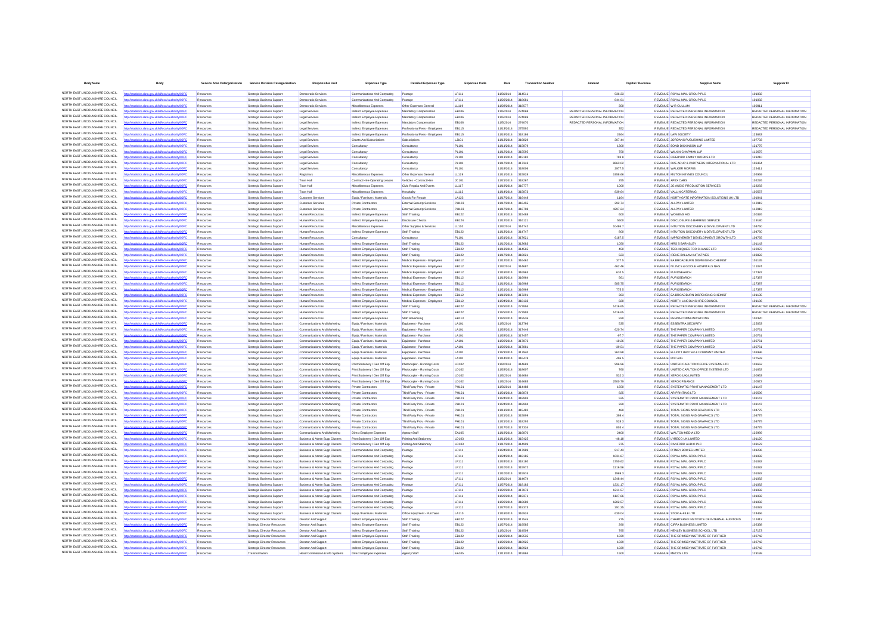| Body Name | Body | Service Area Catergorisation | Service Division Catergorisation | Responsible Unit | Expenses Type | Detailed Expenses Type | Expenses Code | Date | Transaction Number | Amount | Capital / Revenue | Supplier Name | Supplier ID |
|---|---|---|---|---|---|---|---|---|---|---|---|---|---|
| NORTH EAST LINCOLNSHIRE COUNCIL | http://statistics.data.gov.uk/id/local-authority/00FC | Resources | Strategic Business Support | Democratic Services | Communications And Computing | Postage | LF111 | 11/28/2014 | 314531 | 538.33 | REVENUE | ROYAL MAIL GROUP PLC | 101082 |
| NORTH EAST LINCOLNSHIRE COUNCIL | http://statistics.data.gov.uk/id/local-authority/00FC | Resources | Strategic Business Support | Democratic Services | Communications And Computing | Postage | LF111 | 11/26/2014 | 319081 | 844.91 | REVENUE | ROYAL MAIL GROUP PLC | 101082 |
| NORTH EAST LINCOLNSHIRE COUNCIL | http://statistics.data.gov.uk/id/local-authority/00FC | Resources | Strategic Business Support | Democratic Services | Miscellaneous Expenses | Other Expenses General | LL119 | 11/28/2014 | 318577 | 350 | REVENUE | W R CULLUM | 100811 |
| NORTH EAST LINCOLNSHIRE COUNCIL | http://statistics.data.gov.uk/id/local-authority/00FC | Resources | Strategic Business Support | Legal Services | Indirect Employee Expenses | Mandatory Compensation | EB106 | 11/05/2014 | 274068 | REDACTED PERSONAL INFORMATION | REVENUE | REDACTED PERSONAL INFORMATION | REDACTED PERSONAL INFORMATION |
| NORTH EAST LINCOLNSHIRE COUNCIL | http://statistics.data.gov.uk/id/local-authority/00FC | Resources | Strategic Business Support | Legal Services | Indirect Employee Expenses | Mandatory Compensation | EB106 | 11/05/2014 | 274069 | REDACTED PERSONAL INFORMATION | REVENUE | REDACTED PERSONAL INFORMATION | REDACTED PERSONAL INFORMATION |
| NORTH EAST LINCOLNSHIRE COUNCIL | http://statistics.data.gov.uk/id/local-authority/00FC | Resources | Strategic Business Support | Legal Services | Indirect Employee Expenses | Mandatory Compensation | EB106 | 11/05/2014 | 274070 | REDACTED PERSONAL INFORMATION | REVENUE | REDACTED PERSONAL INFORMATION | REDACTED PERSONAL INFORMATION |
| NORTH EAST LINCOLNSHIRE COUNCIL | http://statistics.data.gov.uk/id/local-authority/00FC | Resources | Strategic Business Support | Legal Services | Indirect Employee Expenses | Professional Fees - Employees | EB115 | 11/13/2014 | 275592 | 352 | REVENUE | REDACTED PERSONAL INFORMATION | REDACTED PERSONAL INFORMATION |
| NORTH EAST LINCOLNSHIRE COUNCIL | http://statistics.data.gov.uk/id/local-authority/00FC | Resources | Strategic Business Support | Legal Services | Indirect Employee Expenses | Professional Fees - Employees | EB115 | 11/18/2014 | 318186 | 2464 | REVENUE | LAW SOCIETY | 123883 |
| NORTH EAST LINCOLNSHIRE COUNCIL | http://statistics.data.gov.uk/id/local-authority/00FC | Resources | Strategic Business Support | Legal Services | Grants And Subscriptions | Subscriptions | LJ101 | 11/13/2014 | 316609 | 307.44 | REVENUE | JORDANS PUBLISHING LIMITED | 107733 |
| NORTH EAST LINCOLNSHIRE COUNCIL | http://statistics.data.gov.uk/id/local-authority/00FC | Resources | Strategic Business Support | Legal Services | Consultancy | Consultancy | PL101 | 11/11/2014 | 315979 | 1200 | REVENUE | BOND DICKINSON LLP | 121775 |
| NORTH EAST LINCOLNSHIRE COUNCIL | http://statistics.data.gov.uk/id/local-authority/00FC | Resources | Strategic Business Support | Legal Services | Consultancy | Consultancy | PL101 | 11/12/2014 | 315585 | 750 | REVENUE | WILKIN CHAPMAN LLP | 110675 |
| NORTH EAST LINCOLNSHIRE COUNCIL | http://statistics.data.gov.uk/id/local-authority/00FC | Resources | Strategic Business Support | Legal Services | Consultancy | Consultancy | PL101 | 11/11/2014 | 315182 | 793.8 | REVENUE | FIREBYRD FAMILY WORKS LTD | 128210 |
| NORTH EAST LINCOLNSHIRE COUNCIL | http://statistics.data.gov.uk/id/local-authority/00FC | Resources | Strategic Business Support | Legal Services | Consultancy | Consultancy | PL101 | 11/17/2014 | 317343 | 9663.02 | REVENUE | OVE ARUP & PARTNERS INTERNATIONAL LTD | 105464 |
| NORTH EAST LINCOLNSHIRE COUNCIL | http://statistics.data.gov.uk/id/local-authority/00FC | Resources | Strategic Business Support | Legal Services | Consultancy | Consultancy | PL101 | 11/18/2014 | 318006 | 2977.5 | REVENUE | WALKER MORRIS | 126411 |
| NORTH EAST LINCOLNSHIRE COUNCIL | http://statistics.data.gov.uk/id/local-authority/00FC | Resources | Strategic Business Support | Registrars | Miscellaneous Expenses | Other Expenses General | LL119 | 11/11/2014 | 315928 | 1958.66 | REVENUE | MILTON KEYNES COUNCIL | 102969 |
| NORTH EAST LINCOLNSHIRE COUNCIL | http://statistics.data.gov.uk/id/local-authority/00FC | Resources | Strategic Business Support | Town Hall | Contract Hire-Operating Leases | Vehicles - Contract Hire | JC101 | 11/21/2014 | 318267 | 255 | REVENUE | APEX CARS | 102226 |
| NORTH EAST LINCOLNSHIRE COUNCIL | http://statistics.data.gov.uk/id/local-authority/00FC | Resources | Strategic Business Support | Town Hall | Miscellaneous Expenses | Civic Regalia And Events | LL117 | 11/19/2014 | 316777 | 1000 | REVENUE | JG AUDIO PRODUCTION SERVICES | 128283 |
| NORTH EAST LINCOLNSHIRE COUNCIL | http://statistics.data.gov.uk/id/local-authority/00FC | Resources | Strategic Business Support | Town Hall | Miscellaneous Expenses | Hospitality | LL112 | 11/24/2014 | 315873 | 638.64 | REVENUE | VALLIN CATERING | 100567 |
| NORTH EAST LINCOLNSHIRE COUNCIL | http://statistics.data.gov.uk/id/local-authority/00FC | Resources | Strategic Business Support | Customer Services | Equip / Furniture / Materials | Goods For Resale | LA123 | 11/17/2014 | 316448 | 1164 | REVENUE | NORTHGATE INFORMATION SOLUTIONS UK LTD | 101841 |
| NORTH EAST LINCOLNSHIRE COUNCIL | http://statistics.data.gov.uk/id/local-authority/00FC | Resources | Strategic Business Support | Customer Services | Private Contractors | External Security Services | PH103 | 11/17/2014 | 316455 | 293.74 | REVENUE | ALLPAY LIMITED | 112919 |
| NORTH EAST LINCOLNSHIRE COUNCIL | http://statistics.data.gov.uk/id/local-authority/00FC | Resources | Strategic Business Support | Customer Services | Private Contractors | External Security Services | PH103 | 11/17/2014 | 316788 | 6297.24 | REVENUE | ALLPAY LIMITED | 112919 |
| NORTH EAST LINCOLNSHIRE COUNCIL | http://statistics.data.gov.uk/id/local-authority/00FC | Resources | Strategic Business Support | Human Resources | Indirect Employee Expenses | Staff Training | EB122 | 11/13/2014 | 315488 | 600 | REVENUE | WOMENS AID | 100326 |
| NORTH EAST LINCOLNSHIRE COUNCIL | http://statistics.data.gov.uk/id/local-authority/00FC | Resources | Strategic Business Support | Human Resources | Indirect Employee Expenses | Disclosure Checks | EB124 | 11/12/2014 | 316121 | 5500 | REVENUE | DISCLOSURE & BARRING SERVICE | 119180 |
| NORTH EAST LINCOLNSHIRE COUNCIL | http://statistics.data.gov.uk/id/local-authority/00FC | Resources | Strategic Business Support | Human Resources | Miscellaneous Expenses | Other Supplies & Services | LL110 | 11/28/2014 | 314742 | 10486.7 | REVENUE | INTUITION DISCOVERY & DEVELOPMENT LTD | 104760 |
| NORTH EAST LINCOLNSHIRE COUNCIL | http://statistics.data.gov.uk/id/local-authority/00FC | Resources | Strategic Business Support | Human Resources | Indirect Employee Expenses | Staff Training | EB122 | 11/13/2014 | 314747 | 800 | REVENUE | INTUITION DISCOVERY & DEVELOPMENT LTD | 104760 |
| NORTH EAST LINCOLNSHIRE COUNCIL | http://statistics.data.gov.uk/id/local-authority/00FC | Resources | Strategic Business Support | Human Resources | Consultancy | Consultancy | PL101 | 11/21/2014 | 317621 | 6187.5 | REVENUE | IMPROVEMENT DEVELOPMENT GROWTH LTD | 104765 |
| NORTH EAST LINCOLNSHIRE COUNCIL | http://statistics.data.gov.uk/id/local-authority/00FC | Resources | Strategic Business Support | Human Resources | Indirect Employee Expenses | Staff Training | EB122 | 11/10/2014 | 313683 | 1050 | REVENUE | MRS S BARNSLEY | 101143 |
| NORTH EAST LINCOLNSHIRE COUNCIL | http://statistics.data.gov.uk/id/local-authority/00FC | Resources | Strategic Business Support | Human Resources | Indirect Employee Expenses | Staff Training | EB122 | 11/13/2014 | 314565 | 450 | REVENUE | TECHNIQUES FOR CHANGE LTD | 123972 |
| NORTH EAST LINCOLNSHIRE COUNCIL | http://statistics.data.gov.uk/id/local-authority/00FC | Resources | Strategic Business Support | Human Resources | Indirect Employee Expenses | Staff Training | EB122 | 11/17/2014 | 316021 | 523 | REVENUE | IRENE BALLAM INITIATIVES | 103823 |
| NORTH EAST LINCOLNSHIRE COUNCIL | http://statistics.data.gov.uk/id/local-authority/00FC | Resources | Strategic Business Support | Human Resources | Indirect Employee Expenses | Medical Expenses - Employees | EB112 | 11/12/2014 | 316462 | 377.5 | REVENUE | EA BROADBURN DISPENSING CHEMIST | 101135 |
| NORTH EAST LINCOLNSHIRE COUNCIL | http://statistics.data.gov.uk/id/local-authority/00FC | Resources | Strategic Business Support | Human Resources | Indirect Employee Expenses | Medical Expenses - Employees | EB112 | 11/20/2014 | 314687 | 462.46 | REVENUE | N LINCS & GOOLE HOSPITALS NHS | 111074 |
| NORTH EAST LINCOLNSHIRE COUNCIL | http://statistics.data.gov.uk/id/local-authority/00FC | Resources | Strategic Business Support | Human Resources | Indirect Employee Expenses | Medical Expenses - Employees | EB112 | 11/18/2014 | 316963 | 610.5 | REVENUE | PUROSEARCH | 127387 |
| NORTH EAST LINCOLNSHIRE COUNCIL | http://statistics.data.gov.uk/id/local-authority/00FC | Resources | Strategic Business Support | Human Resources | Indirect Employee Expenses | Medical Expenses - Employees | EB112 | 11/18/2014 | 316964 | 561 | REVENUE | PUROSEARCH | 127387 |
| NORTH EAST LINCOLNSHIRE COUNCIL | http://statistics.data.gov.uk/id/local-authority/00FC | Resources | Strategic Business Support | Human Resources | Indirect Employee Expenses | Medical Expenses - Employees | EB112 | 11/18/2014 | 316968 | 585.75 | REVENUE | PUROSEARCH | 127387 |
| NORTH EAST LINCOLNSHIRE COUNCIL | http://statistics.data.gov.uk/id/local-authority/00FC | Resources | Strategic Business Support | Human Resources | Indirect Employee Expenses | Medical Expenses - Employees | EB112 | 11/21/2014 | 316969 | 775.5 | REVENUE | PUROSEARCH | 127387 |
| NORTH EAST LINCOLNSHIRE COUNCIL | http://statistics.data.gov.uk/id/local-authority/00FC | Resources | Strategic Business Support | Human Resources | Indirect Employee Expenses | Medical Expenses - Employees | EB112 | 11/19/2014 | 317291 | 363 | REVENUE | EA BROADBURN DISPENSING CHEMIST | 101135 |
| NORTH EAST LINCOLNSHIRE COUNCIL | http://statistics.data.gov.uk/id/local-authority/00FC | Resources | Strategic Business Support | Human Resources | Indirect Employee Expenses | Medical Expenses - Employees | EB112 | 11/24/2014 | 318133 | 820 | REVENUE | NORTH LINCOLNSHIRE COUNCIL | 101186 |
| NORTH EAST LINCOLNSHIRE COUNCIL | http://statistics.data.gov.uk/id/local-authority/00FC | Resources | Strategic Business Support | Human Resources | Indirect Employee Expenses | Staff Training | EB122 | 11/25/2014 | 277984 | 1416.65 | REVENUE | REDACTED PERSONAL INFORMATION | REDACTED PERSONAL INFORMATION |
| NORTH EAST LINCOLNSHIRE COUNCIL | http://statistics.data.gov.uk/id/local-authority/00FC | Resources | Strategic Business Support | Human Resources | Indirect Employee Expenses | Staff Training | EB122 | 11/25/2014 | 277983 | 1416.65 | REVENUE | REDACTED PERSONAL INFORMATION | REDACTED PERSONAL INFORMATION |
| NORTH EAST LINCOLNSHIRE COUNCIL | http://statistics.data.gov.uk/id/local-authority/00FC | Resources | Strategic Business Support | Human Resources | Indirect Employee Expenses | Staff Advertising | EB113 | 11/26/2014 | 319536 | 820 | REVENUE | PENNA COMMUNICATIONS | 103320 |
| NORTH EAST LINCOLNSHIRE COUNCIL | http://statistics.data.gov.uk/id/local-authority/00FC | Resources | Strategic Business Support | Communications And Marketing | Equip / Furniture / Materials | Equipment - Purchase | LA101 | 11/05/2014 | 313766 | 535 | REVENUE | ESSENTRA SECURITY | 125053 |
| NORTH EAST LINCOLNSHIRE COUNCIL | http://statistics.data.gov.uk/id/local-authority/00FC | Resources | Strategic Business Support | Communications And Marketing | Equip / Furniture / Materials | Equipment - Purchase | LA101 | 11/28/2014 | 317446 | 620.74 | REVENUE | THE PAPER COMPANY LIMITED | 100761 |
| NORTH EAST LINCOLNSHIRE COUNCIL | http://statistics.data.gov.uk/id/local-authority/00FC | Resources | Strategic Business Support | Communications And Marketing | Equip / Furniture / Materials | Equipment - Purchase | LA101 | 11/28/2014 | 317457 | -87.7 | REVENUE | THE PAPER COMPANY LIMITED | 100761 |
| NORTH EAST LINCOLNSHIRE COUNCIL | http://statistics.data.gov.uk/id/local-authority/00FC | Resources | Strategic Business Support | Communications And Marketing | Equip / Furniture / Materials | Equipment - Purchase | LA101 | 11/20/2014 | 317376 | -10.26 | REVENUE | THE PAPER COMPANY LIMITED | 100761 |
| NORTH EAST LINCOLNSHIRE COUNCIL | http://statistics.data.gov.uk/id/local-authority/00FC | Resources | Strategic Business Support | Communications And Marketing | Equip / Furniture / Materials | Equipment - Purchase | LA101 | 11/20/2014 | 317881 | -38.51 | REVENUE | THE PAPER COMPANY LIMITED | 100761 |
| NORTH EAST LINCOLNSHIRE COUNCIL | http://statistics.data.gov.uk/id/local-authority/00FC | Resources | Strategic Business Support | Communications And Marketing | Equip / Furniture / Materials | Equipment - Purchase | LA101 | 11/21/2014 | 317940 | 363.88 | REVENUE | ELLIOTT BAXTER & COMPANY LIMITED | 101996 |
| NORTH EAST LINCOLNSHIRE COUNCIL | http://statistics.data.gov.uk/id/local-authority/00FC | Resources | Strategic Business Support | Communications And Marketing | Equip / Furniture / Materials | Equipment - Purchase | LA101 | 11/14/2014 | 316478 | 496.5 | REVENUE | PDC-BIG | 127593 |
| NORTH EAST LINCOLNSHIRE COUNCIL | http://statistics.data.gov.uk/id/local-authority/00FC | Resources | Strategic Business Support | Communications And Marketing | Print Stationery / Gen Off Exp | Photocopier - Running Costs | LD102 | 11/30/2014 | 314683 | 998.96 | REVENUE | UNITED CARLTON OFFICE SYSTEMS LTD | 101652 |
| NORTH EAST LINCOLNSHIRE COUNCIL | http://statistics.data.gov.uk/id/local-authority/00FC | Resources | Strategic Business Support | Communications And Marketing | Print Stationery / Gen Off Exp | Photocopier - Running Costs | LD102 | 11/28/2014 | 316607 | 760 | REVENUE | UNITED CARLTON OFFICE SYSTEMS LTD | 101652 |
| NORTH EAST LINCOLNSHIRE COUNCIL | http://statistics.data.gov.uk/id/local-authority/00FC | Resources | Strategic Business Support | Communications And Marketing | Print Stationery / Gen Off Exp | Photocopier - Running Costs | LD102 | 11/30/2014 | 314684 | 532.3 | REVENUE | XEROX (UK) LIMITED | 100953 |
| NORTH EAST LINCOLNSHIRE COUNCIL | http://statistics.data.gov.uk/id/local-authority/00FC | Resources | Strategic Business Support | Communications And Marketing | Print Stationery / Gen Off Exp | Photocopier - Running Costs | LD102 | 11/30/2014 | 314685 | 2500.79 | REVENUE | XEROX FINANCE | 100572 |
| NORTH EAST LINCOLNSHIRE COUNCIL | http://statistics.data.gov.uk/id/local-authority/00FC | Resources | Strategic Business Support | Communications And Marketing | Private Contractors | Third Party Prov - Private | PH101 | 11/30/2014 | 314489 | 1650 | REVENUE | SYSTEMATIC PRINT MANAGEMENT LTD | 101147 |
| NORTH EAST LINCOLNSHIRE COUNCIL | http://statistics.data.gov.uk/id/local-authority/00FC | Resources | Strategic Business Support | Communications And Marketing | Private Contractors | Third Party Prov - Private | PH101 | 11/21/2014 | 316678 | 825 | REVENUE | AR PRINTING LTD | 100936 |
| NORTH EAST LINCOLNSHIRE COUNCIL | http://statistics.data.gov.uk/id/local-authority/00FC | Resources | Strategic Business Support | Communications And Marketing | Private Contractors | Third Party Prov - Private | PH101 | 11/24/2014 | 318963 | 525 | REVENUE | SYSTEMATIC PRINT MANAGEMENT LTD | 101147 |
| NORTH EAST LINCOLNSHIRE COUNCIL | http://statistics.data.gov.uk/id/local-authority/00FC | Resources | Strategic Business Support | Communications And Marketing | Private Contractors | Third Party Prov - Private | PH101 | 11/24/2014 | 318964 | 320 | REVENUE | SYSTEMATIC PRINT MANAGEMENT LTD | 101147 |
| NORTH EAST LINCOLNSHIRE COUNCIL | http://statistics.data.gov.uk/id/local-authority/00FC | Resources | Strategic Business Support | Communications And Marketing | Private Contractors | Third Party Prov - Private | PH101 | 11/11/2014 | 315482 | 460 | REVENUE | TOTAL SIGNS AND GRAPHICS LTD | 104775 |
| NORTH EAST LINCOLNSHIRE COUNCIL | http://statistics.data.gov.uk/id/local-authority/00FC | Resources | Strategic Business Support | Communications And Marketing | Private Contractors | Third Party Prov - Private | PH101 | 11/21/2014 | 315899 | 389.4 | REVENUE | TOTAL SIGNS AND GRAPHICS LTD | 104775 |
| NORTH EAST LINCOLNSHIRE COUNCIL | http://statistics.data.gov.uk/id/local-authority/00FC | Resources | Strategic Business Support | Communications And Marketing | Private Contractors | Third Party Prov - Private | PH101 | 11/21/2014 | 318293 | 528.3 | REVENUE | TOTAL SIGNS AND GRAPHICS LTD | 104775 |
| NORTH EAST LINCOLNSHIRE COUNCIL | http://statistics.data.gov.uk/id/local-authority/00FC | Resources | Strategic Business Support | Communications And Marketing | Private Contractors | Third Party Prov - Private | PH101 | 11/17/2014 | 317334 | 803.4 | REVENUE | TOTAL SIGNS AND GRAPHICS LTD | 104775 |
| NORTH EAST LINCOLNSHIRE COUNCIL | http://statistics.data.gov.uk/id/local-authority/00FC | Resources | Strategic Business Support | Communications And Marketing | Direct Employee Expenses | Agency Staff | EA105 | 11/18/2014 | 316070 | 2400 | REVENUE | WALTON MEDIA LTD | 126689 |
| NORTH EAST LINCOLNSHIRE COUNCIL | http://statistics.data.gov.uk/id/local-authority/00FC | Resources | Strategic Business Support | Business & Admin Supp Clusters | Print Stationery / Gen Off Exp | Printing And Stationery | LD103 | 11/11/2014 | 315425 | -48.18 | REVENUE | LYRECO UK LIMITED | 101120 |
| NORTH EAST LINCOLNSHIRE COUNCIL | http://statistics.data.gov.uk/id/local-authority/00FC | Resources | Strategic Business Support | Business & Admin Supp Clusters | Print Stationery / Gen Off Exp | Printing And Stationery | LD103 | 11/17/2014 | 314999 | 375 | REVENUE | CANFORD AUDIO PLC | 103123 |
| NORTH EAST LINCOLNSHIRE COUNCIL | http://statistics.data.gov.uk/id/local-authority/00FC | Resources | Strategic Business Support | Business & Admin Supp Clusters | Communications And Computing | Postage | LF111 | 11/24/2014 | 317989 | 817.43 | REVENUE | PITNEY BOWES LIMITED | 101236 |
| NORTH EAST LINCOLNSHIRE COUNCIL | http://statistics.data.gov.uk/id/local-authority/00FC | Resources | Strategic Business Support | Business & Admin Supp Clusters | Communications And Computing | Postage | LF111 | 11/24/2014 | 318185 | 1031.87 | REVENUE | ROYAL MAIL GROUP PLC | 101082 |
| NORTH EAST LINCOLNSHIRE COUNCIL | http://statistics.data.gov.uk/id/local-authority/00FC | Resources | Strategic Business Support | Business & Admin Supp Clusters | Communications And Computing | Postage | LF111 | 11/24/2014 | 318180 | 1750.62 | REVENUE | ROYAL MAIL GROUP PLC | 101082 |
| NORTH EAST LINCOLNSHIRE COUNCIL | http://statistics.data.gov.uk/id/local-authority/00FC | Resources | Strategic Business Support | Business & Admin Supp Clusters | Communications And Computing | Postage | LF111 | 11/10/2014 | 315972 | 1316.56 | REVENUE | ROYAL MAIL GROUP PLC | 101082 |
| NORTH EAST LINCOLNSHIRE COUNCIL | http://statistics.data.gov.uk/id/local-authority/00FC | Resources | Strategic Business Support | Business & Admin Supp Clusters | Communications And Computing | Postage | LF111 | 11/10/2014 | 315974 | 1969.3 | REVENUE | ROYAL MAIL GROUP PLC | 101082 |
| NORTH EAST LINCOLNSHIRE COUNCIL | http://statistics.data.gov.uk/id/local-authority/00FC | Resources | Strategic Business Support | Business & Admin Supp Clusters | Communications And Computing | Postage | LF111 | 11/30/2014 | 314674 | 1348.44 | REVENUE | ROYAL MAIL GROUP PLC | 101082 |
| NORTH EAST LINCOLNSHIRE COUNCIL | http://statistics.data.gov.uk/id/local-authority/00FC | Resources | Strategic Business Support | Business & Admin Supp Clusters | Communications And Computing | Postage | LF111 | 11/27/2014 | 319183 | 1331.17 | REVENUE | ROYAL MAIL GROUP PLC | 101082 |
| NORTH EAST LINCOLNSHIRE COUNCIL | http://statistics.data.gov.uk/id/local-authority/00FC | Resources | Strategic Business Support | Business & Admin Supp Clusters | Communications And Computing | Postage | LF111 | 11/20/2014 | 317973 | 1211.57 | REVENUE | ROYAL MAIL GROUP PLC | 101082 |
| NORTH EAST LINCOLNSHIRE COUNCIL | http://statistics.data.gov.uk/id/local-authority/00FC | Resources | Strategic Business Support | Business & Admin Supp Clusters | Communications And Computing | Postage | LF111 | 11/26/2014 | 319371 | 1127.66 | REVENUE | ROYAL MAIL GROUP PLC | 101082 |
| NORTH EAST LINCOLNSHIRE COUNCIL | http://statistics.data.gov.uk/id/local-authority/00FC | Resources | Strategic Business Support | Business & Admin Supp Clusters | Communications And Computing | Postage | LF111 | 11/26/2014 | 319080 | 1202.57 | REVENUE | ROYAL MAIL GROUP PLC | 101082 |
| NORTH EAST LINCOLNSHIRE COUNCIL | http://statistics.data.gov.uk/id/local-authority/00FC | Resources | Strategic Business Support | Business & Admin Supp Clusters | Communications And Computing | Postage | LF111 | 11/27/2014 | 319373 | 291.25 | REVENUE | ROYAL MAIL GROUP PLC | 101082 |
| NORTH EAST LINCOLNSHIRE COUNCIL | http://statistics.data.gov.uk/id/local-authority/00FC | Resources | Strategic Business Support | Business & Admin Supp Clusters | Equip / Furniture / Materials | Office Equipment - Purchase | LA110 | 11/18/2014 | 316924 | 630.04 | REVENUE | STOR-A-FILE LTD | 124466 |
| NORTH EAST LINCOLNSHIRE COUNCIL | http://statistics.data.gov.uk/id/local-authority/00FC | Resources | Strategic Director Resources | Director And Support | Indirect Employee Expenses | Staff Training | EB122 | 11/21/2014 | 317545 | 275 | REVENUE | CHARTERED INSTITUTE OF INTERNAL AUDITORS | 112412 |
| NORTH EAST LINCOLNSHIRE COUNCIL | http://statistics.data.gov.uk/id/local-authority/00FC | Resources | Strategic Director Resources | Director And Support | Indirect Employee Expenses | Staff Training | EB122 | 11/27/2014 | 319585 | 290 | REVENUE | CIPFA BUSINESS LIMITED | 102338 |
| NORTH EAST LINCOLNSHIRE COUNCIL | http://statistics.data.gov.uk/id/local-authority/00FC | Resources | Strategic Director Resources | Director And Support | Indirect Employee Expenses | Staff Training | EB122 | 11/30/2014 | 314509 | 795 | REVENUE | HENLEY BUSINESS SCHOOL LTD | 127173 |
| NORTH EAST LINCOLNSHIRE COUNCIL | http://statistics.data.gov.uk/id/local-authority/00FC | Resources | Strategic Director Resources | Director And Support | Indirect Employee Expenses | Staff Training | EB122 | 11/26/2014 | 319025 | 1039 | REVENUE | THE GRIMSBY INSTITUTE OF FURTHER | 102742 |
| NORTH EAST LINCOLNSHIRE COUNCIL | http://statistics.data.gov.uk/id/local-authority/00FC | Resources | Strategic Director Resources | Director And Support | Indirect Employee Expenses | Staff Training | EB122 | 11/26/2014 | 319026 | 1039 | REVENUE | THE GRIMSBY INSTITUTE OF FURTHER | 102742 |
| NORTH EAST LINCOLNSHIRE COUNCIL | http://statistics.data.gov.uk/id/local-authority/00FC | Resources | Strategic Director Resources | Director And Support | Indirect Employee Expenses | Staff Training | EB122 | 11/26/2014 | 319024 | 1039 | REVENUE | THE GRIMSBY INSTITUTE OF FURTHER | 102742 |
| NORTH EAST LINCOLNSHIRE COUNCIL | http://statistics.data.gov.uk/id/local-authority/00FC | Resources | Transformation | Head Commission & Info Systems | Direct Employee Expenses | Agency Staff | EA105 | 11/11/2014 | 315984 | 1500 | REVENUE | NECOS LTD | 128199 |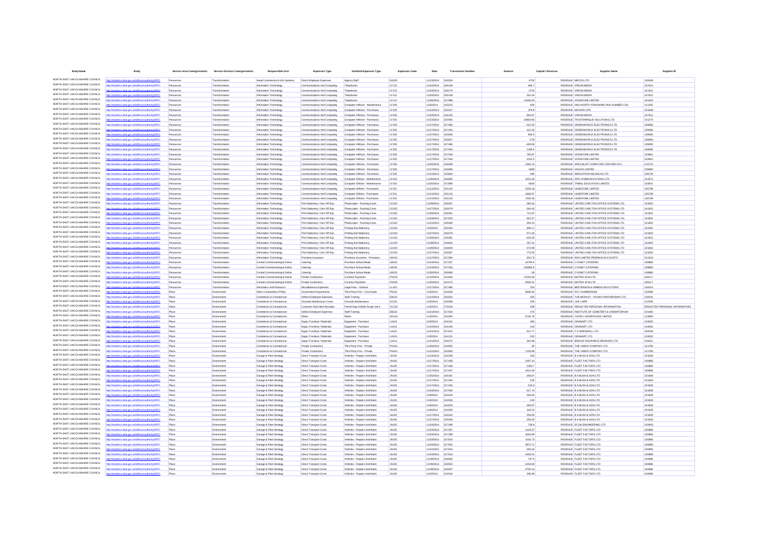| Body Name | Body | Service Area Catergorisation | Service Division Catergorisation | Responsible Unit | Expenses Type | Detailed Expenses Type | Expenses Code | Date | Transaction Number | Amount | Capital / Revenue | Supplier Name | Supplier ID |
|---|---|---|---|---|---|---|---|---|---|---|---|---|---|
| NORTH EAST LINCOLNSHIRE COUNCIL | http://statistics.data.gov.uk/id/local-authority/00FC | Resources | Transformation | Head Commission & Info Systems | Direct Employee Expenses | Agency Staff | EA105 | 11/13/2014 | 316029 | 4750 | REVENUE | MECOS LTD | 129199 |
| NORTH EAST LINCOLNSHIRE COUNCIL | http://statistics.data.gov.uk/id/local-authority/00FC | Resources | Transformation | Information Technology | Communications And Computing | Telephones | LF112 | 11/24/2014 | 318136 | 458.7 | REVENUE | VIRGIN MEDIA | 107612 |
| NORTH EAST LINCOLNSHIRE COUNCIL | http://statistics.data.gov.uk/id/local-authority/00FC | Resources | Transformation | Information Technology | Communications And Computing | Telephones | LF112 | 11/24/2014 | 318179 | 2724 | REVENUE | VIRGIN MEDIA | 107612 |
| NORTH EAST LINCOLNSHIRE COUNCIL | http://statistics.data.gov.uk/id/local-authority/00FC | Resources | Transformation | Information Technology | Communications And Computing | Telephones | LF112 | 11/24/2014 | 318138 | 261.55 | REVENUE | VIRGIN MEDIA | 107612 |
| NORTH EAST LINCOLNSHIRE COUNCIL | http://statistics.data.gov.uk/id/local-authority/00FC | Resources | Transformation | Information Technology | Communications And Computing | Telephones | LF112 | 11/26/2014 | 317988 | 11558.05 | REVENUE | VODAFONE LIMITED | 101324 |
| NORTH EAST LINCOLNSHIRE COUNCIL | http://statistics.data.gov.uk/id/local-authority/00FC | Resources | Transformation | Information Technology | Communications And Computing | Computer H/Ware - Maintenance | LF106 | 11/6/2014 | 315515 | 400 | REVENUE | NHS NORTH YORKSHIRE AND HUMBER CSU | 121292 |
| NORTH EAST LINCOLNSHIRE COUNCIL | http://statistics.data.gov.uk/id/local-authority/00FC | Resources | Transformation | Information Technology | Communications And Computing | Computer H/Ware - Purchases | LF105 | 11/13/2014 | 315547 | 379.9 | REVENUE | MICRON CPG | 101868 |
| NORTH EAST LINCOLNSHIRE COUNCIL | http://statistics.data.gov.uk/id/local-authority/00FC | Resources | Transformation | Information Technology | Communications And Computing | Computer H/Ware - Purchases | LF105 | 11/24/2014 | 318135 | 984.87 | REVENUE | VIRGIN MEDIA | 107612 |
| NORTH EAST LINCOLNSHIRE COUNCIL | http://statistics.data.gov.uk/id/local-authority/00FC | Resources | Transformation | Information Technology | Communications And Computing | Computer H/Ware - Purchases | LF105 | 11/13/2014 | 315081 | 23863.88 | REVENUE | TRUSTMARQUE SOLUTIONS LTD | 101275 |
| NORTH EAST LINCOLNSHIRE COUNCIL | http://statistics.data.gov.uk/id/local-authority/00FC | Resources | Transformation | Information Technology | Communications And Computing | Computer H/Ware - Purchases | LF105 | 11/17/2014 | 317466 | -412.25 | REVENUE | GREENWORLD ELECTRONICS LTD | 109085 |
| NORTH EAST LINCOLNSHIRE COUNCIL | http://statistics.data.gov.uk/id/local-authority/00FC | Resources | Transformation | Information Technology | Communications And Computing | Computer H/Ware - Purchases | LF105 | 11/17/2014 | 317454 | 412.25 | REVENUE | GREENWORLD ELECTRONICS LTD | 109085 |
| NORTH EAST LINCOLNSHIRE COUNCIL | http://statistics.data.gov.uk/id/local-authority/00FC | Resources | Transformation | Information Technology | Communications And Computing | Computer H/Ware - Purchases | LF105 | 11/27/2014 | 319926 | 956.5 | REVENUE | GREENWORLD ELECTRONICS LTD | 109085 |
| NORTH EAST LINCOLNSHIRE COUNCIL | http://statistics.data.gov.uk/id/local-authority/00FC | Resources | Transformation | Information Technology | Communications And Computing | Computer H/Ware - Purchases | LF105 | 11/27/2014 | 319927 | 678 | REVENUE | GREENWORLD ELECTRONICS LTD | 109085 |
| NORTH EAST LINCOLNSHIRE COUNCIL | http://statistics.data.gov.uk/id/local-authority/00FC | Resources | Transformation | Information Technology | Communications And Computing | Computer H/Ware - Purchases | LF105 | 11/17/2014 | 317466 | -469.85 | REVENUE | GREENWORLD ELECTRONICS LTD | 109085 |
| NORTH EAST LINCOLNSHIRE COUNCIL | http://statistics.data.gov.uk/id/local-authority/00FC | Resources | Transformation | Information Technology | Communications And Computing | Computer H/Ware - Purchases | LF105 | 11/17/2014 | 317454 | 1189.5 | REVENUE | GREENWORLD ELECTRONICS LTD | 109085 |
| NORTH EAST LINCOLNSHIRE COUNCIL | http://statistics.data.gov.uk/id/local-authority/00FC | Resources | Transformation | Information Technology | Communications And Computing | Computer H/Ware - Purchases | LF105 | 11/17/2014 | 317549 | 760.97 | REVENUE | VODAFONE LIMITED | 103661 |
| NORTH EAST LINCOLNSHIRE COUNCIL | http://statistics.data.gov.uk/id/local-authority/00FC | Resources | Transformation | Information Technology | Communications And Computing | Computer H/Ware - Purchases | LF105 | 11/17/2014 | 317549 | 1012.5 | REVENUE | VODAFONE LIMITED | 103661 |
| NORTH EAST LINCOLNSHIRE COUNCIL | http://statistics.data.gov.uk/id/local-authority/00FC | Resources | Transformation | Information Technology | Communications And Computing | Computer H/Ware - Purchases | LF105 | 11/20/2014 | 316409 | 1364.13 | REVENUE | SPECIALIST COMPUTER CENTRES PLC | 110715 |
| NORTH EAST LINCOLNSHIRE COUNCIL | http://statistics.data.gov.uk/id/local-authority/00FC | Resources | Transformation | Information Technology | Communications And Computing | Computer H/Ware - Purchases | LF105 | 11/17/2014 | 316656 | 1080 | REVENUE | WIGLEN LIMITED | 100883 |
| NORTH EAST LINCOLNSHIRE COUNCIL | http://statistics.data.gov.uk/id/local-authority/00FC | Resources | Transformation | Information Technology | Communications And Computing | Computer H/Ware - Purchases | LF105 | 11/21/2014 | 315964 | 395 | REVENUE | WEIGHTRON BILANCIAI LTD | 109729 |
| NORTH EAST LINCOLNSHIRE COUNCIL | http://statistics.data.gov.uk/id/local-authority/00FC | Resources | Transformation | Information Technology | Communications And Computing | Computer S/Ware - Maintenance | LF103 | 11/26/2014 | 319945 | 3215.46 | REVENUE | APD COMMUNICATIONS LTD | 101972 |
| NORTH EAST LINCOLNSHIRE COUNCIL | http://statistics.data.gov.uk/id/local-authority/00FC | Resources | Transformation | Information Technology | Communications And Computing | Computer S/Ware - Maintenance | LF102 | 11/20/2014 | 317989 | 6000 | REVENUE | TRIBAL EDUCATION LIMITED | 103661 |
| NORTH EAST LINCOLNSHIRE COUNCIL | http://statistics.data.gov.uk/id/local-authority/00FC | Resources | Transformation | Information Technology | Communications And Computing | Computer S/Ware - Purchases | LF101 | 11/11/2014 | 315115 | 5333.33 | REVENUE | HUBSTONE LIMITED | 105799 |
| NORTH EAST LINCOLNSHIRE COUNCIL | http://statistics.data.gov.uk/id/local-authority/00FC | Resources | Transformation | Information Technology | Communications And Computing | Computer S/Ware - Purchases | LF101 | 11/11/2014 | 315115 | 1666.67 | REVENUE | HUBSTONE LIMITED | 105799 |
| NORTH EAST LINCOLNSHIRE COUNCIL | http://statistics.data.gov.uk/id/local-authority/00FC | Resources | Transformation | Information Technology | Communications And Computing | Computer S/Ware - Purchases | LF101 | 11/11/2014 | 315115 | 7333.33 | REVENUE | HUBSTONE LIMITED | 105799 |
| NORTH EAST LINCOLNSHIRE COUNCIL | http://statistics.data.gov.uk/id/local-authority/00FC | Resources | Transformation | Information Technology | Print Stationery / Gen Off Exp | Photocopier - Running Costs | LD102 | 11/28/2014 | 319497 | 365.54 | REVENUE | UNITED CARLTON OFFICE SYSTEMS LTD | 101652 |
| NORTH EAST LINCOLNSHIRE COUNCIL | http://statistics.data.gov.uk/id/local-authority/00FC | Resources | Transformation | Information Technology | Print Stationery / Gen Off Exp | Photocopier - Running Costs | LD102 | 11/27/2014 | 319379 | 264.45 | REVENUE | UNITED CARLTON OFFICE SYSTEMS LTD | 101652 |
| NORTH EAST LINCOLNSHIRE COUNCIL | http://statistics.data.gov.uk/id/local-authority/00FC | Resources | Transformation | Information Technology | Print Stationery / Gen Off Exp | Photocopier - Running Costs | LD102 | 11/28/2014 | 319381 | 711.87 | REVENUE | UNITED CARLTON OFFICE SYSTEMS LTD | 101652 |
| NORTH EAST LINCOLNSHIRE COUNCIL | http://statistics.data.gov.uk/id/local-authority/00FC | Resources | Transformation | Information Technology | Print Stationery / Gen Off Exp | Photocopier - Running Costs | LD102 | 11/18/2014 | 317623 | 914.37 | REVENUE | UNITED CARLTON OFFICE SYSTEMS LTD | 101652 |
| NORTH EAST LINCOLNSHIRE COUNCIL | http://statistics.data.gov.uk/id/local-authority/00FC | Resources | Transformation | Information Technology | Print Stationery / Gen Off Exp | Photocopier - Running Costs | LD102 | 11/21/2014 | 318396 | 304.31 | REVENUE | UNITED CARLTON OFFICE SYSTEMS LTD | 101652 |
| NORTH EAST LINCOLNSHIRE COUNCIL | http://statistics.data.gov.uk/id/local-authority/00FC | Resources | Transformation | Information Technology | Print Stationery / Gen Off Exp | Printing And Stationery | LD103 | 11/5/2014 | 315453 | 869.17 | REVENUE | UNITED CARLTON OFFICE SYSTEMS LTD | 101652 |
| NORTH EAST LINCOLNSHIRE COUNCIL | http://statistics.data.gov.uk/id/local-authority/00FC | Resources | Transformation | Information Technology | Print Stationery / Gen Off Exp | Printing And Stationery | LD103 | 11/27/2014 | 319379 | 971.46 | REVENUE | UNITED CARLTON OFFICE SYSTEMS LTD | 101652 |
| NORTH EAST LINCOLNSHIRE COUNCIL | http://statistics.data.gov.uk/id/local-authority/00FC | Resources | Transformation | Information Technology | Print Stationery / Gen Off Exp | Printing And Stationery | LD103 | 11/28/2014 | 319381 | 604.55 | REVENUE | UNITED CARLTON OFFICE SYSTEMS LTD | 101652 |
| NORTH EAST LINCOLNSHIRE COUNCIL | http://statistics.data.gov.uk/id/local-authority/00FC | Resources | Transformation | Information Technology | Print Stationery / Gen Off Exp | Printing And Stationery | LD103 | 11/28/2014 | 319444 | 267.51 | REVENUE | UNITED CARLTON OFFICE SYSTEMS LTD | 101652 |
| NORTH EAST LINCOLNSHIRE COUNCIL | http://statistics.data.gov.uk/id/local-authority/00FC | Resources | Transformation | Information Technology | Print Stationery / Gen Off Exp | Printing And Stationery | LD103 | 11/28/2014 | 319699 | 576.99 | REVENUE | UNITED CARLTON OFFICE SYSTEMS LTD | 101652 |
| NORTH EAST LINCOLNSHIRE COUNCIL | http://statistics.data.gov.uk/id/local-authority/00FC | Resources | Transformation | Information Technology | Print Stationery / Gen Off Exp | Printing And Stationery | LD103 | 11/27/2014 | 319387 | 770.52 | REVENUE | UNITED CARLTON OFFICE SYSTEMS LTD | 101652 |
| NORTH EAST LINCOLNSHIRE COUNCIL | http://statistics.data.gov.uk/id/local-authority/00FC | Resources | Transformation | Information Technology | Premises Insurance | Premises Insurance - Premiums | GK101 | 11/17/2014 | 317394 | 3517.8 | REVENUE | AON LIMITED PREMIUM ACCOUNTS | 101519 |
| NORTH EAST LINCOLNSHIRE COUNCIL | http://statistics.data.gov.uk/id/local-authority/00FC | Resources | Transformation | Central Commissioning & Delive | Catering | Purchase School Meals | LB103 | 11/14/2014 | 317327 | 44784.6 | REVENUE | CYGNET CATERING | 108880 |
| NORTH EAST LINCOLNSHIRE COUNCIL | http://statistics.data.gov.uk/id/local-authority/00FC | Resources | Transformation | Central Commissioning & Delive | Catering | Purchase School Meals | LB103 | 11/14/2014 | 317326 | 233685.9 | REVENUE | CYGNET CATERING | 108880 |
| NORTH EAST LINCOLNSHIRE COUNCIL | http://statistics.data.gov.uk/id/local-authority/00FC | Resources | Transformation | Central Commissioning & Delive | Catering | Purchase School Meals | LB103 | 11/26/2014 | 319490 | -18 | REVENUE | CYGNET CATERING | 108880 |
| NORTH EAST LINCOLNSHIRE COUNCIL | http://statistics.data.gov.uk/id/local-authority/00FC | Resources | Transformation | Central Commissioning & Delive | Private Contractors | Contract Payments | PH105 | 11/10/2014 | 311894 | 17024.39 | REVENUE | MATRIX SCM LTD | 108117 |
| NORTH EAST LINCOLNSHIRE COUNCIL | http://statistics.data.gov.uk/id/local-authority/00FC | Resources | Transformation | Central Commissioning & Delive | Private Contractors | Contract Payments | PH105 | 11/26/2014 | 313172 | 5600.41 | REVENUE | MATRIX SCM LTD | 108117 |
| NORTH EAST LINCOLNSHIRE COUNCIL | http://statistics.data.gov.uk/id/local-authority/00FC | Resources | Transformation | Informatics And Research | Miscellaneous Expenses | Legal Fees - General | LL103 | 11/17/2014 | 317480 | 250 | REVENUE | BEETENSON & GIBBON SOLICITORS | 100514 |
| NORTH EAST LINCOLNSHIRE COUNCIL | http://statistics.data.gov.uk/id/local-authority/00FC | Place | Environment | Safer Communities P/Ship | Government Departments | Third Party Prov - Govt Depts | PE101 | 11/5/2014 | 314636 | 8638.65 | REVENUE | PCC HUMBERSIDE | 120398 |
| NORTH EAST LINCOLNSHIRE COUNCIL | http://statistics.data.gov.uk/id/local-authority/00FC | Place | Environment | Cemeteries & Crematorium | Indirect Employee Expenses | Staff Training | EB122 | 11/12/2014 | 315064 | 450 | REVENUE | THE MORLEY - YOUNG PARTNERSHIP LTD | 128192 |
| NORTH EAST LINCOLNSHIRE COUNCIL | http://statistics.data.gov.uk/id/local-authority/00FC | Place | Environment | Cemeteries & Crematorium | Grounds Maintenance Costs | Grounds Maintenance | GJ101 | 11/5/2014 | 314068 | 530 | REVENUE | JOE CARR | 112295 |
| NORTH EAST LINCOLNSHIRE COUNCIL | http://statistics.data.gov.uk/id/local-authority/00FC | Place | Environment | Cemeteries & Crematorium | Customer And Client Receipts | Fees/Chrge-O/Side Scope Vat II | VC125 | 11/6/2014 | 273218 | 298 | REVENUE | REDACTED PERSONAL INFORMATION | REDACTED PERSONAL INFORMATION |
| NORTH EAST LINCOLNSHIRE COUNCIL | http://statistics.data.gov.uk/id/local-authority/00FC | Place | Environment | Cemeteries & Crematorium | Indirect Employee Expenses | Staff Training | EB122 | 11/21/2014 | 317633 | 475 | REVENUE | INSTITUTE OF CEMETERY & CREMATORIUM | 101460 |
| NORTH EAST LINCOLNSHIRE COUNCIL | http://statistics.data.gov.uk/id/local-authority/00FC | Place | Environment | Cemeteries & Crematorium | Rates | Rates | GD101 | 11/3/2014 | 314594 | 6728.76 | REVENUE | COFELY WORKPLACE LIMITED | 123983 |
| NORTH EAST LINCOLNSHIRE COUNCIL | http://statistics.data.gov.uk/id/local-authority/00FC | Place | Environment | Cemeteries & Crematorium | Equip / Furniture / Materials | Equipment - Purchase | LA101 | 11/5/2014 | 314101 | 385 | REVENUE | GRANART LTD | 124002 |
| NORTH EAST LINCOLNSHIRE COUNCIL | http://statistics.data.gov.uk/id/local-authority/00FC | Place | Environment | Cemeteries & Crematorium | Equip / Furniture / Materials | Equipment - Purchase | LA101 | 11/10/2014 | 314105 | 410 | REVENUE | GRANART LTD | 124002 |
| NORTH EAST LINCOLNSHIRE COUNCIL | http://statistics.data.gov.uk/id/local-authority/00FC | Place | Environment | Cemeteries & Crematorium | Equip / Furniture / Materials | Equipment - Purchase | LA101 | 11/21/2014 | 317912 | 611.77 | REVENUE | F G MARSHALL LTD | 100549 |
| NORTH EAST LINCOLNSHIRE COUNCIL | http://statistics.data.gov.uk/id/local-authority/00FC | Place | Environment | Cemeteries & Crematorium | Equip / Furniture / Materials | Equipment - Purchase | LA101 | 11/5/2014 | 314101 | 520 | REVENUE | GRANART LTD | 124002 |
| NORTH EAST LINCOLNSHIRE COUNCIL | http://statistics.data.gov.uk/id/local-authority/00FC | Place | Environment | Cemeteries & Crematorium | Equip / Furniture / Materials | Equipment - Purchase | LA101 | 11/21/2014 | 318272 | 391.86 | REVENUE | BRIDGE INSURANCE BROKERS LTD | 128411 |
| NORTH EAST LINCOLNSHIRE COUNCIL | http://statistics.data.gov.uk/id/local-authority/00FC | Place | Environment | Cemeteries & Crematorium | Private Contractors | Third Party Prov - Private | PH101 | 11/26/2014 | 319582 | -30 | REVENUE | THE YABOO COMPANY LTD | 121780 |
| NORTH EAST LINCOLNSHIRE COUNCIL | http://statistics.data.gov.uk/id/local-authority/00FC | Place | Environment | Cemeteries & Crematorium | Private Contractors | Third Party Prov - Private | PH101 | 11/12/2014 | 315626 | 7130.98 | REVENUE | THE YABOO COMPANY LTD | 121780 |
| NORTH EAST LINCOLNSHIRE COUNCIL | http://statistics.data.gov.uk/id/local-authority/00FC | Place | Environment | Garage & Fleet Strategy | Direct Transport Costs | Vehicles - Repairs And Maint | JA105 | 11/13/2014 | 316268 | 250 | REVENUE | B A BUSH & SON LTD | 101828 |
| NORTH EAST LINCOLNSHIRE COUNCIL | http://statistics.data.gov.uk/id/local-authority/00FC | Place | Environment | Garage & Fleet Strategy | Direct Transport Costs | Vehicles - Repairs And Maint | JA105 | 11/17/2014 | 317438 | 1097.31 | REVENUE | FLEET FACTORS LTD | 100886 |
| NORTH EAST LINCOLNSHIRE COUNCIL | http://statistics.data.gov.uk/id/local-authority/00FC | Place | Environment | Garage & Fleet Strategy | Direct Transport Costs | Vehicles - Repairs And Maint | JA105 | 11/17/2014 | 317439 | 2383.7 | REVENUE | FLEET FACTORS LTD | 100886 |
| NORTH EAST LINCOLNSHIRE COUNCIL | http://statistics.data.gov.uk/id/local-authority/00FC | Place | Environment | Garage & Fleet Strategy | Direct Transport Costs | Vehicles - Repairs And Maint | JA105 | 11/17/2014 | 317437 | 4414.58 | REVENUE | FLEET FACTORS LTD | 100886 |
| NORTH EAST LINCOLNSHIRE COUNCIL | http://statistics.data.gov.uk/id/local-authority/00FC | Place | Environment | Garage & Fleet Strategy | Direct Transport Costs | Vehicles - Repairs And Maint | JA105 | 11/25/2014 | 319181 | 283.87 | REVENUE | B A BUSH & SON LTD | 101828 |
| NORTH EAST LINCOLNSHIRE COUNCIL | http://statistics.data.gov.uk/id/local-authority/00FC | Place | Environment | Garage & Fleet Strategy | Direct Transport Costs | Vehicles - Repairs And Maint | JA105 | 11/17/2014 | 317404 | 430 | REVENUE | B A BUSH & SON LTD | 101828 |
| NORTH EAST LINCOLNSHIRE COUNCIL | http://statistics.data.gov.uk/id/local-authority/00FC | Place | Environment | Garage & Fleet Strategy | Direct Transport Costs | Vehicles - Repairs And Maint | JA105 | 11/17/2014 | 317405 | 519.3 | REVENUE | B A BUSH & SON LTD | 101828 |
| NORTH EAST LINCOLNSHIRE COUNCIL | http://statistics.data.gov.uk/id/local-authority/00FC | Place | Environment | Garage & Fleet Strategy | Direct Transport Costs | Vehicles - Repairs And Maint | JA105 | 11/24/2014 | 317403 | 617.74 | REVENUE | B A BUSH & SON LTD | 101828 |
| NORTH EAST LINCOLNSHIRE COUNCIL | http://statistics.data.gov.uk/id/local-authority/00FC | Place | Environment | Garage & Fleet Strategy | Direct Transport Costs | Vehicles - Repairs And Maint | JA105 | 11/6/2014 | 314534 | 258.65 | REVENUE | B A BUSH & SON LTD | 101828 |
| NORTH EAST LINCOLNSHIRE COUNCIL | http://statistics.data.gov.uk/id/local-authority/00FC | Place | Environment | Garage & Fleet Strategy | Direct Transport Costs | Vehicles - Repairs And Maint | JA105 | 11/6/2014 | 314538 | 430 | REVENUE | B A BUSH & SON LTD | 101828 |
| NORTH EAST LINCOLNSHIRE COUNCIL | http://statistics.data.gov.uk/id/local-authority/00FC | Place | Environment | Garage & Fleet Strategy | Direct Transport Costs | Vehicles - Repairs And Maint | JA105 | 11/6/2014 | 314533 | 283.87 | REVENUE | B A BUSH & SON LTD | 101828 |
| NORTH EAST LINCOLNSHIRE COUNCIL | http://statistics.data.gov.uk/id/local-authority/00FC | Place | Environment | Garage & Fleet Strategy | Direct Transport Costs | Vehicles - Repairs And Maint | JA105 | 11/6/2014 | 314539 | 316.52 | REVENUE | B A BUSH & SON LTD | 101828 |
| NORTH EAST LINCOLNSHIRE COUNCIL | http://statistics.data.gov.uk/id/local-authority/00FC | Place | Environment | Garage & Fleet Strategy | Direct Transport Costs | Vehicles - Repairs And Maint | JA105 | 11/17/2014 | 316324 | 258.65 | REVENUE | B A BUSH & SON LTD | 101828 |
| NORTH EAST LINCOLNSHIRE COUNCIL | http://statistics.data.gov.uk/id/local-authority/00FC | Place | Environment | Garage & Fleet Strategy | Direct Transport Costs | Vehicles - Repairs And Maint | JA105 | 11/27/2014 | 319186 | 258.65 | REVENUE | B A BUSH & SON LTD | 101828 |
| NORTH EAST LINCOLNSHIRE COUNCIL | http://statistics.data.gov.uk/id/local-authority/00FC | Place | Environment | Garage & Fleet Strategy | Direct Transport Costs | Vehicles - Repairs And Maint | JA105 | 11/24/2014 | 317399 | 739.8 | REVENUE | ECON ENGINEERING LTD | 103943 |
| NORTH EAST LINCOLNSHIRE COUNCIL | http://statistics.data.gov.uk/id/local-authority/00FC | Place | Environment | Garage & Fleet Strategy | Direct Transport Costs | Vehicles - Repairs And Maint | JA105 | 11/24/2014 | 317387 | 1103.07 | REVENUE | FLEET FACTORS LTD | 100886 |
| NORTH EAST LINCOLNSHIRE COUNCIL | http://statistics.data.gov.uk/id/local-authority/00FC | Place | Environment | Garage & Fleet Strategy | Direct Transport Costs | Vehicles - Repairs And Maint | JA105 | 11/24/2014 | 317388 | 3034.89 | REVENUE | FLEET FACTORS LTD | 100886 |
| NORTH EAST LINCOLNSHIRE COUNCIL | http://statistics.data.gov.uk/id/local-authority/00FC | Place | Environment | Garage & Fleet Strategy | Direct Transport Costs | Vehicles - Repairs And Maint | JA105 | 11/18/2014 | 317614 | 1416.73 | REVENUE | FLEET FACTORS LTD | 100886 |
| NORTH EAST LINCOLNSHIRE COUNCIL | http://statistics.data.gov.uk/id/local-authority/00FC | Place | Environment | Garage & Fleet Strategy | Direct Transport Costs | Vehicles - Repairs And Maint | JA105 | 11/18/2014 | 317615 | 3872.71 | REVENUE | FLEET FACTORS LTD | 100886 |
| NORTH EAST LINCOLNSHIRE COUNCIL | http://statistics.data.gov.uk/id/local-authority/00FC | Place | Environment | Garage & Fleet Strategy | Direct Transport Costs | Vehicles - Repairs And Maint | JA105 | 11/21/2014 | 317616 | 582.04 | REVENUE | FLEET FACTORS LTD | 100886 |
| NORTH EAST LINCOLNSHIRE COUNCIL | http://statistics.data.gov.uk/id/local-authority/00FC | Place | Environment | Garage & Fleet Strategy | Direct Transport Costs | Vehicles - Repairs And Maint | JA105 | 11/24/2014 | 317613 | 2429.01 | REVENUE | FLEET FACTORS LTD | 100886 |
| NORTH EAST LINCOLNSHIRE COUNCIL | http://statistics.data.gov.uk/id/local-authority/00FC | Place | Environment | Garage & Fleet Strategy | Direct Transport Costs | Vehicles - Repairs And Maint | JA105 | 11/28/2014 | 318563 | 747.6 | REVENUE | FLEET FACTORS LTD | 100886 |
| NORTH EAST LINCOLNSHIRE COUNCIL | http://statistics.data.gov.uk/id/local-authority/00FC | Place | Environment | Garage & Fleet Strategy | Direct Transport Costs | Vehicles - Repairs And Maint | JA105 | 11/28/2014 | 318554 | 2234.89 | REVENUE | FLEET FACTORS LTD | 100886 |
| NORTH EAST LINCOLNSHIRE COUNCIL | http://statistics.data.gov.uk/id/local-authority/00FC | Place | Environment | Garage & Fleet Strategy | Direct Transport Costs | Vehicles - Repairs And Maint | JA105 | 11/28/2014 | 318557 | 3750.13 | REVENUE | FLEET FACTORS LTD | 100886 |
| NORTH EAST LINCOLNSHIRE COUNCIL | http://statistics.data.gov.uk/id/local-authority/00FC | Place | Environment | Garage & Fleet Strategy | Direct Transport Costs | Vehicles - Repairs And Maint | JA105 | 11/6/2014 | 314545 | 296.98 | REVENUE | FLEET FACTORS LTD | 100886 |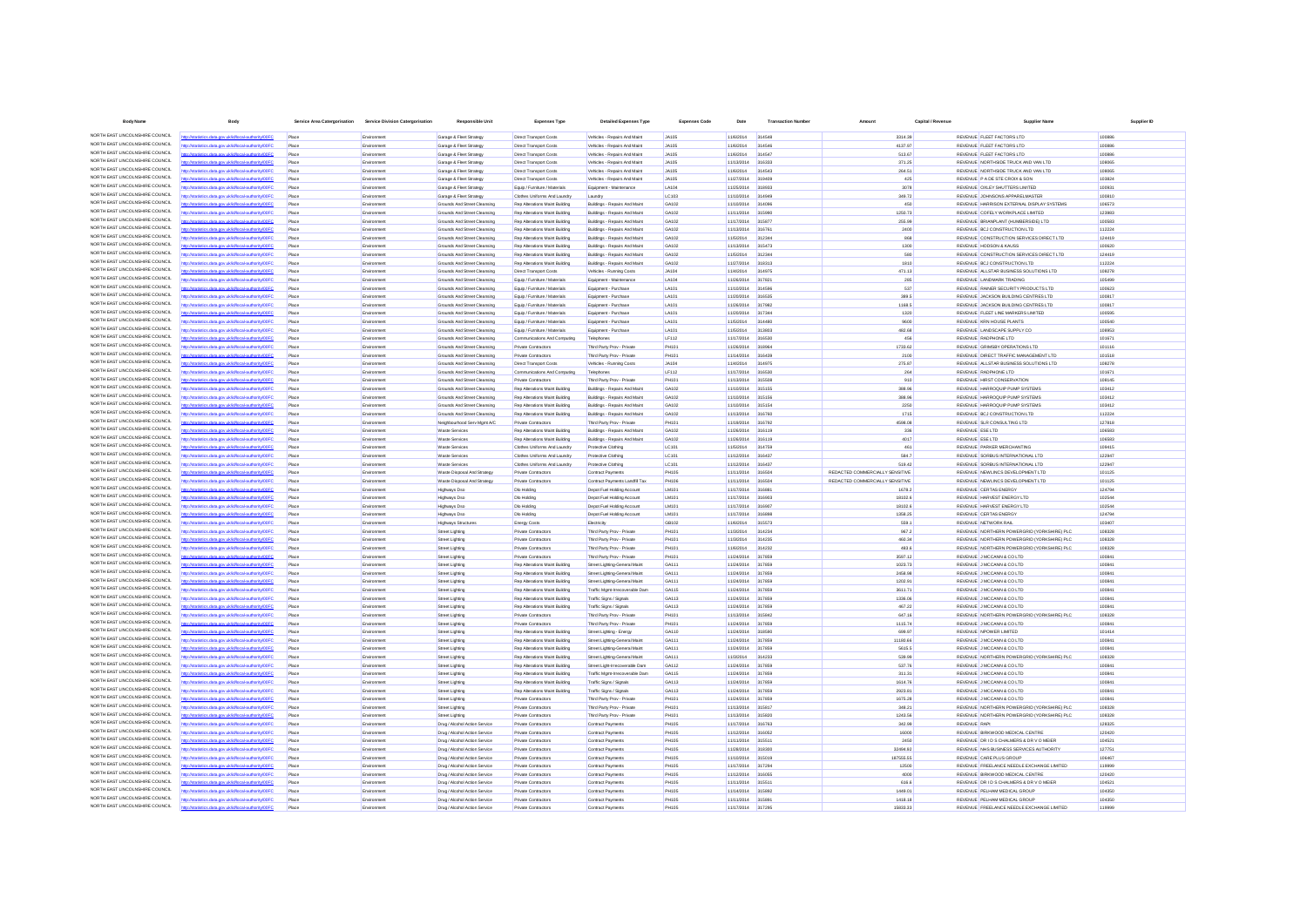| Body Name | Body | Service Area Catergorisation | Service Division Catergorisation | Responsible Unit | Expenses Type | Detailed Expenses Type | Expenses Code | Date | Transaction Number | Amount | Capital / Revenue | Supplier Name | Supplier ID |
|---|---|---|---|---|---|---|---|---|---|---|---|---|---|
| NORTH EAST LINCOLNSHIRE COUNCIL | http://statistics.data.gov.uk/id/local-authority/00FC | Place | Environment | Garage & Fleet Strategy | Direct Transport Costs | Vehicles - Repairs And Maint | JA105 | 11/6/2014 | 314548 | 3314.38 | REVENUE | FLEET FACTORS LTD | 100886 |
| NORTH EAST LINCOLNSHIRE COUNCIL | http://statistics.data.gov.uk/id/local-authority/00FC | Place | Environment | Garage & Fleet Strategy | Direct Transport Costs | Vehicles - Repairs And Maint | JA105 | 11/6/2014 | 314546 | 4137.97 | REVENUE | FLEET FACTORS LTD | 100886 |
| NORTH EAST LINCOLNSHIRE COUNCIL | http://statistics.data.gov.uk/id/local-authority/00FC | Place | Environment | Garage & Fleet Strategy | Direct Transport Costs | Vehicles - Repairs And Maint | JA105 | 11/6/2014 | 314547 | 513.67 | REVENUE | FLEET FACTORS LTD | 100886 |
| NORTH EAST LINCOLNSHIRE COUNCIL | http://statistics.data.gov.uk/id/local-authority/00FC | Place | Environment | Garage & Fleet Strategy | Direct Transport Costs | Vehicles - Repairs And Maint | JA105 | 11/13/2014 | 316333 | 371.25 | REVENUE | NORTHSIDE TRUCK AND VAN LTD | 108065 |
| NORTH EAST LINCOLNSHIRE COUNCIL | http://statistics.data.gov.uk/id/local-authority/00FC | Place | Environment | Garage & Fleet Strategy | Direct Transport Costs | Vehicles - Repairs And Maint | JA105 | 11/6/2014 | 314543 | 264.51 | REVENUE | NORTHSIDE TRUCK AND VAN LTD | 108065 |
| NORTH EAST LINCOLNSHIRE COUNCIL | http://statistics.data.gov.uk/id/local-authority/00FC | Place | Environment | Garage & Fleet Strategy | Direct Transport Costs | Vehicles - Repairs And Maint | JA105 | 11/27/2014 | 319408 | 425 | REVENUE | P A DE STE CROIX & SON | 103824 |
| NORTH EAST LINCOLNSHIRE COUNCIL | http://statistics.data.gov.uk/id/local-authority/00FC | Place | Environment | Garage & Fleet Strategy | Equip / Furniture / Materials | Equipment - Maintenance | LA104 | 11/25/2014 | 318933 | 3078 | REVENUE | OXLEY SHUTTERS LIMITED | 100931 |
| NORTH EAST LINCOLNSHIRE COUNCIL | http://statistics.data.gov.uk/id/local-authority/00FC | Place | Environment | Garage & Fleet Strategy | Clothes Uniforms And Laundry | Laundry | LC103 | 11/10/2014 | 314949 | 348.72 | REVENUE | JOHNSONS APPARELMASTER | 100810 |
| NORTH EAST LINCOLNSHIRE COUNCIL | http://statistics.data.gov.uk/id/local-authority/00FC | Place | Environment | Grounds And Street Cleansing | Rep Alterations Maint Building | Buildings - Repairs And Maint | GA102 | 11/10/2014 | 314096 | 450 | REVENUE | HARRISON EXTERNAL DISPLAY SYSTEMS | 106573 |
| NORTH EAST LINCOLNSHIRE COUNCIL | http://statistics.data.gov.uk/id/local-authority/00FC | Place | Environment | Grounds And Street Cleansing | Rep Alterations Maint Building | Buildings - Repairs And Maint | GA102 | 11/11/2014 | 315990 | 1250.73 | REVENUE | COFELY WORKPLACE LIMITED | 123983 |
| NORTH EAST LINCOLNSHIRE COUNCIL | http://statistics.data.gov.uk/id/local-authority/00FC | Place | Environment | Grounds And Street Cleansing | Rep Alterations Maint Building | Buildings - Repairs And Maint | GA102 | 11/17/2014 | 315977 | 255.99 | REVENUE | BRIANPLANT (HUMBERSIDE) LTD | 100593 |
| NORTH EAST LINCOLNSHIRE COUNCIL | http://statistics.data.gov.uk/id/local-authority/00FC | Place | Environment | Grounds And Street Cleansing | Rep Alterations Maint Building | Buildings - Repairs And Maint | GA102 | 11/13/2014 | 316761 | 2400 | REVENUE | BCJ CONSTRUCTION LTD | 112224 |
| NORTH EAST LINCOLNSHIRE COUNCIL | http://statistics.data.gov.uk/id/local-authority/00FC | Place | Environment | Grounds And Street Cleansing | Rep Alterations Maint Building | Buildings - Repairs And Maint | GA102 | 11/5/2014 | 312344 | 668 | REVENUE | CONSTRUCTION SERVICES DIRECT LTD | 124419 |
| NORTH EAST LINCOLNSHIRE COUNCIL | http://statistics.data.gov.uk/id/local-authority/00FC | Place | Environment | Grounds And Street Cleansing | Rep Alterations Maint Building | Buildings - Repairs And Maint | GA102 | 11/13/2014 | 315473 | 1300 | REVENUE | HODSON & KAUSS | 100620 |
| NORTH EAST LINCOLNSHIRE COUNCIL | http://statistics.data.gov.uk/id/local-authority/00FC | Place | Environment | Grounds And Street Cleansing | Rep Alterations Maint Building | Buildings - Repairs And Maint | GA102 | 11/5/2014 | 312344 | 580 | REVENUE | CONSTRUCTION SERVICES DIRECT LTD | 124419 |
| NORTH EAST LINCOLNSHIRE COUNCIL | http://statistics.data.gov.uk/id/local-authority/00FC | Place | Environment | Grounds And Street Cleansing | Rep Alterations Maint Building | Buildings - Repairs And Maint | GA102 | 11/27/2014 | 318313 | 1810 | REVENUE | BCJ CONSTRUCTION LTD | 112224 |
| NORTH EAST LINCOLNSHIRE COUNCIL | http://statistics.data.gov.uk/id/local-authority/00FC | Place | Environment | Grounds And Street Cleansing | Direct Transport Costs | Vehicles - Running Costs | JA104 | 11/4/2014 | 314975 | 471.13 | REVENUE | ALLSTAR BUSINESS SOLUTIONS LTD | 108278 |
| NORTH EAST LINCOLNSHIRE COUNCIL | http://statistics.data.gov.uk/id/local-authority/00FC | Place | Environment | Grounds And Street Cleansing | Equip / Furniture / Materials | Equipment - Maintenance | LA104 | 11/26/2014 | 317821 | 295 | REVENUE | LANDMARK TRADING | 105499 |
| NORTH EAST LINCOLNSHIRE COUNCIL | http://statistics.data.gov.uk/id/local-authority/00FC | Place | Environment | Grounds And Street Cleansing | Equip / Furniture / Materials | Equipment - Purchase | LA101 | 11/10/2014 | 314596 | 537 | REVENUE | RAINER SECURITY PRODUCTS LTD | 100623 |
| NORTH EAST LINCOLNSHIRE COUNCIL | http://statistics.data.gov.uk/id/local-authority/00FC | Place | Environment | Grounds And Street Cleansing | Equip / Furniture / Materials | Equipment - Purchase | LA101 | 11/20/2014 | 316535 | 289.5 | REVENUE | JACKSON BUILDING CENTRES LTD | 100817 |
| NORTH EAST LINCOLNSHIRE COUNCIL | http://statistics.data.gov.uk/id/local-authority/00FC | Place | Environment | Grounds And Street Cleansing | Equip / Furniture / Materials | Equipment - Purchase | LA101 | 11/26/2014 | 317982 | 1168.5 | REVENUE | JACKSON BUILDING CENTRES LTD | 100817 |
| NORTH EAST LINCOLNSHIRE COUNCIL | http://statistics.data.gov.uk/id/local-authority/00FC | Place | Environment | Grounds And Street Cleansing | Equip / Furniture / Materials | Equipment - Purchase | LA101 | 11/20/2014 | 317346 | 1320 | REVENUE | FLEET LINE MARKERS LIMITED | 100995 |
| NORTH EAST LINCOLNSHIRE COUNCIL | http://statistics.data.gov.uk/id/local-authority/00FC | Place | Environment | Grounds And Street Cleansing | Equip / Furniture / Materials | Equipment - Purchase | LA101 | 11/5/2014 | 314480 | 9600 | REVENUE | KRN HOUSE PLANTS | 100540 |
| NORTH EAST LINCOLNSHIRE COUNCIL | http://statistics.data.gov.uk/id/local-authority/00FC | Place | Environment | Grounds And Street Cleansing | Equip / Furniture / Materials | Equipment - Purchase | LA101 | 11/5/2014 | 313803 | 462.69 | REVENUE | LANDSCAPE SUPPLY CO | 108953 |
| NORTH EAST LINCOLNSHIRE COUNCIL | http://statistics.data.gov.uk/id/local-authority/00FC | Place | Environment | Grounds And Street Cleansing | Communications And Computing | Telephones | LF112 | 11/17/2014 | 316530 | 456 | REVENUE | RADPHONE LTD | 101671 |
| NORTH EAST LINCOLNSHIRE COUNCIL | http://statistics.data.gov.uk/id/local-authority/00FC | Place | Environment | Grounds And Street Cleansing | Private Contractors | Third Party Prov - Private | PH101 | 11/26/2014 | 318964 | 1733.62 | REVENUE | GRIMSBY OPERATIONS LTD | 101116 |
| NORTH EAST LINCOLNSHIRE COUNCIL | http://statistics.data.gov.uk/id/local-authority/00FC | Place | Environment | Grounds And Street Cleansing | Private Contractors | Third Party Prov - Private | PH101 | 11/14/2014 | 316439 | 2100 | REVENUE | DIRECT TRAFFIC MANAGEMENT LTD | 101518 |
| NORTH EAST LINCOLNSHIRE COUNCIL | http://statistics.data.gov.uk/id/local-authority/00FC | Place | Environment | Grounds And Street Cleansing | Direct Transport Costs | Vehicles - Running Costs | JA104 | 11/4/2014 | 314975 | 275.87 | REVENUE | ALLSTAR BUSINESS SOLUTIONS LTD | 108278 |
| NORTH EAST LINCOLNSHIRE COUNCIL | http://statistics.data.gov.uk/id/local-authority/00FC | Place | Environment | Grounds And Street Cleansing | Communications And Computing | Telephones | LF112 | 11/17/2014 | 316530 | 264 | REVENUE | RADPHONE LTD | 101671 |
| NORTH EAST LINCOLNSHIRE COUNCIL | http://statistics.data.gov.uk/id/local-authority/00FC | Place | Environment | Grounds And Street Cleansing | Private Contractors | Third Party Prov - Private | PH101 | 11/13/2014 | 315508 | 910 | REVENUE | HIRST CONSERVATION | 108145 |
| NORTH EAST LINCOLNSHIRE COUNCIL | http://statistics.data.gov.uk/id/local-authority/00FC | Place | Environment | Grounds And Street Cleansing | Rep Alterations Maint Building | Buildings - Repairs And Maint | GA102 | 11/10/2014 | 315151 | 398.96 | REVENUE | HARROQUIP PUMP SYSTEMS | 103412 |
| NORTH EAST LINCOLNSHIRE COUNCIL | http://statistics.data.gov.uk/id/local-authority/00FC | Place | Environment | Grounds And Street Cleansing | Rep Alterations Maint Building | Buildings - Repairs And Maint | GA102 | 11/10/2014 | 315156 | 398.96 | REVENUE | HARROQUIP PUMP SYSTEMS | 103412 |
| NORTH EAST LINCOLNSHIRE COUNCIL | http://statistics.data.gov.uk/id/local-authority/00FC | Place | Environment | Grounds And Street Cleansing | Rep Alterations Maint Building | Buildings - Repairs And Maint | GA102 | 11/10/2014 | 315154 | 2250 | REVENUE | HARROQUIP PUMP SYSTEMS | 103412 |
| NORTH EAST LINCOLNSHIRE COUNCIL | http://statistics.data.gov.uk/id/local-authority/00FC | Place | Environment | Grounds And Street Cleansing | Rep Alterations Maint Building | Buildings - Repairs And Maint | GA102 | 11/13/2014 | 316760 | 1710 | REVENUE | BCJ CONSTRUCTION LTD | 112224 |
| NORTH EAST LINCOLNSHIRE COUNCIL | http://statistics.data.gov.uk/id/local-authority/00FC | Place | Environment | Neighbourhood Serv Mgmt A/C | Private Contractors | Third Party Prov - Private | PH101 | 11/18/2014 | 316782 | 4598.08 | REVENUE | SLR CONSULTING LTD | 127818 |
| NORTH EAST LINCOLNSHIRE COUNCIL | http://statistics.data.gov.uk/id/local-authority/00FC | Place | Environment | Waste Services | Rep Alterations Maint Building | Buildings - Repairs And Maint | GA102 | 11/26/2014 | 316119 | 336 | REVENUE | ESE LTD | 106593 |
| NORTH EAST LINCOLNSHIRE COUNCIL | http://statistics.data.gov.uk/id/local-authority/00FC | Place | Environment | Waste Services | Rep Alterations Maint Building | Buildings - Repairs And Maint | GA102 | 11/26/2014 | 316119 | 4017 | REVENUE | ESE LTD | 106593 |
| NORTH EAST LINCOLNSHIRE COUNCIL | http://statistics.data.gov.uk/id/local-authority/00FC | Place | Environment | Waste Services | Clothes Uniforms And Laundry | Protective Clothing | LC101 | 11/5/2014 | 314759 | 461 | REVENUE | PARKER MERCHANTING | 109415 |
| NORTH EAST LINCOLNSHIRE COUNCIL | http://statistics.data.gov.uk/id/local-authority/00FC | Place | Environment | Waste Services | Clothes Uniforms And Laundry | Protective Clothing | LC101 | 11/12/2014 | 316437 | 584.7 | REVENUE | SORBUS INTERNATIONAL LTD | 122947 |
| NORTH EAST LINCOLNSHIRE COUNCIL | http://statistics.data.gov.uk/id/local-authority/00FC | Place | Environment | Waste Services | Clothes Uniforms And Laundry | Protective Clothing | LC101 | 11/12/2014 | 316437 | 519.42 | REVENUE | SORBUS INTERNATIONAL LTD | 122947 |
| NORTH EAST LINCOLNSHIRE COUNCIL | http://statistics.data.gov.uk/id/local-authority/00FC | Place | Environment | Waste Disposal And Strategy | Private Contractors | Contract Payments | PH105 | 11/11/2014 | 316504 | REDACTED COMMERCIALLY SENSITIVE | REVENUE | NEWLINCS DEVELOPMENT LTD | 101125 |
| NORTH EAST LINCOLNSHIRE COUNCIL | http://statistics.data.gov.uk/id/local-authority/00FC | Place | Environment | Waste Disposal And Strategy | Private Contractors | Contract Payments Landfill Tax | PH106 | 11/11/2014 | 316504 | REDACTED COMMERCIALLY SENSITIVE | REVENUE | NEWLINCS DEVELOPMENT LTD | 101125 |
| NORTH EAST LINCOLNSHIRE COUNCIL | http://statistics.data.gov.uk/id/local-authority/00FC | Place | Environment | Highways Dso | Dlo Holding | Depot Fuel Holding Account | LM101 | 11/17/2014 | 316981 | 1678.3 | REVENUE | CERTAS ENERGY | 124794 |
| NORTH EAST LINCOLNSHIRE COUNCIL | http://statistics.data.gov.uk/id/local-authority/00FC | Place | Environment | Highways Dso | Dlo Holding | Depot Fuel Holding Account | LM101 | 11/17/2014 | 316903 | 18102.6 | REVENUE | HARVEST ENERGY LTD | 102544 |
| NORTH EAST LINCOLNSHIRE COUNCIL | http://statistics.data.gov.uk/id/local-authority/00FC | Place | Environment | Highways Dso | Dlo Holding | Depot Fuel Holding Account | LM101 | 11/17/2014 | 316987 | 18102.6 | REVENUE | HARVEST ENERGY LTD | 102544 |
| NORTH EAST LINCOLNSHIRE COUNCIL | http://statistics.data.gov.uk/id/local-authority/00FC | Place | Environment | Highways Dso | Dlo Holding | Depot Fuel Holding Account | LM101 | 11/17/2014 | 316988 | 1358.25 | REVENUE | CERTAS ENERGY | 124794 |
| NORTH EAST LINCOLNSHIRE COUNCIL | http://statistics.data.gov.uk/id/local-authority/00FC | Place | Environment | Highways Structures | Energy Costs | Electricity | GB102 | 11/6/2014 | 315573 | 558.1 | REVENUE | NETWORK RAIL | 103407 |
| NORTH EAST LINCOLNSHIRE COUNCIL | http://statistics.data.gov.uk/id/local-authority/00FC | Place | Environment | Street Lighting | Private Contractors | Third Party Prov - Private | PH101 | 11/3/2014 | 314234 | 967.2 | REVENUE | NORTHERN POWERGRID (YORKSHIRE) PLC | 109328 |
| NORTH EAST LINCOLNSHIRE COUNCIL | http://statistics.data.gov.uk/id/local-authority/00FC | Place | Environment | Street Lighting | Private Contractors | Third Party Prov - Private | PH101 | 11/3/2014 | 314235 | 460.34 | REVENUE | NORTHERN POWERGRID (YORKSHIRE) PLC | 109328 |
| NORTH EAST LINCOLNSHIRE COUNCIL | http://statistics.data.gov.uk/id/local-authority/00FC | Place | Environment | Street Lighting | Private Contractors | Third Party Prov - Private | PH101 | 11/6/2014 | 314232 | 483.6 | REVENUE | NORTHERN POWERGRID (YORKSHIRE) PLC | 109328 |
| NORTH EAST LINCOLNSHIRE COUNCIL | http://statistics.data.gov.uk/id/local-authority/00FC | Place | Environment | Street Lighting | Private Contractors | Third Party Prov - Private | PH101 | 11/24/2014 | 317659 | 3587.12 | REVENUE | J MCCANN & CO LTD | 100841 |
| NORTH EAST LINCOLNSHIRE COUNCIL | http://statistics.data.gov.uk/id/local-authority/00FC | Place | Environment | Street Lighting | Rep Alterations Maint Building | Street Lighting-General Maint | GA111 | 11/24/2014 | 317659 | 1023.73 | REVENUE | J MCCANN & CO LTD | 100841 |
| NORTH EAST LINCOLNSHIRE COUNCIL | http://statistics.data.gov.uk/id/local-authority/00FC | Place | Environment | Street Lighting | Rep Alterations Maint Building | Street Lighting-General Maint | GA111 | 11/24/2014 | 317659 | 2458.98 | REVENUE | J MCCANN & CO LTD | 100841 |
| NORTH EAST LINCOLNSHIRE COUNCIL | http://statistics.data.gov.uk/id/local-authority/00FC | Place | Environment | Street Lighting | Rep Alterations Maint Building | Street Lighting-General Maint | GA111 | 11/24/2014 | 317659 | 1200.91 | REVENUE | J MCCANN & CO LTD | 100841 |
| NORTH EAST LINCOLNSHIRE COUNCIL | http://statistics.data.gov.uk/id/local-authority/00FC | Place | Environment | Street Lighting | Rep Alterations Maint Building | Traffic Mgmt-Irrecoverable Dam | GA115 | 11/24/2014 | 317659 | 3611.71 | REVENUE | J MCCANN & CO LTD | 100841 |
| NORTH EAST LINCOLNSHIRE COUNCIL | http://statistics.data.gov.uk/id/local-authority/00FC | Place | Environment | Street Lighting | Rep Alterations Maint Building | Traffic Signs / Signals | GA113 | 11/24/2014 | 317659 | 1336.06 | REVENUE | J MCCANN & CO LTD | 100841 |
| NORTH EAST LINCOLNSHIRE COUNCIL | http://statistics.data.gov.uk/id/local-authority/00FC | Place | Environment | Street Lighting | Rep Alterations Maint Building | Traffic Signs / Signals | GA113 | 11/24/2014 | 317659 | 467.22 | REVENUE | J MCCANN & CO LTD | 100841 |
| NORTH EAST LINCOLNSHIRE COUNCIL | http://statistics.data.gov.uk/id/local-authority/00FC | Place | Environment | Street Lighting | Private Contractors | Third Party Prov - Private | PH101 | 11/13/2014 | 315842 | 647.16 | REVENUE | NORTHERN POWERGRID (YORKSHIRE) PLC | 109328 |
| NORTH EAST LINCOLNSHIRE COUNCIL | http://statistics.data.gov.uk/id/local-authority/00FC | Place | Environment | Street Lighting | Private Contractors | Third Party Prov - Private | PH101 | 11/24/2014 | 317659 | 1115.74 | REVENUE | J MCCANN & CO LTD | 100841 |
| NORTH EAST LINCOLNSHIRE COUNCIL | http://statistics.data.gov.uk/id/local-authority/00FC | Place | Environment | Street Lighting | Rep Alterations Maint Building | Street Lighting - Energy | GA110 | 11/24/2014 | 318080 | 699.97 | REVENUE | NPOWER LIMITED | 101444 |
| NORTH EAST LINCOLNSHIRE COUNCIL | http://statistics.data.gov.uk/id/local-authority/00FC | Place | Environment | Street Lighting | Rep Alterations Maint Building | Street Lighting-General Maint | GA111 | 11/24/2014 | 317659 | 11180.66 | REVENUE | J MCCANN & CO LTD | 100841 |
| NORTH EAST LINCOLNSHIRE COUNCIL | http://statistics.data.gov.uk/id/local-authority/00FC | Place | Environment | Street Lighting | Rep Alterations Maint Building | Street Lighting-General Maint | GA111 | 11/24/2014 | 317659 | 5615.5 | REVENUE | J MCCANN & CO LTD | 100841 |
| NORTH EAST LINCOLNSHIRE COUNCIL | http://statistics.data.gov.uk/id/local-authority/00FC | Place | Environment | Street Lighting | Rep Alterations Maint Building | Street Lighting-General Maint | GA111 | 11/3/2014 | 314233 | 538.99 | REVENUE | NORTHERN POWERGRID (YORKSHIRE) PLC | 109328 |
| NORTH EAST LINCOLNSHIRE COUNCIL | http://statistics.data.gov.uk/id/local-authority/00FC | Place | Environment | Street Lighting | Rep Alterations Maint Building | Street Light-Irrecoverable Dam | GA112 | 11/24/2014 | 317659 | 537.76 | REVENUE | J MCCANN & CO LTD | 100841 |
| NORTH EAST LINCOLNSHIRE COUNCIL | http://statistics.data.gov.uk/id/local-authority/00FC | Place | Environment | Street Lighting | Rep Alterations Maint Building | Traffic Mgmt-Irrecoverable Dam | GA115 | 11/24/2014 | 317659 | 311.31 | REVENUE | J MCCANN & CO LTD | 100841 |
| NORTH EAST LINCOLNSHIRE COUNCIL | http://statistics.data.gov.uk/id/local-authority/00FC | Place | Environment | Street Lighting | Rep Alterations Maint Building | Traffic Signs / Signals | GA113 | 11/24/2014 | 317659 | 1614.76 | REVENUE | J MCCANN & CO LTD | 100841 |
| NORTH EAST LINCOLNSHIRE COUNCIL | http://statistics.data.gov.uk/id/local-authority/00FC | Place | Environment | Street Lighting | Rep Alterations Maint Building | Traffic Signs / Signals | GA113 | 11/24/2014 | 317659 | 2923.81 | REVENUE | J MCCANN & CO LTD | 100841 |
| NORTH EAST LINCOLNSHIRE COUNCIL | http://statistics.data.gov.uk/id/local-authority/00FC | Place | Environment | Street Lighting | Private Contractors | Third Party Prov - Private | PH101 | 11/24/2014 | 317659 | 1675.28 | REVENUE | J MCCANN & CO LTD | 100841 |
| NORTH EAST LINCOLNSHIRE COUNCIL | http://statistics.data.gov.uk/id/local-authority/00FC | Place | Environment | Street Lighting | Private Contractors | Third Party Prov - Private | PH101 | 11/13/2014 | 315837 | 348.21 | REVENUE | NORTHERN POWERGRID (YORKSHIRE) PLC | 109328 |
| NORTH EAST LINCOLNSHIRE COUNCIL | http://statistics.data.gov.uk/id/local-authority/00FC | Place | Environment | Street Lighting | Private Contractors | Third Party Prov - Private | PH101 | 11/13/2014 | 315820 | 1243.56 | REVENUE | NORTHERN POWERGRID (YORKSHIRE) PLC | 109328 |
| NORTH EAST LINCOLNSHIRE COUNCIL | http://statistics.data.gov.uk/id/local-authority/00FC | Place | Environment | Drug / Alcohol Action Service | Private Contractors | Contract Payments | PH105 | 11/17/2014 | 316763 | 342.99 | REVENUE | RAPt | 129325 |
| NORTH EAST LINCOLNSHIRE COUNCIL | http://statistics.data.gov.uk/id/local-authority/00FC | Place | Environment | Drug / Alcohol Action Service | Private Contractors | Contract Payments | PH105 | 11/12/2014 | 316052 | 16000 | REVENUE | BIRKWOOD MEDICAL CENTRE | 120420 |
| NORTH EAST LINCOLNSHIRE COUNCIL | http://statistics.data.gov.uk/id/local-authority/00FC | Place | Environment | Drug / Alcohol Action Service | Private Contractors | Contract Payments | PH105 | 11/11/2014 | 315511 | 2450 | REVENUE | DR I D S CHALMERS & DR V D MEIER | 104521 |
| NORTH EAST LINCOLNSHIRE COUNCIL | http://statistics.data.gov.uk/id/local-authority/00FC | Place | Environment | Drug / Alcohol Action Service | Private Contractors | Contract Payments | PH105 | 11/28/2014 | 319300 | 32494.92 | REVENUE | NHS BUSINESS SERVICES AUTHORITY | 127751 |
| NORTH EAST LINCOLNSHIRE COUNCIL | http://statistics.data.gov.uk/id/local-authority/00FC | Place | Environment | Drug / Alcohol Action Service | Private Contractors | Contract Payments | PH105 | 11/10/2014 | 315019 | 187555.55 | REVENUE | CARE PLUS GROUP | 106467 |
| NORTH EAST LINCOLNSHIRE COUNCIL | http://statistics.data.gov.uk/id/local-authority/00FC | Place | Environment | Drug / Alcohol Action Service | Private Contractors | Contract Payments | PH105 | 11/17/2014 | 317294 | 12500 | REVENUE | FREELANCE NEEDLE EXCHANGE LIMITED | 119999 |
| NORTH EAST LINCOLNSHIRE COUNCIL | http://statistics.data.gov.uk/id/local-authority/00FC | Place | Environment | Drug / Alcohol Action Service | Private Contractors | Contract Payments | PH105 | 11/12/2014 | 316055 | 4000 | REVENUE | BIRKWOOD MEDICAL CENTRE | 120420 |
| NORTH EAST LINCOLNSHIRE COUNCIL | http://statistics.data.gov.uk/id/local-authority/00FC | Place | Environment | Drug / Alcohol Action Service | Private Contractors | Contract Payments | PH105 | 11/11/2014 | 315511 | 616.6 | REVENUE | DR I D S CHALMERS & DR V D MEIER | 104521 |
| NORTH EAST LINCOLNSHIRE COUNCIL | http://statistics.data.gov.uk/id/local-authority/00FC | Place | Environment | Drug / Alcohol Action Service | Private Contractors | Contract Payments | PH105 | 11/14/2014 | 315860 | 1449.01 | REVENUE | PELHAM MEDICAL GROUP | 104350 |
| NORTH EAST LINCOLNSHIRE COUNCIL | http://statistics.data.gov.uk/id/local-authority/00FC | Place | Environment | Drug / Alcohol Action Service | Private Contractors | Contract Payments | PH105 | 11/11/2014 | 315861 | 1418.18 | REVENUE | PELHAM MEDICAL GROUP | 104350 |
| NORTH EAST LINCOLNSHIRE COUNCIL | http://statistics.data.gov.uk/id/local-authority/00FC | Place | Environment | Drug / Alcohol Action Service | Private Contractors | Contract Payments | PH105 | 11/17/2014 | 317295 | 15833.33 | REVENUE | FREELANCE NEEDLE EXCHANGE LIMITED | 119999 |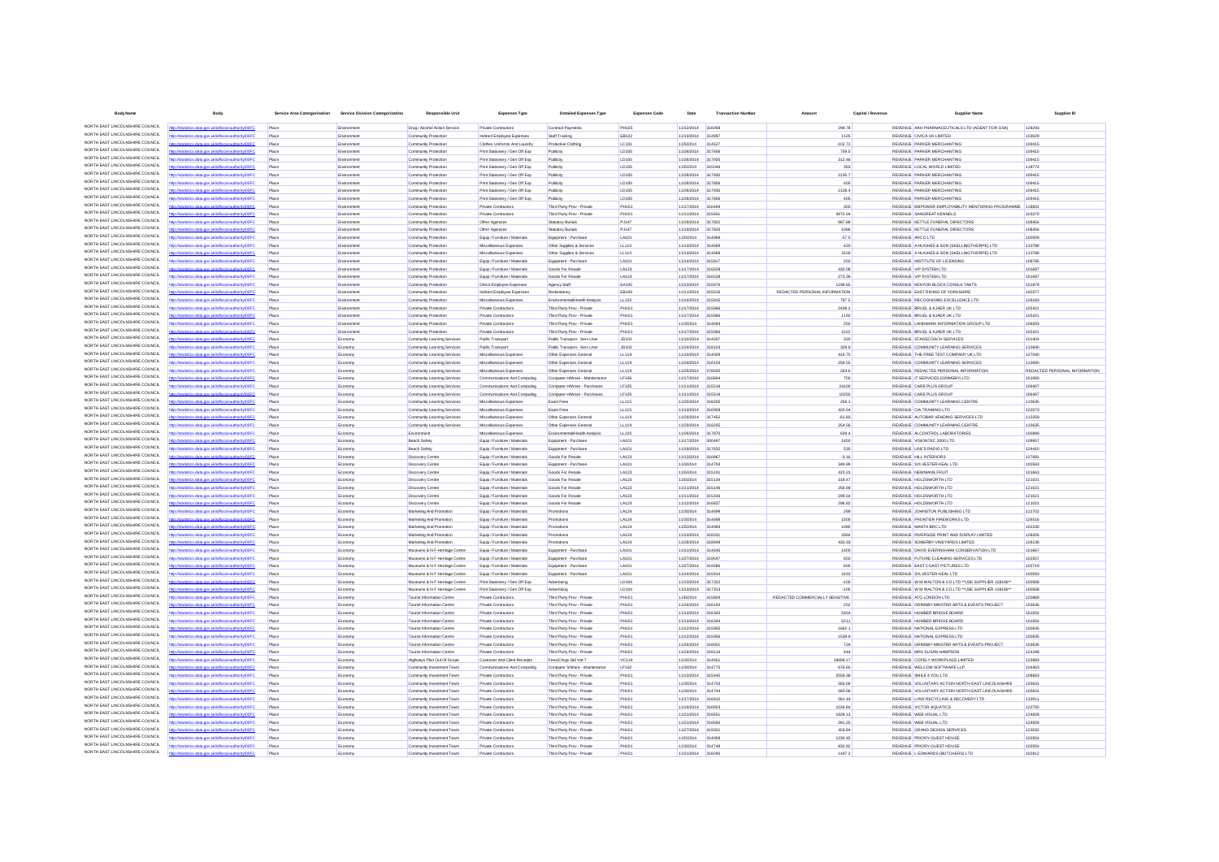| Body Name | Body | Service Area Catergorisation | Service Division Catergorisation | Responsible Unit | Expenses Type | Detailed Expenses Type | Expenses Code | Date | Transaction Number | Amount | Capital / Revenue | Supplier Name | Supplier ID |
|---|---|---|---|---|---|---|---|---|---|---|---|---|---|
| NORTH EAST LINCOLNSHIRE COUNCIL | http://statistics.data.gov.uk/id/local-authority/00FC | Place | Environment | Drug / Alcohol Action Service | Private Contractors | Contract Payments | PH105 | 11/12/2014 | 316059 | 298.78 | REVENUE | AAH PHARMACEUTICALS LTD (AGENT FOR GSK) | 128283 |
| NORTH EAST LINCOLNSHIRE COUNCIL | http://statistics.data.gov.uk/id/local-authority/00FC | Place | Environment | Community Protection | Indirect Employee Expenses | Staff Training | EB122 | 11/10/2014 | 314997 | 1125 | REVENUE | CIVICA UK LIMITED | 103029 |
| NORTH EAST LINCOLNSHIRE COUNCIL | http://statistics.data.gov.uk/id/local-authority/00FC | Place | Environment | Community Protection | Clothes Uniforms And Laundry | Protective Clothing | LC101 | 11/5/2014 | 314527 | -102.72 | REVENUE | PARKER MERCHANTING | 109415 |
| NORTH EAST LINCOLNSHIRE COUNCIL | http://statistics.data.gov.uk/id/local-authority/00FC | Place | Environment | Community Protection | Print Stationery / Gen Off Exp | Publicity | LD105 | 11/26/2014 | 317806 | 759.5 | REVENUE | PARKER MERCHANTING | 109415 |
| NORTH EAST LINCOLNSHIRE COUNCIL | http://statistics.data.gov.uk/id/local-authority/00FC | Place | Environment | Community Protection | Print Stationery / Gen Off Exp | Publicity | LD105 | 11/26/2014 | 317805 | 312.48 | REVENUE | PARKER MERCHANTING | 109415 |
| NORTH EAST LINCOLNSHIRE COUNCIL | http://statistics.data.gov.uk/id/local-authority/00FC | Place | Environment | Community Protection | Print Stationery / Gen Off Exp | Publicity | LD105 | 11/6/2014 | 315046 | 353 | REVENUE | LOCAL WORLD LIMITED | 116774 |
| NORTH EAST LINCOLNSHIRE COUNCIL | http://statistics.data.gov.uk/id/local-authority/00FC | Place | Environment | Community Protection | Print Stationery / Gen Off Exp | Publicity | LD105 | 11/26/2014 | 317805 | 2135.7 | REVENUE | PARKER MERCHANTING | 109415 |
| NORTH EAST LINCOLNSHIRE COUNCIL | http://statistics.data.gov.uk/id/local-authority/00FC | Place | Environment | Community Protection | Print Stationery / Gen Off Exp | Publicity | LD105 | 11/26/2014 | 317806 | 405 | REVENUE | PARKER MERCHANTING | 109415 |
| NORTH EAST LINCOLNSHIRE COUNCIL | http://statistics.data.gov.uk/id/local-authority/00FC | Place | Environment | Community Protection | Print Stationery / Gen Off Exp | Publicity | LD105 | 11/26/2014 | 317805 | 2138.4 | REVENUE | PARKER MERCHANTING | 109415 |
| NORTH EAST LINCOLNSHIRE COUNCIL | http://statistics.data.gov.uk/id/local-authority/00FC | Place | Environment | Community Protection | Print Stationery / Gen Off Exp | Publicity | LD105 | 11/26/2014 | 317806 | 405 | REVENUE | PARKER MERCHANTING | 109415 |
| NORTH EAST LINCOLNSHIRE COUNCIL | http://statistics.data.gov.uk/id/local-authority/00FC | Place | Environment | Community Protection | Private Contractors | Third Party Prov - Private | PH101 | 11/17/2014 | 316469 | 350 | REVENUE | EMPOWER EMPLOYABILITY MENTORING PROGRAMME | 118831 |
| NORTH EAST LINCOLNSHIRE COUNCIL | http://statistics.data.gov.uk/id/local-authority/00FC | Place | Environment | Community Protection | Private Contractors | Third Party Prov - Private | PH101 | 11/11/2014 | 315601 | 3872.04 | REVENUE | SANGREAT KENNELS | 103270 |
| NORTH EAST LINCOLNSHIRE COUNCIL | http://statistics.data.gov.uk/id/local-authority/00FC | Place | Environment | Community Protection | Other Agencies | Statutory Burials | PJ147 | 11/18/2014 | 317822 | 987.88 | REVENUE | KETTLE FUNERAL DIRECTORS | 109454 |
| NORTH EAST LINCOLNSHIRE COUNCIL | http://statistics.data.gov.uk/id/local-authority/00FC | Place | Environment | Community Protection | Other Agencies | Statutory Burials | PJ147 | 11/18/2014 | 317820 | 1068 | REVENUE | KETTLE FUNERAL DIRECTORS | 109454 |
| NORTH EAST LINCOLNSHIRE COUNCIL | http://statistics.data.gov.uk/id/local-authority/00FC | Place | Environment | Community Protection | Equip / Furniture / Materials | Equipment - Purchase | LA101 | 11/5/2014 | 314969 | -67.5 | REVENUE | ARCO LTD | 100509 |
| NORTH EAST LINCOLNSHIRE COUNCIL | http://statistics.data.gov.uk/id/local-authority/00FC | Place | Environment | Community Protection | Miscellaneous Expenses | Other Supplies & Services | LL110 | 11/13/2014 | 314669 | 420 | REVENUE | A HUGHES & SON (SKELLINGTHORPE) LTD | 110788 |
| NORTH EAST LINCOLNSHIRE COUNCIL | http://statistics.data.gov.uk/id/local-authority/00FC | Place | Environment | Community Protection | Miscellaneous Expenses | Other Supplies & Services | LL110 | 11/13/2014 | 314669 | 3150 | REVENUE | A HUGHES & SON (SKELLINGTHORPE) LTD | 110788 |
| NORTH EAST LINCOLNSHIRE COUNCIL | http://statistics.data.gov.uk/id/local-authority/00FC | Place | Environment | Community Protection | Equip / Furniture / Materials | Equipment - Purchase | LA101 | 11/14/2014 | 315917 | 250 | REVENUE | INSTITUTE OF LICENSING | 108785 |
| NORTH EAST LINCOLNSHIRE COUNCIL | http://statistics.data.gov.uk/id/local-authority/00FC | Place | Environment | Community Protection | Equip / Furniture / Materials | Goods For Resale | LA123 | 11/17/2014 | 316528 | 492.08 | REVENUE | VIP SYSTEM LTD | 101697 |
| NORTH EAST LINCOLNSHIRE COUNCIL | http://statistics.data.gov.uk/id/local-authority/00FC | Place | Environment | Community Protection | Equip / Furniture / Materials | Goods For Resale | LA123 | 11/17/2014 | 316528 | 273.36 | REVENUE | VIP SYSTEM LTD | 101697 |
| NORTH EAST LINCOLNSHIRE COUNCIL | http://statistics.data.gov.uk/id/local-authority/00FC | Place | Environment | Community Protection | Direct Employee Expenses | Agency Staff | EA105 | 11/10/2014 | 315976 | 1108.65 | REVENUE | KENYON BLOCK CONSULTANTS | 101878 |
| NORTH EAST LINCOLNSHIRE COUNCIL | http://statistics.data.gov.uk/id/local-authority/00FC | Place | Environment | Community Protection | Indirect Employee Expenses | Redundancy | EB109 | 11/11/2014 | 315516 | REDACTED PERSONAL INFORMATION | REVENUE | EAST RIDING OF YORKSHIRE | 100377 |
| NORTH EAST LINCOLNSHIRE COUNCIL | http://statistics.data.gov.uk/id/local-authority/00FC | Place | Environment | Community Protection | Miscellaneous Expenses | Environmental/Health Analysis | LL120 | 11/04/2014 | 315915 | 787.5 | REVENUE | RECOGNISING EXCELLENCE LTD | 128183 |
| NORTH EAST LINCOLNSHIRE COUNCIL | http://statistics.data.gov.uk/id/local-authority/00FC | Place | Environment | Community Protection | Private Contractors | Third Party Prov - Private | PH101 | 11/17/2014 | 315966 | 2439.3 | REVENUE | BRUEL & KJAER UK LTD | 105421 |
| NORTH EAST LINCOLNSHIRE COUNCIL | http://statistics.data.gov.uk/id/local-authority/00FC | Place | Environment | Community Protection | Private Contractors | Third Party Prov - Private | PH101 | 11/17/2014 | 315966 | 1192 | REVENUE | BRUEL & KJAER UK LTD | 105421 |
| NORTH EAST LINCOLNSHIRE COUNCIL | http://statistics.data.gov.uk/id/local-authority/00FC | Place | Environment | Community Protection | Private Contractors | Third Party Prov - Private | PH101 | 11/3/2014 | 314683 | 250 | REVENUE | LANDMARK INFORMATION GROUP LTD | 106593 |
| NORTH EAST LINCOLNSHIRE COUNCIL | http://statistics.data.gov.uk/id/local-authority/00FC | Place | Environment | Community Protection | Private Contractors | Third Party Prov - Private | PH101 | 11/17/2014 | 315966 | 1523 | REVENUE | BRUEL & KJAER UK LTD | 105421 |
| NORTH EAST LINCOLNSHIRE COUNCIL | http://statistics.data.gov.uk/id/local-authority/00FC | Place | Economy | Community Learning Services | Public Transport | Public Transport - Serv User | JD102 | 11/10/2014 | 314587 | 320 | REVENUE | STAGECOACH SERVICES | 101404 |
| NORTH EAST LINCOLNSHIRE COUNCIL | http://statistics.data.gov.uk/id/local-authority/00FC | Place | Economy | Community Learning Services | Public Transport | Public Transport - Serv User | JD102 | 11/24/2014 | 318103 | 329.9 | REVENUE | COMMUNITY LEARNING SERVICES | 110690 |
| NORTH EAST LINCOLNSHIRE COUNCIL | http://statistics.data.gov.uk/id/local-authority/00FC | Place | Economy | Community Learning Services | Miscellaneous Expenses | Other Expenses General | LL119 | 11/10/2014 | 314029 | 416.75 | REVENUE | THE FREE TEST COMPANY UK LTD | 127940 |
| NORTH EAST LINCOLNSHIRE COUNCIL | http://statistics.data.gov.uk/id/local-authority/00FC | Place | Economy | Community Learning Services | Miscellaneous Expenses | Other Expenses General | LL119 | 11/24/2014 | 318103 | 258.55 | REVENUE | COMMUNITY LEARNING SERVICES | 110690 |
| NORTH EAST LINCOLNSHIRE COUNCIL | http://statistics.data.gov.uk/id/local-authority/00FC | Place | Economy | Community Learning Services | Miscellaneous Expenses | Other Expenses General | LL119 | 11/25/2014 | 278020 | 263.6 | REVENUE | REDACTED PERSONAL INFORMATION | REDACTED PERSONAL INFORMATION |
| NORTH EAST LINCOLNSHIRE COUNCIL | http://statistics.data.gov.uk/id/local-authority/00FC | Place | Economy | Community Learning Services | Communications And Computing | Computer H/Ware - Maintenance | LF106 | 11/17/2014 | 316604 | 700 | REVENUE | IT SERVICES (GRIMSBY) LTD | 101060 |
| NORTH EAST LINCOLNSHIRE COUNCIL | http://statistics.data.gov.uk/id/local-authority/00FC | Place | Economy | Community Learning Services | Communications And Computing | Computer H/Ware - Purchases | LF105 | 11/11/2014 | 315519 | 24100 | REVENUE | CARE PLUS GROUP | 106467 |
| NORTH EAST LINCOLNSHIRE COUNCIL | http://statistics.data.gov.uk/id/local-authority/00FC | Place | Economy | Community Learning Services | Communications And Computing | Computer H/Ware - Purchases | LF105 | 11/11/2014 | 315519 | 10250 | REVENUE | CARE PLUS GROUP | 106467 |
| NORTH EAST LINCOLNSHIRE COUNCIL | http://statistics.data.gov.uk/id/local-authority/00FC | Place | Economy | Community Learning Services | Miscellaneous Expenses | Exam Fees | LL115 | 11/20/2014 | 318205 | 256.1 | REVENUE | COMMUNITY LEARNING CENTRE | 110635 |
| NORTH EAST LINCOLNSHIRE COUNCIL | http://statistics.data.gov.uk/id/local-authority/00FC | Place | Economy | Community Learning Services | Miscellaneous Expenses | Exam Fees | LL115 | 11/13/2014 | 316009 | 420.54 | REVENUE | CIA TRAINING LTD | 122073 |
| NORTH EAST LINCOLNSHIRE COUNCIL | http://statistics.data.gov.uk/id/local-authority/00FC | Place | Economy | Community Learning Services | Miscellaneous Expenses | Other Expenses General | LL119 | 11/20/2014 | 317452 | -61.83 | REVENUE | AUTOBAR VENDING SERVICES LTD | 112250 |
| NORTH EAST LINCOLNSHIRE COUNCIL | http://statistics.data.gov.uk/id/local-authority/00FC | Place | Economy | Community Learning Services | Miscellaneous Expenses | Other Expenses General | LL119 | 11/20/2014 | 318205 | 254.06 | REVENUE | COMMUNITY LEARNING CENTRE | 110635 |
| NORTH EAST LINCOLNSHIRE COUNCIL | http://statistics.data.gov.uk/id/local-authority/00FC | Place | Economy | Environment | Miscellaneous Expenses | Environmental/Health Analysis | LL120 | 11/26/2014 | 317670 | 639.4 | REVENUE | ALCONTROL LABORATORIES | 100899 |
| NORTH EAST LINCOLNSHIRE COUNCIL | http://statistics.data.gov.uk/id/local-authority/00FC | Place | Economy | Beach Safety | Equip / Furniture / Materials | Equipment - Purchase | LA101 | 11/17/2014 | 300487 | 1450 | REVENUE | VISIONTEC 2000 LTD | 108867 |
| NORTH EAST LINCOLNSHIRE COUNCIL | http://statistics.data.gov.uk/id/local-authority/00FC | Place | Economy | Beach Safety | Equip / Furniture / Materials | Equipment - Purchase | LA101 | 11/18/2014 | 317632 | 535 | REVENUE | LINCS RADIO LTD | 124410 |
| NORTH EAST LINCOLNSHIRE COUNCIL | http://statistics.data.gov.uk/id/local-authority/00FC | Place | Economy | Discovery Centre | Equip / Furniture / Materials | Goods For Resale | LA123 | 11/13/2014 | 316067 | -3.16 | REVENUE | HILL INTERIORS | 127681 |
| NORTH EAST LINCOLNSHIRE COUNCIL | http://statistics.data.gov.uk/id/local-authority/00FC | Place | Economy | Discovery Centre | Equip / Furniture / Materials | Equipment - Purchase | LA101 | 11/3/2014 | 314704 | 349.99 | REVENUE | SYLVESTER-KEAL LTD | 100593 |
| NORTH EAST LINCOLNSHIRE COUNCIL | http://statistics.data.gov.uk/id/local-authority/00FC | Place | Economy | Discovery Centre | Equip / Furniture / Materials | Goods For Resale | LA123 | 11/3/2014 | 315101 | 423.23 | REVENUE | NEWMANS FRUIT | 101663 |
| NORTH EAST LINCOLNSHIRE COUNCIL | http://statistics.data.gov.uk/id/local-authority/00FC | Place | Economy | Discovery Centre | Equip / Furniture / Materials | Goods For Resale | LA123 | 11/5/2014 | 315134 | 318.47 | REVENUE | HOLDSWORTH LTD | 121021 |
| NORTH EAST LINCOLNSHIRE COUNCIL | http://statistics.data.gov.uk/id/local-authority/00FC | Place | Economy | Discovery Centre | Equip / Furniture / Materials | Goods For Resale | LA123 | 11/11/2014 | 315145 | 256.69 | REVENUE | HOLDSWORTH LTD | 121021 |
| NORTH EAST LINCOLNSHIRE COUNCIL | http://statistics.data.gov.uk/id/local-authority/00FC | Place | Economy | Discovery Centre | Equip / Furniture / Materials | Goods For Resale | LA123 | 11/11/2014 | 315316 | 298.54 | REVENUE | HOLDSWORTH LTD | 121021 |
| NORTH EAST LINCOLNSHIRE COUNCIL | http://statistics.data.gov.uk/id/local-authority/00FC | Place | Economy | Discovery Centre | Equip / Furniture / Materials | Goods For Resale | LA123 | 11/12/2014 | 316007 | 296.92 | REVENUE | HOLDSWORTH LTD | 121021 |
| NORTH EAST LINCOLNSHIRE COUNCIL | http://statistics.data.gov.uk/id/local-authority/00FC | Place | Economy | Marketing And Promotion | Equip / Furniture / Materials | Promotions | LA124 | 11/3/2014 | 314649 | 298 | REVENUE | JOHNSTON PUBLISHING LTD | 112702 |
| NORTH EAST LINCOLNSHIRE COUNCIL | http://statistics.data.gov.uk/id/local-authority/00FC | Place | Economy | Marketing And Promotion | Equip / Furniture / Materials | Promotions | LA124 | 11/3/2014 | 314688 | 1500 | REVENUE | FRONTIER FIREWORKS LTD | 126516 |
| NORTH EAST LINCOLNSHIRE COUNCIL | http://statistics.data.gov.uk/id/local-authority/00FC | Place | Economy | Marketing And Promotion | Equip / Furniture / Materials | Promotions | LA124 | 11/5/2014 | 314993 | 1060 | REVENUE | MANTA BRC LTD | 102230 |
| NORTH EAST LINCOLNSHIRE COUNCIL | http://statistics.data.gov.uk/id/local-authority/00FC | Place | Economy | Marketing And Promotion | Equip / Furniture / Materials | Promotions | LA124 | 11/13/2014 | 316031 | 3364 | REVENUE | RIVERSIDE PRINT AND DISPLAY LIMITED | 128208 |
| NORTH EAST LINCOLNSHIRE COUNCIL | http://statistics.data.gov.uk/id/local-authority/00FC | Place | Economy | Marketing And Promotion | Equip / Furniture / Materials | Promotions | LA124 | 11/26/2014 | 318049 | 433.33 | REVENUE | SOMERBY VINEYARDS LIMITED | 128136 |
| NORTH EAST LINCOLNSHIRE COUNCIL | http://statistics.data.gov.uk/id/local-authority/00FC | Place | Economy | Museums & N E Heritage Centre | Equip / Furniture / Materials | Equipment - Purchase | LA101 | 11/11/2014 | 314645 | 1400 | REVENUE | DAVID EVERINGHAM CONSERVATION LTD | 101667 |
| NORTH EAST LINCOLNSHIRE COUNCIL | http://statistics.data.gov.uk/id/local-authority/00FC | Place | Economy | Museums & N E Heritage Centre | Equip / Furniture / Materials | Equipment - Purchase | LA101 | 11/27/2014 | 319547 | 650 | REVENUE | FUTURE CLEANING SERVICES LTD | 102557 |
| NORTH EAST LINCOLNSHIRE COUNCIL | http://statistics.data.gov.uk/id/local-authority/00FC | Place | Economy | Museums & N E Heritage Centre | Equip / Furniture / Materials | Equipment - Purchase | LA101 | 11/27/2014 | 319286 | 600 | REVENUE | EAST COAST PICTURES LTD | 102719 |
| NORTH EAST LINCOLNSHIRE COUNCIL | http://statistics.data.gov.uk/id/local-authority/00FC | Place | Economy | Museums & N E Heritage Centre | Equip / Furniture / Materials | Equipment - Purchase | LA101 | 11/04/2014 | 315914 | 1633 | REVENUE | SYLVESTER-KEAL LTD | 100593 |
| NORTH EAST LINCOLNSHIRE COUNCIL | http://statistics.data.gov.uk/id/local-authority/00FC | Place | Economy | Museums & N E Heritage Centre | Print Stationery / Gen Off Exp | Advertising | LD104 | 11/13/2014 | 317322 | -100 | REVENUE | W M WALTON & CO LTD **USE SUPPLIER 128186** | 100568 |
| NORTH EAST LINCOLNSHIRE COUNCIL | http://statistics.data.gov.uk/id/local-authority/00FC | Place | Economy | Museums & N E Heritage Centre | Print Stationery / Gen Off Exp | Advertising | LD104 | 11/13/2014 | 317323 | -100 | REVENUE | W M WALTON & CO LTD **USE SUPPLIER 128186** | 100568 |
| NORTH EAST LINCOLNSHIRE COUNCIL | http://statistics.data.gov.uk/id/local-authority/00FC | Place | Economy | Tourist Information Centre | Private Contractors | Third Party Prov - Private | PH101 | 11/6/2014 | 315004 | REDACTED COMMERCIALLY SENSITIVE | REVENUE | ATG LONDON LTD | 125889 |
| NORTH EAST LINCOLNSHIRE COUNCIL | http://statistics.data.gov.uk/id/local-authority/00FC | Place | Economy | Tourist Information Centre | Private Contractors | Third Party Prov - Private | PH101 | 11/24/2014 | 318104 | 252 | REVENUE | GRIMSBY MINSTER ARTS & EVENTS PROJECT | 103636 |
| NORTH EAST LINCOLNSHIRE COUNCIL | http://statistics.data.gov.uk/id/local-authority/00FC | Place | Economy | Tourist Information Centre | Private Contractors | Third Party Prov - Private | PH101 | 11/13/2014 | 316343 | 5454 | REVENUE | HUMBER BRIDGE BOARD | 101054 |
| NORTH EAST LINCOLNSHIRE COUNCIL | http://statistics.data.gov.uk/id/local-authority/00FC | Place | Economy | Tourist Information Centre | Private Contractors | Third Party Prov - Private | PH101 | 11/13/2014 | 316344 | 5211 | REVENUE | HUMBER BRIDGE BOARD | 101054 |
| NORTH EAST LINCOLNSHIRE COUNCIL | http://statistics.data.gov.uk/id/local-authority/00FC | Place | Economy | Tourist Information Centre | Private Contractors | Third Party Prov - Private | PH101 | 11/12/2014 | 315955 | 1662.1 | REVENUE | NATIONAL EXPRESS LTD | 100835 |
| NORTH EAST LINCOLNSHIRE COUNCIL | http://statistics.data.gov.uk/id/local-authority/00FC | Place | Economy | Tourist Information Centre | Private Contractors | Third Party Prov - Private | PH101 | 11/12/2014 | 315956 | 1539.9 | REVENUE | NATIONAL EXPRESS LTD | 100835 |
| NORTH EAST LINCOLNSHIRE COUNCIL | http://statistics.data.gov.uk/id/local-authority/00FC | Place | Economy | Tourist Information Centre | Private Contractors | Third Party Prov - Private | PH101 | 11/24/2014 | 318001 | 729 | REVENUE | GRIMSBY MINSTER ARTS & EVENTS PROJECT | 103636 |
| NORTH EAST LINCOLNSHIRE COUNCIL | http://statistics.data.gov.uk/id/local-authority/00FC | Place | Economy | Tourist Information Centre | Private Contractors | Third Party Prov - Private | PH101 | 11/24/2014 | 318114 | 444 | REVENUE | MRS SUSAN HAMPSON | 124198 |
| NORTH EAST LINCOLNSHIRE COUNCIL | http://statistics.data.gov.uk/id/local-authority/00FC | Place | Economy | Highways Plan Out Of Scope | Customer And Client Receipts | Fees/Chrgs-Std Vat 7 | VC119 | 11/3/2014 | 314651 | 19699.17 | REVENUE | COFELY WORKPLACE LIMITED | 123983 |
| NORTH EAST LINCOLNSHIRE COUNCIL | http://statistics.data.gov.uk/id/local-authority/00FC | Place | Economy | Community Investment Team | Communications And Computing | Computer S/Ware - Maintenance | LF102 | 11/3/2014 | 314775 | 676.65 | REVENUE | WELCOM SOFTWARE LLP | 104463 |
| NORTH EAST LINCOLNSHIRE COUNCIL | http://statistics.data.gov.uk/id/local-authority/00FC | Place | Economy | Community Investment Team | Private Contractors | Third Party Prov - Private | PH101 | 11/13/2014 | 315445 | 2558.38 | REVENUE | SMILE 4 YOU LTD | 109683 |
| NORTH EAST LINCOLNSHIRE COUNCIL | http://statistics.data.gov.uk/id/local-authority/00FC | Place | Economy | Community Investment Team | Private Contractors | Third Party Prov - Private | PH101 | 11/3/2014 | 314743 | 583.68 | REVENUE | VOLUNTARY ACTION NORTH EAST LINCOLNSHIRE | 103631 |
| NORTH EAST LINCOLNSHIRE COUNCIL | http://statistics.data.gov.uk/id/local-authority/00FC | Place | Economy | Community Investment Team | Private Contractors | Third Party Prov - Private | PH101 | 11/3/2014 | 314744 | 583.68 | REVENUE | VOLUNTARY ACTION NORTH EAST LINCOLNSHIRE | 103631 |
| NORTH EAST LINCOLNSHIRE COUNCIL | http://statistics.data.gov.uk/id/local-authority/00FC | Place | Economy | Community Investment Team | Private Contractors | Third Party Prov - Private | PH101 | 11/17/2014 | 316610 | 581.44 | REVENUE | LYNX RECYCLING & RECOVERY LTD | 110011 |
| NORTH EAST LINCOLNSHIRE COUNCIL | http://statistics.data.gov.uk/id/local-authority/00FC | Place | Economy | Community Investment Team | Private Contractors | Third Party Prov - Private | PH101 | 11/19/2014 | 316923 | 1034.84 | REVENUE | VICTOR AQUATICS | 122700 |
| NORTH EAST LINCOLNSHIRE COUNCIL | http://statistics.data.gov.uk/id/local-authority/00FC | Place | Economy | Community Investment Team | Private Contractors | Third Party Prov - Private | PH101 | 11/21/2014 | 316551 | 1828.13 | REVENUE | WEB VISUAL LTD | 124828 |
| NORTH EAST LINCOLNSHIRE COUNCIL | http://statistics.data.gov.uk/id/local-authority/00FC | Place | Economy | Community Investment Team | Private Contractors | Third Party Prov - Private | PH101 | 11/21/2014 | 316560 | 281.25 | REVENUE | WEB VISUAL LTD | 124828 |
| NORTH EAST LINCOLNSHIRE COUNCIL | http://statistics.data.gov.uk/id/local-authority/00FC | Place | Economy | Community Investment Team | Private Contractors | Third Party Prov - Private | PH101 | 11/27/2014 | 319321 | 403.84 | REVENUE | GRAND DESIGN SERVICES | 123032 |
| NORTH EAST LINCOLNSHIRE COUNCIL | http://statistics.data.gov.uk/id/local-authority/00FC | Place | Economy | Community Investment Team | Private Contractors | Third Party Prov - Private | PH101 | 11/5/2014 | 314656 | 1230.45 | REVENUE | PRIORY GUEST HOUSE | 101054 |
| NORTH EAST LINCOLNSHIRE COUNCIL | http://statistics.data.gov.uk/id/local-authority/00FC | Place | Economy | Community Investment Team | Private Contractors | Third Party Prov - Private | PH101 | 11/3/2014 | 314749 | 832.92 | REVENUE | PRIORY GUEST HOUSE | 101054 |
| NORTH EAST LINCOLNSHIRE COUNCIL | http://statistics.data.gov.uk/id/local-authority/00FC | Place | Economy | Community Investment Team | Private Contractors | Third Party Prov - Private | PH101 | 11/21/2014 | 318280 | 1447.2 | REVENUE | L EDWARDS (BUTCHERS) LTD | 101812 |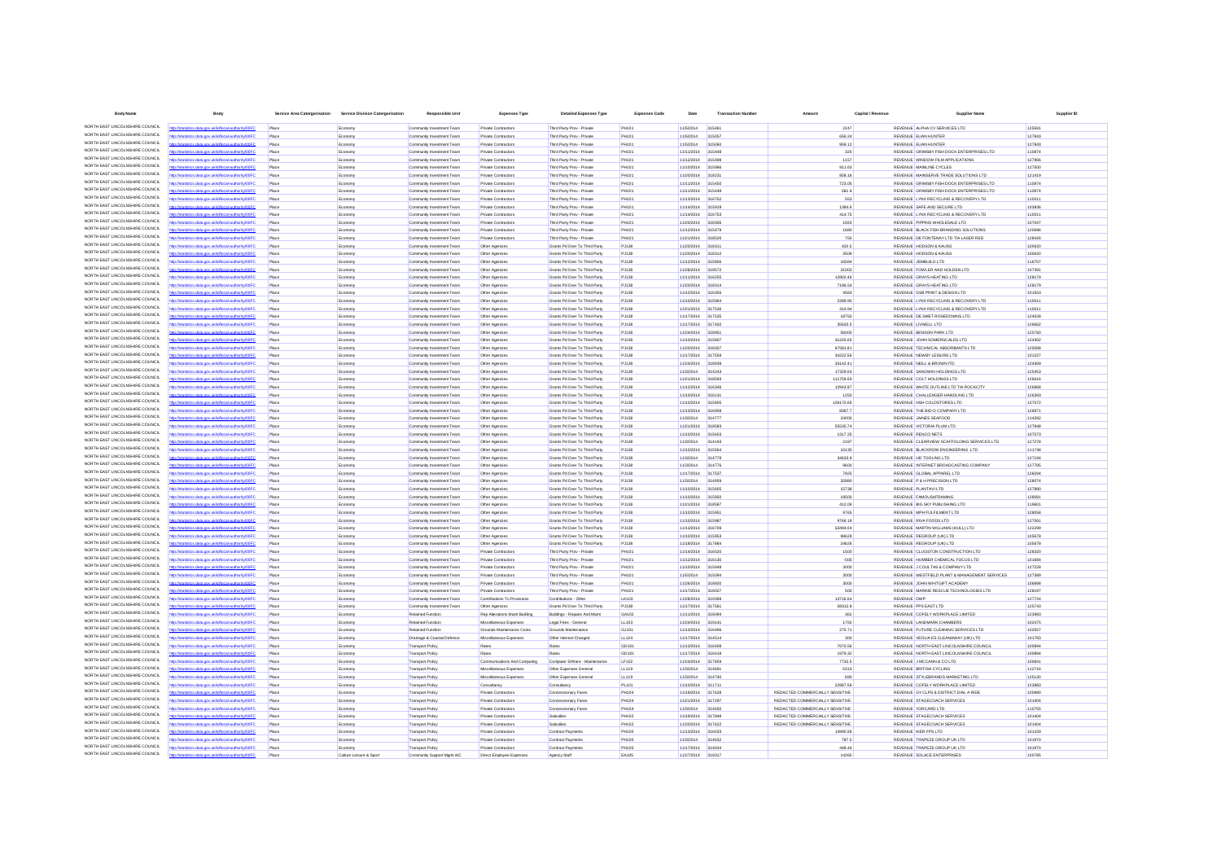| Body Name | Body | Service Area Catergorisation | Service Division Catergorisation | Responsible Unit | Expenses Type | Detailed Expenses Type | Expenses Code | Date | Transaction Number | Amount | Capital / Revenue | Supplier Name | Supplier ID |
|---|---|---|---|---|---|---|---|---|---|---|---|---|---|
| NORTH EAST LINCOLNSHIRE COUNCIL | http://statistics.data.gov.uk/id/local-authority/00FC | Place | Economy | Community Investment Team | Private Contractors | Third Party Prov - Private | PH101 | 11/03/2014 | 315461 | 2247 | REVENUE | ALPHA CV SERVICES LTD | 125591 |
| NORTH EAST LINCOLNSHIRE COUNCIL | http://statistics.data.gov.uk/id/local-authority/00FC | Place | Economy | Community Investment Team | Private Contractors | Third Party Prov - Private | PH101 | 11/03/2014 | 315057 | 656.24 | REVENUE | EUAN HUNTER | 127843 |
| NORTH EAST LINCOLNSHIRE COUNCIL | http://statistics.data.gov.uk/id/local-authority/00FC | Place | Economy | Community Investment Team | Private Contractors | Third Party Prov - Private | PH101 | 11/03/2014 | 315060 | 958.12 | REVENUE | EUAN HUNTER | 127843 |
| NORTH EAST LINCOLNSHIRE COUNCIL | http://statistics.data.gov.uk/id/local-authority/00FC | Place | Economy | Community Investment Team | Private Contractors | Third Party Prov - Private | PH101 | 11/11/2014 | 315448 | 220 | REVENUE | GRIMSBY FISH DOCK ENTERPRISES LTD | 110874 |
| NORTH EAST LINCOLNSHIRE COUNCIL | http://statistics.data.gov.uk/id/local-authority/00FC | Place | Economy | Community Investment Team | Private Contractors | Third Party Prov - Private | PH101 | 11/12/2014 | 315488 | 1157 | REVENUE | WINDOW FILM APPLICATIONS | 127966 |
| NORTH EAST LINCOLNSHIRE COUNCIL | http://statistics.data.gov.uk/id/local-authority/00FC | Place | Economy | Community Investment Team | Private Contractors | Third Party Prov - Private | PH101 | 11/10/2014 | 315086 | 911.63 | REVENUE | MAINLINE CYCLES | 127920 |
| NORTH EAST LINCOLNSHIRE COUNCIL | http://statistics.data.gov.uk/id/local-authority/00FC | Place | Economy | Community Investment Team | Private Contractors | Third Party Prov - Private | PH101 | 11/20/2014 | 318231 | 858.16 | REVENUE | MAINSERVE TRADE SOLUTIONS LTD | 121419 |
| NORTH EAST LINCOLNSHIRE COUNCIL | http://statistics.data.gov.uk/id/local-authority/00FC | Place | Economy | Community Investment Team | Private Contractors | Third Party Prov - Private | PH101 | 11/11/2014 | 315450 | 725.05 | REVENUE | GRIMSBY FISH DOCK ENTERPRISES LTD | 110874 |
| NORTH EAST LINCOLNSHIRE COUNCIL | http://statistics.data.gov.uk/id/local-authority/00FC | Place | Economy | Community Investment Team | Private Contractors | Third Party Prov - Private | PH101 | 11/11/2014 | 315448 | 581.9 | REVENUE | GRIMSBY FISH DOCK ENTERPRISES LTD | 110874 |
| NORTH EAST LINCOLNSHIRE COUNCIL | http://statistics.data.gov.uk/id/local-authority/00FC | Place | Economy | Community Investment Team | Private Contractors | Third Party Prov - Private | PH101 | 11/03/2014 | 316752 | 553 | REVENUE | LYNX RECYCLING & RECOVERY LTD | 110011 |
| NORTH EAST LINCOLNSHIRE COUNCIL | http://statistics.data.gov.uk/id/local-authority/00FC | Place | Economy | Community Investment Team | Private Contractors | Third Party Prov - Private | PH101 | 11/14/2014 | 315919 | 1384.6 | REVENUE | SAFE AND SECURE LTD | 103606 |
| NORTH EAST LINCOLNSHIRE COUNCIL | http://statistics.data.gov.uk/id/local-authority/00FC | Place | Economy | Community Investment Team | Private Contractors | Third Party Prov - Private | PH101 | 11/04/2014 | 316753 | 414.75 | REVENUE | LYNX RECYCLING & RECOVERY LTD | 110011 |
| NORTH EAST LINCOLNSHIRE COUNCIL | http://statistics.data.gov.uk/id/local-authority/00FC | Place | Economy | Community Investment Team | Private Contractors | Third Party Prov - Private | PH101 | 11/20/2014 | 318306 | 1920 | REVENUE | PIPPINS WHOLESALE LTD | 107047 |
| NORTH EAST LINCOLNSHIRE COUNCIL | http://statistics.data.gov.uk/id/local-authority/00FC | Place | Economy | Community Investment Team | Private Contractors | Third Party Prov - Private | PH101 | 11/12/2014 | 315479 | 1600 | REVENUE | BLACK FISH BRANDING SOLUTIONS | 122606 |
| NORTH EAST LINCOLNSHIRE COUNCIL | http://statistics.data.gov.uk/id/local-authority/00FC | Place | Economy | Community Investment Team | Private Contractors | Third Party Prov - Private | PH101 | 11/21/2014 | 318526 | 750 | REVENUE | DE FONTENAY LTD T/A LASER RED | 128626 |
| NORTH EAST LINCOLNSHIRE COUNCIL | http://statistics.data.gov.uk/id/local-authority/00FC | Place | Economy | Community Investment Team | Other Agencies | Grants Paid Over To Third Party | PJ138 | 11/20/2014 | 318311 | 420.5 | REVENUE | HODSON & KAUSS | 100620 |
| NORTH EAST LINCOLNSHIRE COUNCIL | http://statistics.data.gov.uk/id/local-authority/00FC | Place | Economy | Community Investment Team | Other Agencies | Grants Paid Over To Third Party | PJ138 | 11/20/2014 | 318312 | 3508 | REVENUE | HODSON & KAUSS | 100620 |
| NORTH EAST LINCOLNSHIRE COUNCIL | http://statistics.data.gov.uk/id/local-authority/00FC | Place | Economy | Community Investment Team | Other Agencies | Grants Paid Over To Third Party | PJ138 | 11/12/2014 | 315899 | 16584 | REVENUE | JEMBUILD LTD | 116707 |
| NORTH EAST LINCOLNSHIRE COUNCIL | http://statistics.data.gov.uk/id/local-authority/00FC | Place | Economy | Community Investment Team | Other Agencies | Grants Paid Over To Third Party | PJ138 | 11/28/2014 | 319572 | 31003 | REVENUE | FOWLER AND HOLDEN LTD | 107391 |
| NORTH EAST LINCOLNSHIRE COUNCIL | http://statistics.data.gov.uk/id/local-authority/00FC | Place | Economy | Community Investment Team | Other Agencies | Grants Paid Over To Third Party | PJ138 | 11/11/2014 | 316255 | 12802.46 | REVENUE | GRAYS HEATING LTD | 128179 |
| NORTH EAST LINCOLNSHIRE COUNCIL | http://statistics.data.gov.uk/id/local-authority/00FC | Place | Economy | Community Investment Team | Other Agencies | Grants Paid Over To Third Party | PJ138 | 11/20/2014 | 318314 | 7106.54 | REVENUE | GRAYS HEATING LTD | 128179 |
| NORTH EAST LINCOLNSHIRE COUNCIL | http://statistics.data.gov.uk/id/local-authority/00FC | Place | Economy | Community Investment Team | Other Agencies | Grants Paid Over To Third Party | PJ138 | 11/12/2014 | 316356 | 4583 | REVENUE | GSB PRINT & DESIGN LTD | 101553 |
| NORTH EAST LINCOLNSHIRE COUNCIL | http://statistics.data.gov.uk/id/local-authority/00FC | Place | Economy | Community Investment Team | Other Agencies | Grants Paid Over To Third Party | PJ138 | 11/10/2014 | 315964 | 2288.95 | REVENUE | LYNX RECYCLING & RECOVERY LTD | 110011 |
| NORTH EAST LINCOLNSHIRE COUNCIL | http://statistics.data.gov.uk/id/local-authority/00FC | Place | Economy | Community Investment Team | Other Agencies | Grants Paid Over To Third Party | PJ138 | 11/21/2014 | 317536 | 314.94 | REVENUE | LYNX RECYCLING & RECOVERY LTD | 110011 |
| NORTH EAST LINCOLNSHIRE COUNCIL | http://statistics.data.gov.uk/id/local-authority/00FC | Place | Economy | Community Investment Team | Other Agencies | Grants Paid Over To Third Party | PJ138 | 11/17/2014 | 317535 | 19750 | REVENUE | DE SMET ROSEDOWNS LTD | 124528 |
| NORTH EAST LINCOLNSHIRE COUNCIL | http://statistics.data.gov.uk/id/local-authority/00FC | Place | Economy | Community Investment Team | Other Agencies | Grants Paid Over To Third Party | PJ138 | 11/17/2014 | 317402 | 35603.5 | REVENUE | LIVWELL LTD | 126662 |
| NORTH EAST LINCOLNSHIRE COUNCIL | http://statistics.data.gov.uk/id/local-authority/00FC | Place | Economy | Community Investment Team | Other Agencies | Grants Paid Over To Third Party | PJ138 | 11/24/2014 | 318951 | 50000 | REVENUE | BENSON PARK LTD | 125760 |
| NORTH EAST LINCOLNSHIRE COUNCIL | http://statistics.data.gov.uk/id/local-authority/00FC | Place | Economy | Community Investment Team | Other Agencies | Grants Paid Over To Third Party | PJ138 | 11/10/2014 | 315887 | 31320.05 | REVENUE | JOHN SOMERSCALES LTD | 124302 |
| NORTH EAST LINCOLNSHIRE COUNCIL | http://statistics.data.gov.uk/id/local-authority/00FC | Place | Economy | Community Investment Team | Other Agencies | Grants Paid Over To Third Party | PJ138 | 11/20/2014 | 318307 | 67581.81 | REVENUE | TECHNICAL ABSORBANTS LTD | 125098 |
| NORTH EAST LINCOLNSHIRE COUNCIL | http://statistics.data.gov.uk/id/local-authority/00FC | Place | Economy | Community Investment Team | Other Agencies | Grants Paid Over To Third Party | PJ138 | 11/17/2014 | 317559 | 36222.56 | REVENUE | NEWBY LEISURE LTD | 101227 |
| NORTH EAST LINCOLNSHIRE COUNCIL | http://statistics.data.gov.uk/id/local-authority/00FC | Place | Economy | Community Investment Team | Other Agencies | Grants Paid Over To Third Party | PJ138 | 11/24/2014 | 318939 | 34142.41 | REVENUE | NEILL & BROWN LTD | 124369 |
| NORTH EAST LINCOLNSHIRE COUNCIL | http://statistics.data.gov.uk/id/local-authority/00FC | Place | Economy | Community Investment Team | Other Agencies | Grants Paid Over To Third Party | PJ138 | 11/03/2014 | 314243 | 17329.04 | REVENUE | SANGWIN HOLDINGS LTD | 125453 |
| NORTH EAST LINCOLNSHIRE COUNCIL | http://statistics.data.gov.uk/id/local-authority/00FC | Place | Economy | Community Investment Team | Other Agencies | Grants Paid Over To Third Party | PJ138 | 11/21/2014 | 318583 | 111758.59 | REVENUE | COLT HOLDINGS LTD | 126616 |
| NORTH EAST LINCOLNSHIRE COUNCIL | http://statistics.data.gov.uk/id/local-authority/00FC | Place | Economy | Community Investment Team | Other Agencies | Grants Paid Over To Third Party | PJ138 | 11/12/2014 | 316346 | 12943.97 | REVENUE | WHITE OUTLINE LTD T/A ROCKCITY | 126668 |
| NORTH EAST LINCOLNSHIRE COUNCIL | http://statistics.data.gov.uk/id/local-authority/00FC | Place | Economy | Community Investment Team | Other Agencies | Grants Paid Over To Third Party | PJ138 | 11/10/2014 | 316131 | 1250 | REVENUE | CHALLENGER HANDLING LTD | 126393 |
| NORTH EAST LINCOLNSHIRE COUNCIL | http://statistics.data.gov.uk/id/local-authority/00FC | Place | Economy | Community Investment Team | Other Agencies | Grants Paid Over To Third Party | PJ138 | 11/10/2014 | 315905 | 126170.06 | REVENUE | HSH COLDSTORES LTD | 127072 |
| NORTH EAST LINCOLNSHIRE COUNCIL | http://statistics.data.gov.uk/id/local-authority/00FC | Place | Economy | Community Investment Team | Other Agencies | Grants Paid Over To Third Party | PJ138 | 11/13/2014 | 316609 | 8367.7 | REVENUE | THE BIO-D COMPANY LTD | 126871 |
| NORTH EAST LINCOLNSHIRE COUNCIL | http://statistics.data.gov.uk/id/local-authority/00FC | Place | Economy | Community Investment Team | Other Agencies | Grants Paid Over To Third Party | PJ138 | 11/03/2014 | 314777 | 24000 | REVENUE | JAMES SEAFOOD | 114202 |
| NORTH EAST LINCOLNSHIRE COUNCIL | http://statistics.data.gov.uk/id/local-authority/00FC | Place | Economy | Community Investment Team | Other Agencies | Grants Paid Over To Third Party | PJ138 | 11/21/2014 | 318583 | 55520.74 | REVENUE | VICTORIA PLUM LTD | 127848 |
| NORTH EAST LINCOLNSHIRE COUNCIL | http://statistics.data.gov.uk/id/local-authority/00FC | Place | Economy | Community Investment Team | Other Agencies | Grants Paid Over To Third Party | PJ138 | 11/10/2014 | 315603 | 1317.25 | REVENUE | RENCO NETS | 107073 |
| NORTH EAST LINCOLNSHIRE COUNCIL | http://statistics.data.gov.uk/id/local-authority/00FC | Place | Economy | Community Investment Team | Other Agencies | Grants Paid Over To Third Party | PJ138 | 11/03/2014 | 314193 | 2197 | REVENUE | CLEARVIEW SCAFFOLDING SERVICES LTD | 127279 |
| NORTH EAST LINCOLNSHIRE COUNCIL | http://statistics.data.gov.uk/id/local-authority/00FC | Place | Economy | Community Investment Team | Other Agencies | Grants Paid Over To Third Party | PJ138 | 11/10/2014 | 315564 | 10135 | REVENUE | BLACKROW ENGINEERING LTD | 111748 |
| NORTH EAST LINCOLNSHIRE COUNCIL | http://statistics.data.gov.uk/id/local-authority/00FC | Place | Economy | Community Investment Team | Other Agencies | Grants Paid Over To Third Party | PJ138 | 11/03/2014 | 314778 | 34603.6 | REVENUE | HD TOOLING LTD | 127194 |
| NORTH EAST LINCOLNSHIRE COUNCIL | http://statistics.data.gov.uk/id/local-authority/00FC | Place | Economy | Community Investment Team | Other Agencies | Grants Paid Over To Third Party | PJ138 | 11/03/2014 | 314776 | 9600 | REVENUE | INTERNET BROADCASTING COMPANY | 127795 |
| NORTH EAST LINCOLNSHIRE COUNCIL | http://statistics.data.gov.uk/id/local-authority/00FC | Place | Economy | Community Investment Team | Other Agencies | Grants Paid Over To Third Party | PJ138 | 11/17/2014 | 317537 | 7925 | REVENUE | GLOBAL APPAREL LTD | 128294 |
| NORTH EAST LINCOLNSHIRE COUNCIL | http://statistics.data.gov.uk/id/local-authority/00FC | Place | Economy | Community Investment Team | Other Agencies | Grants Paid Over To Third Party | PJ138 | 11/03/2014 | 314959 | 32880 | REVENUE | P & H PRECISION LTD | 108074 |
| NORTH EAST LINCOLNSHIRE COUNCIL | http://statistics.data.gov.uk/id/local-authority/00FC | Place | Economy | Community Investment Team | Other Agencies | Grants Paid Over To Third Party | PJ138 | 11/10/2014 | 315605 | 15738 | REVENUE | PLANTAVI LTD | 127880 |
| NORTH EAST LINCOLNSHIRE COUNCIL | http://statistics.data.gov.uk/id/local-authority/00FC | Place | Economy | Community Investment Team | Other Agencies | Grants Paid Over To Third Party | PJ138 | 11/10/2014 | 315950 | 19500 | REVENUE | FAMOUSFRAMING | 128081 |
| NORTH EAST LINCOLNSHIRE COUNCIL | http://statistics.data.gov.uk/id/local-authority/00FC | Place | Economy | Community Investment Team | Other Agencies | Grants Paid Over To Third Party | PJ138 | 11/21/2014 | 318587 | 412.05 | REVENUE | BIG SKY PUBLISHING LTD | 119601 |
| NORTH EAST LINCOLNSHIRE COUNCIL | http://statistics.data.gov.uk/id/local-authority/00FC | Place | Economy | Community Investment Team | Other Agencies | Grants Paid Over To Third Party | PJ138 | 11/10/2014 | 315955 | 9765 | REVENUE | MPH FULFILMENT LTD | 128058 |
| NORTH EAST LINCOLNSHIRE COUNCIL | http://statistics.data.gov.uk/id/local-authority/00FC | Place | Economy | Community Investment Team | Other Agencies | Grants Paid Over To Third Party | PJ138 | 11/10/2014 | 315987 | 8766.19 | REVENUE | RIVA FOODS LTD | 127061 |
| NORTH EAST LINCOLNSHIRE COUNCIL | http://statistics.data.gov.uk/id/local-authority/00FC | Place | Economy | Community Investment Team | Other Agencies | Grants Paid Over To Third Party | PJ138 | 11/13/2014 | 316709 | 53494.04 | REVENUE | MARTIN WILLIAMS (HULL) LTD | 122299 |
| NORTH EAST LINCOLNSHIRE COUNCIL | http://statistics.data.gov.uk/id/local-authority/00FC | Place | Economy | Community Investment Team | Other Agencies | Grants Paid Over To Third Party | PJ138 | 11/10/2014 | 315953 | 88629 | REVENUE | REGROUP (UK) LTD | 105678 |
| NORTH EAST LINCOLNSHIRE COUNCIL | http://statistics.data.gov.uk/id/local-authority/00FC | Place | Economy | Community Investment Team | Other Agencies | Grants Paid Over To Third Party | PJ138 | 11/18/2014 | 317984 | 34626 | REVENUE | REGROUP (UK) LTD | 105678 |
| NORTH EAST LINCOLNSHIRE COUNCIL | http://statistics.data.gov.uk/id/local-authority/00FC | Place | Economy | Community Investment Team | Private Contractors | Third Party Prov - Private | PH101 | 11/04/2014 | 316520 | 1500 | REVENUE | CLUGSTON CONSTRUCTION LTD | 109320 |
| NORTH EAST LINCOLNSHIRE COUNCIL | http://statistics.data.gov.uk/id/local-authority/00FC | Place | Economy | Community Investment Team | Private Contractors | Third Party Prov - Private | PH101 | 11/12/2014 | 316130 | -500 | REVENUE | HUMBER CHEMICAL FOCUS LTD | 101684 |
| NORTH EAST LINCOLNSHIRE COUNCIL | http://statistics.data.gov.uk/id/local-authority/00FC | Place | Economy | Community Investment Team | Private Contractors | Third Party Prov - Private | PH101 | 11/10/2014 | 315949 | 3000 | REVENUE | J COULTAS & COMPANY LTD | 127239 |
| NORTH EAST LINCOLNSHIRE COUNCIL | http://statistics.data.gov.uk/id/local-authority/00FC | Place | Economy | Community Investment Team | Private Contractors | Third Party Prov - Private | PH101 | 11/03/2014 | 315094 | 3000 | REVENUE | WESTFIELD PLANT & MANAGEMENT SERVICES | 127389 |
| NORTH EAST LINCOLNSHIRE COUNCIL | http://statistics.data.gov.uk/id/local-authority/00FC | Place | Economy | Community Investment Team | Private Contractors | Third Party Prov - Private | PH101 | 11/26/2014 | 318920 | 3000 | REVENUE | JOHN WHITGIFT ACADEMY | 106898 |
| NORTH EAST LINCOLNSHIRE COUNCIL | http://statistics.data.gov.uk/id/local-authority/00FC | Place | Economy | Community Investment Team | Private Contractors | Third Party Prov - Private | PH101 | 11/17/2014 | 316027 | 500 | REVENUE | MARINE RESCUE TECHNOLOGIES LTD | 128197 |
| NORTH EAST LINCOLNSHIRE COUNCIL | http://statistics.data.gov.uk/id/local-authority/00FC | Place | Economy | Community Investment Team | Contributions To Provisions | Contributions - Other | LK103 | 11/28/2014 | 319389 | 13716.54 | REVENUE | DWP | 127724 |
| NORTH EAST LINCOLNSHIRE COUNCIL | http://statistics.data.gov.uk/id/local-authority/00FC | Place | Economy | Community Investment Team | Other Agencies | Grants Paid Over To Third Party | PJ138 | 11/17/2014 | 317561 | 58312.8 | REVENUE | PPS EAST LTD | 125743 |
| NORTH EAST LINCOLNSHIRE COUNCIL | http://statistics.data.gov.uk/id/local-authority/00FC | Place | Economy | Retained Function | Rep Alterations Maint Building | Buildings - Repairs And Maint | GA102 | 11/11/2014 | 316094 | 262 | REVENUE | COFELY WORKPLACE LIMITED | 123983 |
| NORTH EAST LINCOLNSHIRE COUNCIL | http://statistics.data.gov.uk/id/local-authority/00FC | Place | Economy | Retained Function | Miscellaneous Expenses | Legal Fees - General | LL103 | 11/24/2014 | 319141 | 1750 | REVENUE | LANDMARK CHAMBERS | 102475 |
| NORTH EAST LINCOLNSHIRE COUNCIL | http://statistics.data.gov.uk/id/local-authority/00FC | Place | Economy | Retained Function | Grounds Maintenance Costs | Grounds Maintenance | GJ101 | 11/13/2014 | 316496 | 275.71 | REVENUE | FUTURE CLEANING SERVICES LTD | 101557 |
| NORTH EAST LINCOLNSHIRE COUNCIL | http://statistics.data.gov.uk/id/local-authority/00FC | Place | Economy | Drainage & Coastal Defence | Miscellaneous Expenses | Other Interest Charged | LL124 | 11/17/2014 | 314514 | 300 | REVENUE | VEOLIA ES CLEANAWAY (UK) LTD | 101783 |
| NORTH EAST LINCOLNSHIRE COUNCIL | http://statistics.data.gov.uk/id/local-authority/00FC | Place | Economy | Transport Policy | Rates | Rates | GD101 | 11/13/2014 | 316408 | 7670.56 | REVENUE | NORTH EAST LINCOLNSHIRE COUNCIL | 100894 |
| NORTH EAST LINCOLNSHIRE COUNCIL | http://statistics.data.gov.uk/id/local-authority/00FC | Place | Economy | Transport Policy | Rates | Rates | GD101 | 11/17/2014 | 316418 | 1978.32 | REVENUE | NORTH EAST LINCOLNSHIRE COUNCIL | 100894 |
| NORTH EAST LINCOLNSHIRE COUNCIL | http://statistics.data.gov.uk/id/local-authority/00FC | Place | Economy | Transport Policy | Communications And Computing | Computer S/Ware - Maintenance | LF102 | 11/24/2014 | 317659 | 7732.5 | REVENUE | J MCCANN & CO LTD | 100841 |
| NORTH EAST LINCOLNSHIRE COUNCIL | http://statistics.data.gov.uk/id/local-authority/00FC | Place | Economy | Transport Policy | Miscellaneous Expenses | Other Expenses General | LL119 | 11/03/2014 | 314681 | 5313 | REVENUE | BRITISH CYCLING | 112716 |
| NORTH EAST LINCOLNSHIRE COUNCIL | http://statistics.data.gov.uk/id/local-authority/00FC | Place | Economy | Transport Policy | Miscellaneous Expenses | Other Expenses General | LL119 | 11/03/2014 | 314740 | 690 | REVENUE | STYLEBRANDS MARKETING LTD | 125130 |
| NORTH EAST LINCOLNSHIRE COUNCIL | http://statistics.data.gov.uk/id/local-authority/00FC | Place | Economy | Transport Policy | Consultancy | Consultancy | PL101 | 11/10/2014 | 311711 | 22967.58 | REVENUE | COFELY WORKPLACE LIMITED | 123983 |
| NORTH EAST LINCOLNSHIRE COUNCIL | http://statistics.data.gov.uk/id/local-authority/00FC | Place | Economy | Transport Policy | Private Contractors | Concessionary Fares | PH104 | 11/18/2014 | 317628 | REDACTED COMMERCIALLY SENSITIVE | REVENUE | GY CLPS & DISTRICT DIAL A RIDE | 100860 |
| NORTH EAST LINCOLNSHIRE COUNCIL | http://statistics.data.gov.uk/id/local-authority/00FC | Place | Economy | Transport Policy | Private Contractors | Concessionary Fares | PH104 | 11/21/2014 | 317297 | REDACTED COMMERCIALLY SENSITIVE | REVENUE | STAGECOACH SERVICES | 101404 |
| NORTH EAST LINCOLNSHIRE COUNCIL | http://statistics.data.gov.uk/id/local-authority/00FC | Place | Economy | Transport Policy | Private Contractors | Concessionary Fares | PH104 | 11/03/2014 | 314660 | REDACTED COMMERCIALLY SENSITIVE | REVENUE | YORCARD LTD | 110755 |
| NORTH EAST LINCOLNSHIRE COUNCIL | http://statistics.data.gov.uk/id/local-authority/00FC | Place | Economy | Transport Policy | Private Contractors | Subsidies | PH102 | 11/18/2014 | 317848 | REDACTED COMMERCIALLY SENSITIVE | REVENUE | STAGECOACH SERVICES | 101404 |
| NORTH EAST LINCOLNSHIRE COUNCIL | http://statistics.data.gov.uk/id/local-authority/00FC | Place | Economy | Transport Policy | Private Contractors | Subsidies | PH102 | 11/20/2014 | 317622 | REDACTED COMMERCIALLY SENSITIVE | REVENUE | STAGECOACH SERVICES | 101404 |
| NORTH EAST LINCOLNSHIRE COUNCIL | http://statistics.data.gov.uk/id/local-authority/00FC | Place | Economy | Transport Policy | Private Contractors | Contract Payments | PH105 | 11/13/2014 | 316033 | 14990.58 | REVENUE | KIER FPS LTD | 101159 |
| NORTH EAST LINCOLNSHIRE COUNCIL | http://statistics.data.gov.uk/id/local-authority/00FC | Place | Economy | Transport Policy | Private Contractors | Contract Payments | PH105 | 11/03/2014 | 314632 | 787.5 | REVENUE | TRAPEZE GROUP UK LTD | 101970 |
| NORTH EAST LINCOLNSHIRE COUNCIL | http://statistics.data.gov.uk/id/local-authority/00FC | Place | Economy | Transport Policy | Private Contractors | Contract Payments | PH105 | 11/17/2014 | 314634 | 448.44 | REVENUE | TRAPEZE GROUP UK LTD | 101970 |
| NORTH EAST LINCOLNSHIRE COUNCIL | http://statistics.data.gov.uk/id/local-authority/00FC | Place | Culture Leisure & Sport | Community Support Mgmt A/C | Direct Employee Expenses | Agency Staff | EA105 | 11/27/2014 | 319317 | 16260 | REVENUE | SOLACE ENTERPRISES | 100785 |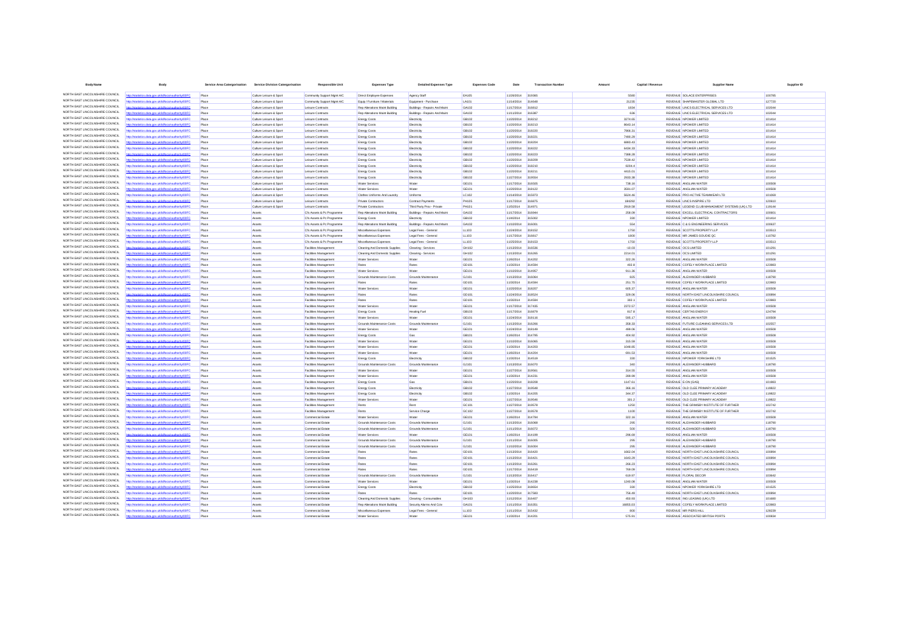| Body Name | Body | Service Area Catergorisation | Service Division Catergorisation | Responsible Unit | Expenses Type | Detailed Expenses Type | Expenses Code | Date | Transaction Number | Amount | Capital / Revenue | Supplier Name | Supplier ID |
|---|---|---|---|---|---|---|---|---|---|---|---|---|---|
| NORTH EAST LINCOLNSHIRE COUNCIL | http://statistics.data.gov.uk/id/local-authority/00FC | Place | Culture Leisure & Sport | Community Support Mgmt A/C | Direct Employee Expenses | Agency Staff | EA105 | 11/26/2014 | 319365 | 5580 | REVENUE | SOLACE ENTERPRISES | 100785 |
| NORTH EAST LINCOLNSHIRE COUNCIL | http://statistics.data.gov.uk/id/local-authority/00FC | Place | Culture Leisure & Sport | Community Support Mgmt A/C | Equip / Furniture / Materials | Equipment - Purchase | LA101 | 11/14/2014 | 314648 | 21235 | REVENUE | SHAPEMASTER GLOBAL LTD | 127720 |
| NORTH EAST LINCOLNSHIRE COUNCIL | http://statistics.data.gov.uk/id/local-authority/00FC | Place | Culture Leisure & Sport | Leisure Contracts | Rep Alterations Maint Building | Buildings - Repairs And Maint | GA102 | 11/17/2014 | 316612 | 1834 | REVENUE | LINCS ELECTRICAL SERVICES LTD | 102344 |
| NORTH EAST LINCOLNSHIRE COUNCIL | http://statistics.data.gov.uk/id/local-authority/00FC | Place | Culture Leisure & Sport | Leisure Contracts | Rep Alterations Maint Building | Buildings - Repairs And Maint | GA102 | 11/11/2014 | 316387 | 636 | REVENUE | LINCS ELECTRICAL SERVICES LTD | 102344 |
| NORTH EAST LINCOLNSHIRE COUNCIL | http://statistics.data.gov.uk/id/local-authority/00FC | Place | Culture Leisure & Sport | Leisure Contracts | Energy Costs | Electricity | GB102 | 11/20/2014 | 318212 | 3274.65 | REVENUE | NPOWER LIMITED | 101414 |
| NORTH EAST LINCOLNSHIRE COUNCIL | http://statistics.data.gov.uk/id/local-authority/00FC | Place | Culture Leisure & Sport | Leisure Contracts | Energy Costs | Electricity | GB102 | 11/20/2014 | 318213 | 8643.14 | REVENUE | NPOWER LIMITED | 101414 |
| NORTH EAST LINCOLNSHIRE COUNCIL | http://statistics.data.gov.uk/id/local-authority/00FC | Place | Culture Leisure & Sport | Leisure Contracts | Energy Costs | Electricity | GB102 | 11/20/2014 | 318220 | 7866.31 | REVENUE | NPOWER LIMITED | 101414 |
| NORTH EAST LINCOLNSHIRE COUNCIL | http://statistics.data.gov.uk/id/local-authority/00FC | Place | Culture Leisure & Sport | Leisure Contracts | Energy Costs | Electricity | GB102 | 11/20/2014 | 318221 | 7490.29 | REVENUE | NPOWER LIMITED | 101414 |
| NORTH EAST LINCOLNSHIRE COUNCIL | http://statistics.data.gov.uk/id/local-authority/00FC | Place | Culture Leisure & Sport | Leisure Contracts | Energy Costs | Electricity | GB102 | 11/20/2014 | 318204 | 6883.43 | REVENUE | NPOWER LIMITED | 101414 |
| NORTH EAST LINCOLNSHIRE COUNCIL | http://statistics.data.gov.uk/id/local-authority/00FC | Place | Culture Leisure & Sport | Leisure Contracts | Energy Costs | Electricity | GB102 | 11/20/2014 | 318222 | 6434.33 | REVENUE | NPOWER LIMITED | 101414 |
| NORTH EAST LINCOLNSHIRE COUNCIL | http://statistics.data.gov.uk/id/local-authority/00FC | Place | Culture Leisure & Sport | Leisure Contracts | Energy Costs | Electricity | GB102 | 11/20/2014 | 318223 | 7388.28 | REVENUE | NPOWER LIMITED | 101414 |
| NORTH EAST LINCOLNSHIRE COUNCIL | http://statistics.data.gov.uk/id/local-authority/00FC | Place | Culture Leisure & Sport | Leisure Contracts | Energy Costs | Electricity | GB102 | 11/20/2014 | 318209 | 7539.43 | REVENUE | NPOWER LIMITED | 101414 |
| NORTH EAST LINCOLNSHIRE COUNCIL | http://statistics.data.gov.uk/id/local-authority/00FC | Place | Culture Leisure & Sport | Leisure Contracts | Energy Costs | Electricity | GB102 | 11/20/2014 | 318210 | 8204.4 | REVENUE | NPOWER LIMITED | 101414 |
| NORTH EAST LINCOLNSHIRE COUNCIL | http://statistics.data.gov.uk/id/local-authority/00FC | Place | Culture Leisure & Sport | Leisure Contracts | Energy Costs | Electricity | GB102 | 11/20/2014 | 318211 | 4415.01 | REVENUE | NPOWER LIMITED | 101414 |
| NORTH EAST LINCOLNSHIRE COUNCIL | http://statistics.data.gov.uk/id/local-authority/00FC | Place | Culture Leisure & Sport | Leisure Contracts | Energy Costs | Electricity | GB102 | 11/27/2014 | 319554 | 2933.38 | REVENUE | NPOWER LIMITED | 101414 |
| NORTH EAST LINCOLNSHIRE COUNCIL | http://statistics.data.gov.uk/id/local-authority/00FC | Place | Culture Leisure & Sport | Leisure Contracts | Water Services | Water | GE101 | 11/17/2014 | 316505 | 738.16 | REVENUE | ANGLIAN WATER | 100508 |
| NORTH EAST LINCOLNSHIRE COUNCIL | http://statistics.data.gov.uk/id/local-authority/00FC | Place | Culture Leisure & Sport | Leisure Contracts | Water Services | Water | GE101 | 11/20/2014 | 318122 | 3581.07 | REVENUE | ANGLIAN WATER | 100508 |
| NORTH EAST LINCOLNSHIRE COUNCIL | http://statistics.data.gov.uk/id/local-authority/00FC | Place | Culture Leisure & Sport | Leisure Contracts | Clothes Uniforms And Laundry | Uniforms | LC102 | 11/14/2014 | 315973 | 5024.46 | REVENUE | PRO-ACTIVE TEAMWEAR LTD | 101669 |
| NORTH EAST LINCOLNSHIRE COUNCIL | http://statistics.data.gov.uk/id/local-authority/00FC | Place | Culture Leisure & Sport | Leisure Contracts | Private Contractors | Contract Payments | PH105 | 11/17/2014 | 316875 | 184292 | REVENUE | LINCS INSPIRE LTD | 120610 |
| NORTH EAST LINCOLNSHIRE COUNCIL | http://statistics.data.gov.uk/id/local-authority/00FC | Place | Culture Leisure & Sport | Leisure Contracts | Private Contractors | Third Party Prov - Private | PH101 | 11/5/2014 | 314971 | 2918.58 | REVENUE | LEGEND CLUB MANAGMENT SYSTEMS (UK) LTD | 119144 |
| NORTH EAST LINCOLNSHIRE COUNCIL | http://statistics.data.gov.uk/id/local-authority/00FC | Place | Assets | Cfs Assets & Pc Programme | Rep Alterations Maint Building | Buildings - Repairs And Maint | GA102 | 11/17/2014 | 316944 | 258.09 | REVENUE | EXCELL ELECTRICAL CONTRACTORS | 100601 |
| NORTH EAST LINCOLNSHIRE COUNCIL | http://statistics.data.gov.uk/id/local-authority/00FC | Place | Assets | Cfs Assets & Pc Programme | Energy Costs | Electricity | GB102 | 11/6/2014 | 315302 | 330 | REVENUE | NPOWER LIMITED | 101414 |
| NORTH EAST LINCOLNSHIRE COUNCIL | http://statistics.data.gov.uk/id/local-authority/00FC | Place | Assets | Cfs Assets & Pc Programme | Rep Alterations Maint Building | Buildings - Repairs And Maint | GA102 | 11/10/2014 | 316001 | 554 | REVENUE | C & G ENGINEERING SERVICES | 100637 |
| NORTH EAST LINCOLNSHIRE COUNCIL | http://statistics.data.gov.uk/id/local-authority/00FC | Place | Assets | Cfs Assets & Pc Programme | Miscellaneous Expenses | Legal Fees - General | LL103 | 11/24/2014 | 318152 | 1750 | REVENUE | SCOTTS PROPERTY LLP | 103513 |
| NORTH EAST LINCOLNSHIRE COUNCIL | http://statistics.data.gov.uk/id/local-authority/00FC | Place | Assets | Cfs Assets & Pc Programme | Miscellaneous Expenses | Legal Fees - General | LL103 | 11/17/2014 | 316657 | 1800 | REVENUE | MR JAMES GOUDIE QC | 110760 |
| NORTH EAST LINCOLNSHIRE COUNCIL | http://statistics.data.gov.uk/id/local-authority/00FC | Place | Assets | Cfs Assets & Pc Programme | Miscellaneous Expenses | Legal Fees - General | LL103 | 11/25/2014 | 318153 | 1750 | REVENUE | SCOTTS PROPERTY LLP | 103513 |
| NORTH EAST LINCOLNSHIRE COUNCIL | http://statistics.data.gov.uk/id/local-authority/00FC | Place | Assets | Facilities Management | Cleaning And Domestic Supplies | Cleaning - Services | GH102 | 11/13/2014 | 316536 | -10.03 | REVENUE | OCS LIMITED | 101291 |
| NORTH EAST LINCOLNSHIRE COUNCIL | http://statistics.data.gov.uk/id/local-authority/00FC | Place | Assets | Facilities Management | Cleaning And Domestic Supplies | Cleaning - Services | GH102 | 11/13/2014 | 316265 | 2214.01 | REVENUE | OCS LIMITED | 101291 |
| NORTH EAST LINCOLNSHIRE COUNCIL | http://statistics.data.gov.uk/id/local-authority/00FC | Place | Assets | Facilities Management | Water Services | Water | GE101 | 11/6/2014 | 314203 | 322.26 | REVENUE | ANGLIAN WATER | 100508 |
| NORTH EAST LINCOLNSHIRE COUNCIL | http://statistics.data.gov.uk/id/local-authority/00FC | Place | Assets | Facilities Management | Rates | Rates | GD101 | 11/3/2014 | 314584 | 402.8 | REVENUE | COFELY WORKPLACE LIMITED | 123983 |
| NORTH EAST LINCOLNSHIRE COUNCIL | http://statistics.data.gov.uk/id/local-authority/00FC | Place | Assets | Facilities Management | Water Services | Water | GE101 | 11/10/2014 | 314957 | 911.36 | REVENUE | ANGLIAN WATER | 100508 |
| NORTH EAST LINCOLNSHIRE COUNCIL | http://statistics.data.gov.uk/id/local-authority/00FC | Place | Assets | Facilities Management | Grounds Maintenance Costs | Grounds Maintenance | GJ101 | 11/13/2014 | 316064 | 925 | REVENUE | ALEXANDER HUBBARD | 118790 |
| NORTH EAST LINCOLNSHIRE COUNCIL | http://statistics.data.gov.uk/id/local-authority/00FC | Place | Assets | Facilities Management | Rates | Rates | GD101 | 11/3/2014 | 314584 | 251.75 | REVENUE | COFELY WORKPLACE LIMITED | 123983 |
| NORTH EAST LINCOLNSHIRE COUNCIL | http://statistics.data.gov.uk/id/local-authority/00FC | Place | Assets | Facilities Management | Water Services | Water | GE101 | 11/20/2014 | 318337 | 605.37 | REVENUE | ANGLIAN WATER | 100508 |
| NORTH EAST LINCOLNSHIRE COUNCIL | http://statistics.data.gov.uk/id/local-authority/00FC | Place | Assets | Facilities Management | Rates | Rates | GD101 | 11/24/2014 | 318524 | 329.06 | REVENUE | NORTH EAST LINCOLNSHIRE COUNCIL | 100894 |
| NORTH EAST LINCOLNSHIRE COUNCIL | http://statistics.data.gov.uk/id/local-authority/00FC | Place | Assets | Facilities Management | Rates | Rates | GD101 | 11/3/2014 | 314584 | 302.1 | REVENUE | COFELY WORKPLACE LIMITED | 123983 |
| NORTH EAST LINCOLNSHIRE COUNCIL | http://statistics.data.gov.uk/id/local-authority/00FC | Place | Assets | Facilities Management | Water Services | Water | GE101 | 11/17/2014 | 317435 | 2372.57 | REVENUE | ANGLIAN WATER | 100508 |
| NORTH EAST LINCOLNSHIRE COUNCIL | http://statistics.data.gov.uk/id/local-authority/00FC | Place | Assets | Facilities Management | Energy Costs | Heating Fuel | GB103 | 11/17/2014 | 316679 | 917.8 | REVENUE | CERTAS ENERGY | 124794 |
| NORTH EAST LINCOLNSHIRE COUNCIL | http://statistics.data.gov.uk/id/local-authority/00FC | Place | Assets | Facilities Management | Water Services | Water | GE101 | 11/24/2014 | 318116 | 595.17 | REVENUE | ANGLIAN WATER | 100508 |
| NORTH EAST LINCOLNSHIRE COUNCIL | http://statistics.data.gov.uk/id/local-authority/00FC | Place | Assets | Facilities Management | Grounds Maintenance Costs | Grounds Maintenance | GJ101 | 11/13/2014 | 316266 | 358.33 | REVENUE | FUTURE CLEANING SERVICES LTD | 103557 |
| NORTH EAST LINCOLNSHIRE COUNCIL | http://statistics.data.gov.uk/id/local-authority/00FC | Place | Assets | Facilities Management | Water Services | Water | GE101 | 11/24/2014 | 318149 | 499.06 | REVENUE | ANGLIAN WATER | 100508 |
| NORTH EAST LINCOLNSHIRE COUNCIL | http://statistics.data.gov.uk/id/local-authority/00FC | Place | Assets | Facilities Management | Energy Costs | Gas | GB101 | 11/6/2014 | 314785 | 408.92 | REVENUE | ANGLIAN WATER | 100508 |
| NORTH EAST LINCOLNSHIRE COUNCIL | http://statistics.data.gov.uk/id/local-authority/00FC | Place | Assets | Facilities Management | Water Services | Water | GE101 | 11/10/2014 | 316065 | 315.59 | REVENUE | ANGLIAN WATER | 100508 |
| NORTH EAST LINCOLNSHIRE COUNCIL | http://statistics.data.gov.uk/id/local-authority/00FC | Place | Assets | Facilities Management | Water Services | Water | GE101 | 11/6/2014 | 314203 | 1048.85 | REVENUE | ANGLIAN WATER | 100508 |
| NORTH EAST LINCOLNSHIRE COUNCIL | http://statistics.data.gov.uk/id/local-authority/00FC | Place | Assets | Facilities Management | Water Services | Water | GE101 | 11/6/2014 | 314204 | 691.53 | REVENUE | ANGLIAN WATER | 100508 |
| NORTH EAST LINCOLNSHIRE COUNCIL | http://statistics.data.gov.uk/id/local-authority/00FC | Place | Assets | Facilities Management | Energy Costs | Electricity | GB102 | 11/3/2014 | 314519 | 330 | REVENUE | NPOWER YORKSHIRE LTD | 101525 |
| NORTH EAST LINCOLNSHIRE COUNCIL | http://statistics.data.gov.uk/id/local-authority/00FC | Place | Assets | Facilities Management | Grounds Maintenance Costs | Grounds Maintenance | GJ101 | 11/13/2014 | 316070 | 340 | REVENUE | ALEXANDER HUBBARD | 118790 |
| NORTH EAST LINCOLNSHIRE COUNCIL | http://statistics.data.gov.uk/id/local-authority/00FC | Place | Assets | Facilities Management | Water Services | Water | GE101 | 11/27/2014 | 319561 | 314.55 | REVENUE | ANGLIAN WATER | 100508 |
| NORTH EAST LINCOLNSHIRE COUNCIL | http://statistics.data.gov.uk/id/local-authority/00FC | Place | Assets | Facilities Management | Water Services | Water | GE101 | 11/3/2014 | 314231 | 289.99 | REVENUE | ANGLIAN WATER | 100508 |
| NORTH EAST LINCOLNSHIRE COUNCIL | http://statistics.data.gov.uk/id/local-authority/00FC | Place | Assets | Facilities Management | Energy Costs | Gas | GB101 | 11/20/2014 | 318208 | 1147.61 | REVENUE | E-ON (GAS) | 101660 |
| NORTH EAST LINCOLNSHIRE COUNCIL | http://statistics.data.gov.uk/id/local-authority/00FC | Place | Assets | Facilities Management | Energy Costs | Electricity | GB102 | 11/27/2014 | 319548 | 366.16 | REVENUE | OLD CLEE PRIMARY ACADEMY | 119822 |
| NORTH EAST LINCOLNSHIRE COUNCIL | http://statistics.data.gov.uk/id/local-authority/00FC | Place | Assets | Facilities Management | Energy Costs | Electricity | GB102 | 11/3/2014 | 314205 | 344.37 | REVENUE | OLD CLEE PRIMARY ACADEMY | 119822 |
| NORTH EAST LINCOLNSHIRE COUNCIL | http://statistics.data.gov.uk/id/local-authority/00FC | Place | Assets | Facilities Management | Water Services | Water | GE101 | 11/27/2014 | 319546 | 301.2 | REVENUE | OLD CLEE PRIMARY ACADEMY | 119822 |
| NORTH EAST LINCOLNSHIRE COUNCIL | http://statistics.data.gov.uk/id/local-authority/00FC | Place | Assets | Facilities Management | Rents | Rent | GC101 | 11/27/2014 | 319578 | 1250 | REVENUE | THE GRIMSBY INSTITUTE OF FURTHER | 102742 |
| NORTH EAST LINCOLNSHIRE COUNCIL | http://statistics.data.gov.uk/id/local-authority/00FC | Place | Assets | Facilities Management | Rents | Service Charge | GC102 | 11/27/2014 | 319578 | 1100 | REVENUE | THE GRIMSBY INSTITUTE OF FURTHER | 102742 |
| NORTH EAST LINCOLNSHIRE COUNCIL | http://statistics.data.gov.uk/id/local-authority/00FC | Place | Assets | Commercial Estate | Water Services | Water | GE101 | 11/6/2014 | 314784 | 322.16 | REVENUE | ANGLIAN WATER | 100508 |
| NORTH EAST LINCOLNSHIRE COUNCIL | http://statistics.data.gov.uk/id/local-authority/00FC | Place | Assets | Commercial Estate | Grounds Maintenance Costs | Grounds Maintenance | GJ101 | 11/13/2014 | 316068 | 295 | REVENUE | ALEXANDER HUBBARD | 118790 |
| NORTH EAST LINCOLNSHIRE COUNCIL | http://statistics.data.gov.uk/id/local-authority/00FC | Place | Assets | Commercial Estate | Grounds Maintenance Costs | Grounds Maintenance | GJ101 | 11/11/2014 | 316072 | 500 | REVENUE | ALEXANDER HUBBARD | 118790 |
| NORTH EAST LINCOLNSHIRE COUNCIL | http://statistics.data.gov.uk/id/local-authority/00FC | Place | Assets | Commercial Estate | Water Services | Water | GE101 | 11/6/2014 | 314199 | 296.69 | REVENUE | ANGLIAN WATER | 100508 |
| NORTH EAST LINCOLNSHIRE COUNCIL | http://statistics.data.gov.uk/id/local-authority/00FC | Place | Assets | Commercial Estate | Grounds Maintenance Costs | Grounds Maintenance | GJ101 | 11/11/2014 | 316005 | 295 | REVENUE | ALEXANDER HUBBARD | 118790 |
| NORTH EAST LINCOLNSHIRE COUNCIL | http://statistics.data.gov.uk/id/local-authority/00FC | Place | Assets | Commercial Estate | Grounds Maintenance Costs | Grounds Maintenance | GJ101 | 11/10/2014 | 316004 | 295 | REVENUE | ALEXANDER HUBBARD | 118790 |
| NORTH EAST LINCOLNSHIRE COUNCIL | http://statistics.data.gov.uk/id/local-authority/00FC | Place | Assets | Commercial Estate | Rates | Rates | GD101 | 11/13/2014 | 316420 | 1662.04 | REVENUE | NORTH EAST LINCOLNSHIRE COUNCIL | 100894 |
| NORTH EAST LINCOLNSHIRE COUNCIL | http://statistics.data.gov.uk/id/local-authority/00FC | Place | Assets | Commercial Estate | Rates | Rates | GD101 | 11/13/2014 | 316421 | 1643.29 | REVENUE | NORTH EAST LINCOLNSHIRE COUNCIL | 100894 |
| NORTH EAST LINCOLNSHIRE COUNCIL | http://statistics.data.gov.uk/id/local-authority/00FC | Place | Assets | Commercial Estate | Rates | Rates | GD101 | 11/13/2014 | 316261 | 266.23 | REVENUE | NORTH EAST LINCOLNSHIRE COUNCIL | 100894 |
| NORTH EAST LINCOLNSHIRE COUNCIL | http://statistics.data.gov.uk/id/local-authority/00FC | Place | Assets | Commercial Estate | Rates | Rates | GD101 | 11/17/2014 | 316419 | 768.09 | REVENUE | NORTH EAST LINCOLNSHIRE COUNCIL | 100894 |
| NORTH EAST LINCOLNSHIRE COUNCIL | http://statistics.data.gov.uk/id/local-authority/00FC | Place | Assets | Commercial Estate | Grounds Maintenance Costs | Grounds Maintenance | GJ101 | 11/13/2014 | 316417 | 618.97 | REVENUE | FLORAL DECOR | 103642 |
| NORTH EAST LINCOLNSHIRE COUNCIL | http://statistics.data.gov.uk/id/local-authority/00FC | Place | Assets | Commercial Estate | Water Services | Water | GE101 | 11/3/2014 | 314238 | 1240.08 | REVENUE | ANGLIAN WATER | 100508 |
| NORTH EAST LINCOLNSHIRE COUNCIL | http://statistics.data.gov.uk/id/local-authority/00FC | Place | Assets | Commercial Estate | Energy Costs | Electricity | GB102 | 11/25/2014 | 319554 | 330 | REVENUE | NPOWER YORKSHIRE LTD | 101525 |
| NORTH EAST LINCOLNSHIRE COUNCIL | http://statistics.data.gov.uk/id/local-authority/00FC | Place | Assets | Commercial Estate | Rates | Rates | GD101 | 11/20/2014 | 317583 | 756.49 | REVENUE | NORTH EAST LINCOLNSHIRE COUNCIL | 100894 |
| NORTH EAST LINCOLNSHIRE COUNCIL | http://statistics.data.gov.uk/id/local-authority/00FC | Place | Assets | Commercial Estate | Cleaning And Domestic Supplies | Cleaning - Consumables | GH103 | 11/12/2014 | 316407 | 450.93 | REVENUE | ING LEASING (UK) LTD | 101680 |
| NORTH EAST LINCOLNSHIRE COUNCIL | http://statistics.data.gov.uk/id/local-authority/00FC | Place | Assets | Commercial Estate | Rep Alterations Maint Building | Security Alarms And Cctv | GA101 | 11/11/2014 | 316351 | 16855.03 | REVENUE | COFELY WORKPLACE LIMITED | 123983 |
| NORTH EAST LINCOLNSHIRE COUNCIL | http://statistics.data.gov.uk/id/local-authority/00FC | Place | Assets | Commercial Estate | Miscellaneous Expenses | Legal Fees - General | LL103 | 11/11/2014 | 315432 | 800 | REVENUE | MR PIERS HILL | 126239 |
| NORTH EAST LINCOLNSHIRE COUNCIL | http://statistics.data.gov.uk/id/local-authority/00FC | Place | Assets | Commercial Estate | Water Services | Water | GE101 | 11/3/2014 | 314201 | 575.91 | REVENUE | ASSOCIATED BRITISH PORTS | 100834 |